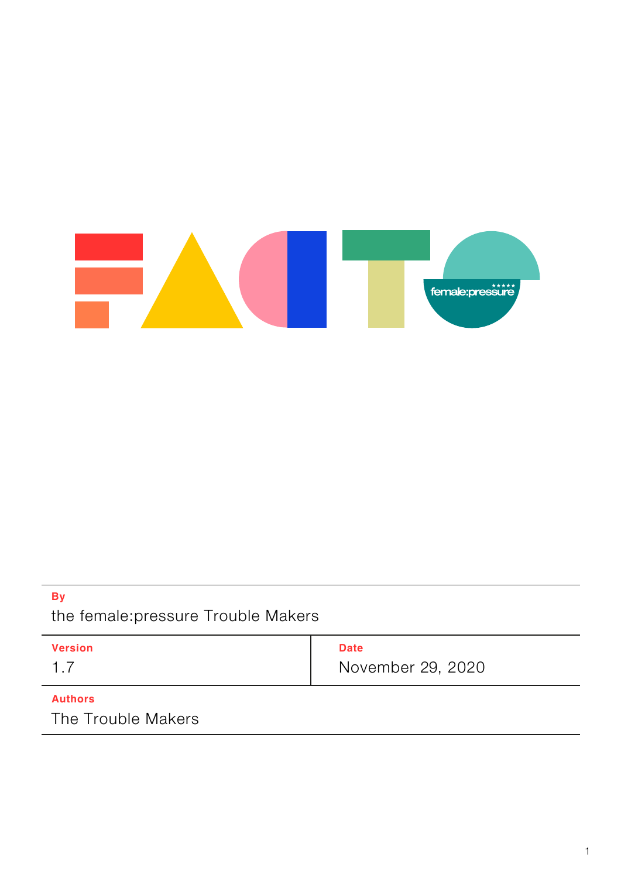# FACTS

female:pressure

| By | |
|---|---|
| the female:pressure Trouble Makers | |
| **Version** | **Date** |
| 1.7 | November 29, 2020 |
| **Authors** | |
| The Trouble Makers | |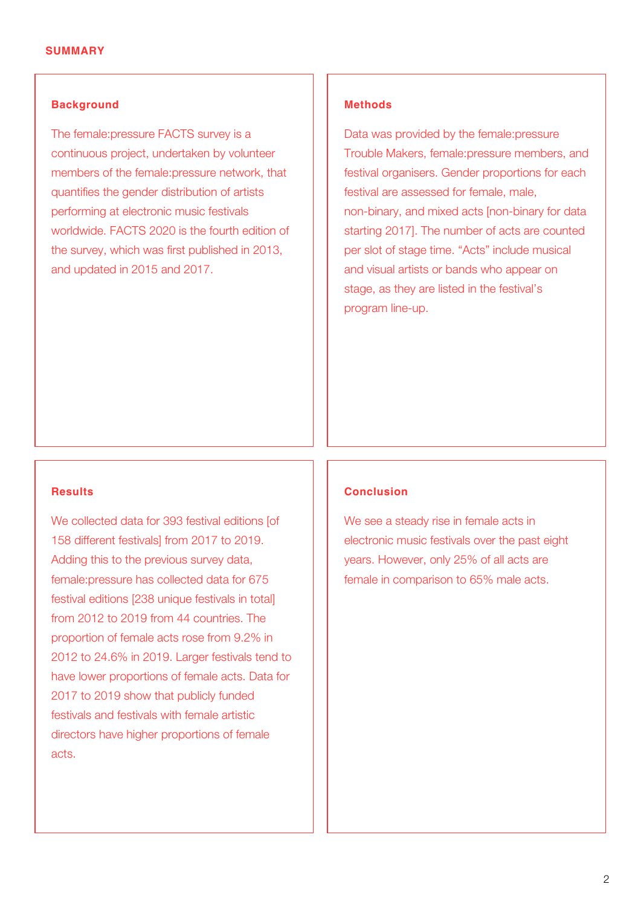# SUMMARY

## Background

The female:pressure FACTS survey is a continuous project, undertaken by volunteer members of the female:pressure network, that quantifies the gender distribution of artists performing at electronic music festivals worldwide. FACTS 2020 is the fourth edition of the survey, which was first published in 2013, and updated in 2015 and 2017.

## Methods

Data was provided by the female:pressure Trouble Makers, female:pressure members, and festival organisers. Gender proportions for each festival are assessed for female, male, non-binary, and mixed acts [non-binary for data starting 2017]. The number of acts are counted per slot of stage time. "Acts" include musical and visual artists or bands who appear on stage, as they are listed in the festival's program line-up.

## Results

We collected data for 393 festival editions [of 158 different festivals] from 2017 to 2019. Adding this to the previous survey data, female:pressure has collected data for 675 festival editions [238 unique festivals in total] from 2012 to 2019 from 44 countries. The proportion of female acts rose from 9.2% in 2012 to 24.6% in 2019. Larger festivals tend to have lower proportions of female acts. Data for 2017 to 2019 show that publicly funded festivals and festivals with female artistic directors have higher proportions of female acts.

## Conclusion

We see a steady rise in female acts in electronic music festivals over the past eight years. However, only 25% of all acts are female in comparison to 65% male acts.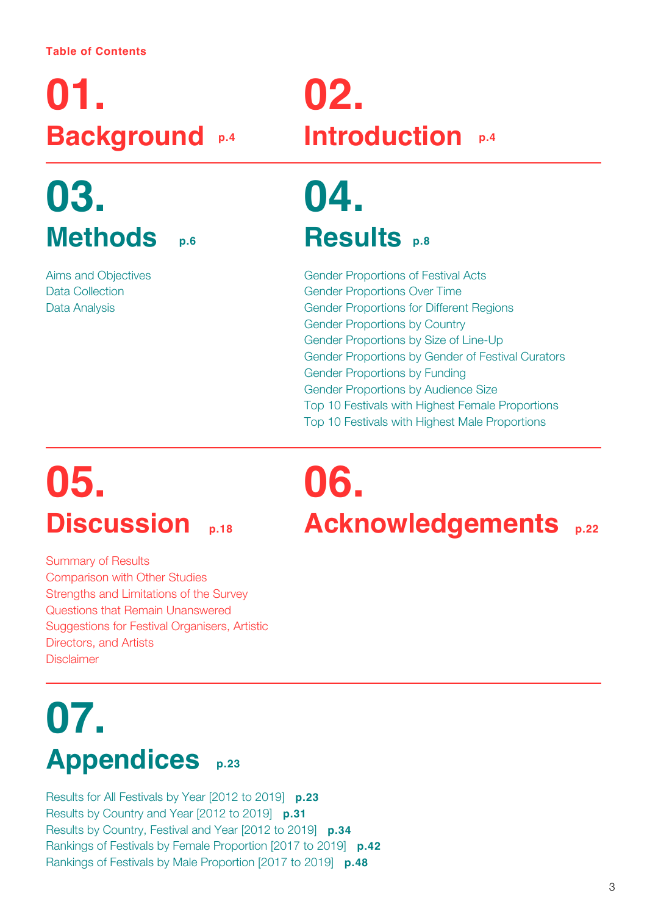**Table of Contents**

## 01. Background p.4

## 02. Introduction p.4

## 03. Methods p.6

- Aims and Objectives
- Data Collection
- Data Analysis

## 04. Results p.8

- Gender Proportions of Festival Acts
- Gender Proportions Over Time
- Gender Proportions for Different Regions
- Gender Proportions by Country
- Gender Proportions by Size of Line-Up
- Gender Proportions by Gender of Festival Curators
- Gender Proportions by Funding
- Gender Proportions by Audience Size
- Top 10 Festivals with Highest Female Proportions
- Top 10 Festivals with Highest Male Proportions

## 05. Discussion p.18

- Summary of Results
- Comparison with Other Studies
- Strengths and Limitations of the Survey
- Questions that Remain Unanswered
- Suggestions for Festival Organisers, Artistic Directors, and Artists
- Disclaimer

## 06. Acknowledgements p.22

## 07. Appendices p.23

- Results for All Festivals by Year [2012 to 2019] **p.23**
- Results by Country and Year [2012 to 2019] **p.31**
- Results by Country, Festival and Year [2012 to 2019] **p.34**
- Rankings of Festivals by Female Proportion [2017 to 2019] **p.42**
- Rankings of Festivals by Male Proportion [2017 to 2019] **p.48**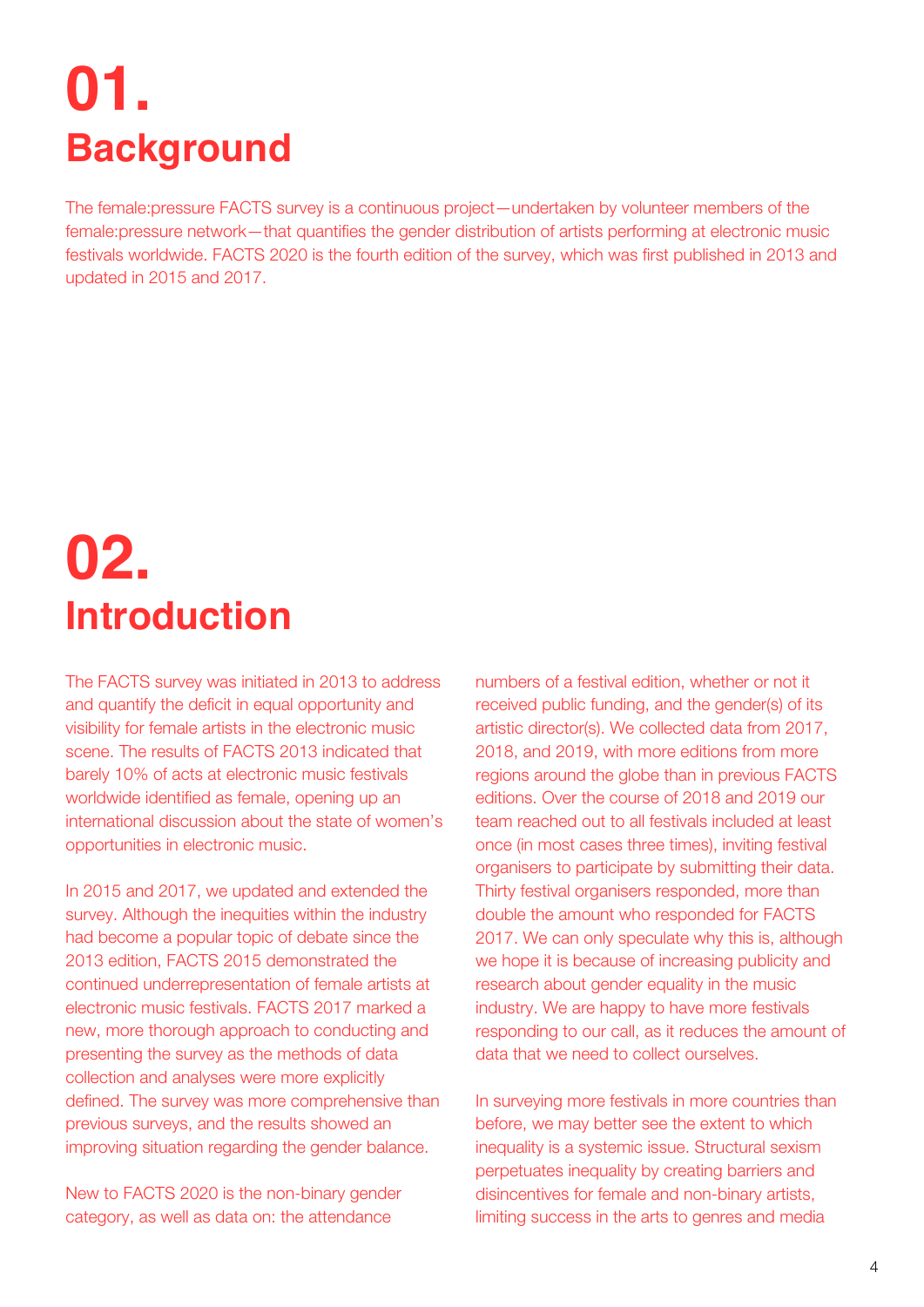# 01. Background

The female:pressure FACTS survey is a continuous project—undertaken by volunteer members of the female:pressure network—that quantifies the gender distribution of artists performing at electronic music festivals worldwide. FACTS 2020 is the fourth edition of the survey, which was first published in 2013 and updated in 2015 and 2017.

# 02. Introduction

The FACTS survey was initiated in 2013 to address and quantify the deficit in equal opportunity and visibility for female artists in the electronic music scene. The results of FACTS 2013 indicated that barely 10% of acts at electronic music festivals worldwide identified as female, opening up an international discussion about the state of women's opportunities in electronic music.

In 2015 and 2017, we updated and extended the survey. Although the inequities within the industry had become a popular topic of debate since the 2013 edition, FACTS 2015 demonstrated the continued underrepresentation of female artists at electronic music festivals. FACTS 2017 marked a new, more thorough approach to conducting and presenting the survey as the methods of data collection and analyses were more explicitly defined. The survey was more comprehensive than previous surveys, and the results showed an improving situation regarding the gender balance.

New to FACTS 2020 is the non-binary gender category, as well as data on: the attendance numbers of a festival edition, whether or not it received public funding, and the gender(s) of its artistic director(s). We collected data from 2017, 2018, and 2019, with more editions from more regions around the globe than in previous FACTS editions. Over the course of 2018 and 2019 our team reached out to all festivals included at least once (in most cases three times), inviting festival organisers to participate by submitting their data. Thirty festival organisers responded, more than double the amount who responded for FACTS 2017. We can only speculate why this is, although we hope it is because of increasing publicity and research about gender equality in the music industry. We are happy to have more festivals responding to our call, as it reduces the amount of data that we need to collect ourselves.

In surveying more festivals in more countries than before, we may better see the extent to which inequality is a systemic issue. Structural sexism perpetuates inequality by creating barriers and disincentives for female and non-binary artists, limiting success in the arts to genres and media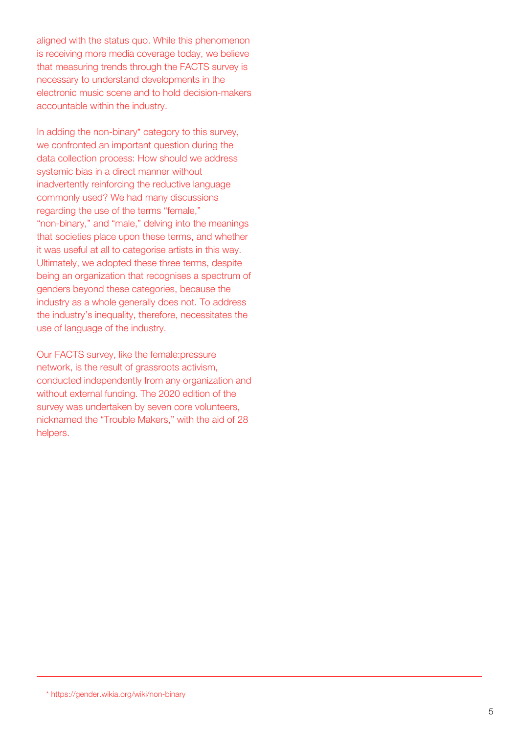aligned with the status quo. While this phenomenon is receiving more media coverage today, we believe that measuring trends through the FACTS survey is necessary to understand developments in the electronic music scene and to hold decision-makers accountable within the industry.

In adding the non-binary* category to this survey, we confronted an important question during the data collection process: How should we address systemic bias in a direct manner without inadvertently reinforcing the reductive language commonly used? We had many discussions regarding the use of the terms "female," "non-binary," and "male," delving into the meanings that societies place upon these terms, and whether it was useful at all to categorise artists in this way. Ultimately, we adopted these three terms, despite being an organization that recognises a spectrum of genders beyond these categories, because the industry as a whole generally does not. To address the industry's inequality, therefore, necessitates the use of language of the industry.

Our FACTS survey, like the female:pressure network, is the result of grassroots activism, conducted independently from any organization and without external funding. The 2020 edition of the survey was undertaken by seven core volunteers, nicknamed the "Trouble Makers," with the aid of 28 helpers.

---

* https://gender.wikia.org/wiki/non-binary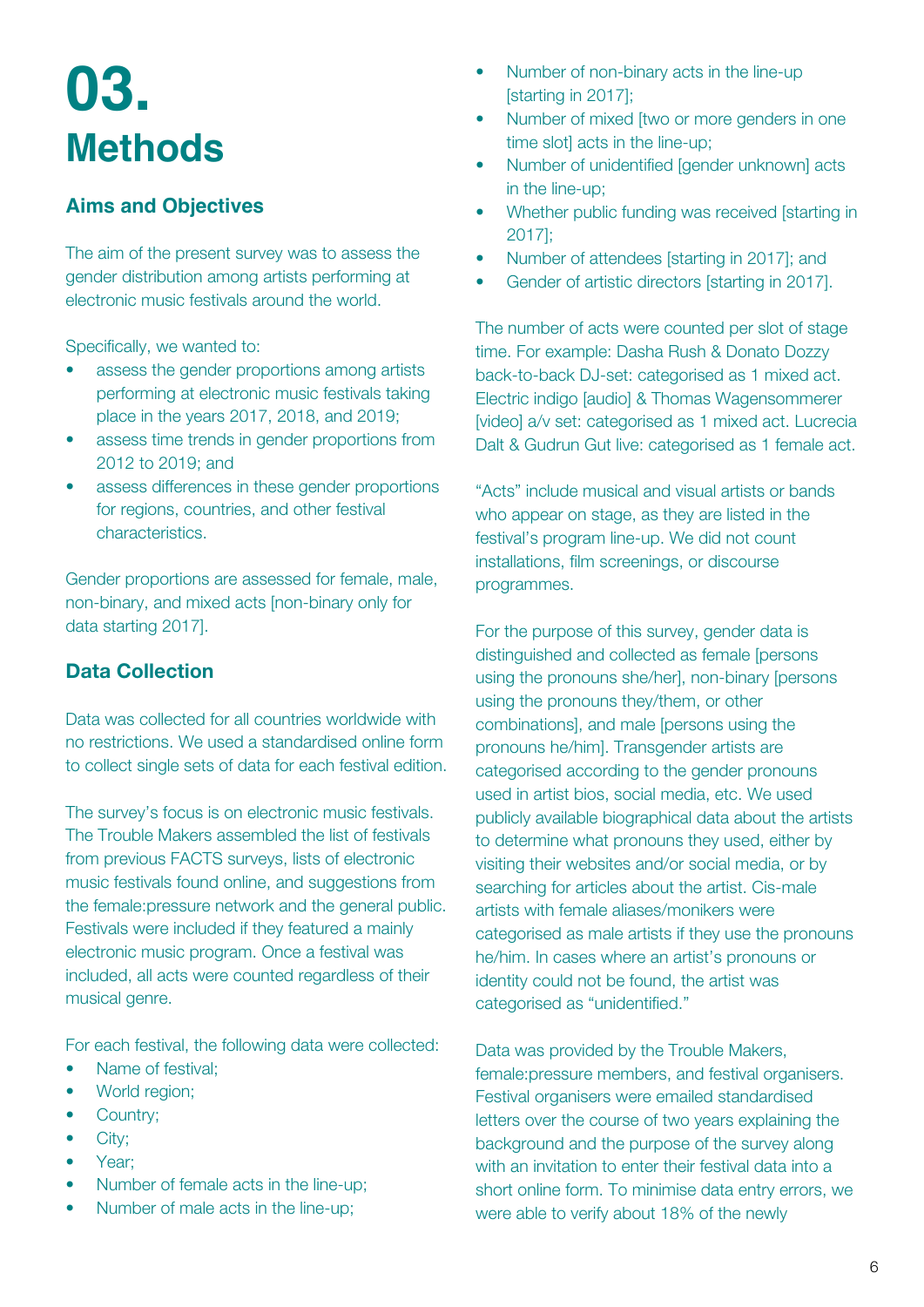# 03. Methods

## Aims and Objectives

The aim of the present survey was to assess the gender distribution among artists performing at electronic music festivals around the world.

Specifically, we wanted to:

- assess the gender proportions among artists performing at electronic music festivals taking place in the years 2017, 2018, and 2019;
- assess time trends in gender proportions from 2012 to 2019; and
- assess differences in these gender proportions for regions, countries, and other festival characteristics.

Gender proportions are assessed for female, male, non-binary, and mixed acts [non-binary only for data starting 2017].

## Data Collection

Data was collected for all countries worldwide with no restrictions. We used a standardised online form to collect single sets of data for each festival edition.

The survey's focus is on electronic music festivals. The Trouble Makers assembled the list of festivals from previous FACTS surveys, lists of electronic music festivals found online, and suggestions from the female:pressure network and the general public. Festivals were included if they featured a mainly electronic music program. Once a festival was included, all acts were counted regardless of their musical genre.

For each festival, the following data were collected:

- Name of festival;
- World region;
- Country;
- City;
- Year;
- Number of female acts in the line-up;
- Number of male acts in the line-up;
- Number of non-binary acts in the line-up [starting in 2017];
- Number of mixed [two or more genders in one time slot] acts in the line-up;
- Number of unidentified [gender unknown] acts in the line-up;
- Whether public funding was received [starting in 2017];
- Number of attendees [starting in 2017]; and
- Gender of artistic directors [starting in 2017].

The number of acts were counted per slot of stage time. For example: Dasha Rush & Donato Dozzy back-to-back DJ-set: categorised as 1 mixed act. Electric indigo [audio] & Thomas Wagensommerer [video] a/v set: categorised as 1 mixed act. Lucrecia Dalt & Gudrun Gut live: categorised as 1 female act.

"Acts" include musical and visual artists or bands who appear on stage, as they are listed in the festival's program line-up. We did not count installations, film screenings, or discourse programmes.

For the purpose of this survey, gender data is distinguished and collected as female [persons using the pronouns she/her], non-binary [persons using the pronouns they/them, or other combinations], and male [persons using the pronouns he/him]. Transgender artists are categorised according to the gender pronouns used in artist bios, social media, etc. We used publicly available biographical data about the artists to determine what pronouns they used, either by visiting their websites and/or social media, or by searching for articles about the artist. Cis-male artists with female aliases/monikers were categorised as male artists if they use the pronouns he/him. In cases where an artist's pronouns or identity could not be found, the artist was categorised as "unidentified."

Data was provided by the Trouble Makers, female:pressure members, and festival organisers. Festival organisers were emailed standardised letters over the course of two years explaining the background and the purpose of the survey along with an invitation to enter their festival data into a short online form. To minimise data entry errors, we were able to verify about 18% of the newly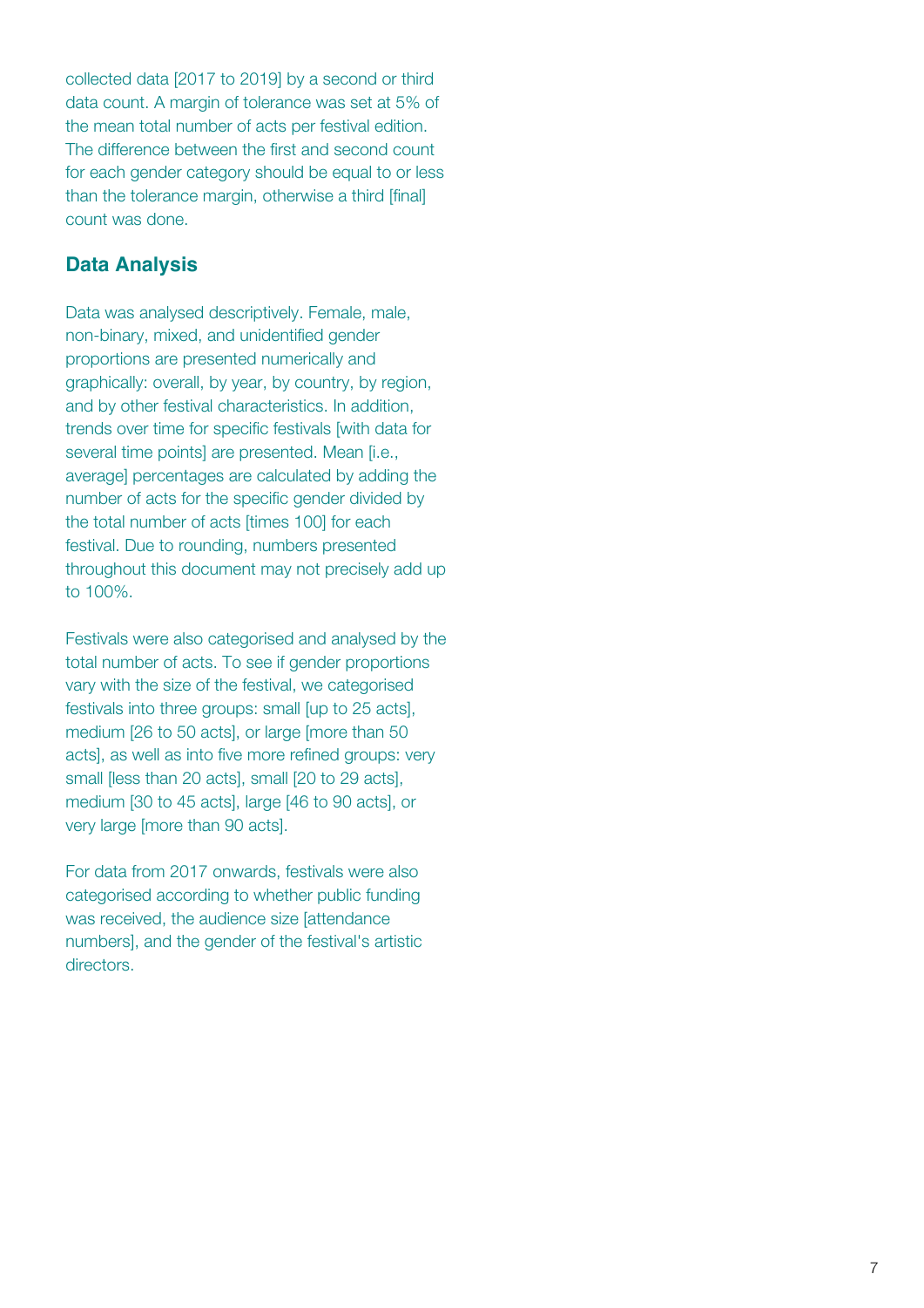collected data [2017 to 2019] by a second or third data count. A margin of tolerance was set at 5% of the mean total number of acts per festival edition. The difference between the first and second count for each gender category should be equal to or less than the tolerance margin, otherwise a third [final] count was done.

## Data Analysis

Data was analysed descriptively. Female, male, non-binary, mixed, and unidentified gender proportions are presented numerically and graphically: overall, by year, by country, by region, and by other festival characteristics. In addition, trends over time for specific festivals [with data for several time points] are presented. Mean [i.e., average] percentages are calculated by adding the number of acts for the specific gender divided by the total number of acts [times 100] for each festival. Due to rounding, numbers presented throughout this document may not precisely add up to 100%.

Festivals were also categorised and analysed by the total number of acts. To see if gender proportions vary with the size of the festival, we categorised festivals into three groups: small [up to 25 acts], medium [26 to 50 acts], or large [more than 50 acts], as well as into five more refined groups: very small [less than 20 acts], small [20 to 29 acts], medium [30 to 45 acts], large [46 to 90 acts], or very large [more than 90 acts].

For data from 2017 onwards, festivals were also categorised according to whether public funding was received, the audience size [attendance numbers], and the gender of the festival's artistic directors.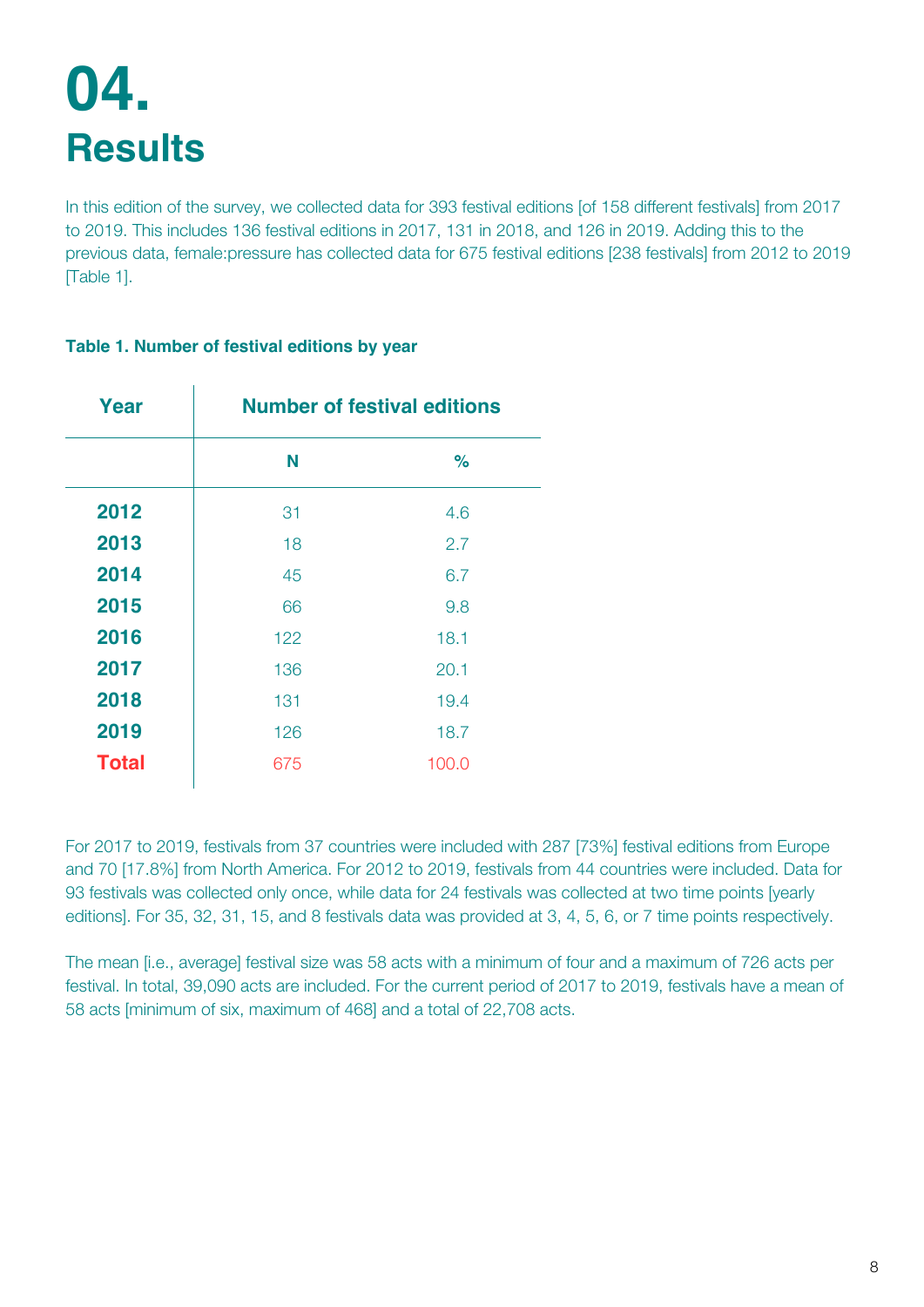# 04.
# Results

In this edition of the survey, we collected data for 393 festival editions [of 158 different festivals] from 2017 to 2019. This includes 136 festival editions in 2017, 131 in 2018, and 126 in 2019. Adding this to the previous data, female:pressure has collected data for 675 festival editions [238 festivals] from 2012 to 2019 [Table 1].

**Table 1. Number of festival editions by year**

| Year | Number of festival editions | |
|---|---|---|
| | N | % |
| **2012** | 31 | 4.6 |
| **2013** | 18 | 2.7 |
| **2014** | 45 | 6.7 |
| **2015** | 66 | 9.8 |
| **2016** | 122 | 18.1 |
| **2017** | 136 | 20.1 |
| **2018** | 131 | 19.4 |
| **2019** | 126 | 18.7 |
| **Total** | 675 | 100.0 |

For 2017 to 2019, festivals from 37 countries were included with 287 [73%] festival editions from Europe and 70 [17.8%] from North America. For 2012 to 2019, festivals from 44 countries were included. Data for 93 festivals was collected only once, while data for 24 festivals was collected at two time points [yearly editions]. For 35, 32, 31, 15, and 8 festivals data was provided at 3, 4, 5, 6, or 7 time points respectively.

The mean [i.e., average] festival size was 58 acts with a minimum of four and a maximum of 726 acts per festival. In total, 39,090 acts are included. For the current period of 2017 to 2019, festivals have a mean of 58 acts [minimum of six, maximum of 468] and a total of 22,708 acts.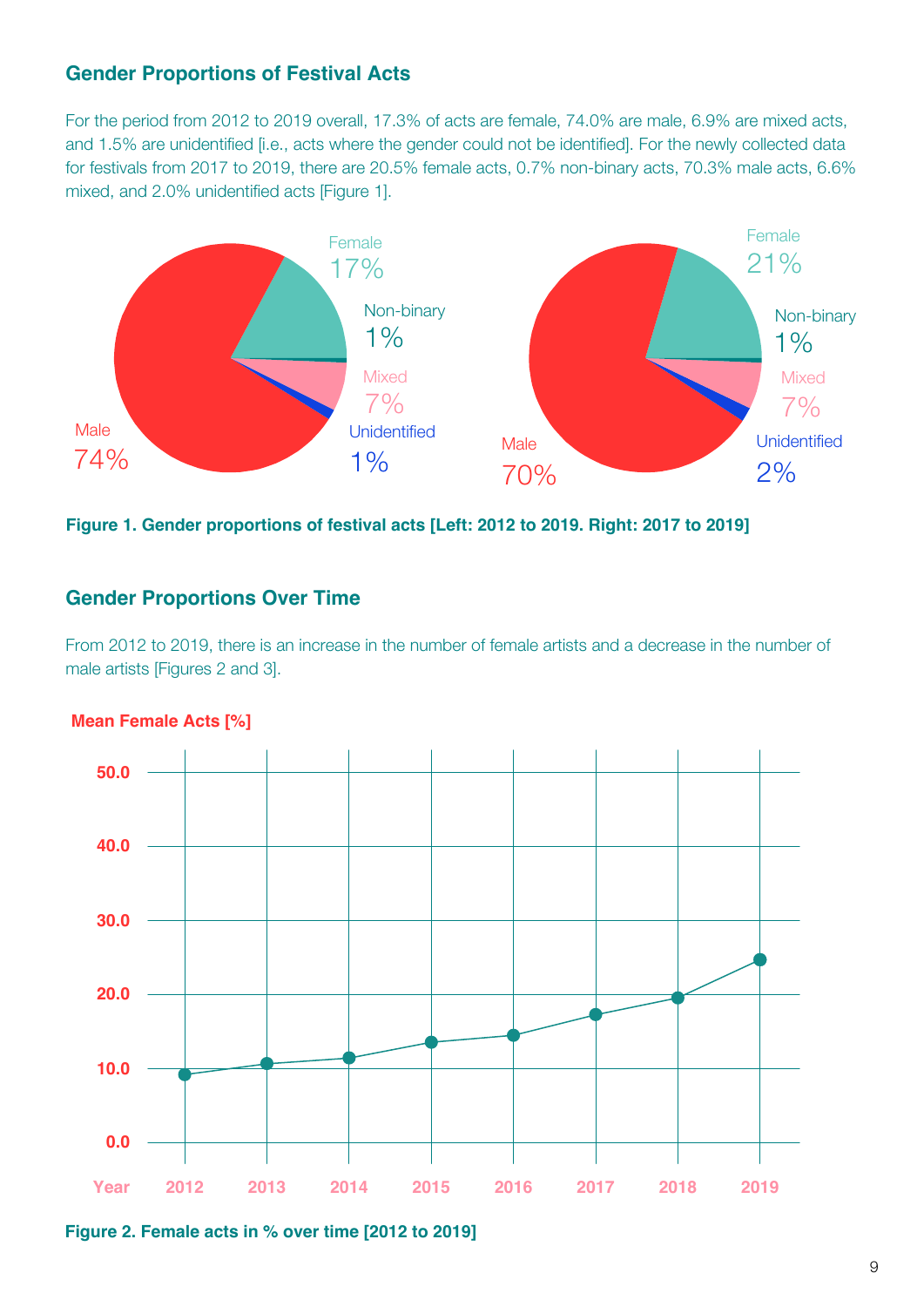## Gender Proportions of Festival Acts

For the period from 2012 to 2019 overall, 17.3% of acts are female, 74.0% are male, 6.9% are mixed acts, and 1.5% are unidentified [i.e., acts where the gender could not be identified]. For the newly collected data for festivals from 2017 to 2019, there are 20.5% female acts, 0.7% non-binary acts, 70.3% male acts, 6.6% mixed, and 2.0% unidentified acts [Figure 1].

**Figure 1. Gender proportions of festival acts [Left: 2012 to 2019. Right: 2017 to 2019]**

## Gender Proportions Over Time

From 2012 to 2019, there is an increase in the number of female artists and a decrease in the number of male artists [Figures 2 and 3].

**Figure 2. Female acts in % over time [2012 to 2019]**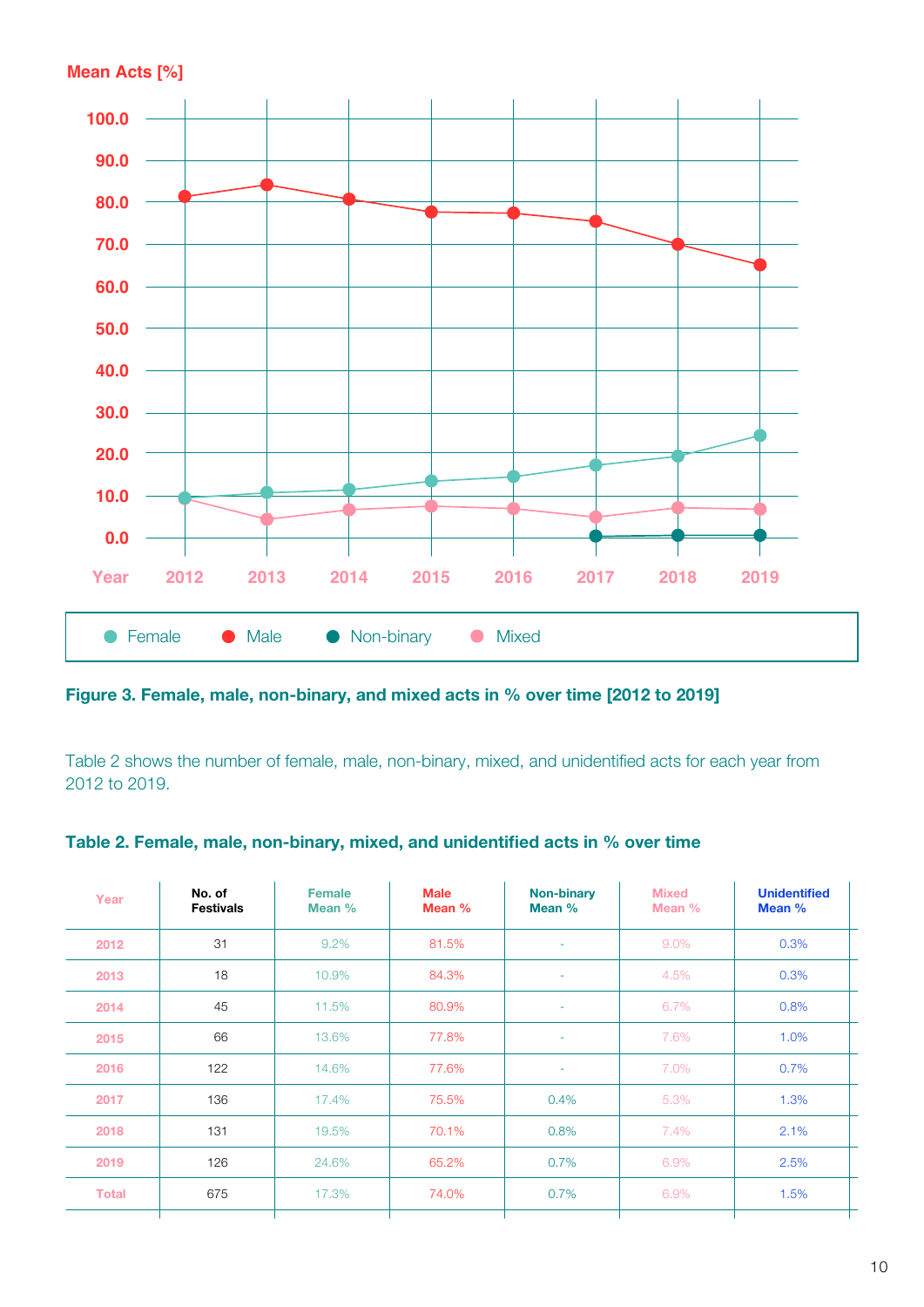Mean Acts [%]

| Year | 2012 | 2013 | 2014 | 2015 | 2016 | 2017 | 2018 | 2019 |
|---|---|---|---|---|---|---|---|---|

Female · Male · Non-binary · Mixed

**Figure 3. Female, male, non-binary, and mixed acts in % over time [2012 to 2019]**

Table 2 shows the number of female, male, non-binary, mixed, and unidentified acts for each year from 2012 to 2019.

**Table 2. Female, male, non-binary, mixed, and unidentified acts in % over time**

| Year | No. of Festivals | Female Mean % | Male Mean % | Non-binary Mean % | Mixed Mean % | Unidentified Mean % |
|---|---|---|---|---|---|---|
| 2012 | 31 | 9.2% | 81.5% | - | 9.0% | 0.3% |
| 2013 | 18 | 10.9% | 84.3% | - | 4.5% | 0.3% |
| 2014 | 45 | 11.5% | 80.9% | - | 6.7% | 0.8% |
| 2015 | 66 | 13.6% | 77.8% | - | 7.6% | 1.0% |
| 2016 | 122 | 14.6% | 77.6% | - | 7.0% | 0.7% |
| 2017 | 136 | 17.4% | 75.5% | 0.4% | 5.3% | 1.3% |
| 2018 | 131 | 19.5% | 70.1% | 0.8% | 7.4% | 2.1% |
| 2019 | 126 | 24.6% | 65.2% | 0.7% | 6.9% | 2.5% |
| Total | 675 | 17.3% | 74.0% | 0.7% | 6.9% | 1.5% |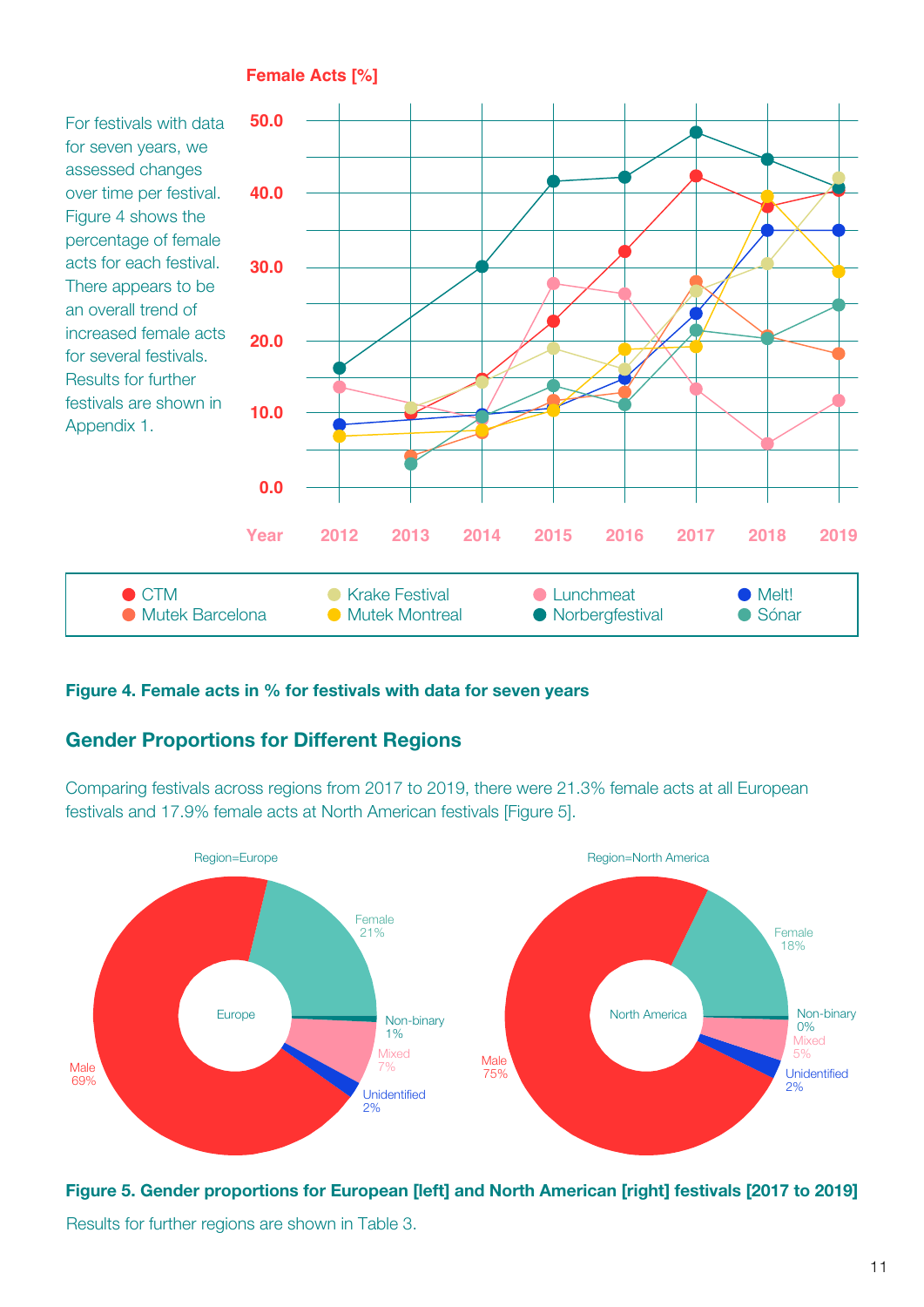For festivals with data for seven years, we assessed changes over time per festival. Figure 4 shows the percentage of female acts for each festival. There appears to be an overall trend of increased female acts for several festivals. Results for further festivals are shown in Appendix 1.

**Figure 4. Female acts in % for festivals with data for seven years**

## Gender Proportions for Different Regions

Comparing festivals across regions from 2017 to 2019, there were 21.3% female acts at all European festivals and 17.9% female acts at North American festivals [Figure 5].

**Figure 5. Gender proportions for European [left] and North American [right] festivals [2017 to 2019]**

Results for further regions are shown in Table 3.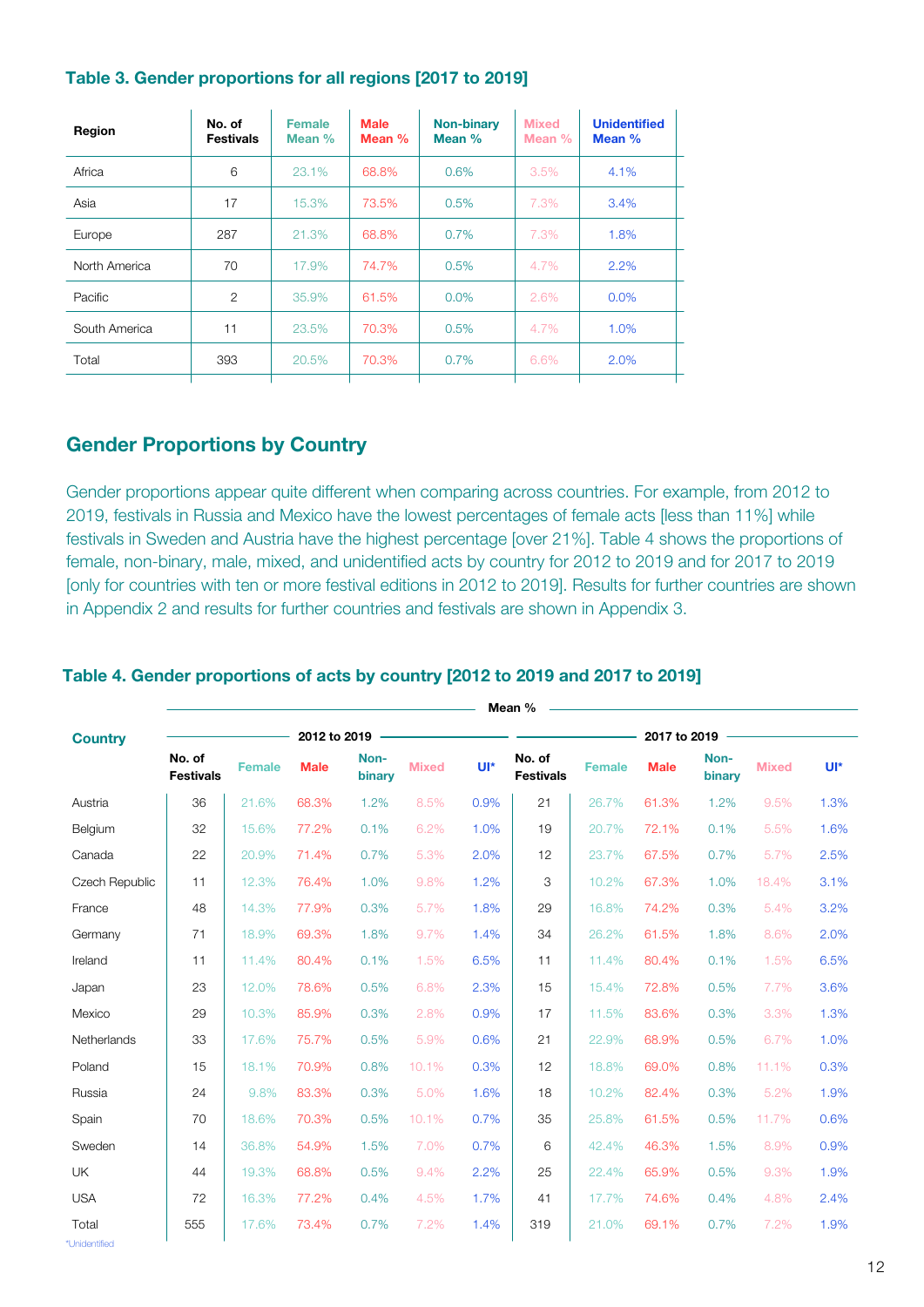### Table 3. Gender proportions for all regions [2017 to 2019]

| Region | No. of Festivals | Female Mean % | Male Mean % | Non-binary Mean % | Mixed Mean % | Unidentified Mean % |
|---|---|---|---|---|---|---|
| Africa | 6 | 23.1% | 68.8% | 0.6% | 3.5% | 4.1% |
| Asia | 17 | 15.3% | 73.5% | 0.5% | 7.3% | 3.4% |
| Europe | 287 | 21.3% | 68.8% | 0.7% | 7.3% | 1.8% |
| North America | 70 | 17.9% | 74.7% | 0.5% | 4.7% | 2.2% |
| Pacific | 2 | 35.9% | 61.5% | 0.0% | 2.6% | 0.0% |
| South America | 11 | 23.5% | 70.3% | 0.5% | 4.7% | 1.0% |
| Total | 393 | 20.5% | 70.3% | 0.7% | 6.6% | 2.0% |

## Gender Proportions by Country

Gender proportions appear quite different when comparing across countries. For example, from 2012 to 2019, festivals in Russia and Mexico have the lowest percentages of female acts [less than 11%] while festivals in Sweden and Austria have the highest percentage [over 21%]. Table 4 shows the proportions of female, non-binary, male, mixed, and unidentified acts by country for 2012 to 2019 and for 2017 to 2019 [only for countries with ten or more festival editions in 2012 to 2019]. Results for further countries are shown in Appendix 2 and results for further countries and festivals are shown in Appendix 3.

### Table 4. Gender proportions of acts by country [2012 to 2019 and 2017 to 2019]

| | Mean % | | | | | | | | | | | |
|---|---|---|---|---|---|---|---|---|---|---|---|---|
| Country | 2012 to 2019 | | | | | | 2017 to 2019 | | | | | |
| | No. of Festivals | Female | Male | Non-binary | Mixed | UI* | No. of Festivals | Female | Male | Non-binary | Mixed | UI* |
| Austria | 36 | 21.6% | 68.3% | 1.2% | 8.5% | 0.9% | 21 | 26.7% | 61.3% | 1.2% | 9.5% | 1.3% |
| Belgium | 32 | 15.6% | 77.2% | 0.1% | 6.2% | 1.0% | 19 | 20.7% | 72.1% | 0.1% | 5.5% | 1.6% |
| Canada | 22 | 20.9% | 71.4% | 0.7% | 5.3% | 2.0% | 12 | 23.7% | 67.5% | 0.7% | 5.7% | 2.5% |
| Czech Republic | 11 | 12.3% | 76.4% | 1.0% | 9.8% | 1.2% | 3 | 10.2% | 67.3% | 1.0% | 18.4% | 3.1% |
| France | 48 | 14.3% | 77.9% | 0.3% | 5.7% | 1.8% | 29 | 16.8% | 74.2% | 0.3% | 5.4% | 3.2% |
| Germany | 71 | 18.9% | 69.3% | 1.8% | 9.7% | 1.4% | 34 | 26.2% | 61.5% | 1.8% | 8.6% | 2.0% |
| Ireland | 11 | 11.4% | 80.4% | 0.1% | 1.5% | 6.5% | 11 | 11.4% | 80.4% | 0.1% | 1.5% | 6.5% |
| Japan | 23 | 12.0% | 78.6% | 0.5% | 6.8% | 2.3% | 15 | 15.4% | 72.8% | 0.5% | 7.7% | 3.6% |
| Mexico | 29 | 10.3% | 85.9% | 0.3% | 2.8% | 0.9% | 17 | 11.5% | 83.6% | 0.3% | 3.3% | 1.3% |
| Netherlands | 33 | 17.6% | 75.7% | 0.5% | 5.9% | 0.6% | 21 | 22.9% | 68.9% | 0.5% | 6.7% | 1.0% |
| Poland | 15 | 18.1% | 70.9% | 0.8% | 10.1% | 0.3% | 12 | 18.8% | 69.0% | 0.8% | 11.1% | 0.3% |
| Russia | 24 | 9.8% | 83.3% | 0.3% | 5.0% | 1.6% | 18 | 10.2% | 82.4% | 0.3% | 5.2% | 1.9% |
| Spain | 70 | 18.6% | 70.3% | 0.5% | 10.1% | 0.7% | 35 | 25.8% | 61.5% | 0.5% | 11.7% | 0.6% |
| Sweden | 14 | 36.8% | 54.9% | 1.5% | 7.0% | 0.7% | 6 | 42.4% | 46.3% | 1.5% | 8.9% | 0.9% |
| UK | 44 | 19.3% | 68.8% | 0.5% | 9.4% | 2.2% | 25 | 22.4% | 65.9% | 0.5% | 9.3% | 1.9% |
| USA | 72 | 16.3% | 77.2% | 0.4% | 4.5% | 1.7% | 41 | 17.7% | 74.6% | 0.4% | 4.8% | 2.4% |
| Total | 555 | 17.6% | 73.4% | 0.7% | 7.2% | 1.4% | 319 | 21.0% | 69.1% | 0.7% | 7.2% | 1.9% |

*Unidentified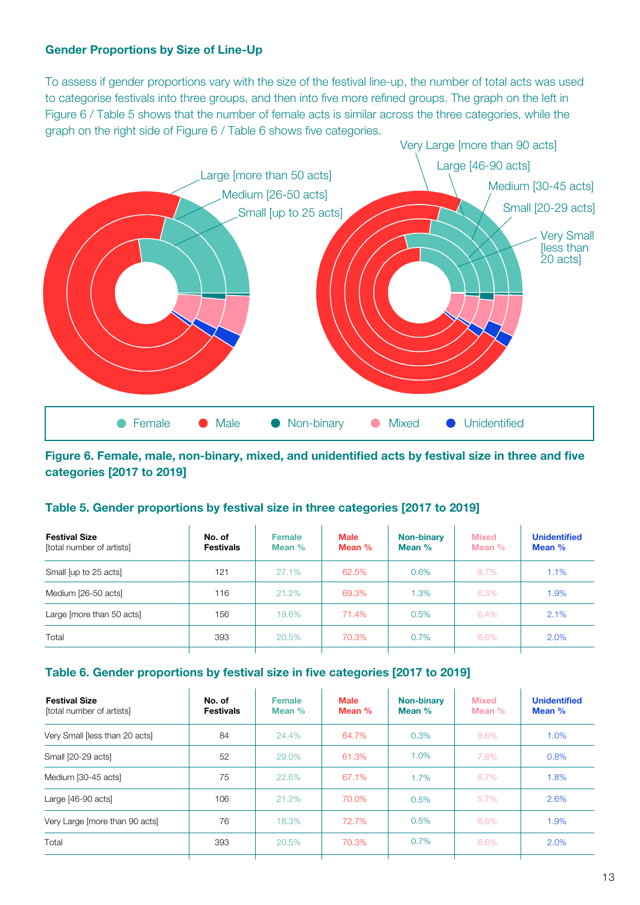### Gender Proportions by Size of Line-Up

To assess if gender proportions vary with the size of the festival line-up, the number of total acts was used to categorise festivals into three groups, and then into five more refined groups. The graph on the left in Figure 6 / Table 5 shows that the number of female acts is similar across the three categories, while the graph on the right side of Figure 6 / Table 6 shows five categories.

**Figure 6. Female, male, non-binary, mixed, and unidentified acts by festival size in three and five categories [2017 to 2019]**

**Table 5. Gender proportions by festival size in three categories [2017 to 2019]**

| **Festival Size** [total number of artists] | **No. of Festivals** | **Female Mean %** | **Male Mean %** | **Non-binary Mean %** | **Mixed Mean %** | **Unidentified Mean %** |
|---|---|---|---|---|---|---|
| Small [up to 25 acts] | 121 | 27.1% | 62.5% | 0.6% | 8.7% | 1.1% |
| Medium [26-50 acts] | 116 | 21.2% | 69.3% | 1.3% | 6.3% | 1.9% |
| Large [more than 50 acts] | 156 | 19.6% | 71.4% | 0.5% | 6.4% | 2.1% |
| Total | 393 | 20.5% | 70.3% | 0.7% | 6.6% | 2.0% |

**Table 6. Gender proportions by festival size in five categories [2017 to 2019]**

| **Festival Size** [total number of artists] | **No. of Festivals** | **Female Mean %** | **Male Mean %** | **Non-binary Mean %** | **Mixed Mean %** | **Unidentified Mean %** |
|---|---|---|---|---|---|---|
| Very Small [less than 20 acts] | 84 | 24.4% | 64.7% | 0.3% | 9.6% | 1.0% |
| Small [20-29 acts] | 52 | 29.0% | 61.3% | 1.0% | 7.8% | 0.8% |
| Medium [30-45 acts] | 75 | 22.6% | 67.1% | 1.7% | 6.7% | 1.8% |
| Large [46-90 acts] | 106 | 21.2% | 70.0% | 0.5% | 5.7% | 2.6% |
| Very Large [more than 90 acts] | 76 | 18.3% | 72.7% | 0.5% | 6.6% | 1.9% |
| Total | 393 | 20.5% | 70.3% | 0.7% | 6.6% | 2.0% |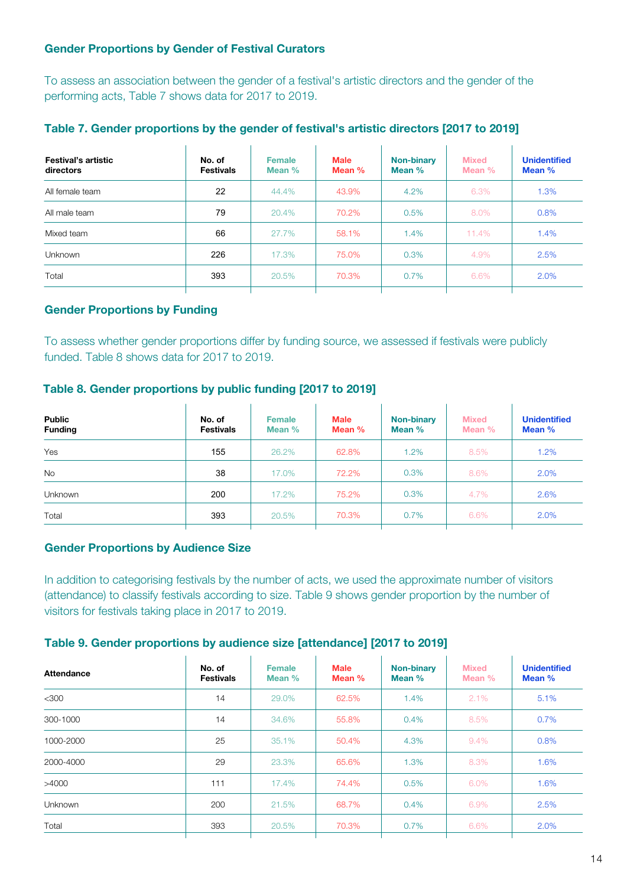### Gender Proportions by Gender of Festival Curators

To assess an association between the gender of a festival's artistic directors and the gender of the performing acts, Table 7 shows data for 2017 to 2019.

#### Table 7. Gender proportions by the gender of festival's artistic directors [2017 to 2019]

| Festival's artistic directors | No. of Festivals | Female Mean % | Male Mean % | Non-binary Mean % | Mixed Mean % | Unidentified Mean % |
|---|---|---|---|---|---|---|
| All female team | 22 | 44.4% | 43.9% | 4.2% | 6.3% | 1.3% |
| All male team | 79 | 20.4% | 70.2% | 0.5% | 8.0% | 0.8% |
| Mixed team | 66 | 27.7% | 58.1% | 1.4% | 11.4% | 1.4% |
| Unknown | 226 | 17.3% | 75.0% | 0.3% | 4.9% | 2.5% |
| Total | 393 | 20.5% | 70.3% | 0.7% | 6.6% | 2.0% |

### Gender Proportions by Funding

To assess whether gender proportions differ by funding source, we assessed if festivals were publicly funded. Table 8 shows data for 2017 to 2019.

#### Table 8. Gender proportions by public funding [2017 to 2019]

| Public Funding | No. of Festivals | Female Mean % | Male Mean % | Non-binary Mean % | Mixed Mean % | Unidentified Mean % |
|---|---|---|---|---|---|---|
| Yes | 155 | 26.2% | 62.8% | 1.2% | 8.5% | 1.2% |
| No | 38 | 17.0% | 72.2% | 0.3% | 8.6% | 2.0% |
| Unknown | 200 | 17.2% | 75.2% | 0.3% | 4.7% | 2.6% |
| Total | 393 | 20.5% | 70.3% | 0.7% | 6.6% | 2.0% |

### Gender Proportions by Audience Size

In addition to categorising festivals by the number of acts, we used the approximate number of visitors (attendance) to classify festivals according to size. Table 9 shows gender proportion by the number of visitors for festivals taking place in 2017 to 2019.

#### Table 9. Gender proportions by audience size [attendance] [2017 to 2019]

| Attendance | No. of Festivals | Female Mean % | Male Mean % | Non-binary Mean % | Mixed Mean % | Unidentified Mean % |
|---|---|---|---|---|---|---|
| <300 | 14 | 29.0% | 62.5% | 1.4% | 2.1% | 5.1% |
| 300-1000 | 14 | 34.6% | 55.8% | 0.4% | 8.5% | 0.7% |
| 1000-2000 | 25 | 35.1% | 50.4% | 4.3% | 9.4% | 0.8% |
| 2000-4000 | 29 | 23.3% | 65.6% | 1.3% | 8.3% | 1.6% |
| >4000 | 111 | 17.4% | 74.4% | 0.5% | 6.0% | 1.6% |
| Unknown | 200 | 21.5% | 68.7% | 0.4% | 6.9% | 2.5% |
| Total | 393 | 20.5% | 70.3% | 0.7% | 6.6% | 2.0% |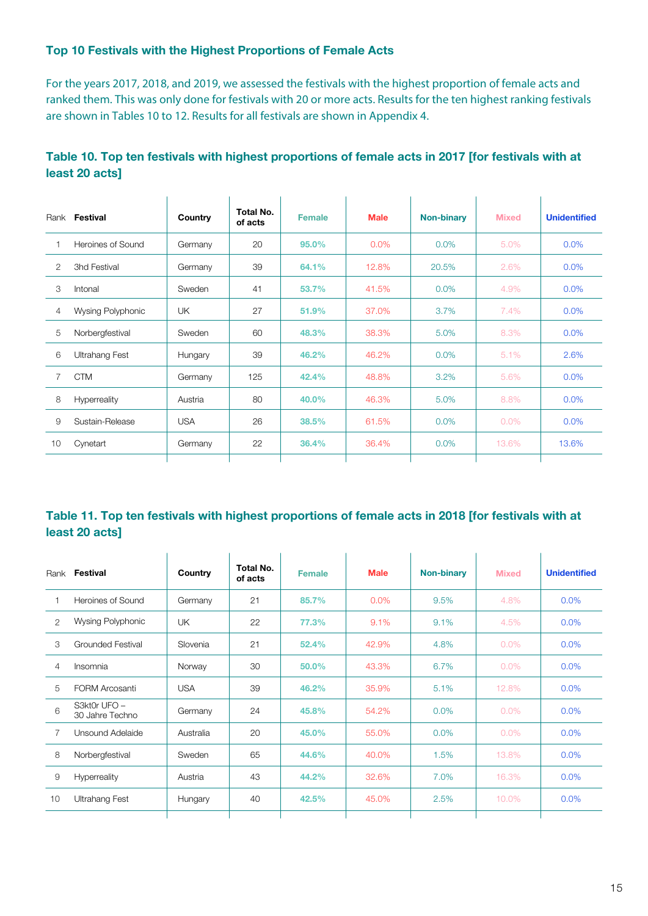### Top 10 Festivals with the Highest Proportions of Female Acts

For the years 2017, 2018, and 2019, we assessed the festivals with the highest proportion of female acts and ranked them. This was only done for festivals with 20 or more acts. Results for the ten highest ranking festivals are shown in Tables 10 to 12. Results for all festivals are shown in Appendix 4.

#### Table 10. Top ten festivals with highest proportions of female acts in 2017 [for festivals with at least 20 acts]

| Rank | Festival | Country | Total No. of acts | Female | Male | Non-binary | Mixed | Unidentified |
|---|---|---|---|---|---|---|---|---|
| 1 | Heroines of Sound | Germany | 20 | 95.0% | 0.0% | 0.0% | 5.0% | 0.0% |
| 2 | 3hd Festival | Germany | 39 | 64.1% | 12.8% | 20.5% | 2.6% | 0.0% |
| 3 | Intonal | Sweden | 41 | 53.7% | 41.5% | 0.0% | 4.9% | 0.0% |
| 4 | Wysing Polyphonic | UK | 27 | 51.9% | 37.0% | 3.7% | 7.4% | 0.0% |
| 5 | Norbergfestival | Sweden | 60 | 48.3% | 38.3% | 5.0% | 8.3% | 0.0% |
| 6 | Ultrahang Fest | Hungary | 39 | 46.2% | 46.2% | 0.0% | 5.1% | 2.6% |
| 7 | CTM | Germany | 125 | 42.4% | 48.8% | 3.2% | 5.6% | 0.0% |
| 8 | Hyperreality | Austria | 80 | 40.0% | 46.3% | 5.0% | 8.8% | 0.0% |
| 9 | Sustain-Release | USA | 26 | 38.5% | 61.5% | 0.0% | 0.0% | 0.0% |
| 10 | Cynetart | Germany | 22 | 36.4% | 36.4% | 0.0% | 13.6% | 13.6% |

#### Table 11. Top ten festivals with highest proportions of female acts in 2018 [for festivals with at least 20 acts]

| Rank | Festival | Country | Total No. of acts | Female | Male | Non-binary | Mixed | Unidentified |
|---|---|---|---|---|---|---|---|---|
| 1 | Heroines of Sound | Germany | 21 | 85.7% | 0.0% | 9.5% | 4.8% | 0.0% |
| 2 | Wysing Polyphonic | UK | 22 | 77.3% | 9.1% | 9.1% | 4.5% | 0.0% |
| 3 | Grounded Festival | Slovenia | 21 | 52.4% | 42.9% | 4.8% | 0.0% | 0.0% |
| 4 | Insomnia | Norway | 30 | 50.0% | 43.3% | 6.7% | 0.0% | 0.0% |
| 5 | FORM Arcosanti | USA | 39 | 46.2% | 35.9% | 5.1% | 12.8% | 0.0% |
| 6 | S3kt0r UFO – 30 Jahre Techno | Germany | 24 | 45.8% | 54.2% | 0.0% | 0.0% | 0.0% |
| 7 | Unsound Adelaide | Australia | 20 | 45.0% | 55.0% | 0.0% | 0.0% | 0.0% |
| 8 | Norbergfestival | Sweden | 65 | 44.6% | 40.0% | 1.5% | 13.8% | 0.0% |
| 9 | Hyperreality | Austria | 43 | 44.2% | 32.6% | 7.0% | 16.3% | 0.0% |
| 10 | Ultrahang Fest | Hungary | 40 | 42.5% | 45.0% | 2.5% | 10.0% | 0.0% |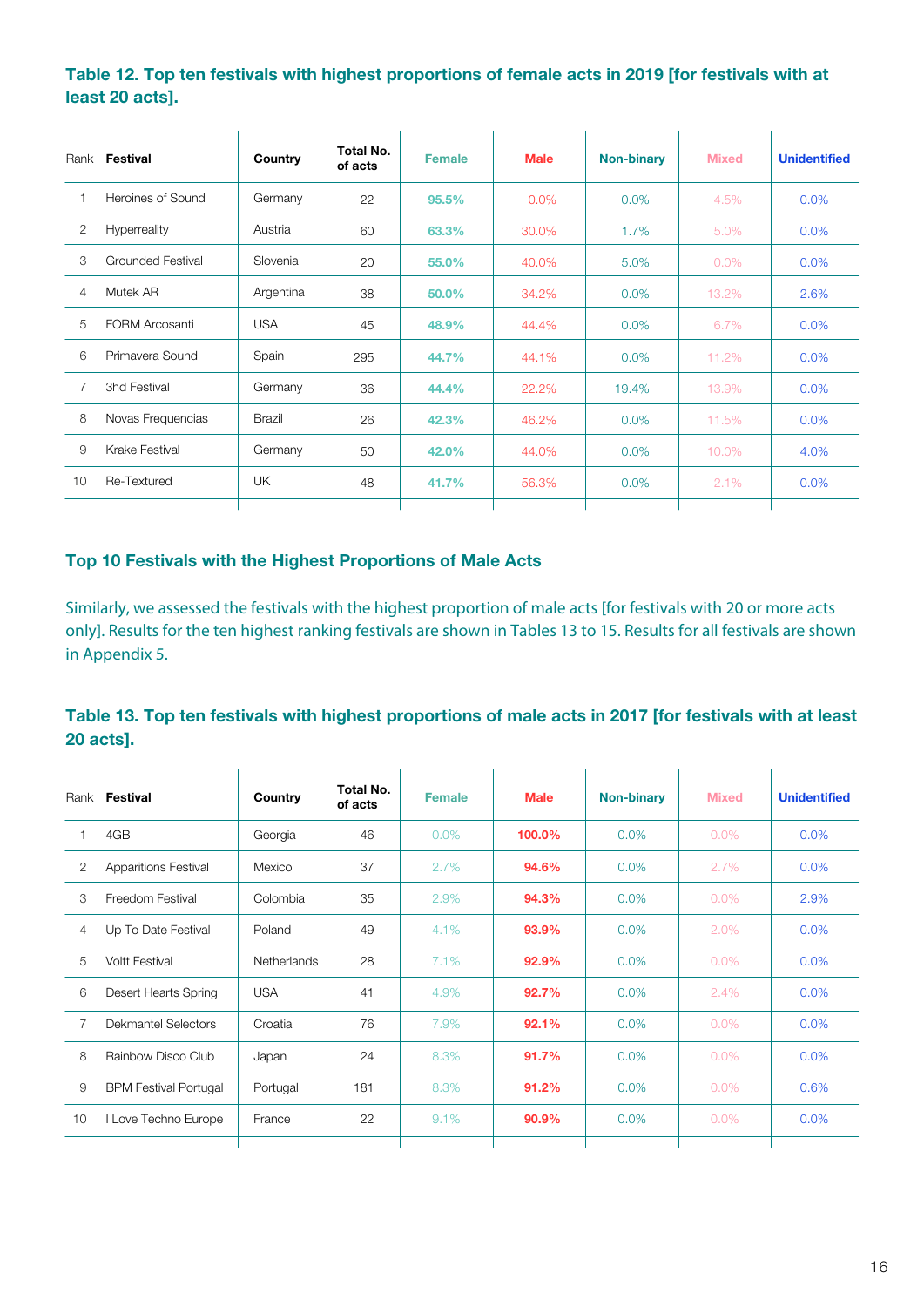**Table 12. Top ten festivals with highest proportions of female acts in 2019 [for festivals with at least 20 acts].**

| Rank | Festival | Country | Total No. of acts | Female | Male | Non-binary | Mixed | Unidentified |
|---|---|---|---|---|---|---|---|---|
| 1 | Heroines of Sound | Germany | 22 | **95.5%** | 0.0% | 0.0% | 4.5% | 0.0% |
| 2 | Hyperreality | Austria | 60 | **63.3%** | 30.0% | 1.7% | 5.0% | 0.0% |
| 3 | Grounded Festival | Slovenia | 20 | **55.0%** | 40.0% | 5.0% | 0.0% | 0.0% |
| 4 | Mutek AR | Argentina | 38 | **50.0%** | 34.2% | 0.0% | 13.2% | 2.6% |
| 5 | FORM Arcosanti | USA | 45 | **48.9%** | 44.4% | 0.0% | 6.7% | 0.0% |
| 6 | Primavera Sound | Spain | 295 | **44.7%** | 44.1% | 0.0% | 11.2% | 0.0% |
| 7 | 3hd Festival | Germany | 36 | **44.4%** | 22.2% | 19.4% | 13.9% | 0.0% |
| 8 | Novas Frequencias | Brazil | 26 | **42.3%** | 46.2% | 0.0% | 11.5% | 0.0% |
| 9 | Krake Festival | Germany | 50 | **42.0%** | 44.0% | 0.0% | 10.0% | 4.0% |
| 10 | Re-Textured | UK | 48 | **41.7%** | 56.3% | 0.0% | 2.1% | 0.0% |

## Top 10 Festivals with the Highest Proportions of Male Acts

Similarly, we assessed the festivals with the highest proportion of male acts [for festivals with 20 or more acts only]. Results for the ten highest ranking festivals are shown in Tables 13 to 15. Results for all festivals are shown in Appendix 5.

**Table 13. Top ten festivals with highest proportions of male acts in 2017 [for festivals with at least 20 acts].**

| Rank | Festival | Country | Total No. of acts | Female | Male | Non-binary | Mixed | Unidentified |
|---|---|---|---|---|---|---|---|---|
| 1 | 4GB | Georgia | 46 | 0.0% | **100.0%** | 0.0% | 0.0% | 0.0% |
| 2 | Apparitions Festival | Mexico | 37 | 2.7% | **94.6%** | 0.0% | 2.7% | 0.0% |
| 3 | Freedom Festival | Colombia | 35 | 2.9% | **94.3%** | 0.0% | 0.0% | 2.9% |
| 4 | Up To Date Festival | Poland | 49 | 4.1% | **93.9%** | 0.0% | 2.0% | 0.0% |
| 5 | Voltt Festival | Netherlands | 28 | 7.1% | **92.9%** | 0.0% | 0.0% | 0.0% |
| 6 | Desert Hearts Spring | USA | 41 | 4.9% | **92.7%** | 0.0% | 2.4% | 0.0% |
| 7 | Dekmantel Selectors | Croatia | 76 | 7.9% | **92.1%** | 0.0% | 0.0% | 0.0% |
| 8 | Rainbow Disco Club | Japan | 24 | 8.3% | **91.7%** | 0.0% | 0.0% | 0.0% |
| 9 | BPM Festival Portugal | Portugal | 181 | 8.3% | **91.2%** | 0.0% | 0.0% | 0.6% |
| 10 | I Love Techno Europe | France | 22 | 9.1% | **90.9%** | 0.0% | 0.0% | 0.0% |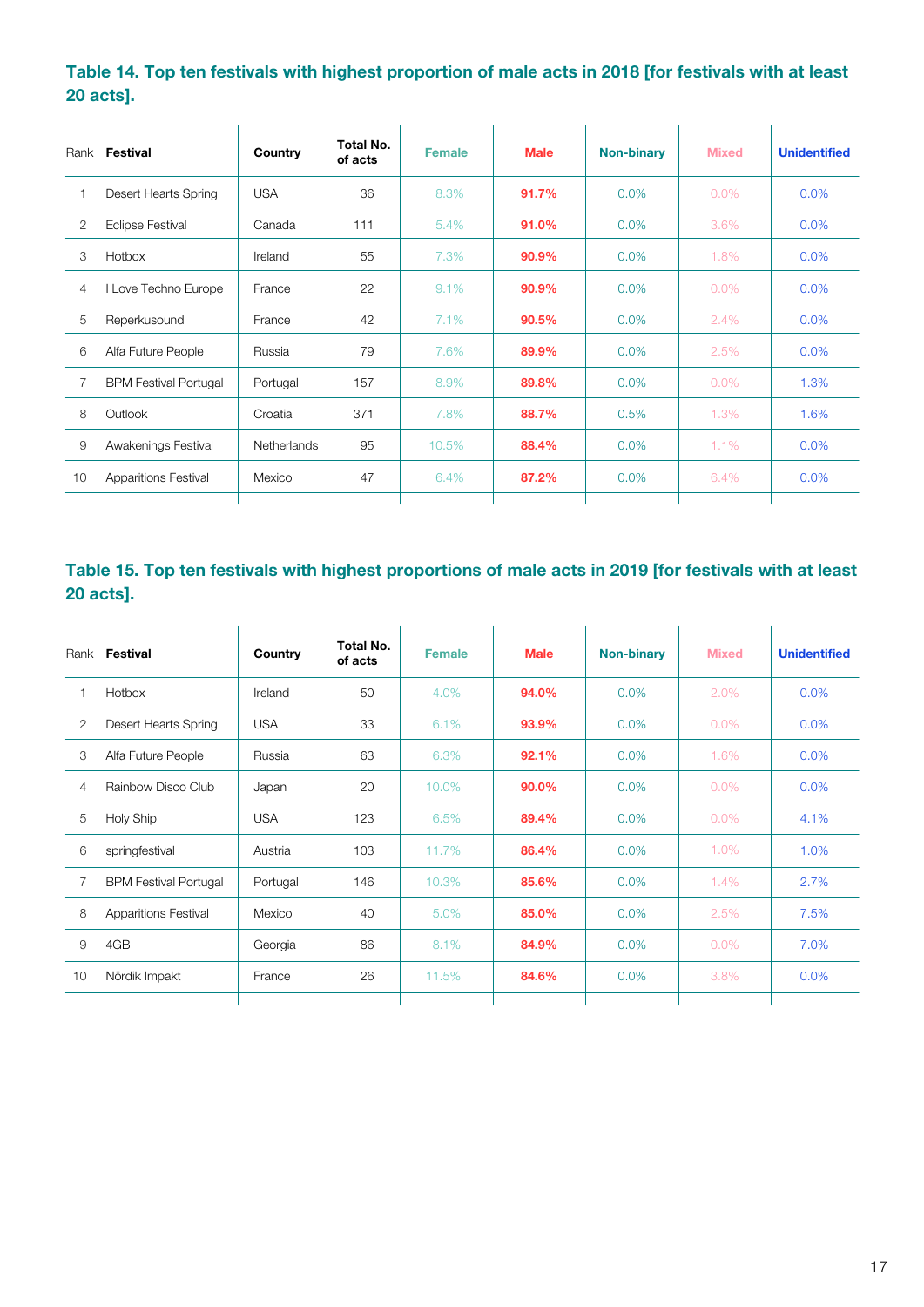### Table 14. Top ten festivals with highest proportion of male acts in 2018 [for festivals with at least 20 acts].

| Rank | Festival | Country | Total No. of acts | Female | Male | Non-binary | Mixed | Unidentified |
|---|---|---|---|---|---|---|---|---|
| 1 | Desert Hearts Spring | USA | 36 | 8.3% | **91.7%** | 0.0% | 0.0% | 0.0% |
| 2 | Eclipse Festival | Canada | 111 | 5.4% | **91.0%** | 0.0% | 3.6% | 0.0% |
| 3 | Hotbox | Ireland | 55 | 7.3% | **90.9%** | 0.0% | 1.8% | 0.0% |
| 4 | I Love Techno Europe | France | 22 | 9.1% | **90.9%** | 0.0% | 0.0% | 0.0% |
| 5 | Reperkusound | France | 42 | 7.1% | **90.5%** | 0.0% | 2.4% | 0.0% |
| 6 | Alfa Future People | Russia | 79 | 7.6% | **89.9%** | 0.0% | 2.5% | 0.0% |
| 7 | BPM Festival Portugal | Portugal | 157 | 8.9% | **89.8%** | 0.0% | 0.0% | 1.3% |
| 8 | Outlook | Croatia | 371 | 7.8% | **88.7%** | 0.5% | 1.3% | 1.6% |
| 9 | Awakenings Festival | Netherlands | 95 | 10.5% | **88.4%** | 0.0% | 1.1% | 0.0% |
| 10 | Apparitions Festival | Mexico | 47 | 6.4% | **87.2%** | 0.0% | 6.4% | 0.0% |

### Table 15. Top ten festivals with highest proportions of male acts in 2019 [for festivals with at least 20 acts].

| Rank | Festival | Country | Total No. of acts | Female | Male | Non-binary | Mixed | Unidentified |
|---|---|---|---|---|---|---|---|---|
| 1 | Hotbox | Ireland | 50 | 4.0% | **94.0%** | 0.0% | 2.0% | 0.0% |
| 2 | Desert Hearts Spring | USA | 33 | 6.1% | **93.9%** | 0.0% | 0.0% | 0.0% |
| 3 | Alfa Future People | Russia | 63 | 6.3% | **92.1%** | 0.0% | 1.6% | 0.0% |
| 4 | Rainbow Disco Club | Japan | 20 | 10.0% | **90.0%** | 0.0% | 0.0% | 0.0% |
| 5 | Holy Ship | USA | 123 | 6.5% | **89.4%** | 0.0% | 0.0% | 4.1% |
| 6 | springfestival | Austria | 103 | 11.7% | **86.4%** | 0.0% | 1.0% | 1.0% |
| 7 | BPM Festival Portugal | Portugal | 146 | 10.3% | **85.6%** | 0.0% | 1.4% | 2.7% |
| 8 | Apparitions Festival | Mexico | 40 | 5.0% | **85.0%** | 0.0% | 2.5% | 7.5% |
| 9 | 4GB | Georgia | 86 | 8.1% | **84.9%** | 0.0% | 0.0% | 7.0% |
| 10 | Nördik Impakt | France | 26 | 11.5% | **84.6%** | 0.0% | 3.8% | 0.0% |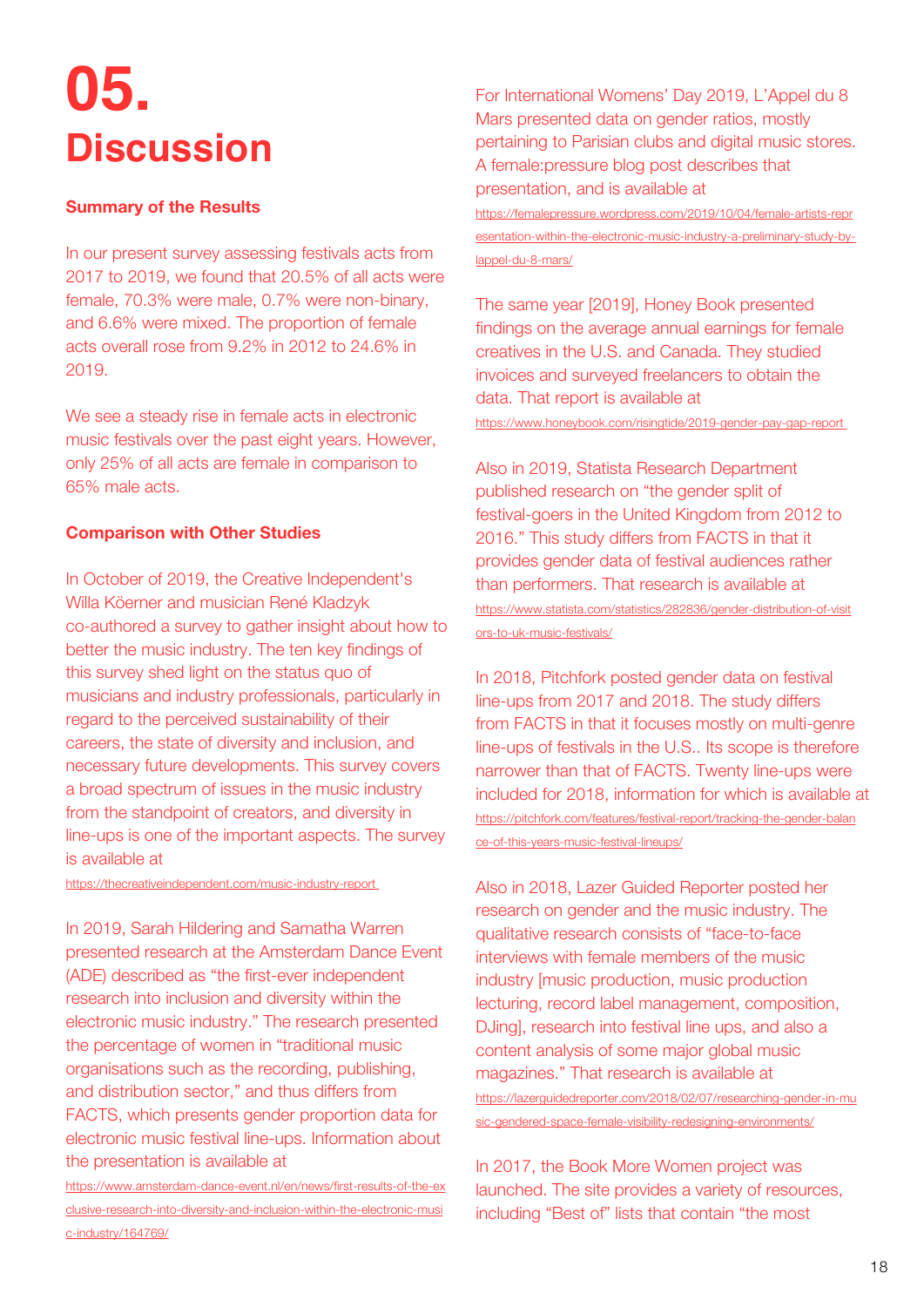# 05. Discussion

### Summary of the Results

In our present survey assessing festivals acts from 2017 to 2019, we found that 20.5% of all acts were female, 70.3% were male, 0.7% were non-binary, and 6.6% were mixed. The proportion of female acts overall rose from 9.2% in 2012 to 24.6% in 2019.

We see a steady rise in female acts in electronic music festivals over the past eight years. However, only 25% of all acts are female in comparison to 65% male acts.

### Comparison with Other Studies

In October of 2019, the Creative Independent's Willa Köerner and musician René Kladzyk co-authored a survey to gather insight about how to better the music industry. The ten key findings of this survey shed light on the status quo of musicians and industry professionals, particularly in regard to the perceived sustainability of their careers, the state of diversity and inclusion, and necessary future developments. This survey covers a broad spectrum of issues in the music industry from the standpoint of creators, and diversity in line-ups is one of the important aspects. The survey is available at https://thecreativeindependent.com/music-industry-report

In 2019, Sarah Hildering and Samatha Warren presented research at the Amsterdam Dance Event (ADE) described as "the first-ever independent research into inclusion and diversity within the electronic music industry." The research presented the percentage of women in "traditional music organisations such as the recording, publishing, and distribution sector," and thus differs from FACTS, which presents gender proportion data for electronic music festival line-ups. Information about the presentation is available at https://www.amsterdam-dance-event.nl/en/news/first-results-of-the-exclusive-research-into-diversity-and-inclusion-within-the-electronic-music-industry/164769/

For International Womens' Day 2019, L'Appel du 8 Mars presented data on gender ratios, mostly pertaining to Parisian clubs and digital music stores. A female:pressure blog post describes that presentation, and is available at https://femalepressure.wordpress.com/2019/10/04/female-artists-representation-within-the-electronic-music-industry-a-preliminary-study-by-lappel-du-8-mars/

The same year [2019], Honey Book presented findings on the average annual earnings for female creatives in the U.S. and Canada. They studied invoices and surveyed freelancers to obtain the data. That report is available at https://www.honeybook.com/risingtide/2019-gender-pay-gap-report

Also in 2019, Statista Research Department published research on "the gender split of festival-goers in the United Kingdom from 2012 to 2016." This study differs from FACTS in that it provides gender data of festival audiences rather than performers. That research is available at https://www.statista.com/statistics/282836/gender-distribution-of-visitors-to-uk-music-festivals/

In 2018, Pitchfork posted gender data on festival line-ups from 2017 and 2018. The study differs from FACTS in that it focuses mostly on multi-genre line-ups of festivals in the U.S.. Its scope is therefore narrower than that of FACTS. Twenty line-ups were included for 2018, information for which is available at https://pitchfork.com/features/festival-report/tracking-the-gender-balance-of-this-years-music-festival-lineups/

Also in 2018, Lazer Guided Reporter posted her research on gender and the music industry. The qualitative research consists of "face-to-face interviews with female members of the music industry [music production, music production lecturing, record label management, composition, DJing], research into festival line ups, and also a content analysis of some major global music magazines." That research is available at https://lazerguidedreporter.com/2018/02/07/researching-gender-in-music-gendered-space-female-visibility-redesigning-environments/

In 2017, the Book More Women project was launched. The site provides a variety of resources, including "Best of" lists that contain "the most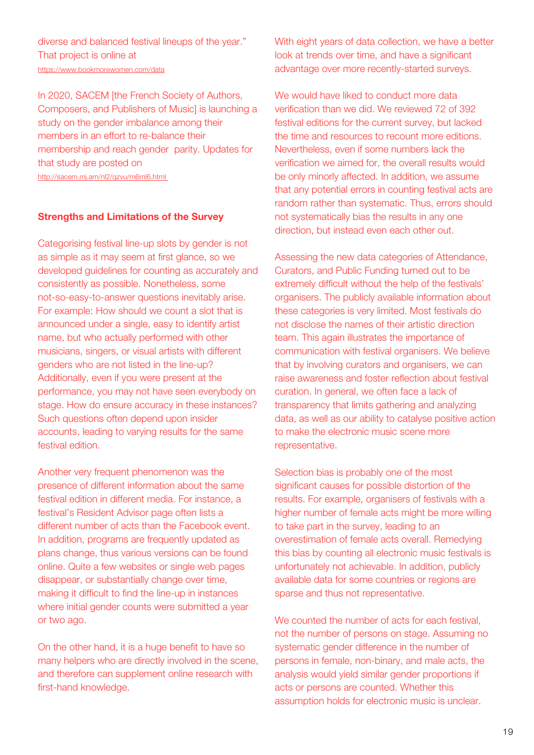diverse and balanced festival lineups of the year." That project is online at https://www.bookmorewomen.com/data

In 2020, SACEM [the French Society of Authors, Composers, and Publishers of Music] is launching a study on the gender imbalance among their members in an effort to re-balance their membership and reach gender parity. Updates for that study are posted on http://sacem.mj.am/nl2/qzvu/m6ml6.html

**Strengths and Limitations of the Survey**

Categorising festival line-up slots by gender is not as simple as it may seem at first glance, so we developed guidelines for counting as accurately and consistently as possible. Nonetheless, some not-so-easy-to-answer questions inevitably arise. For example: How should we count a slot that is announced under a single, easy to identify artist name, but who actually performed with other musicians, singers, or visual artists with different genders who are not listed in the line-up? Additionally, even if you were present at the performance, you may not have seen everybody on stage. How do ensure accuracy in these instances? Such questions often depend upon insider accounts, leading to varying results for the same festival edition.

Another very frequent phenomenon was the presence of different information about the same festival edition in different media. For instance, a festival's Resident Advisor page often lists a different number of acts than the Facebook event. In addition, programs are frequently updated as plans change, thus various versions can be found online. Quite a few websites or single web pages disappear, or substantially change over time, making it difficult to find the line-up in instances where initial gender counts were submitted a year or two ago.

On the other hand, it is a huge benefit to have so many helpers who are directly involved in the scene, and therefore can supplement online research with first-hand knowledge.

With eight years of data collection, we have a better look at trends over time, and have a significant advantage over more recently-started surveys.

We would have liked to conduct more data verification than we did. We reviewed 72 of 392 festival editions for the current survey, but lacked the time and resources to recount more editions. Nevertheless, even if some numbers lack the verification we aimed for, the overall results would be only minorly affected. In addition, we assume that any potential errors in counting festival acts are random rather than systematic. Thus, errors should not systematically bias the results in any one direction, but instead even each other out.

Assessing the new data categories of Attendance, Curators, and Public Funding turned out to be extremely difficult without the help of the festivals' organisers. The publicly available information about these categories is very limited. Most festivals do not disclose the names of their artistic direction team. This again illustrates the importance of communication with festival organisers. We believe that by involving curators and organisers, we can raise awareness and foster reflection about festival curation. In general, we often face a lack of transparency that limits gathering and analyzing data, as well as our ability to catalyse positive action to make the electronic music scene more representative.

Selection bias is probably one of the most significant causes for possible distortion of the results. For example, organisers of festivals with a higher number of female acts might be more willing to take part in the survey, leading to an overestimation of female acts overall. Remedying this bias by counting all electronic music festivals is unfortunately not achievable. In addition, publicly available data for some countries or regions are sparse and thus not representative.

We counted the number of acts for each festival, not the number of persons on stage. Assuming no systematic gender difference in the number of persons in female, non-binary, and male acts, the analysis would yield similar gender proportions if acts or persons are counted. Whether this assumption holds for electronic music is unclear.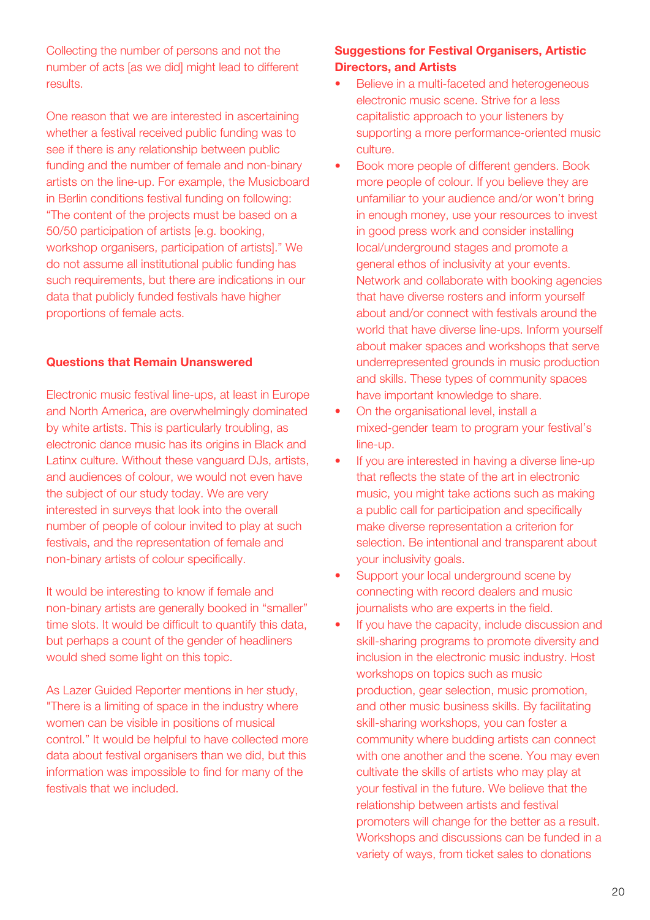Collecting the number of persons and not the number of acts [as we did] might lead to different results.

One reason that we are interested in ascertaining whether a festival received public funding was to see if there is any relationship between public funding and the number of female and non-binary artists on the line-up. For example, the Musicboard in Berlin conditions festival funding on following: "The content of the projects must be based on a 50/50 participation of artists [e.g. booking, workshop organisers, participation of artists]." We do not assume all institutional public funding has such requirements, but there are indications in our data that publicly funded festivals have higher proportions of female acts.

## Questions that Remain Unanswered

Electronic music festival line-ups, at least in Europe and North America, are overwhelmingly dominated by white artists. This is particularly troubling, as electronic dance music has its origins in Black and Latinx culture. Without these vanguard DJs, artists, and audiences of colour, we would not even have the subject of our study today. We are very interested in surveys that look into the overall number of people of colour invited to play at such festivals, and the representation of female and non-binary artists of colour specifically.

It would be interesting to know if female and non-binary artists are generally booked in "smaller" time slots. It would be difficult to quantify this data, but perhaps a count of the gender of headliners would shed some light on this topic.

As Lazer Guided Reporter mentions in her study, "There is a limiting of space in the industry where women can be visible in positions of musical control." It would be helpful to have collected more data about festival organisers than we did, but this information was impossible to find for many of the festivals that we included.

## Suggestions for Festival Organisers, Artistic Directors, and Artists

- Believe in a multi-faceted and heterogeneous electronic music scene. Strive for a less capitalistic approach to your listeners by supporting a more performance-oriented music culture.
- Book more people of different genders. Book more people of colour. If you believe they are unfamiliar to your audience and/or won't bring in enough money, use your resources to invest in good press work and consider installing local/underground stages and promote a general ethos of inclusivity at your events. Network and collaborate with booking agencies that have diverse rosters and inform yourself about and/or connect with festivals around the world that have diverse line-ups. Inform yourself about maker spaces and workshops that serve underrepresented grounds in music production and skills. These types of community spaces have important knowledge to share.
- On the organisational level, install a mixed-gender team to program your festival's line-up.
- If you are interested in having a diverse line-up that reflects the state of the art in electronic music, you might take actions such as making a public call for participation and specifically make diverse representation a criterion for selection. Be intentional and transparent about your inclusivity goals.
- Support your local underground scene by connecting with record dealers and music journalists who are experts in the field.
- If you have the capacity, include discussion and skill-sharing programs to promote diversity and inclusion in the electronic music industry. Host workshops on topics such as music production, gear selection, music promotion, and other music business skills. By facilitating skill-sharing workshops, you can foster a community where budding artists can connect with one another and the scene. You may even cultivate the skills of artists who may play at your festival in the future. We believe that the relationship between artists and festival promoters will change for the better as a result. Workshops and discussions can be funded in a variety of ways, from ticket sales to donations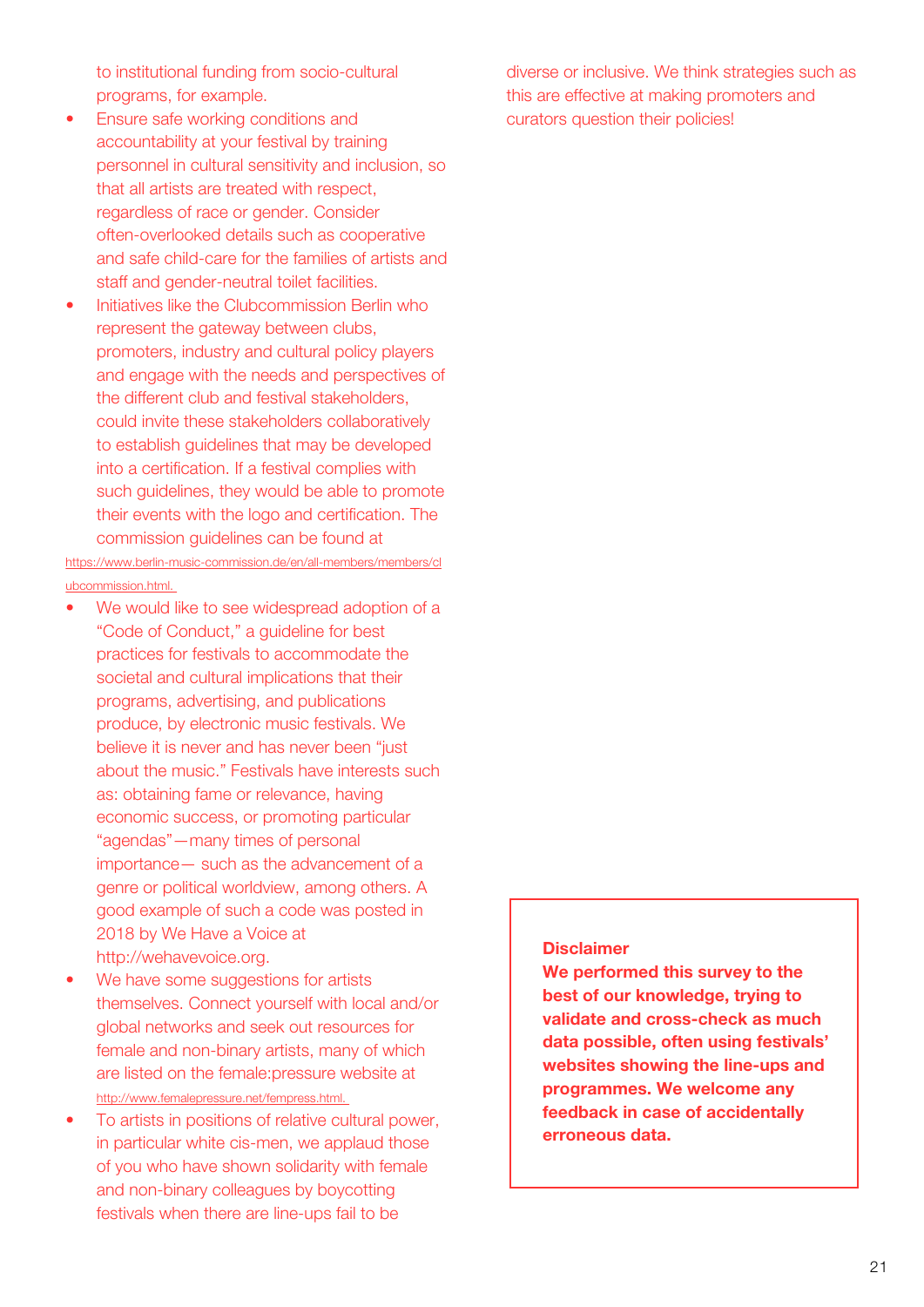to institutional funding from socio-cultural programs, for example.

- Ensure safe working conditions and accountability at your festival by training personnel in cultural sensitivity and inclusion, so that all artists are treated with respect, regardless of race or gender. Consider often-overlooked details such as cooperative and safe child-care for the families of artists and staff and gender-neutral toilet facilities.
- Initiatives like the Clubcommission Berlin who represent the gateway between clubs, promoters, industry and cultural policy players and engage with the needs and perspectives of the different club and festival stakeholders, could invite these stakeholders collaboratively to establish guidelines that may be developed into a certification. If a festival complies with such guidelines, they would be able to promote their events with the logo and certification. The commission guidelines can be found at https://www.berlin-music-commission.de/en/all-members/members/clubcommission.html.
- We would like to see widespread adoption of a "Code of Conduct," a guideline for best practices for festivals to accommodate the societal and cultural implications that their programs, advertising, and publications produce, by electronic music festivals. We believe it is never and has never been "just about the music." Festivals have interests such as: obtaining fame or relevance, having economic success, or promoting particular "agendas"—many times of personal importance— such as the advancement of a genre or political worldview, among others. A good example of such a code was posted in 2018 by We Have a Voice at http://wehavevoice.org.
- We have some suggestions for artists themselves. Connect yourself with local and/or global networks and seek out resources for female and non-binary artists, many of which are listed on the female:pressure website at http://www.femalepressure.net/fempress.html.
- To artists in positions of relative cultural power, in particular white cis-men, we applaud those of you who have shown solidarity with female and non-binary colleagues by boycotting festivals when there are line-ups fail to be diverse or inclusive. We think strategies such as this are effective at making promoters and curators question their policies!

**Disclaimer**
**We performed this survey to the best of our knowledge, trying to validate and cross-check as much data possible, often using festivals' websites showing the line-ups and programmes. We welcome any feedback in case of accidentally erroneous data.**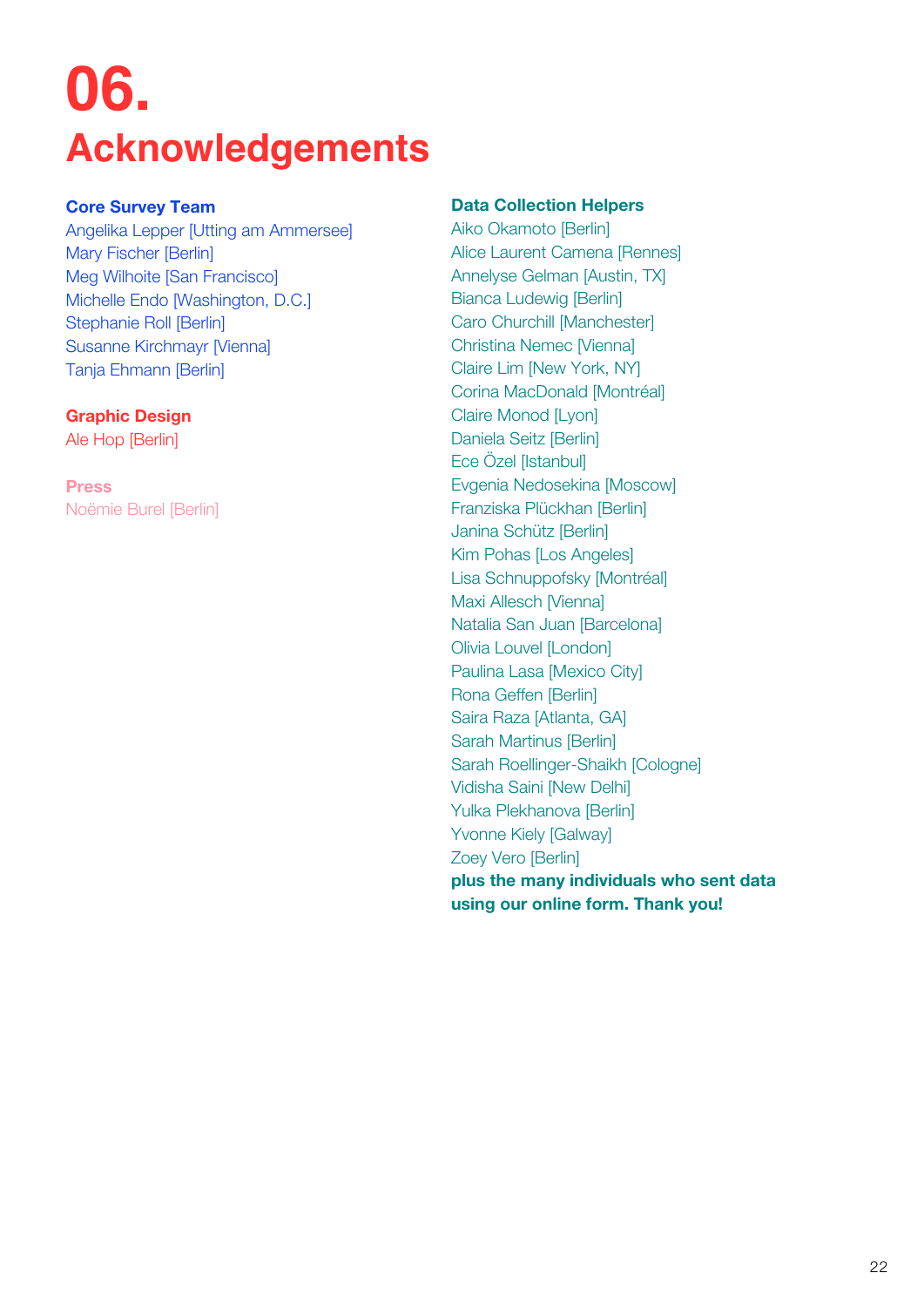# 06. Acknowledgements

**Core Survey Team**

Angelika Lepper [Utting am Ammersee]
Mary Fischer [Berlin]
Meg Wilhoite [San Francisco]
Michelle Endo [Washington, D.C.]
Stephanie Roll [Berlin]
Susanne Kirchmayr [Vienna]
Tanja Ehmann [Berlin]

**Graphic Design**

Ale Hop [Berlin]

**Press**

Noëmie Burel [Berlin]

**Data Collection Helpers**

Aiko Okamoto [Berlin]
Alice Laurent Camena [Rennes]
Annelyse Gelman [Austin, TX]
Bianca Ludewig [Berlin]
Caro Churchill [Manchester]
Christina Nemec [Vienna]
Claire Lim [New York, NY]
Corina MacDonald [Montréal]
Claire Monod [Lyon]
Daniela Seitz [Berlin]
Ece Özel [Istanbul]
Evgenia Nedosekina [Moscow]
Franziska Plückhan [Berlin]
Janina Schütz [Berlin]
Kim Pohas [Los Angeles]
Lisa Schnuppofsky [Montréal]
Maxi Allesch [Vienna]
Natalia San Juan [Barcelona]
Olivia Louvel [London]
Paulina Lasa [Mexico City]
Rona Geffen [Berlin]
Saira Raza [Atlanta, GA]
Sarah Martinus [Berlin]
Sarah Roellinger-Shaikh [Cologne]
Vidisha Saini [New Delhi]
Yulka Plekhanova [Berlin]
Yvonne Kiely [Galway]
Zoey Vero [Berlin]

**plus the many individuals who sent data using our online form. Thank you!**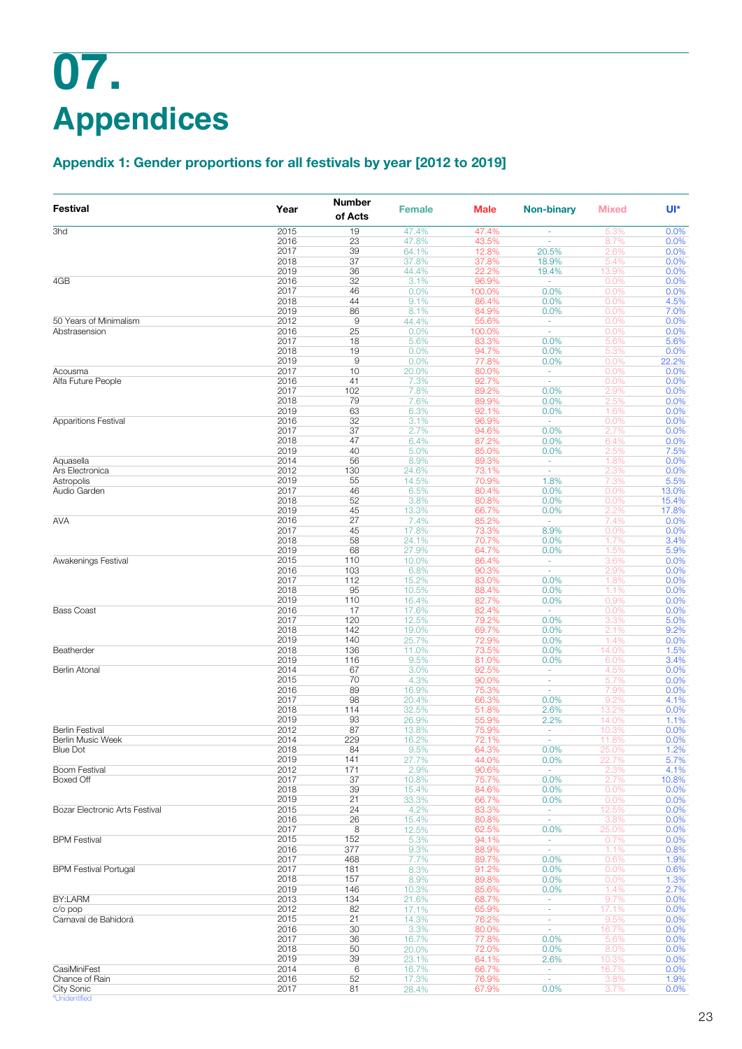# 07.

# Appendices

## Appendix 1: Gender proportions for all festivals by year [2012 to 2019]

| Festival | Year | Number of Acts | Female | Male | Non-binary | Mixed | UI* |
|---|---|---|---|---|---|---|---|
| 3hd | 2015 | 19 | 47.4% | 47.4% | - | 5.3% | 0.0% |
| | 2016 | 23 | 47.8% | 43.5% | - | 8.7% | 0.0% |
| | 2017 | 39 | 64.1% | 12.8% | 20.5% | 2.6% | 0.0% |
| | 2018 | 37 | 37.8% | 37.8% | 18.9% | 5.4% | 0.0% |
| | 2019 | 36 | 44.4% | 22.2% | 19.4% | 13.9% | 0.0% |
| 4GB | 2016 | 32 | 3.1% | 96.9% | - | 0.0% | 0.0% |
| | 2017 | 46 | 0.0% | 100.0% | 0.0% | 0.0% | 0.0% |
| | 2018 | 44 | 9.1% | 86.4% | 0.0% | 0.0% | 4.5% |
| | 2019 | 86 | 8.1% | 84.9% | 0.0% | 0.0% | 7.0% |
| 50 Years of Minimalism | 2012 | 9 | 44.4% | 55.6% | - | 0.0% | 0.0% |
| Abstrasension | 2016 | 25 | 0.0% | 100.0% | - | 0.0% | 0.0% |
| | 2017 | 18 | 5.6% | 83.3% | 0.0% | 5.6% | 5.6% |
| | 2018 | 19 | 0.0% | 94.7% | 0.0% | 5.3% | 0.0% |
| | 2019 | 9 | 0.0% | 77.8% | 0.0% | 0.0% | 22.2% |
| Acousma | 2017 | 10 | 20.0% | 80.0% | - | 0.0% | 0.0% |
| Alfa Future People | 2016 | 41 | 7.3% | 92.7% | - | 0.0% | 0.0% |
| | 2017 | 102 | 7.8% | 89.2% | 0.0% | 2.9% | 0.0% |
| | 2018 | 79 | 7.6% | 89.9% | 0.0% | 2.5% | 0.0% |
| | 2019 | 63 | 6.3% | 92.1% | 0.0% | 1.6% | 0.0% |
| Apparitions Festival | 2016 | 32 | 3.1% | 96.9% | - | 0.0% | 0.0% |
| | 2017 | 37 | 2.7% | 94.6% | 0.0% | 2.7% | 0.0% |
| | 2018 | 47 | 6.4% | 87.2% | 0.0% | 6.4% | 0.0% |
| | 2019 | 40 | 5.0% | 85.0% | 0.0% | 2.5% | 7.5% |
| Aquasella | 2014 | 56 | 8.9% | 89.3% | - | 1.8% | 0.0% |
| Ars Electronica | 2012 | 130 | 24.6% | 73.1% | - | 2.3% | 0.0% |
| Astropolis | 2019 | 55 | 14.5% | 70.9% | 1.8% | 7.3% | 5.5% |
| Audio Garden | 2017 | 46 | 6.5% | 80.4% | 0.0% | 0.0% | 13.0% |
| | 2018 | 52 | 3.8% | 80.8% | 0.0% | 0.0% | 15.4% |
| | 2019 | 45 | 13.3% | 66.7% | 0.0% | 2.2% | 17.8% |
| AVA | 2016 | 27 | 7.4% | 85.2% | - | 7.4% | 0.0% |
| | 2017 | 45 | 17.8% | 73.3% | 8.9% | 0.0% | 0.0% |
| | 2018 | 58 | 24.1% | 70.7% | 0.0% | 1.7% | 3.4% |
| | 2019 | 68 | 27.9% | 64.7% | 0.0% | 1.5% | 5.9% |
| Awakenings Festival | 2015 | 110 | 10.0% | 86.4% | - | 3.6% | 0.0% |
| | 2016 | 103 | 6.8% | 90.3% | - | 2.9% | 0.0% |
| | 2017 | 112 | 15.2% | 83.0% | 0.0% | 1.8% | 0.0% |
| | 2018 | 95 | 10.5% | 88.4% | 0.0% | 1.1% | 0.0% |
| | 2019 | 110 | 16.4% | 82.7% | 0.0% | 0.9% | 0.0% |
| Bass Coast | 2016 | 17 | 17.6% | 82.4% | - | 0.0% | 0.0% |
| | 2017 | 120 | 12.5% | 79.2% | 0.0% | 3.3% | 5.0% |
| | 2018 | 142 | 19.0% | 69.7% | 0.0% | 2.1% | 9.2% |
| | 2019 | 140 | 25.7% | 72.9% | 0.0% | 1.4% | 0.0% |
| Beatherder | 2018 | 136 | 11.0% | 73.5% | 0.0% | 14.0% | 1.5% |
| | 2019 | 116 | 9.5% | 81.0% | 0.0% | 6.0% | 3.4% |
| Berlin Atonal | 2014 | 67 | 3.0% | 92.5% | - | 4.5% | 0.0% |
| | 2015 | 70 | 4.3% | 90.0% | - | 5.7% | 0.0% |
| | 2016 | 89 | 16.9% | 75.3% | - | 7.9% | 0.0% |
| | 2017 | 98 | 20.4% | 66.3% | 0.0% | 9.2% | 4.1% |
| | 2018 | 114 | 32.5% | 51.8% | 2.6% | 13.2% | 0.0% |
| | 2019 | 93 | 26.9% | 55.9% | 2.2% | 14.0% | 1.1% |
| Berlin Festival | 2012 | 87 | 13.8% | 75.9% | - | 10.3% | 0.0% |
| Berlin Music Week | 2014 | 229 | 16.2% | 72.1% | - | 11.8% | 0.0% |
| Blue Dot | 2018 | 84 | 9.5% | 64.3% | 0.0% | 25.0% | 1.2% |
| | 2019 | 141 | 27.7% | 44.0% | 0.0% | 22.7% | 5.7% |
| Boom Festival | 2012 | 171 | 2.9% | 90.6% | - | 2.3% | 4.1% |
| Boxed Off | 2017 | 37 | 10.8% | 75.7% | 0.0% | 2.7% | 10.8% |
| | 2018 | 39 | 15.4% | 84.6% | 0.0% | 0.0% | 0.0% |
| | 2019 | 21 | 33.3% | 66.7% | 0.0% | 0.0% | 0.0% |
| Bozar Electronic Arts Festival | 2015 | 24 | 4.2% | 83.3% | - | 12.5% | 0.0% |
| | 2016 | 26 | 15.4% | 80.8% | - | 3.8% | 0.0% |
| | 2017 | 8 | 12.5% | 62.5% | 0.0% | 25.0% | 0.0% |
| BPM Festival | 2015 | 152 | 5.3% | 94.1% | - | 0.7% | 0.0% |
| | 2016 | 377 | 9.3% | 88.9% | - | 1.1% | 0.8% |
| | 2017 | 468 | 7.7% | 89.7% | 0.0% | 0.6% | 1.9% |
| BPM Festival Portugal | 2017 | 181 | 8.3% | 91.2% | 0.0% | 0.0% | 0.6% |
| | 2018 | 157 | 8.9% | 89.8% | 0.0% | 0.0% | 1.3% |
| | 2019 | 146 | 10.3% | 85.6% | 0.0% | 1.4% | 2.7% |
| BY:LARM | 2013 | 134 | 21.6% | 68.7% | - | 9.7% | 0.0% |
| c/o pop | 2012 | 82 | 17.1% | 65.9% | - | 17.1% | 0.0% |
| Carnaval de Bahidorá | 2015 | 21 | 14.3% | 76.2% | - | 9.5% | 0.0% |
| | 2016 | 30 | 3.3% | 80.0% | - | 16.7% | 0.0% |
| | 2017 | 36 | 16.7% | 77.8% | 0.0% | 5.6% | 0.0% |
| | 2018 | 50 | 20.0% | 72.0% | 0.0% | 8.0% | 0.0% |
| | 2019 | 39 | 23.1% | 64.1% | 2.6% | 10.3% | 0.0% |
| CasiMiniFest | 2014 | 6 | 16.7% | 66.7% | - | 16.7% | 0.0% |
| Chance of Rain | 2016 | 52 | 17.3% | 76.9% | - | 3.8% | 1.9% |
| City Sonic | 2017 | 81 | 28.4% | 67.9% | 0.0% | 3.7% | 0.0% |

*Unidentified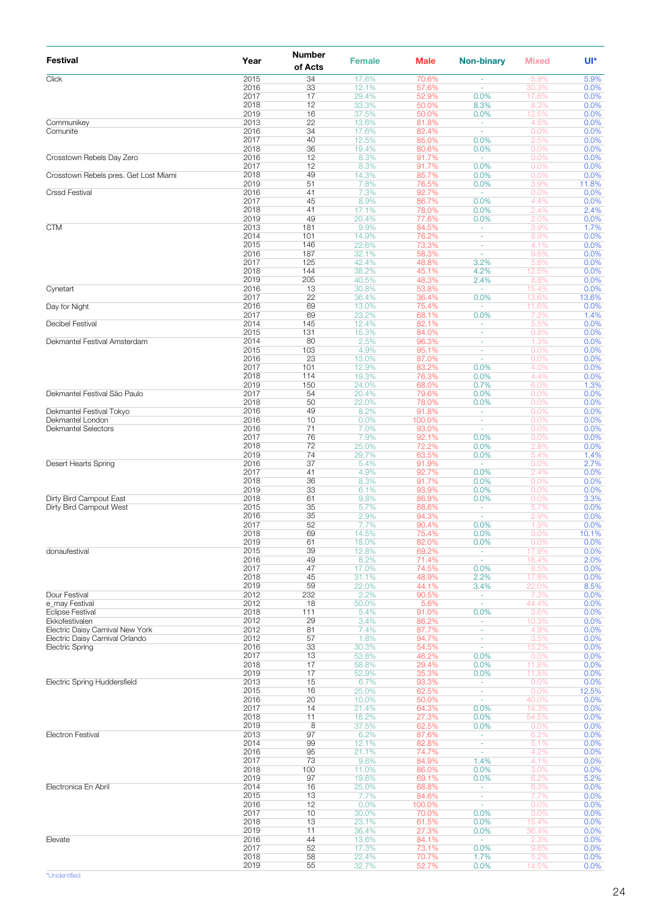| Festival | Year | Number of Acts | Female | Male | Non-binary | Mixed | UI* |
|---|---|---|---|---|---|---|---|
| Click | 2015 | 34 | 17.6% | 70.6% | - | 5.9% | 5.9% |
| | 2016 | 33 | 12.1% | 57.6% | - | 30.3% | 0.0% |
| | 2017 | 17 | 29.4% | 52.9% | 0.0% | 17.6% | 0.0% |
| | 2018 | 12 | 33.3% | 50.0% | 8.3% | 8.3% | 0.0% |
| | 2019 | 16 | 37.5% | 50.0% | 0.0% | 12.5% | 0.0% |
| Communikey | 2013 | 22 | 13.6% | 81.8% | - | 4.5% | 0.0% |
| Comunite | 2016 | 34 | 17.6% | 82.4% | - | 0.0% | 0.0% |
| | 2017 | 40 | 12.5% | 85.0% | 0.0% | 2.5% | 0.0% |
| | 2018 | 36 | 19.4% | 80.6% | 0.0% | 0.0% | 0.0% |
| Crosstown Rebels Day Zero | 2016 | 12 | 8.3% | 91.7% | - | 0.0% | 0.0% |
| | 2017 | 12 | 8.3% | 91.7% | 0.0% | 0.0% | 0.0% |
| Crosstown Rebels pres. Get Lost Miami | 2018 | 49 | 14.3% | 85.7% | 0.0% | 0.0% | 0.0% |
| | 2019 | 51 | 7.8% | 76.5% | 0.0% | 3.9% | 11.8% |
| Crssd Festival | 2016 | 41 | 7.3% | 92.7% | - | 0.0% | 0.0% |
| | 2017 | 45 | 8.9% | 86.7% | 0.0% | 4.4% | 0.0% |
| | 2018 | 41 | 17.1% | 78.0% | 0.0% | 2.4% | 2.4% |
| | 2019 | 49 | 20.4% | 77.6% | 0.0% | 2.0% | 0.0% |
| CTM | 2013 | 181 | 9.9% | 84.5% | - | 3.9% | 1.7% |
| | 2014 | 101 | 14.9% | 76.2% | - | 8.9% | 0.0% |
| | 2015 | 146 | 22.6% | 73.3% | - | 4.1% | 0.0% |
| | 2016 | 187 | 32.1% | 58.3% | - | 9.6% | 0.0% |
| | 2017 | 125 | 42.4% | 48.8% | 3.2% | 5.6% | 0.0% |
| | 2018 | 144 | 38.2% | 45.1% | 4.2% | 12.5% | 0.0% |
| | 2019 | 205 | 40.5% | 48.3% | 2.4% | 8.8% | 0.0% |
| Cynetart | 2016 | 13 | 30.8% | 53.8% | - | 15.4% | 0.0% |
| | 2017 | 22 | 36.4% | 36.4% | 0.0% | 13.6% | 13.6% |
| Day for Night | 2016 | 69 | 13.0% | 75.4% | - | 11.6% | 0.0% |
| | 2017 | 69 | 23.2% | 68.1% | 0.0% | 7.2% | 1.4% |
| Decibel Festival | 2014 | 145 | 12.4% | 82.1% | - | 5.5% | 0.0% |
| | 2015 | 131 | 15.3% | 84.0% | - | 0.8% | 0.0% |
| Dekmantel Festival Amsterdam | 2014 | 80 | 2.5% | 96.3% | - | 1.3% | 0.0% |
| | 2015 | 103 | 4.9% | 95.1% | - | 0.0% | 0.0% |
| | 2016 | 23 | 13.0% | 87.0% | - | 0.0% | 0.0% |
| | 2017 | 101 | 12.9% | 83.2% | 0.0% | 4.0% | 0.0% |
| | 2018 | 114 | 19.3% | 76.3% | 0.0% | 4.4% | 0.0% |
| | 2019 | 150 | 24.0% | 68.0% | 0.7% | 6.0% | 1.3% |
| Dekmantel Festival São Paulo | 2017 | 54 | 20.4% | 79.6% | 0.0% | 0.0% | 0.0% |
| | 2018 | 50 | 22.0% | 78.0% | 0.0% | 0.0% | 0.0% |
| Dekmantel Festival Tokyo | 2016 | 49 | 8.2% | 91.8% | - | 0.0% | 0.0% |
| Dekmantel London | 2016 | 10 | 0.0% | 100.0% | - | 0.0% | 0.0% |
| Dekmantel Selectors | 2016 | 71 | 7.0% | 93.0% | - | 0.0% | 0.0% |
| | 2017 | 76 | 7.9% | 92.1% | 0.0% | 0.0% | 0.0% |
| | 2018 | 72 | 25.0% | 72.2% | 0.0% | 2.8% | 0.0% |
| | 2019 | 74 | 29.7% | 63.5% | 0.0% | 5.4% | 1.4% |
| Desert Hearts Spring | 2016 | 37 | 5.4% | 91.9% | - | 0.0% | 2.7% |
| | 2017 | 41 | 4.9% | 92.7% | 0.0% | 2.4% | 0.0% |
| | 2018 | 36 | 8.3% | 91.7% | 0.0% | 0.0% | 0.0% |
| | 2019 | 33 | 6.1% | 93.9% | 0.0% | 0.0% | 0.0% |
| Dirty Bird Campout East | 2018 | 61 | 9.8% | 86.9% | 0.0% | 0.0% | 3.3% |
| Dirty Bird Campout West | 2015 | 35 | 5.7% | 88.6% | - | 5.7% | 0.0% |
| | 2016 | 35 | 2.9% | 94.3% | - | 2.9% | 0.0% |
| | 2017 | 52 | 7.7% | 90.4% | 0.0% | 1.9% | 0.0% |
| | 2018 | 69 | 14.5% | 75.4% | 0.0% | 0.0% | 10.1% |
| | 2019 | 61 | 18.0% | 82.0% | 0.0% | 0.0% | 0.0% |
| donaufestival | 2015 | 39 | 12.8% | 69.2% | - | 17.9% | 0.0% |
| | 2016 | 49 | 8.2% | 71.4% | - | 18.4% | 2.0% |
| | 2017 | 47 | 17.0% | 74.5% | 0.0% | 8.5% | 0.0% |
| | 2018 | 45 | 31.1% | 48.9% | 2.2% | 17.8% | 0.0% |
| | 2019 | 59 | 22.0% | 44.1% | 3.4% | 22.0% | 8.5% |
| Dour Festival | 2012 | 232 | 2.2% | 90.5% | - | 7.3% | 0.0% |
| e_may Festival | 2012 | 18 | 50.0% | 5.6% | - | 44.4% | 0.0% |
| Eclipse Festival | 2018 | 111 | 5.4% | 91.0% | 0.0% | 3.6% | 0.0% |
| Ekkofestivalen | 2012 | 29 | 3.4% | 86.2% | - | 10.3% | 0.0% |
| Electric Daisy Carnival New York | 2012 | 81 | 7.4% | 87.7% | - | 4.9% | 0.0% |
| Electric Daisy Carnival Orlando | 2012 | 57 | 1.8% | 94.7% | - | 3.5% | 0.0% |
| Electric Spring | 2016 | 33 | 30.3% | 54.5% | - | 15.2% | 0.0% |
| | 2017 | 13 | 53.8% | 46.2% | 0.0% | 0.0% | 0.0% |
| | 2018 | 17 | 58.8% | 29.4% | 0.0% | 11.8% | 0.0% |
| | 2019 | 17 | 52.9% | 35.3% | 0.0% | 11.8% | 0.0% |
| Electric Spring Huddersfield | 2013 | 15 | 6.7% | 93.3% | - | 0.0% | 0.0% |
| | 2015 | 16 | 25.0% | 62.5% | - | 0.0% | 12.5% |
| | 2016 | 20 | 10.0% | 50.0% | - | 40.0% | 0.0% |
| | 2017 | 14 | 21.4% | 64.3% | 0.0% | 14.3% | 0.0% |
| | 2018 | 11 | 18.2% | 27.3% | 0.0% | 54.5% | 0.0% |
| | 2019 | 8 | 37.5% | 62.5% | 0.0% | 0.0% | 0.0% |
| Electron Festival | 2013 | 97 | 6.2% | 87.6% | - | 6.2% | 0.0% |
| | 2014 | 99 | 12.1% | 82.8% | - | 5.1% | 0.0% |
| | 2016 | 95 | 21.1% | 74.7% | - | 4.2% | 0.0% |
| | 2017 | 73 | 9.6% | 84.9% | 1.4% | 4.1% | 0.0% |
| | 2018 | 100 | 11.0% | 86.0% | 0.0% | 3.0% | 0.0% |
| | 2019 | 97 | 19.6% | 69.1% | 0.0% | 6.2% | 5.2% |
| Electronica En Abril | 2014 | 16 | 25.0% | 68.8% | - | 6.3% | 0.0% |
| | 2015 | 13 | 7.7% | 84.6% | - | 7.7% | 0.0% |
| | 2016 | 12 | 0.0% | 100.0% | - | 0.0% | 0.0% |
| | 2017 | 10 | 30.0% | 70.0% | 0.0% | 0.0% | 0.0% |
| | 2018 | 13 | 23.1% | 61.5% | 0.0% | 15.4% | 0.0% |
| | 2019 | 11 | 36.4% | 27.3% | 0.0% | 36.4% | 0.0% |
| Elevate | 2016 | 44 | 13.6% | 84.1% | - | 2.3% | 0.0% |
| | 2017 | 52 | 17.3% | 73.1% | 0.0% | 9.6% | 0.0% |
| | 2018 | 58 | 22.4% | 70.7% | 1.7% | 5.2% | 0.0% |
| | 2019 | 55 | 32.7% | 52.7% | 0.0% | 14.5% | 0.0% |

*Unidentified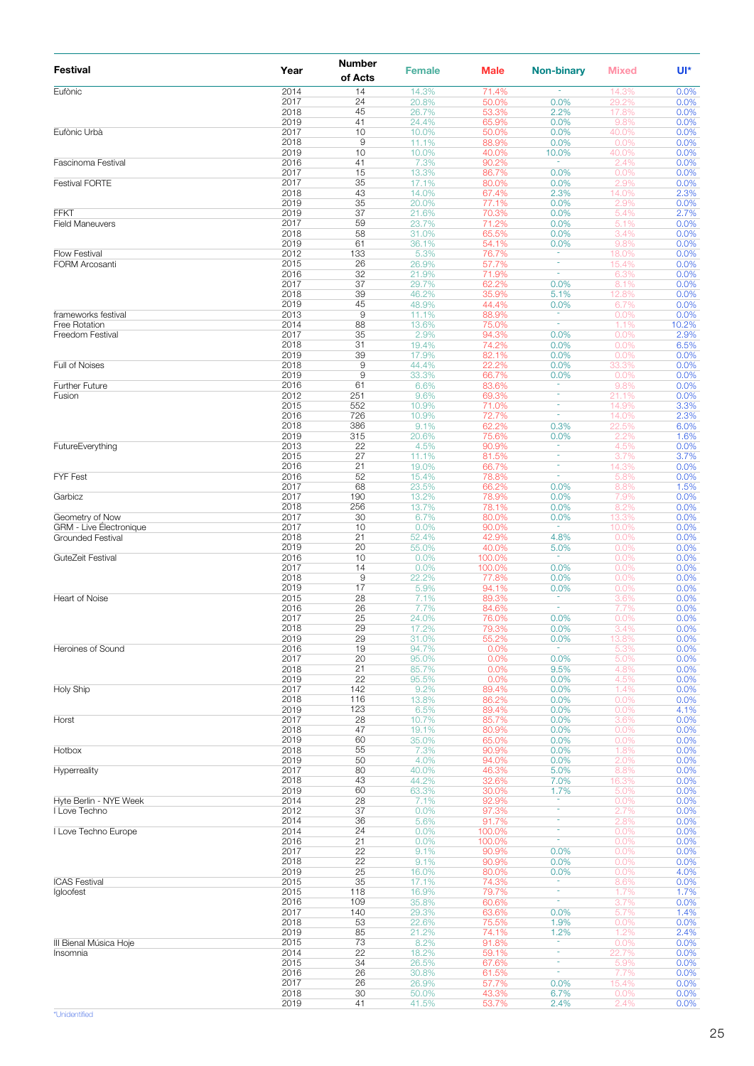| Festival | Year | Number of Acts | Female | Male | Non-binary | Mixed | UI* |
|---|---|---|---|---|---|---|---|
| Eufònic | 2014 | 14 | 14.3% | 71.4% | - | 14.3% | 0.0% |
| | 2017 | 24 | 20.8% | 50.0% | 0.0% | 29.2% | 0.0% |
| | 2018 | 45 | 26.7% | 53.3% | 2.2% | 17.8% | 0.0% |
| | 2019 | 41 | 24.4% | 65.9% | 0.0% | 9.8% | 0.0% |
| Eufònic Urbà | 2017 | 10 | 10.0% | 50.0% | 0.0% | 40.0% | 0.0% |
| | 2018 | 9 | 11.1% | 88.9% | 0.0% | 0.0% | 0.0% |
| | 2019 | 10 | 10.0% | 40.0% | 10.0% | 40.0% | 0.0% |
| Fascinoma Festival | 2016 | 41 | 7.3% | 90.2% | - | 2.4% | 0.0% |
| | 2017 | 15 | 13.3% | 86.7% | 0.0% | 0.0% | 0.0% |
| Festival FORTE | 2017 | 35 | 17.1% | 80.0% | 0.0% | 2.9% | 0.0% |
| | 2018 | 43 | 14.0% | 67.4% | 2.3% | 14.0% | 2.3% |
| | 2019 | 35 | 20.0% | 77.1% | 0.0% | 2.9% | 0.0% |
| FFKT | 2019 | 37 | 21.6% | 70.3% | 0.0% | 5.4% | 2.7% |
| Field Maneuvers | 2017 | 59 | 23.7% | 71.2% | 0.0% | 5.1% | 0.0% |
| | 2018 | 58 | 31.0% | 65.5% | 0.0% | 3.4% | 0.0% |
| | 2019 | 61 | 36.1% | 54.1% | 0.0% | 9.8% | 0.0% |
| Flow Festival | 2012 | 133 | 5.3% | 76.7% | - | 18.0% | 0.0% |
| FORM Arcosanti | 2015 | 26 | 26.9% | 57.7% | - | 15.4% | 0.0% |
| | 2016 | 32 | 21.9% | 71.9% | - | 6.3% | 0.0% |
| | 2017 | 37 | 29.7% | 62.2% | 0.0% | 8.1% | 0.0% |
| | 2018 | 39 | 46.2% | 35.9% | 5.1% | 12.8% | 0.0% |
| | 2019 | 45 | 48.9% | 44.4% | 0.0% | 6.7% | 0.0% |
| frameworks festival | 2013 | 9 | 11.1% | 88.9% | - | 0.0% | 0.0% |
| Free Rotation | 2014 | 88 | 13.6% | 75.0% | - | 1.1% | 10.2% |
| Freedom Festival | 2017 | 35 | 2.9% | 94.3% | 0.0% | 0.0% | 2.9% |
| | 2018 | 31 | 19.4% | 74.2% | 0.0% | 0.0% | 6.5% |
| | 2019 | 39 | 17.9% | 82.1% | 0.0% | 0.0% | 0.0% |
| Full of Noises | 2018 | 9 | 44.4% | 22.2% | 0.0% | 33.3% | 0.0% |
| | 2019 | 9 | 33.3% | 66.7% | 0.0% | 0.0% | 0.0% |
| Further Future | 2016 | 61 | 6.6% | 83.6% | - | 9.8% | 0.0% |
| Fusion | 2012 | 251 | 9.6% | 69.3% | - | 21.1% | 0.0% |
| | 2015 | 552 | 10.9% | 71.0% | - | 14.9% | 3.3% |
| | 2016 | 726 | 10.9% | 72.7% | - | 14.0% | 2.3% |
| | 2018 | 386 | 9.1% | 62.2% | 0.3% | 22.5% | 6.0% |
| | 2019 | 315 | 20.6% | 75.6% | 0.0% | 2.2% | 1.6% |
| FutureEverything | 2013 | 22 | 4.5% | 90.9% | - | 4.5% | 0.0% |
| | 2015 | 27 | 11.1% | 81.5% | - | 3.7% | 3.7% |
| | 2016 | 21 | 19.0% | 66.7% | - | 14.3% | 0.0% |
| FYF Fest | 2016 | 52 | 15.4% | 78.8% | - | 5.8% | 0.0% |
| | 2017 | 68 | 23.5% | 66.2% | 0.0% | 8.8% | 1.5% |
| Garbicz | 2017 | 190 | 13.2% | 78.9% | 0.0% | 7.9% | 0.0% |
| | 2018 | 256 | 13.7% | 78.1% | 0.0% | 8.2% | 0.0% |
| Geometry of Now | 2017 | 30 | 6.7% | 80.0% | 0.0% | 13.3% | 0.0% |
| GRM - Live Électronique | 2017 | 10 | 0.0% | 90.0% | - | 10.0% | 0.0% |
| Grounded Festival | 2018 | 21 | 52.4% | 42.9% | 4.8% | 0.0% | 0.0% |
| | 2019 | 20 | 55.0% | 40.0% | 5.0% | 0.0% | 0.0% |
| GuteZeit Festival | 2016 | 10 | 0.0% | 100.0% | - | 0.0% | 0.0% |
| | 2017 | 14 | 0.0% | 100.0% | 0.0% | 0.0% | 0.0% |
| | 2018 | 9 | 22.2% | 77.8% | 0.0% | 0.0% | 0.0% |
| | 2019 | 17 | 5.9% | 94.1% | 0.0% | 0.0% | 0.0% |
| Heart of Noise | 2015 | 28 | 7.1% | 89.3% | - | 3.6% | 0.0% |
| | 2016 | 26 | 7.7% | 84.6% | - | 7.7% | 0.0% |
| | 2017 | 25 | 24.0% | 76.0% | 0.0% | 0.0% | 0.0% |
| | 2018 | 29 | 17.2% | 79.3% | 0.0% | 3.4% | 0.0% |
| | 2019 | 29 | 31.0% | 55.2% | 0.0% | 13.8% | 0.0% |
| Heroines of Sound | 2016 | 19 | 94.7% | 0.0% | - | 5.3% | 0.0% |
| | 2017 | 20 | 95.0% | 0.0% | 0.0% | 5.0% | 0.0% |
| | 2018 | 21 | 85.7% | 0.0% | 9.5% | 4.8% | 0.0% |
| | 2019 | 22 | 95.5% | 0.0% | 0.0% | 4.5% | 0.0% |
| Holy Ship | 2017 | 142 | 9.2% | 89.4% | 0.0% | 1.4% | 0.0% |
| | 2018 | 116 | 13.8% | 86.2% | 0.0% | 0.0% | 0.0% |
| | 2019 | 123 | 6.5% | 89.4% | 0.0% | 0.0% | 4.1% |
| Horst | 2017 | 28 | 10.7% | 85.7% | 0.0% | 3.6% | 0.0% |
| | 2018 | 47 | 19.1% | 80.9% | 0.0% | 0.0% | 0.0% |
| | 2019 | 60 | 35.0% | 65.0% | 0.0% | 0.0% | 0.0% |
| Hotbox | 2018 | 55 | 7.3% | 90.9% | 0.0% | 1.8% | 0.0% |
| | 2019 | 50 | 4.0% | 94.0% | 0.0% | 2.0% | 0.0% |
| Hyperreality | 2017 | 80 | 40.0% | 46.3% | 5.0% | 8.8% | 0.0% |
| | 2018 | 43 | 44.2% | 32.6% | 7.0% | 16.3% | 0.0% |
| | 2019 | 60 | 63.3% | 30.0% | 1.7% | 5.0% | 0.0% |
| Hyte Berlin - NYE Week | 2014 | 28 | 7.1% | 92.9% | - | 0.0% | 0.0% |
| I Love Techno | 2012 | 37 | 0.0% | 97.3% | - | 2.7% | 0.0% |
| | 2014 | 36 | 5.6% | 91.7% | - | 2.8% | 0.0% |
| I Love Techno Europe | 2014 | 24 | 0.0% | 100.0% | - | 0.0% | 0.0% |
| | 2016 | 21 | 0.0% | 100.0% | - | 0.0% | 0.0% |
| | 2017 | 22 | 9.1% | 90.9% | 0.0% | 0.0% | 0.0% |
| | 2018 | 22 | 9.1% | 90.9% | 0.0% | 0.0% | 0.0% |
| | 2019 | 25 | 16.0% | 80.0% | 0.0% | 0.0% | 4.0% |
| ICAS Festival | 2015 | 35 | 17.1% | 74.3% | - | 8.6% | 0.0% |
| Igloofest | 2015 | 118 | 16.9% | 79.7% | - | 1.7% | 1.7% |
| | 2016 | 109 | 35.8% | 60.6% | - | 3.7% | 0.0% |
| | 2017 | 140 | 29.3% | 63.6% | 0.0% | 5.7% | 1.4% |
| | 2018 | 53 | 22.6% | 75.5% | 1.9% | 0.0% | 0.0% |
| | 2019 | 85 | 21.2% | 74.1% | 1.2% | 1.2% | 2.4% |
| III Bienal Música Hoje | 2015 | 73 | 8.2% | 91.8% | - | 0.0% | 0.0% |
| Insomnia | 2014 | 22 | 18.2% | 59.1% | - | 22.7% | 0.0% |
| | 2015 | 34 | 26.5% | 67.6% | - | 5.9% | 0.0% |
| | 2016 | 26 | 30.8% | 61.5% | - | 7.7% | 0.0% |
| | 2017 | 26 | 26.9% | 57.7% | 0.0% | 15.4% | 0.0% |
| | 2018 | 30 | 50.0% | 43.3% | 6.7% | 0.0% | 0.0% |
| | 2019 | 41 | 41.5% | 53.7% | 2.4% | 2.4% | 0.0% |

*Unidentified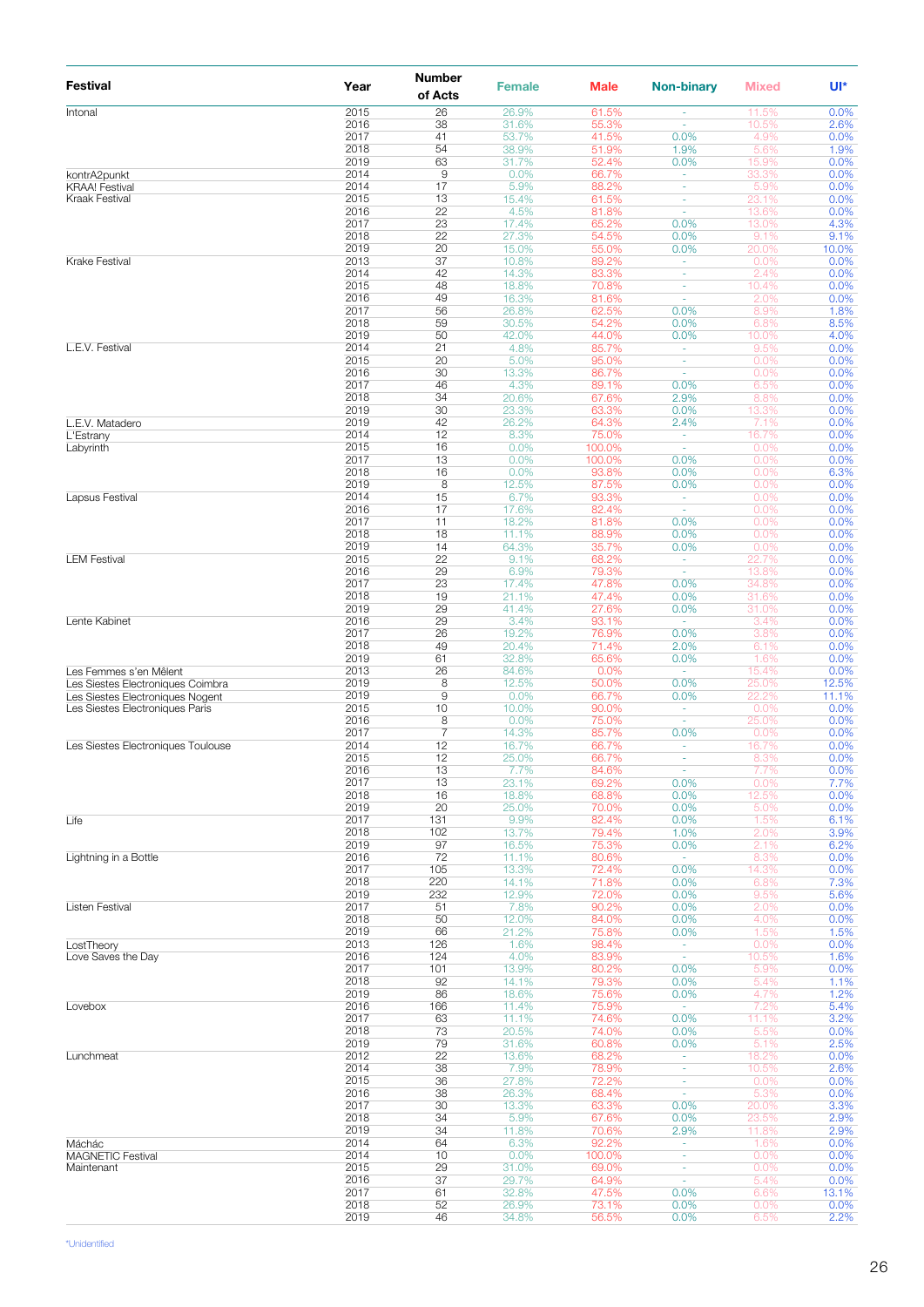| Festival | Year | Number of Acts | Female | Male | Non-binary | Mixed | UI* |
|---|---|---|---|---|---|---|---|
| Intonal | 2015 | 26 | 26.9% | 61.5% | - | 11.5% | 0.0% |
| | 2016 | 38 | 31.6% | 55.3% | - | 10.5% | 2.6% |
| | 2017 | 41 | 53.7% | 41.5% | 0.0% | 4.9% | 0.0% |
| | 2018 | 54 | 38.9% | 51.9% | 1.9% | 5.6% | 1.9% |
| | 2019 | 63 | 31.7% | 52.4% | 0.0% | 15.9% | 0.0% |
| kontrA2punkt | 2014 | 9 | 0.0% | 66.7% | - | 33.3% | 0.0% |
| KRAA! Festival | 2014 | 17 | 5.9% | 88.2% | - | 5.9% | 0.0% |
| Kraak Festival | 2015 | 13 | 15.4% | 61.5% | - | 23.1% | 0.0% |
| | 2016 | 22 | 4.5% | 81.8% | - | 13.6% | 0.0% |
| | 2017 | 23 | 17.4% | 65.2% | 0.0% | 13.0% | 4.3% |
| | 2018 | 22 | 27.3% | 54.5% | 0.0% | 9.1% | 9.1% |
| | 2019 | 20 | 15.0% | 55.0% | 0.0% | 20.0% | 10.0% |
| Krake Festival | 2013 | 37 | 10.8% | 89.2% | - | 0.0% | 0.0% |
| | 2014 | 42 | 14.3% | 83.3% | - | 2.4% | 0.0% |
| | 2015 | 48 | 18.8% | 70.8% | - | 10.4% | 0.0% |
| | 2016 | 49 | 16.3% | 81.6% | - | 2.0% | 0.0% |
| | 2017 | 56 | 26.8% | 62.5% | 0.0% | 8.9% | 1.8% |
| | 2018 | 59 | 30.5% | 54.2% | 0.0% | 6.8% | 8.5% |
| | 2019 | 50 | 42.0% | 44.0% | 0.0% | 10.0% | 4.0% |
| L.E.V. Festival | 2014 | 21 | 4.8% | 85.7% | - | 9.5% | 0.0% |
| | 2015 | 20 | 5.0% | 95.0% | - | 0.0% | 0.0% |
| | 2016 | 30 | 13.3% | 86.7% | - | 0.0% | 0.0% |
| | 2017 | 46 | 4.3% | 89.1% | 0.0% | 6.5% | 0.0% |
| | 2018 | 34 | 20.6% | 67.6% | 2.9% | 8.8% | 0.0% |
| | 2019 | 30 | 23.3% | 63.3% | 0.0% | 13.3% | 0.0% |
| L.E.V. Matadero | 2019 | 42 | 26.2% | 64.3% | 2.4% | 7.1% | 0.0% |
| L'Estrany | 2014 | 12 | 8.3% | 75.0% | - | 16.7% | 0.0% |
| Labyrinth | 2015 | 16 | 0.0% | 100.0% | - | 0.0% | 0.0% |
| | 2017 | 13 | 0.0% | 100.0% | 0.0% | 0.0% | 0.0% |
| | 2018 | 16 | 0.0% | 93.8% | 0.0% | 0.0% | 6.3% |
| | 2019 | 8 | 12.5% | 87.5% | 0.0% | 0.0% | 0.0% |
| Lapsus Festival | 2014 | 15 | 6.7% | 93.3% | - | 0.0% | 0.0% |
| | 2016 | 17 | 17.6% | 82.4% | - | 0.0% | 0.0% |
| | 2017 | 11 | 18.2% | 81.8% | 0.0% | 0.0% | 0.0% |
| | 2018 | 18 | 11.1% | 88.9% | 0.0% | 0.0% | 0.0% |
| | 2019 | 14 | 64.3% | 35.7% | 0.0% | 0.0% | 0.0% |
| LEM Festival | 2015 | 22 | 9.1% | 68.2% | - | 22.7% | 0.0% |
| | 2016 | 29 | 6.9% | 79.3% | - | 13.8% | 0.0% |
| | 2017 | 23 | 17.4% | 47.8% | 0.0% | 34.8% | 0.0% |
| | 2018 | 19 | 21.1% | 47.4% | 0.0% | 31.6% | 0.0% |
| | 2019 | 29 | 41.4% | 27.6% | 0.0% | 31.0% | 0.0% |
| Lente Kabinet | 2016 | 29 | 3.4% | 93.1% | - | 3.4% | 0.0% |
| | 2017 | 26 | 19.2% | 76.9% | 0.0% | 3.8% | 0.0% |
| | 2018 | 49 | 20.4% | 71.4% | 2.0% | 6.1% | 0.0% |
| | 2019 | 61 | 32.8% | 65.6% | 0.0% | 1.6% | 0.0% |
| Les Femmes s'en Mêlent | 2013 | 26 | 84.6% | 0.0% | - | 15.4% | 0.0% |
| Les Siestes Electroniques Coimbra | 2019 | 8 | 12.5% | 50.0% | 0.0% | 25.0% | 12.5% |
| Les Siestes Electroniques Nogent | 2019 | 9 | 0.0% | 66.7% | 0.0% | 22.2% | 11.1% |
| Les Siestes Electroniques Paris | 2015 | 10 | 10.0% | 90.0% | - | 0.0% | 0.0% |
| | 2016 | 8 | 0.0% | 75.0% | - | 25.0% | 0.0% |
| | 2017 | 7 | 14.3% | 85.7% | 0.0% | 0.0% | 0.0% |
| Les Siestes Electroniques Toulouse | 2014 | 12 | 16.7% | 66.7% | - | 16.7% | 0.0% |
| | 2015 | 12 | 25.0% | 66.7% | - | 8.3% | 0.0% |
| | 2016 | 13 | 7.7% | 84.6% | - | 7.7% | 0.0% |
| | 2017 | 13 | 23.1% | 69.2% | 0.0% | 0.0% | 7.7% |
| | 2018 | 16 | 18.8% | 68.8% | 0.0% | 12.5% | 0.0% |
| | 2019 | 20 | 25.0% | 70.0% | 0.0% | 5.0% | 0.0% |
| Life | 2017 | 131 | 9.9% | 82.4% | 0.0% | 1.5% | 6.1% |
| | 2018 | 102 | 13.7% | 79.4% | 1.0% | 2.0% | 3.9% |
| | 2019 | 97 | 16.5% | 75.3% | 0.0% | 2.1% | 6.2% |
| Lightning in a Bottle | 2016 | 72 | 11.1% | 80.6% | - | 8.3% | 0.0% |
| | 2017 | 105 | 13.3% | 72.4% | 0.0% | 14.3% | 0.0% |
| | 2018 | 220 | 14.1% | 71.8% | 0.0% | 6.8% | 7.3% |
| | 2019 | 232 | 12.9% | 72.0% | 0.0% | 9.5% | 5.6% |
| Listen Festival | 2017 | 51 | 7.8% | 90.2% | 0.0% | 2.0% | 0.0% |
| | 2018 | 50 | 12.0% | 84.0% | 0.0% | 4.0% | 0.0% |
| | 2019 | 66 | 21.2% | 75.8% | 0.0% | 1.5% | 1.5% |
| LostTheory | 2013 | 126 | 1.6% | 98.4% | - | 0.0% | 0.0% |
| Love Saves the Day | 2016 | 124 | 4.0% | 83.9% | - | 10.5% | 1.6% |
| | 2017 | 101 | 13.9% | 80.2% | 0.0% | 5.9% | 0.0% |
| | 2018 | 92 | 14.1% | 79.3% | 0.0% | 5.4% | 1.1% |
| | 2019 | 86 | 18.6% | 75.6% | 0.0% | 4.7% | 1.2% |
| Lovebox | 2016 | 166 | 11.4% | 75.9% | - | 7.2% | 5.4% |
| | 2017 | 63 | 11.1% | 74.6% | 0.0% | 11.1% | 3.2% |
| | 2018 | 73 | 20.5% | 74.0% | 0.0% | 5.5% | 0.0% |
| | 2019 | 79 | 31.6% | 60.8% | 0.0% | 5.1% | 2.5% |
| Lunchmeat | 2012 | 22 | 13.6% | 68.2% | - | 18.2% | 0.0% |
| | 2014 | 38 | 7.9% | 78.9% | - | 10.5% | 2.6% |
| | 2015 | 36 | 27.8% | 72.2% | - | 0.0% | 0.0% |
| | 2016 | 38 | 26.3% | 68.4% | - | 5.3% | 0.0% |
| | 2017 | 30 | 13.3% | 63.3% | 0.0% | 20.0% | 3.3% |
| | 2018 | 34 | 5.9% | 67.6% | 0.0% | 23.5% | 2.9% |
| | 2019 | 34 | 11.8% | 70.6% | 2.9% | 11.8% | 2.9% |
| Mácháč | 2014 | 64 | 6.3% | 92.2% | - | 1.6% | 0.0% |
| MAGNETIC Festival | 2014 | 10 | 0.0% | 100.0% | - | 0.0% | 0.0% |
| Maintenant | 2015 | 29 | 31.0% | 69.0% | - | 0.0% | 0.0% |
| | 2016 | 37 | 29.7% | 64.9% | - | 5.4% | 0.0% |
| | 2017 | 61 | 32.8% | 47.5% | 0.0% | 6.6% | 13.1% |
| | 2018 | 52 | 26.9% | 73.1% | 0.0% | 0.0% | 0.0% |
| | 2019 | 46 | 34.8% | 56.5% | 0.0% | 6.5% | 2.2% |

*Unidentified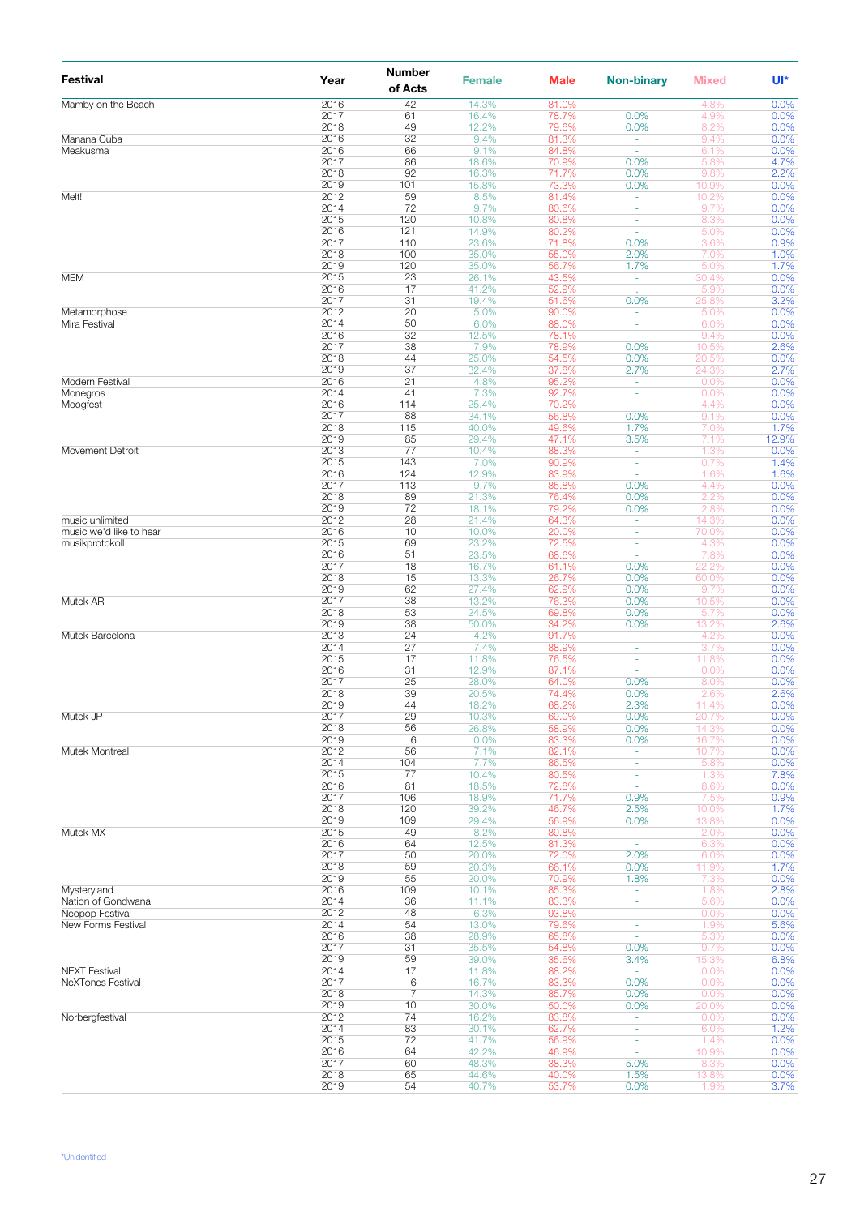| Festival | Year | Number of Acts | Female | Male | Non-binary | Mixed | UI* |
|---|---|---|---|---|---|---|---|
| Mamby on the Beach | 2016 | 42 | 14.3% | 81.0% | - | 4.8% | 0.0% |
| | 2017 | 61 | 16.4% | 78.7% | 0.0% | 4.9% | 0.0% |
| | 2018 | 49 | 12.2% | 79.6% | 0.0% | 8.2% | 0.0% |
| Manana Cuba | 2016 | 32 | 9.4% | 81.3% | - | 9.4% | 0.0% |
| Meakusma | 2016 | 66 | 9.1% | 84.8% | - | 6.1% | 0.0% |
| | 2017 | 86 | 18.6% | 70.9% | 0.0% | 5.8% | 4.7% |
| | 2018 | 92 | 16.3% | 71.7% | 0.0% | 9.8% | 2.2% |
| | 2019 | 101 | 15.8% | 73.3% | 0.0% | 10.9% | 0.0% |
| Melt! | 2012 | 59 | 8.5% | 81.4% | - | 10.2% | 0.0% |
| | 2014 | 72 | 9.7% | 80.6% | - | 9.7% | 0.0% |
| | 2015 | 120 | 10.8% | 80.8% | - | 8.3% | 0.0% |
| | 2016 | 121 | 14.9% | 80.2% | - | 5.0% | 0.0% |
| | 2017 | 110 | 23.6% | 71.8% | 0.0% | 3.6% | 0.9% |
| | 2018 | 100 | 35.0% | 55.0% | 2.0% | 7.0% | 1.0% |
| | 2019 | 120 | 35.0% | 56.7% | 1.7% | 5.0% | 1.7% |
| MEM | 2015 | 23 | 26.1% | 43.5% | - | 30.4% | 0.0% |
| | 2016 | 17 | 41.2% | 52.9% | - | 5.9% | 0.0% |
| | 2017 | 31 | 19.4% | 51.6% | 0.0% | 25.8% | 3.2% |
| Metamorphose | 2012 | 20 | 5.0% | 90.0% | - | 5.0% | 0.0% |
| Mira Festival | 2014 | 50 | 6.0% | 88.0% | - | 6.0% | 0.0% |
| | 2016 | 32 | 12.5% | 78.1% | - | 9.4% | 0.0% |
| | 2017 | 38 | 7.9% | 78.9% | 0.0% | 10.5% | 2.6% |
| | 2018 | 44 | 25.0% | 54.5% | 0.0% | 20.5% | 0.0% |
| | 2019 | 37 | 32.4% | 37.8% | 2.7% | 24.3% | 2.7% |
| Modern Festival | 2016 | 21 | 4.8% | 95.2% | - | 0.0% | 0.0% |
| Monegros | 2014 | 41 | 7.3% | 92.7% | - | 0.0% | 0.0% |
| Moogfest | 2016 | 114 | 25.4% | 70.2% | - | 4.4% | 0.0% |
| | 2017 | 88 | 34.1% | 56.8% | 0.0% | 9.1% | 0.0% |
| | 2018 | 115 | 40.0% | 49.6% | 1.7% | 7.0% | 1.7% |
| | 2019 | 85 | 29.4% | 47.1% | 3.5% | 7.1% | 12.9% |
| Movement Detroit | 2013 | 77 | 10.4% | 88.3% | - | 1.3% | 0.0% |
| | 2015 | 143 | 7.0% | 90.9% | - | 0.7% | 1.4% |
| | 2016 | 124 | 12.9% | 83.9% | - | 1.6% | 1.6% |
| | 2017 | 113 | 9.7% | 85.8% | 0.0% | 4.4% | 0.0% |
| | 2018 | 89 | 21.3% | 76.4% | 0.0% | 2.2% | 0.0% |
| | 2019 | 72 | 18.1% | 79.2% | 0.0% | 2.8% | 0.0% |
| music unlimited | 2012 | 28 | 21.4% | 64.3% | - | 14.3% | 0.0% |
| music we'd like to hear | 2016 | 10 | 10.0% | 20.0% | - | 70.0% | 0.0% |
| musikprotokoll | 2015 | 69 | 23.2% | 72.5% | - | 4.3% | 0.0% |
| | 2016 | 51 | 23.5% | 68.6% | - | 7.8% | 0.0% |
| | 2017 | 18 | 16.7% | 61.1% | 0.0% | 22.2% | 0.0% |
| | 2018 | 15 | 13.3% | 26.7% | 0.0% | 60.0% | 0.0% |
| | 2019 | 62 | 27.4% | 62.9% | 0.0% | 9.7% | 0.0% |
| Mutek AR | 2017 | 38 | 13.2% | 76.3% | 0.0% | 10.5% | 0.0% |
| | 2018 | 53 | 24.5% | 69.8% | 0.0% | 5.7% | 0.0% |
| | 2019 | 38 | 50.0% | 34.2% | 0.0% | 13.2% | 2.6% |
| Mutek Barcelona | 2013 | 24 | 4.2% | 91.7% | - | 4.2% | 0.0% |
| | 2014 | 27 | 7.4% | 88.9% | - | 3.7% | 0.0% |
| | 2015 | 17 | 11.8% | 76.5% | - | 11.8% | 0.0% |
| | 2016 | 31 | 12.9% | 87.1% | - | 0.0% | 0.0% |
| | 2017 | 25 | 28.0% | 64.0% | 0.0% | 8.0% | 0.0% |
| | 2018 | 39 | 20.5% | 74.4% | 0.0% | 2.6% | 2.6% |
| | 2019 | 44 | 18.2% | 68.2% | 2.3% | 11.4% | 0.0% |
| Mutek JP | 2017 | 29 | 10.3% | 69.0% | 0.0% | 20.7% | 0.0% |
| | 2018 | 56 | 26.8% | 58.9% | 0.0% | 14.3% | 0.0% |
| | 2019 | 6 | 0.0% | 83.3% | 0.0% | 16.7% | 0.0% |
| Mutek Montreal | 2012 | 56 | 7.1% | 82.1% | - | 10.7% | 0.0% |
| | 2014 | 104 | 7.7% | 86.5% | - | 5.8% | 0.0% |
| | 2015 | 77 | 10.4% | 80.5% | - | 1.3% | 7.8% |
| | 2016 | 81 | 18.5% | 72.8% | - | 8.6% | 0.0% |
| | 2017 | 106 | 18.9% | 71.7% | 0.9% | 7.5% | 0.9% |
| | 2018 | 120 | 39.2% | 46.7% | 2.5% | 10.0% | 1.7% |
| | 2019 | 109 | 29.4% | 56.9% | 0.0% | 13.8% | 0.0% |
| Mutek MX | 2015 | 49 | 8.2% | 89.8% | - | 2.0% | 0.0% |
| | 2016 | 64 | 12.5% | 81.3% | - | 6.3% | 0.0% |
| | 2017 | 50 | 20.0% | 72.0% | 2.0% | 6.0% | 0.0% |
| | 2018 | 59 | 20.3% | 66.1% | 0.0% | 11.9% | 1.7% |
| | 2019 | 55 | 20.0% | 70.9% | 1.8% | 7.3% | 0.0% |
| Mysteryland | 2016 | 109 | 10.1% | 85.3% | - | 1.8% | 2.8% |
| Nation of Gondwana | 2014 | 36 | 11.1% | 83.3% | - | 5.6% | 0.0% |
| Neopop Festival | 2012 | 48 | 6.3% | 93.8% | - | 0.0% | 0.0% |
| New Forms Festival | 2014 | 54 | 13.0% | 79.6% | - | 1.9% | 5.6% |
| | 2016 | 38 | 28.9% | 65.8% | - | 5.3% | 0.0% |
| | 2017 | 31 | 35.5% | 54.8% | 0.0% | 9.7% | 0.0% |
| | 2019 | 59 | 39.0% | 35.6% | 3.4% | 15.3% | 6.8% |
| NEXT Festival | 2014 | 17 | 11.8% | 88.2% | - | 0.0% | 0.0% |
| NeXTones Festival | 2017 | 6 | 16.7% | 83.3% | 0.0% | 0.0% | 0.0% |
| | 2018 | 7 | 14.3% | 85.7% | 0.0% | 0.0% | 0.0% |
| | 2019 | 10 | 30.0% | 50.0% | 0.0% | 20.0% | 0.0% |
| Norbergfestival | 2012 | 74 | 16.2% | 83.8% | - | 0.0% | 0.0% |
| | 2014 | 83 | 30.1% | 62.7% | - | 6.0% | 1.2% |
| | 2015 | 72 | 41.7% | 56.9% | - | 1.4% | 0.0% |
| | 2016 | 64 | 42.2% | 46.9% | - | 10.9% | 0.0% |
| | 2017 | 60 | 48.3% | 38.3% | 5.0% | 8.3% | 0.0% |
| | 2018 | 65 | 44.6% | 40.0% | 1.5% | 13.8% | 0.0% |
| | 2019 | 54 | 40.7% | 53.7% | 0.0% | 1.9% | 3.7% |

*Unidentified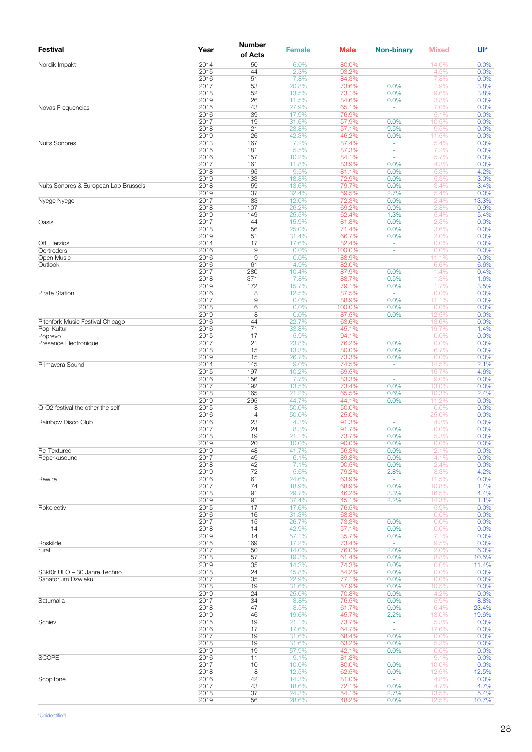| Festival | Year | Number of Acts | Female | Male | Non-binary | Mixed | UI* |
|---|---|---|---|---|---|---|---|
| Nördik Impakt | 2014 | 50 | 6.0% | 80.0% | - | 14.0% | 0.0% |
| | 2015 | 44 | 2.3% | 93.2% | - | 4.5% | 0.0% |
| | 2016 | 51 | 7.8% | 84.3% | - | 7.8% | 0.0% |
| | 2017 | 53 | 20.8% | 73.6% | 0.0% | 1.9% | 3.8% |
| | 2018 | 52 | 13.5% | 73.1% | 0.0% | 9.6% | 3.8% |
| | 2019 | 26 | 11.5% | 84.6% | 0.0% | 3.8% | 0.0% |
| Novas Frequencias | 2015 | 43 | 27.9% | 65.1% | - | 7.0% | 0.0% |
| | 2016 | 39 | 17.9% | 76.9% | - | 5.1% | 0.0% |
| | 2017 | 19 | 31.6% | 57.9% | 0.0% | 10.5% | 0.0% |
| | 2018 | 21 | 23.8% | 57.1% | 9.5% | 9.5% | 0.0% |
| | 2019 | 26 | 42.3% | 46.2% | 0.0% | 11.5% | 0.0% |
| Nuits Sonores | 2013 | 167 | 7.2% | 87.4% | - | 5.4% | 0.0% |
| | 2015 | 181 | 5.5% | 87.3% | - | 7.2% | 0.0% |
| | 2016 | 157 | 10.2% | 84.1% | - | 5.7% | 0.0% |
| | 2017 | 161 | 11.8% | 83.9% | 0.0% | 4.3% | 0.0% |
| | 2018 | 95 | 9.5% | 81.1% | 0.0% | 5.3% | 4.2% |
| | 2019 | 133 | 18.8% | 72.9% | 0.0% | 5.3% | 3.0% |
| Nuits Sonores & European Lab Brussels | 2018 | 59 | 13.6% | 79.7% | 0.0% | 3.4% | 3.4% |
| | 2019 | 37 | 32.4% | 59.5% | 2.7% | 5.4% | 0.0% |
| Nyege Nyege | 2017 | 83 | 12.0% | 72.3% | 0.0% | 2.4% | 13.3% |
| | 2018 | 107 | 26.2% | 69.2% | 0.9% | 2.8% | 0.9% |
| | 2019 | 149 | 25.5% | 62.4% | 1.3% | 5.4% | 5.4% |
| Oasis | 2017 | 44 | 15.9% | 81.8% | 0.0% | 2.3% | 0.0% |
| | 2018 | 56 | 25.0% | 71.4% | 0.0% | 3.6% | 0.0% |
| | 2019 | 51 | 31.4% | 66.7% | 0.0% | 2.0% | 0.0% |
| Off_Herzios | 2014 | 17 | 17.6% | 82.4% | - | 0.0% | 0.0% |
| Oortreders | 2016 | 9 | 0.0% | 100.0% | - | 0.0% | 0.0% |
| Open Music | 2016 | 9 | 0.0% | 88.9% | - | 11.1% | 0.0% |
| Outlook | 2016 | 61 | 4.9% | 82.0% | - | 6.6% | 6.6% |
| | 2017 | 280 | 10.4% | 87.9% | 0.0% | 1.4% | 0.4% |
| | 2018 | 371 | 7.8% | 88.7% | 0.5% | 1.3% | 1.6% |
| | 2019 | 172 | 15.7% | 79.1% | 0.0% | 1.7% | 3.5% |
| Pirate Station | 2016 | 8 | 12.5% | 87.5% | - | 0.0% | 0.0% |
| | 2017 | 9 | 0.0% | 88.9% | 0.0% | 11.1% | 0.0% |
| | 2018 | 6 | 0.0% | 100.0% | 0.0% | 0.0% | 0.0% |
| | 2019 | 8 | 0.0% | 87.5% | 0.0% | 12.5% | 0.0% |
| Pitchfork Music Festival Chicago | 2016 | 44 | 22.7% | 63.6% | - | 13.6% | 0.0% |
| Pop-Kultur | 2016 | 71 | 33.8% | 45.1% | - | 19.7% | 1.4% |
| Poprevo | 2015 | 17 | 5.9% | 94.1% | - | 0.0% | 0.0% |
| Présence Électronique | 2017 | 21 | 23.8% | 76.2% | 0.0% | 0.0% | 0.0% |
| | 2018 | 15 | 13.3% | 80.0% | 0.0% | 6.7% | 0.0% |
| | 2019 | 15 | 26.7% | 73.3% | 0.0% | 0.0% | 0.0% |
| Primavera Sound | 2014 | 145 | 9.0% | 74.5% | - | 14.5% | 2.1% |
| | 2015 | 197 | 10.2% | 69.5% | - | 15.7% | 4.6% |
| | 2016 | 156 | 7.7% | 83.3% | - | 9.0% | 0.0% |
| | 2017 | 192 | 13.5% | 73.4% | 0.0% | 13.0% | 0.0% |
| | 2018 | 165 | 21.2% | 65.5% | 0.6% | 10.3% | 2.4% |
| | 2019 | 295 | 44.7% | 44.1% | 0.0% | 11.2% | 0.0% |
| Q-O2 festival the other the self | 2015 | 8 | 50.0% | 50.0% | - | 0.0% | 0.0% |
| | 2016 | 4 | 50.0% | 25.0% | - | 25.0% | 0.0% |
| Rainbow Disco Club | 2016 | 23 | 4.3% | 91.3% | - | 4.3% | 0.0% |
| | 2017 | 24 | 8.3% | 91.7% | 0.0% | 0.0% | 0.0% |
| | 2018 | 19 | 21.1% | 73.7% | 0.0% | 5.3% | 0.0% |
| | 2019 | 20 | 10.0% | 90.0% | 0.0% | 0.0% | 0.0% |
| Re-Textured | 2019 | 48 | 41.7% | 56.3% | 0.0% | 2.1% | 0.0% |
| Reperkusound | 2017 | 49 | 6.1% | 89.8% | 0.0% | 4.1% | 0.0% |
| | 2018 | 42 | 7.1% | 90.5% | 0.0% | 2.4% | 0.0% |
| | 2019 | 72 | 5.6% | 79.2% | 2.8% | 8.3% | 4.2% |
| Rewire | 2016 | 61 | 24.6% | 63.9% | - | 11.5% | 0.0% |
| | 2017 | 74 | 18.9% | 68.9% | 0.0% | 10.8% | 1.4% |
| | 2018 | 91 | 29.7% | 46.2% | 3.3% | 16.5% | 4.4% |
| | 2019 | 91 | 37.4% | 45.1% | 2.2% | 14.3% | 1.1% |
| Rokolectiv | 2015 | 17 | 17.6% | 76.5% | - | 5.9% | 0.0% |
| | 2016 | 16 | 31.3% | 68.8% | - | 0.0% | 0.0% |
| | 2017 | 15 | 26.7% | 73.3% | 0.0% | 0.0% | 0.0% |
| | 2018 | 14 | 42.9% | 57.1% | 0.0% | 0.0% | 0.0% |
| | 2019 | 14 | 57.1% | 35.7% | 0.0% | 7.1% | 0.0% |
| Roskilde | 2015 | 169 | 17.2% | 73.4% | - | 9.5% | 0.0% |
| rural | 2017 | 50 | 14.0% | 76.0% | 2.0% | 2.0% | 6.0% |
| | 2018 | 57 | 19.3% | 61.4% | 0.0% | 8.8% | 10.5% |
| | 2019 | 35 | 14.3% | 74.3% | 0.0% | 0.0% | 11.4% |
| S3kt0r UFO – 30 Jahre Techno | 2018 | 24 | 45.8% | 54.2% | 0.0% | 0.0% | 0.0% |
| Sanatorium Dzwieku | 2017 | 35 | 22.9% | 77.1% | 0.0% | 0.0% | 0.0% |
| | 2018 | 19 | 31.6% | 57.9% | 0.0% | 10.5% | 0.0% |
| | 2019 | 24 | 25.0% | 70.8% | 0.0% | 4.2% | 0.0% |
| Saturnalia | 2017 | 34 | 8.8% | 76.5% | 0.0% | 5.9% | 8.8% |
| | 2018 | 47 | 8.5% | 61.7% | 0.0% | 6.4% | 23.4% |
| | 2019 | 46 | 19.6% | 45.7% | 2.2% | 13.0% | 19.6% |
| Schiev | 2015 | 19 | 21.1% | 73.7% | - | 5.3% | 0.0% |
| | 2016 | 17 | 17.6% | 64.7% | - | 17.6% | 0.0% |
| | 2017 | 19 | 31.6% | 68.4% | 0.0% | 0.0% | 0.0% |
| | 2018 | 19 | 31.6% | 63.2% | 0.0% | 5.3% | 0.0% |
| | 2019 | 19 | 57.9% | 42.1% | 0.0% | 0.0% | 0.0% |
| SCOPE | 2016 | 11 | 9.1% | 81.8% | - | 9.1% | 0.0% |
| | 2017 | 10 | 10.0% | 80.0% | 0.0% | 10.0% | 0.0% |
| | 2018 | 8 | 12.5% | 62.5% | 0.0% | 12.5% | 12.5% |
| Scopitone | 2016 | 42 | 14.3% | 81.0% | - | 4.8% | 0.0% |
| | 2017 | 43 | 18.6% | 72.1% | 0.0% | 4.7% | 4.7% |
| | 2018 | 37 | 24.3% | 54.1% | 2.7% | 13.5% | 5.4% |
| | 2019 | 56 | 28.6% | 48.2% | 0.0% | 12.5% | 10.7% |

*Unidentified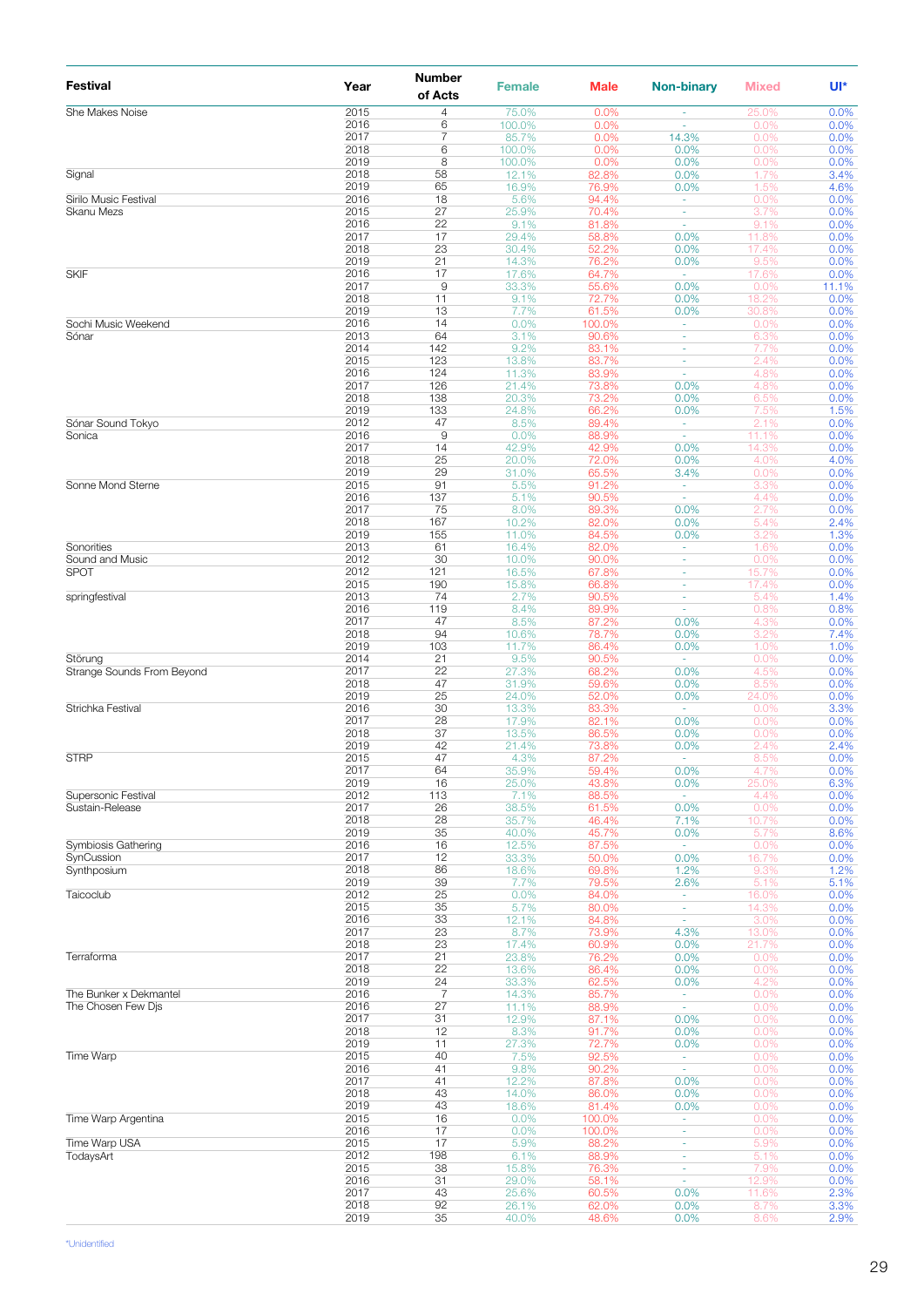| Festival | Year | Number of Acts | Female | Male | Non-binary | Mixed | UI* |
|---|---|---|---|---|---|---|---|
| She Makes Noise | 2015 | 4 | 75.0% | 0.0% | - | 25.0% | 0.0% |
| | 2016 | 6 | 100.0% | 0.0% | - | 0.0% | 0.0% |
| | 2017 | 7 | 85.7% | 0.0% | 14.3% | 0.0% | 0.0% |
| | 2018 | 6 | 100.0% | 0.0% | 0.0% | 0.0% | 0.0% |
| | 2019 | 8 | 100.0% | 0.0% | 0.0% | 0.0% | 0.0% |
| Signal | 2018 | 58 | 12.1% | 82.8% | 0.0% | 1.7% | 3.4% |
| | 2019 | 65 | 16.9% | 76.9% | 0.0% | 1.5% | 4.6% |
| Sirilo Music Festival | 2016 | 18 | 5.6% | 94.4% | - | 0.0% | 0.0% |
| Skanu Mezs | 2015 | 27 | 25.9% | 70.4% | - | 3.7% | 0.0% |
| | 2016 | 22 | 9.1% | 81.8% | - | 9.1% | 0.0% |
| | 2017 | 17 | 29.4% | 58.8% | 0.0% | 11.8% | 0.0% |
| | 2018 | 23 | 30.4% | 52.2% | 0.0% | 17.4% | 0.0% |
| | 2019 | 21 | 14.3% | 76.2% | 0.0% | 9.5% | 0.0% |
| SKIF | 2016 | 17 | 17.6% | 64.7% | - | 17.6% | 0.0% |
| | 2017 | 9 | 33.3% | 55.6% | 0.0% | 0.0% | 11.1% |
| | 2018 | 11 | 9.1% | 72.7% | 0.0% | 18.2% | 0.0% |
| | 2019 | 13 | 7.7% | 61.5% | 0.0% | 30.8% | 0.0% |
| Sochi Music Weekend | 2016 | 14 | 0.0% | 100.0% | - | 0.0% | 0.0% |
| Sónar | 2013 | 64 | 3.1% | 90.6% | - | 6.3% | 0.0% |
| | 2014 | 142 | 9.2% | 83.1% | - | 7.7% | 0.0% |
| | 2015 | 123 | 13.8% | 83.7% | - | 2.4% | 0.0% |
| | 2016 | 124 | 11.3% | 83.9% | - | 4.8% | 0.0% |
| | 2017 | 126 | 21.4% | 73.8% | 0.0% | 4.8% | 0.0% |
| | 2018 | 138 | 20.3% | 73.2% | 0.0% | 6.5% | 0.0% |
| | 2019 | 133 | 24.8% | 66.2% | 0.0% | 7.5% | 1.5% |
| Sónar Sound Tokyo | 2012 | 47 | 8.5% | 89.4% | - | 2.1% | 0.0% |
| Sonica | 2016 | 9 | 0.0% | 88.9% | - | 11.1% | 0.0% |
| | 2017 | 14 | 42.9% | 42.9% | 0.0% | 14.3% | 0.0% |
| | 2018 | 25 | 20.0% | 72.0% | 0.0% | 4.0% | 4.0% |
| | 2019 | 29 | 31.0% | 65.5% | 3.4% | 0.0% | 0.0% |
| Sonne Mond Sterne | 2015 | 91 | 5.5% | 91.2% | - | 3.3% | 0.0% |
| | 2016 | 137 | 5.1% | 90.5% | - | 4.4% | 0.0% |
| | 2017 | 75 | 8.0% | 89.3% | 0.0% | 2.7% | 0.0% |
| | 2018 | 167 | 10.2% | 82.0% | 0.0% | 5.4% | 2.4% |
| | 2019 | 155 | 11.0% | 84.5% | 0.0% | 3.2% | 1.3% |
| Sonorities | 2013 | 61 | 16.4% | 82.0% | - | 1.6% | 0.0% |
| Sound and Music | 2012 | 30 | 10.0% | 90.0% | - | 0.0% | 0.0% |
| SPOT | 2012 | 121 | 16.5% | 67.8% | - | 15.7% | 0.0% |
| | 2015 | 190 | 15.8% | 66.8% | - | 17.4% | 0.0% |
| springfestival | 2013 | 74 | 2.7% | 90.5% | - | 5.4% | 1.4% |
| | 2016 | 119 | 8.4% | 89.9% | - | 0.8% | 0.8% |
| | 2017 | 47 | 8.5% | 87.2% | 0.0% | 4.3% | 0.0% |
| | 2018 | 94 | 10.6% | 78.7% | 0.0% | 3.2% | 7.4% |
| | 2019 | 103 | 11.7% | 86.4% | 0.0% | 1.0% | 1.0% |
| Störung | 2014 | 21 | 9.5% | 90.5% | - | 0.0% | 0.0% |
| Strange Sounds From Beyond | 2017 | 22 | 27.3% | 68.2% | 0.0% | 4.5% | 0.0% |
| | 2018 | 47 | 31.9% | 59.6% | 0.0% | 8.5% | 0.0% |
| | 2019 | 25 | 24.0% | 52.0% | 0.0% | 24.0% | 0.0% |
| Strichka Festival | 2016 | 30 | 13.3% | 83.3% | - | 0.0% | 3.3% |
| | 2017 | 28 | 17.9% | 82.1% | 0.0% | 0.0% | 0.0% |
| | 2018 | 37 | 13.5% | 86.5% | 0.0% | 0.0% | 0.0% |
| | 2019 | 42 | 21.4% | 73.8% | 0.0% | 2.4% | 2.4% |
| STRP | 2015 | 47 | 4.3% | 87.2% | - | 8.5% | 0.0% |
| | 2017 | 64 | 35.9% | 59.4% | 0.0% | 4.7% | 0.0% |
| | 2019 | 16 | 25.0% | 43.8% | 0.0% | 25.0% | 6.3% |
| Supersonic Festival | 2012 | 113 | 7.1% | 88.5% | - | 4.4% | 0.0% |
| Sustain-Release | 2017 | 26 | 38.5% | 61.5% | 0.0% | 0.0% | 0.0% |
| | 2018 | 28 | 35.7% | 46.4% | 7.1% | 10.7% | 0.0% |
| | 2019 | 35 | 40.0% | 45.7% | 0.0% | 5.7% | 8.6% |
| Symbiosis Gathering | 2016 | 16 | 12.5% | 87.5% | - | 0.0% | 0.0% |
| SynCussion | 2017 | 12 | 33.3% | 50.0% | 0.0% | 16.7% | 0.0% |
| Synthposium | 2018 | 86 | 18.6% | 69.8% | 1.2% | 9.3% | 1.2% |
| | 2019 | 39 | 7.7% | 79.5% | 2.6% | 5.1% | 5.1% |
| Taicoclub | 2012 | 25 | 0.0% | 84.0% | - | 16.0% | 0.0% |
| | 2015 | 35 | 5.7% | 80.0% | - | 14.3% | 0.0% |
| | 2016 | 33 | 12.1% | 84.8% | - | 3.0% | 0.0% |
| | 2017 | 23 | 8.7% | 73.9% | 4.3% | 13.0% | 0.0% |
| | 2018 | 23 | 17.4% | 60.9% | 0.0% | 21.7% | 0.0% |
| Terraforma | 2017 | 21 | 23.8% | 76.2% | 0.0% | 0.0% | 0.0% |
| | 2018 | 22 | 13.6% | 86.4% | 0.0% | 0.0% | 0.0% |
| | 2019 | 24 | 33.3% | 62.5% | 0.0% | 4.2% | 0.0% |
| The Bunker x Dekmantel | 2016 | 7 | 14.3% | 85.7% | - | 0.0% | 0.0% |
| The Chosen Few Djs | 2016 | 27 | 11.1% | 88.9% | - | 0.0% | 0.0% |
| | 2017 | 31 | 12.9% | 87.1% | 0.0% | 0.0% | 0.0% |
| | 2018 | 12 | 8.3% | 91.7% | 0.0% | 0.0% | 0.0% |
| | 2019 | 11 | 27.3% | 72.7% | 0.0% | 0.0% | 0.0% |
| Time Warp | 2015 | 40 | 7.5% | 92.5% | - | 0.0% | 0.0% |
| | 2016 | 41 | 9.8% | 90.2% | - | 0.0% | 0.0% |
| | 2017 | 41 | 12.2% | 87.8% | 0.0% | 0.0% | 0.0% |
| | 2018 | 43 | 14.0% | 86.0% | 0.0% | 0.0% | 0.0% |
| | 2019 | 43 | 18.6% | 81.4% | 0.0% | 0.0% | 0.0% |
| Time Warp Argentina | 2015 | 16 | 0.0% | 100.0% | - | 0.0% | 0.0% |
| | 2016 | 17 | 0.0% | 100.0% | - | 0.0% | 0.0% |
| Time Warp USA | 2015 | 17 | 5.9% | 88.2% | - | 5.9% | 0.0% |
| TodaysArt | 2012 | 198 | 6.1% | 88.9% | - | 5.1% | 0.0% |
| | 2015 | 38 | 15.8% | 76.3% | - | 7.9% | 0.0% |
| | 2016 | 31 | 29.0% | 58.1% | - | 12.9% | 0.0% |
| | 2017 | 43 | 25.6% | 60.5% | 0.0% | 11.6% | 2.3% |
| | 2018 | 92 | 26.1% | 62.0% | 0.0% | 8.7% | 3.3% |
| | 2019 | 35 | 40.0% | 48.6% | 0.0% | 8.6% | 2.9% |

*Unidentified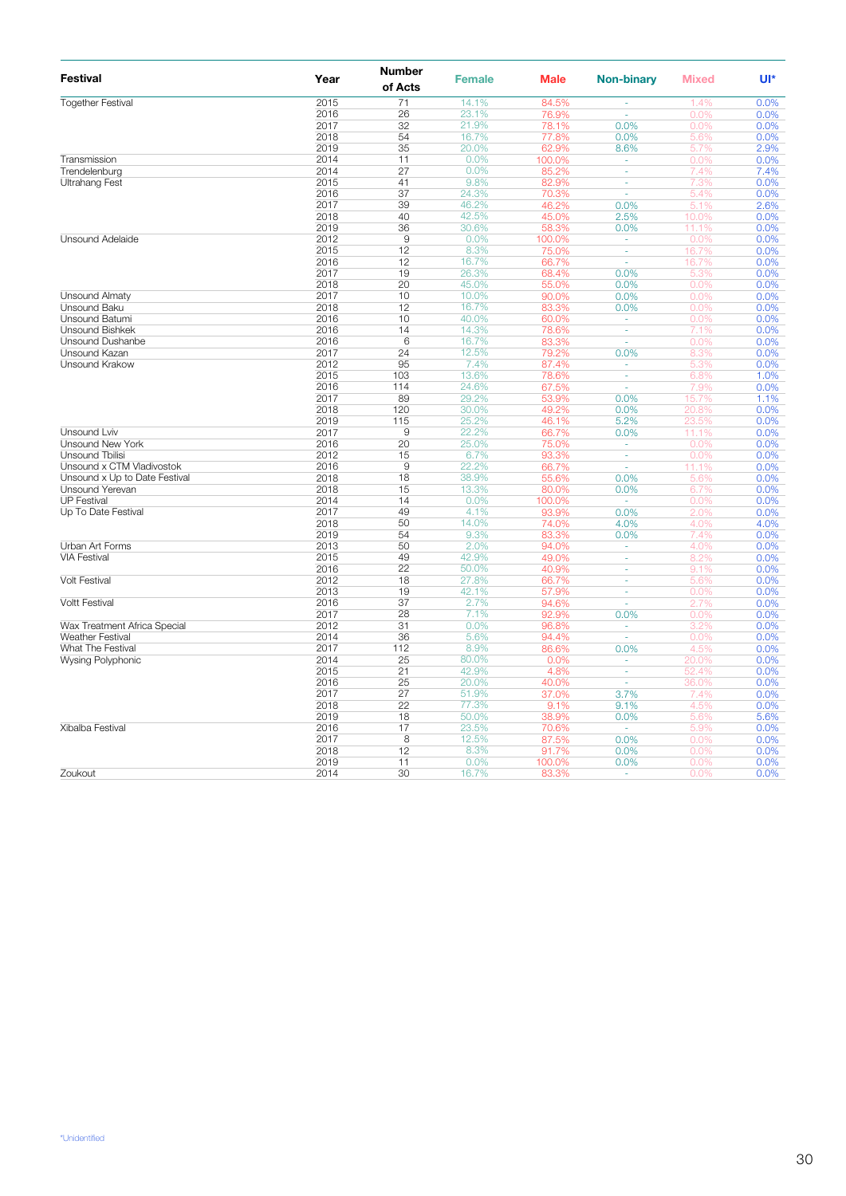| Festival | Year | Number of Acts | Female | Male | Non-binary | Mixed | UI* |
|---|---|---|---|---|---|---|---|
| Together Festival | 2015 | 71 | 14.1% | 84.5% | - | 1.4% | 0.0% |
| | 2016 | 26 | 23.1% | 76.9% | - | 0.0% | 0.0% |
| | 2017 | 32 | 21.9% | 78.1% | 0.0% | 0.0% | 0.0% |
| | 2018 | 54 | 16.7% | 77.8% | 0.0% | 5.6% | 0.0% |
| | 2019 | 35 | 20.0% | 62.9% | 8.6% | 5.7% | 2.9% |
| Transmission | 2014 | 11 | 0.0% | 100.0% | - | 0.0% | 0.0% |
| Trendelenburg | 2014 | 27 | 0.0% | 85.2% | - | 7.4% | 7.4% |
| Ultrahang Fest | 2015 | 41 | 9.8% | 82.9% | - | 7.3% | 0.0% |
| | 2016 | 37 | 24.3% | 70.3% | - | 5.4% | 0.0% |
| | 2017 | 39 | 46.2% | 46.2% | 0.0% | 5.1% | 2.6% |
| | 2018 | 40 | 42.5% | 45.0% | 2.5% | 10.0% | 0.0% |
| | 2019 | 36 | 30.6% | 58.3% | 0.0% | 11.1% | 0.0% |
| Unsound Adelaide | 2012 | 9 | 0.0% | 100.0% | - | 0.0% | 0.0% |
| | 2015 | 12 | 8.3% | 75.0% | - | 16.7% | 0.0% |
| | 2016 | 12 | 16.7% | 66.7% | - | 16.7% | 0.0% |
| | 2017 | 19 | 26.3% | 68.4% | 0.0% | 5.3% | 0.0% |
| | 2018 | 20 | 45.0% | 55.0% | 0.0% | 0.0% | 0.0% |
| Unsound Almaty | 2017 | 10 | 10.0% | 90.0% | 0.0% | 0.0% | 0.0% |
| Unsound Baku | 2018 | 12 | 16.7% | 83.3% | 0.0% | 0.0% | 0.0% |
| Unsound Batumi | 2016 | 10 | 40.0% | 60.0% | - | 0.0% | 0.0% |
| Unsound Bishkek | 2016 | 14 | 14.3% | 78.6% | - | 7.1% | 0.0% |
| Unsound Dushanbe | 2016 | 6 | 16.7% | 83.3% | - | 0.0% | 0.0% |
| Unsound Kazan | 2017 | 24 | 12.5% | 79.2% | 0.0% | 8.3% | 0.0% |
| Unsound Krakow | 2012 | 95 | 7.4% | 87.4% | - | 5.3% | 0.0% |
| | 2015 | 103 | 13.6% | 78.6% | - | 6.8% | 1.0% |
| | 2016 | 114 | 24.6% | 67.5% | - | 7.9% | 0.0% |
| | 2017 | 89 | 29.2% | 53.9% | 0.0% | 15.7% | 1.1% |
| | 2018 | 120 | 30.0% | 49.2% | 0.0% | 20.8% | 0.0% |
| | 2019 | 115 | 25.2% | 46.1% | 5.2% | 23.5% | 0.0% |
| Unsound Lviv | 2017 | 9 | 22.2% | 66.7% | 0.0% | 11.1% | 0.0% |
| Unsound New York | 2016 | 20 | 25.0% | 75.0% | - | 0.0% | 0.0% |
| Unsound Tbilisi | 2012 | 15 | 6.7% | 93.3% | - | 0.0% | 0.0% |
| Unsound x CTM Vladivostok | 2016 | 9 | 22.2% | 66.7% | - | 11.1% | 0.0% |
| Unsound x Up to Date Festival | 2018 | 18 | 38.9% | 55.6% | 0.0% | 5.6% | 0.0% |
| Unsound Yerevan | 2018 | 15 | 13.3% | 80.0% | 0.0% | 6.7% | 0.0% |
| UP Festival | 2014 | 14 | 0.0% | 100.0% | - | 0.0% | 0.0% |
| Up To Date Festival | 2017 | 49 | 4.1% | 93.9% | 0.0% | 2.0% | 0.0% |
| | 2018 | 50 | 14.0% | 74.0% | 4.0% | 4.0% | 4.0% |
| | 2019 | 54 | 9.3% | 83.3% | 0.0% | 7.4% | 0.0% |
| Urban Art Forms | 2013 | 50 | 2.0% | 94.0% | - | 4.0% | 0.0% |
| VIA Festival | 2015 | 49 | 42.9% | 49.0% | - | 8.2% | 0.0% |
| | 2016 | 22 | 50.0% | 40.9% | - | 9.1% | 0.0% |
| Volt Festival | 2012 | 18 | 27.8% | 66.7% | - | 5.6% | 0.0% |
| | 2013 | 19 | 42.1% | 57.9% | - | 0.0% | 0.0% |
| Voltt Festival | 2016 | 37 | 2.7% | 94.6% | - | 2.7% | 0.0% |
| | 2017 | 28 | 7.1% | 92.9% | 0.0% | 0.0% | 0.0% |
| Wax Treatment Africa Special | 2012 | 31 | 0.0% | 96.8% | - | 3.2% | 0.0% |
| Weather Festival | 2014 | 36 | 5.6% | 94.4% | - | 0.0% | 0.0% |
| What The Festival | 2017 | 112 | 8.9% | 86.6% | 0.0% | 4.5% | 0.0% |
| Wysing Polyphonic | 2014 | 25 | 80.0% | 0.0% | - | 20.0% | 0.0% |
| | 2015 | 21 | 42.9% | 4.8% | - | 52.4% | 0.0% |
| | 2016 | 25 | 20.0% | 40.0% | - | 36.0% | 0.0% |
| | 2017 | 27 | 51.9% | 37.0% | 3.7% | 7.4% | 0.0% |
| | 2018 | 22 | 77.3% | 9.1% | 9.1% | 4.5% | 0.0% |
| | 2019 | 18 | 50.0% | 38.9% | 0.0% | 5.6% | 5.6% |
| Xibalba Festival | 2016 | 17 | 23.5% | 70.6% | - | 5.9% | 0.0% |
| | 2017 | 8 | 12.5% | 87.5% | 0.0% | 0.0% | 0.0% |
| | 2018 | 12 | 8.3% | 91.7% | 0.0% | 0.0% | 0.0% |
| | 2019 | 11 | 0.0% | 100.0% | 0.0% | 0.0% | 0.0% |
| Zoukout | 2014 | 30 | 16.7% | 83.3% | - | 0.0% | 0.0% |

*Unidentified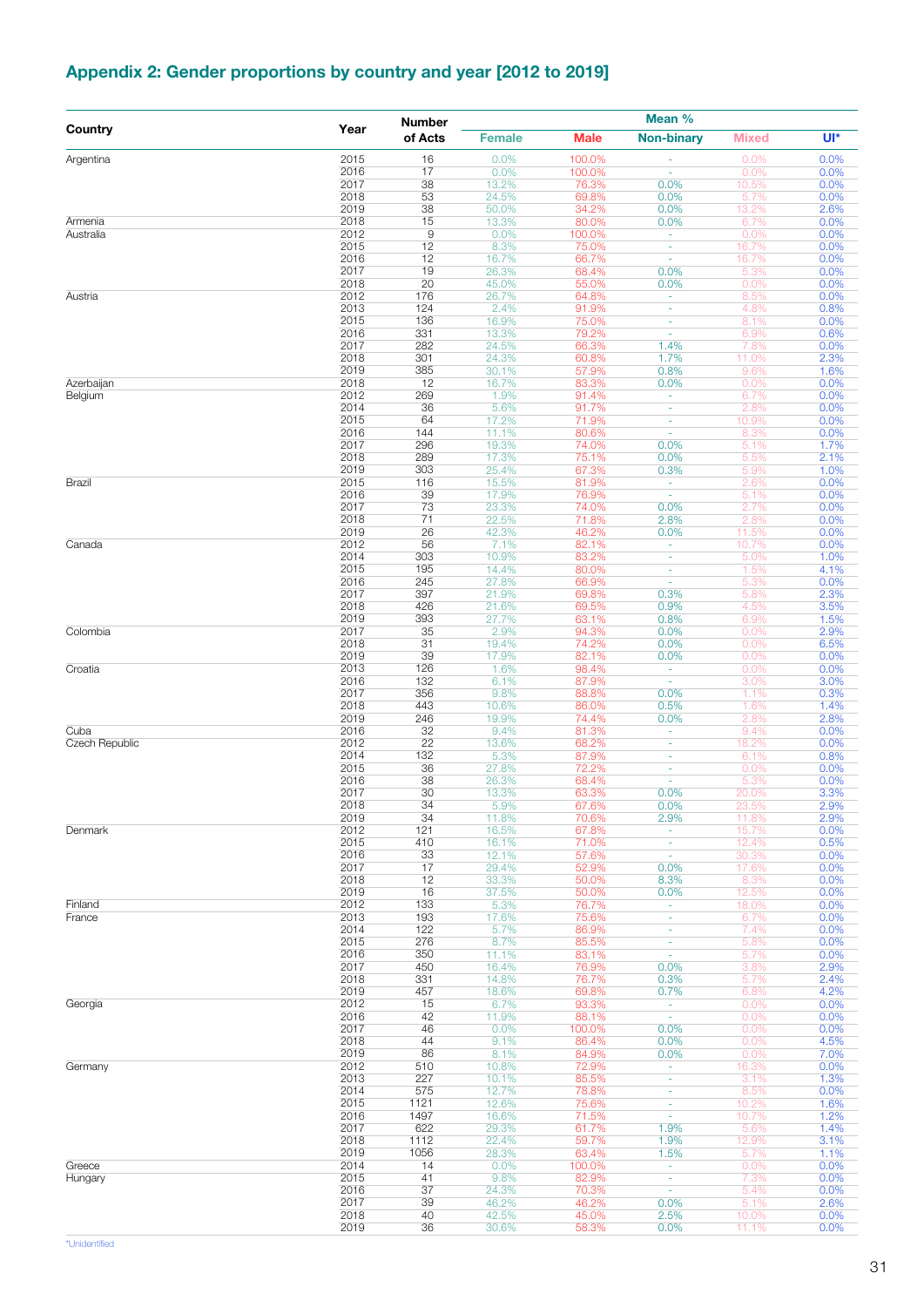## Appendix 2: Gender proportions by country and year [2012 to 2019]

| Country | Year | Number of Acts | Mean % | | | | |
|---|---|---|---|---|---|---|---|
| | | | Female | Male | Non-binary | Mixed | UI* |
| Argentina | 2015 | 16 | 0.0% | 100.0% | - | 0.0% | 0.0% |
| | 2016 | 17 | 0.0% | 100.0% | - | 0.0% | 0.0% |
| | 2017 | 38 | 13.2% | 76.3% | 0.0% | 10.5% | 0.0% |
| | 2018 | 53 | 24.5% | 69.8% | 0.0% | 5.7% | 0.0% |
| | 2019 | 38 | 50.0% | 34.2% | 0.0% | 13.2% | 2.6% |
| Armenia | 2018 | 15 | 13.3% | 80.0% | 0.0% | 6.7% | 0.0% |
| Australia | 2012 | 9 | 0.0% | 100.0% | - | 0.0% | 0.0% |
| | 2015 | 12 | 8.3% | 75.0% | - | 16.7% | 0.0% |
| | 2016 | 12 | 16.7% | 66.7% | - | 16.7% | 0.0% |
| | 2017 | 19 | 26.3% | 68.4% | 0.0% | 5.3% | 0.0% |
| | 2018 | 20 | 45.0% | 55.0% | 0.0% | 0.0% | 0.0% |
| Austria | 2012 | 176 | 26.7% | 64.8% | - | 8.5% | 0.0% |
| | 2013 | 124 | 2.4% | 91.9% | - | 4.8% | 0.8% |
| | 2015 | 136 | 16.9% | 75.0% | - | 8.1% | 0.0% |
| | 2016 | 331 | 13.3% | 79.2% | - | 6.9% | 0.6% |
| | 2017 | 282 | 24.5% | 66.3% | 1.4% | 7.8% | 0.0% |
| | 2018 | 301 | 24.3% | 60.8% | 1.7% | 11.0% | 2.3% |
| | 2019 | 385 | 30.1% | 57.9% | 0.8% | 9.6% | 1.6% |
| Azerbaijan | 2018 | 12 | 16.7% | 83.3% | 0.0% | 0.0% | 0.0% |
| Belgium | 2012 | 269 | 1.9% | 91.4% | - | 6.7% | 0.0% |
| | 2014 | 36 | 5.6% | 91.7% | - | 2.8% | 0.0% |
| | 2015 | 64 | 17.2% | 71.9% | - | 10.9% | 0.0% |
| | 2016 | 144 | 11.1% | 80.6% | - | 8.3% | 0.0% |
| | 2017 | 296 | 19.3% | 74.0% | 0.0% | 5.1% | 1.7% |
| | 2018 | 289 | 17.3% | 75.1% | 0.0% | 5.5% | 2.1% |
| | 2019 | 303 | 25.4% | 67.3% | 0.3% | 5.9% | 1.0% |
| Brazil | 2015 | 116 | 15.5% | 81.9% | - | 2.6% | 0.0% |
| | 2016 | 39 | 17.9% | 76.9% | - | 5.1% | 0.0% |
| | 2017 | 73 | 23.3% | 74.0% | 0.0% | 2.7% | 0.0% |
| | 2018 | 71 | 22.5% | 71.8% | 2.8% | 2.8% | 0.0% |
| | 2019 | 26 | 42.3% | 46.2% | 0.0% | 11.5% | 0.0% |
| Canada | 2012 | 56 | 7.1% | 82.1% | - | 10.7% | 0.0% |
| | 2014 | 303 | 10.9% | 83.2% | - | 5.0% | 1.0% |
| | 2015 | 195 | 14.4% | 80.0% | - | 1.5% | 4.1% |
| | 2016 | 245 | 27.8% | 66.9% | - | 5.3% | 0.0% |
| | 2017 | 397 | 21.9% | 69.8% | 0.3% | 5.8% | 2.3% |
| | 2018 | 426 | 21.6% | 69.5% | 0.9% | 4.5% | 3.5% |
| | 2019 | 393 | 27.7% | 63.1% | 0.8% | 6.9% | 1.5% |
| Colombia | 2017 | 35 | 2.9% | 94.3% | 0.0% | 0.0% | 2.9% |
| | 2018 | 31 | 19.4% | 74.2% | 0.0% | 0.0% | 6.5% |
| | 2019 | 39 | 17.9% | 82.1% | 0.0% | 0.0% | 0.0% |
| Croatia | 2013 | 126 | 1.6% | 98.4% | - | 0.0% | 0.0% |
| | 2016 | 132 | 6.1% | 87.9% | - | 3.0% | 3.0% |
| | 2017 | 356 | 9.8% | 88.8% | 0.0% | 1.1% | 0.3% |
| | 2018 | 443 | 10.6% | 86.0% | 0.5% | 1.6% | 1.4% |
| | 2019 | 246 | 19.9% | 74.4% | 0.0% | 2.8% | 2.8% |
| Cuba | 2016 | 32 | 9.4% | 81.3% | - | 9.4% | 0.0% |
| Czech Republic | 2012 | 22 | 13.6% | 68.2% | - | 18.2% | 0.0% |
| | 2014 | 132 | 5.3% | 87.9% | - | 6.1% | 0.8% |
| | 2015 | 36 | 27.8% | 72.2% | - | 0.0% | 0.0% |
| | 2016 | 38 | 26.3% | 68.4% | - | 5.3% | 0.0% |
| | 2017 | 30 | 13.3% | 63.3% | 0.0% | 20.0% | 3.3% |
| | 2018 | 34 | 5.9% | 67.6% | 0.0% | 23.5% | 2.9% |
| | 2019 | 34 | 11.8% | 70.6% | 2.9% | 11.8% | 2.9% |
| Denmark | 2012 | 121 | 16.5% | 67.8% | - | 15.7% | 0.0% |
| | 2015 | 410 | 16.1% | 71.0% | - | 12.4% | 0.5% |
| | 2016 | 33 | 12.1% | 57.6% | - | 30.3% | 0.0% |
| | 2017 | 17 | 29.4% | 52.9% | 0.0% | 17.6% | 0.0% |
| | 2018 | 12 | 33.3% | 50.0% | 8.3% | 8.3% | 0.0% |
| | 2019 | 16 | 37.5% | 50.0% | 0.0% | 12.5% | 0.0% |
| Finland | 2012 | 133 | 5.3% | 76.7% | - | 18.0% | 0.0% |
| France | 2013 | 193 | 17.6% | 75.6% | - | 6.7% | 0.0% |
| | 2014 | 122 | 5.7% | 86.9% | - | 7.4% | 0.0% |
| | 2015 | 276 | 8.7% | 85.5% | - | 5.8% | 0.0% |
| | 2016 | 350 | 11.1% | 83.1% | - | 5.7% | 0.0% |
| | 2017 | 450 | 16.4% | 76.9% | 0.0% | 3.8% | 2.9% |
| | 2018 | 331 | 14.8% | 76.7% | 0.3% | 5.7% | 2.4% |
| | 2019 | 457 | 18.6% | 69.8% | 0.7% | 6.8% | 4.2% |
| Georgia | 2012 | 15 | 6.7% | 93.3% | - | 0.0% | 0.0% |
| | 2016 | 42 | 11.9% | 88.1% | - | 0.0% | 0.0% |
| | 2017 | 46 | 0.0% | 100.0% | 0.0% | 0.0% | 0.0% |
| | 2018 | 44 | 9.1% | 86.4% | 0.0% | 0.0% | 4.5% |
| | 2019 | 86 | 8.1% | 84.9% | 0.0% | 0.0% | 7.0% |
| Germany | 2012 | 510 | 10.8% | 72.9% | - | 16.3% | 0.0% |
| | 2013 | 227 | 10.1% | 85.5% | - | 3.1% | 1.3% |
| | 2014 | 575 | 12.7% | 78.8% | - | 8.5% | 0.0% |
| | 2015 | 1121 | 12.6% | 75.6% | - | 10.2% | 1.6% |
| | 2016 | 1497 | 16.6% | 71.5% | - | 10.7% | 1.2% |
| | 2017 | 622 | 29.3% | 61.7% | 1.9% | 5.6% | 1.4% |
| | 2018 | 1112 | 22.4% | 59.7% | 1.9% | 12.9% | 3.1% |
| | 2019 | 1056 | 28.3% | 63.4% | 1.5% | 5.7% | 1.1% |
| Greece | 2014 | 14 | 0.0% | 100.0% | - | 0.0% | 0.0% |
| Hungary | 2015 | 41 | 9.8% | 82.9% | - | 7.3% | 0.0% |
| | 2016 | 37 | 24.3% | 70.3% | - | 5.4% | 0.0% |
| | 2017 | 39 | 46.2% | 46.2% | 0.0% | 5.1% | 2.6% |
| | 2018 | 40 | 42.5% | 45.0% | 2.5% | 10.0% | 0.0% |
| | 2019 | 36 | 30.6% | 58.3% | 0.0% | 11.1% | 0.0% |

*Unidentified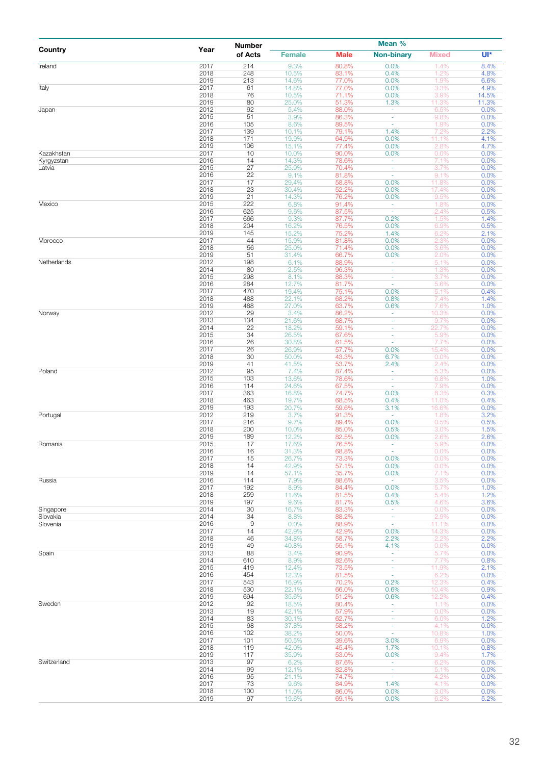| Country | Year | Number of Acts | Mean % | | | | |
|---|---|---|---|---|---|---|---|
| | | | Female | Male | Non-binary | Mixed | UI* |
| Ireland | 2017 | 214 | 9.3% | 80.8% | 0.0% | 1.4% | 8.4% |
| | 2018 | 248 | 10.5% | 83.1% | 0.4% | 1.2% | 4.8% |
| | 2019 | 213 | 14.6% | 77.0% | 0.0% | 1.9% | 6.6% |
| Italy | 2017 | 61 | 14.8% | 77.0% | 0.0% | 3.3% | 4.9% |
| | 2018 | 76 | 10.5% | 71.1% | 0.0% | 3.9% | 14.5% |
| | 2019 | 80 | 25.0% | 51.3% | 1.3% | 11.3% | 11.3% |
| Japan | 2012 | 92 | 5.4% | 88.0% | - | 6.5% | 0.0% |
| | 2015 | 51 | 3.9% | 86.3% | - | 9.8% | 0.0% |
| | 2016 | 105 | 8.6% | 89.5% | - | 1.9% | 0.0% |
| | 2017 | 139 | 10.1% | 79.1% | 1.4% | 7.2% | 2.2% |
| | 2018 | 171 | 19.9% | 64.9% | 0.0% | 11.1% | 4.1% |
| | 2019 | 106 | 15.1% | 77.4% | 0.0% | 2.8% | 4.7% |
| Kazakhstan | 2017 | 10 | 10.0% | 90.0% | 0.0% | 0.0% | 0.0% |
| Kyrgyzstan | 2016 | 14 | 14.3% | 78.6% | - | 7.1% | 0.0% |
| Latvia | 2015 | 27 | 25.9% | 70.4% | - | 3.7% | 0.0% |
| | 2016 | 22 | 9.1% | 81.8% | - | 9.1% | 0.0% |
| | 2017 | 17 | 29.4% | 58.8% | 0.0% | 11.8% | 0.0% |
| | 2018 | 23 | 30.4% | 52.2% | 0.0% | 17.4% | 0.0% |
| | 2019 | 21 | 14.3% | 76.2% | 0.0% | 9.5% | 0.0% |
| Mexico | 2015 | 222 | 6.8% | 91.4% | - | 1.8% | 0.0% |
| | 2016 | 625 | 9.6% | 87.5% | - | 2.4% | 0.5% |
| | 2017 | 666 | 9.3% | 87.7% | 0.2% | 1.5% | 1.4% |
| | 2018 | 204 | 16.2% | 76.5% | 0.0% | 6.9% | 0.5% |
| | 2019 | 145 | 15.2% | 75.2% | 1.4% | 6.2% | 2.1% |
| Morocco | 2017 | 44 | 15.9% | 81.8% | 0.0% | 2.3% | 0.0% |
| | 2018 | 56 | 25.0% | 71.4% | 0.0% | 3.6% | 0.0% |
| | 2019 | 51 | 31.4% | 66.7% | 0.0% | 2.0% | 0.0% |
| Netherlands | 2012 | 198 | 6.1% | 88.9% | - | 5.1% | 0.0% |
| | 2014 | 80 | 2.5% | 96.3% | - | 1.3% | 0.0% |
| | 2015 | 298 | 8.1% | 88.3% | - | 3.7% | 0.0% |
| | 2016 | 284 | 12.7% | 81.7% | - | 5.6% | 0.0% |
| | 2017 | 470 | 19.4% | 75.1% | 0.0% | 5.1% | 0.4% |
| | 2018 | 488 | 22.1% | 68.2% | 0.8% | 7.4% | 1.4% |
| | 2019 | 488 | 27.0% | 63.7% | 0.6% | 7.6% | 1.0% |
| Norway | 2012 | 29 | 3.4% | 86.2% | - | 10.3% | 0.0% |
| | 2013 | 134 | 21.6% | 68.7% | - | 9.7% | 0.0% |
| | 2014 | 22 | 18.2% | 59.1% | - | 22.7% | 0.0% |
| | 2015 | 34 | 26.5% | 67.6% | - | 5.9% | 0.0% |
| | 2016 | 26 | 30.8% | 61.5% | - | 7.7% | 0.0% |
| | 2017 | 26 | 26.9% | 57.7% | 0.0% | 15.4% | 0.0% |
| | 2018 | 30 | 50.0% | 43.3% | 6.7% | 0.0% | 0.0% |
| | 2019 | 41 | 41.5% | 53.7% | 2.4% | 2.4% | 0.0% |
| Poland | 2012 | 95 | 7.4% | 87.4% | - | 5.3% | 0.0% |
| | 2015 | 103 | 13.6% | 78.6% | - | 6.8% | 1.0% |
| | 2016 | 114 | 24.6% | 67.5% | - | 7.9% | 0.0% |
| | 2017 | 363 | 16.8% | 74.7% | 0.0% | 8.3% | 0.3% |
| | 2018 | 463 | 19.7% | 68.5% | 0.4% | 11.0% | 0.4% |
| | 2019 | 193 | 20.7% | 59.6% | 3.1% | 16.6% | 0.0% |
| Portugal | 2012 | 219 | 3.7% | 91.3% | - | 1.8% | 3.2% |
| | 2017 | 216 | 9.7% | 89.4% | 0.0% | 0.5% | 0.5% |
| | 2018 | 200 | 10.0% | 85.0% | 0.5% | 3.0% | 1.5% |
| | 2019 | 189 | 12.2% | 82.5% | 0.0% | 2.6% | 2.6% |
| Romania | 2015 | 17 | 17.6% | 76.5% | - | 5.9% | 0.0% |
| | 2016 | 16 | 31.3% | 68.8% | - | 0.0% | 0.0% |
| | 2017 | 15 | 26.7% | 73.3% | 0.0% | 0.0% | 0.0% |
| | 2018 | 14 | 42.9% | 57.1% | 0.0% | 0.0% | 0.0% |
| | 2019 | 14 | 57.1% | 35.7% | 0.0% | 7.1% | 0.0% |
| Russia | 2016 | 114 | 7.9% | 88.6% | - | 3.5% | 0.0% |
| | 2017 | 192 | 8.9% | 84.4% | 0.0% | 5.7% | 1.0% |
| | 2018 | 259 | 11.6% | 81.5% | 0.4% | 5.4% | 1.2% |
| | 2019 | 197 | 9.6% | 81.7% | 0.5% | 4.6% | 3.6% |
| Singapore | 2014 | 30 | 16.7% | 83.3% | - | 0.0% | 0.0% |
| Slovakia | 2014 | 34 | 8.8% | 88.2% | - | 2.9% | 0.0% |
| Slovenia | 2016 | 9 | 0.0% | 88.9% | - | 11.1% | 0.0% |
| | 2017 | 14 | 42.9% | 42.9% | 0.0% | 14.3% | 0.0% |
| | 2018 | 46 | 34.8% | 58.7% | 2.2% | 2.2% | 2.2% |
| | 2019 | 49 | 40.8% | 55.1% | 4.1% | 0.0% | 0.0% |
| Spain | 2013 | 88 | 3.4% | 90.9% | - | 5.7% | 0.0% |
| | 2014 | 610 | 8.9% | 82.6% | - | 7.7% | 0.8% |
| | 2015 | 419 | 12.4% | 73.5% | - | 11.9% | 2.1% |
| | 2016 | 454 | 12.3% | 81.5% | - | 6.2% | 0.0% |
| | 2017 | 543 | 16.9% | 70.2% | 0.2% | 12.3% | 0.4% |
| | 2018 | 530 | 22.1% | 66.0% | 0.6% | 10.4% | 0.9% |
| | 2019 | 694 | 35.6% | 51.2% | 0.6% | 12.2% | 0.4% |
| Sweden | 2012 | 92 | 18.5% | 80.4% | - | 1.1% | 0.0% |
| | 2013 | 19 | 42.1% | 57.9% | - | 0.0% | 0.0% |
| | 2014 | 83 | 30.1% | 62.7% | - | 6.0% | 1.2% |
| | 2015 | 98 | 37.8% | 58.2% | - | 4.1% | 0.0% |
| | 2016 | 102 | 38.2% | 50.0% | - | 10.8% | 1.0% |
| | 2017 | 101 | 50.5% | 39.6% | 3.0% | 6.9% | 0.0% |
| | 2018 | 119 | 42.0% | 45.4% | 1.7% | 10.1% | 0.8% |
| | 2019 | 117 | 35.9% | 53.0% | 0.0% | 9.4% | 1.7% |
| Switzerland | 2013 | 97 | 6.2% | 87.6% | - | 6.2% | 0.0% |
| | 2014 | 99 | 12.1% | 82.8% | - | 5.1% | 0.0% |
| | 2016 | 95 | 21.1% | 74.7% | - | 4.2% | 0.0% |
| | 2017 | 73 | 9.6% | 84.9% | 1.4% | 4.1% | 0.0% |
| | 2018 | 100 | 11.0% | 86.0% | 0.0% | 3.0% | 0.0% |
| | 2019 | 97 | 19.6% | 69.1% | 0.0% | 6.2% | 5.2% |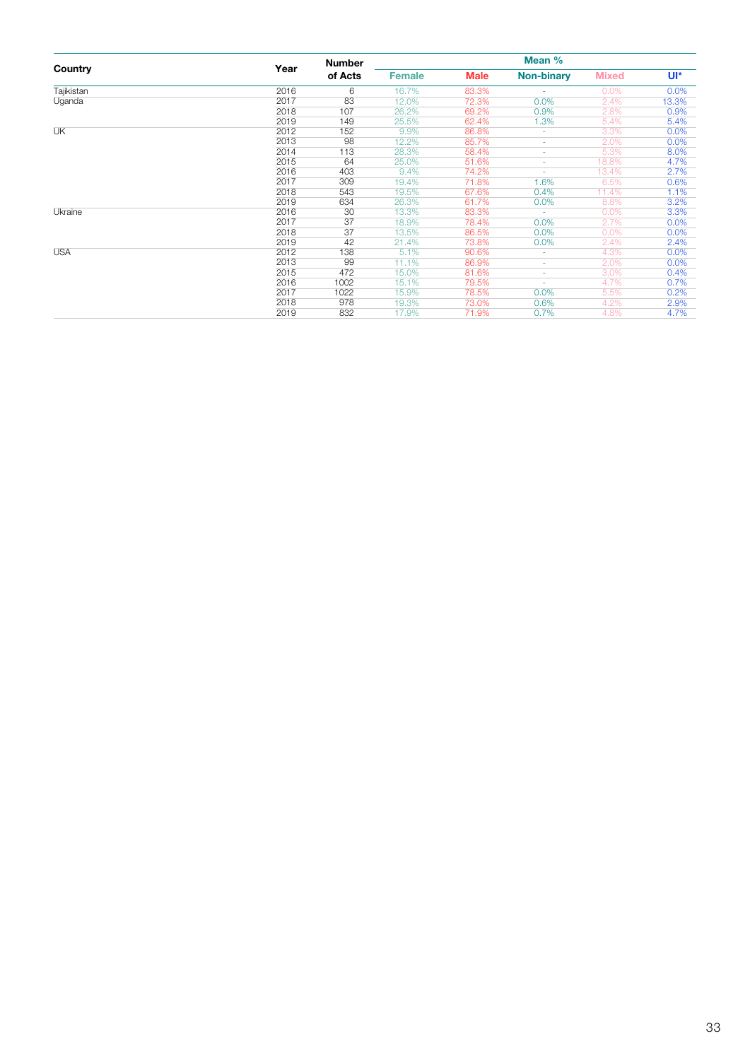| Country | Year | Number of Acts | Mean % | | | | |
|---|---|---|---|---|---|---|---|
| | | | Female | Male | Non-binary | Mixed | UI* |
| Tajikistan | 2016 | 6 | 16.7% | 83.3% | - | 0.0% | 0.0% |
| Uganda | 2017 | 83 | 12.0% | 72.3% | 0.0% | 2.4% | 13.3% |
| | 2018 | 107 | 26.2% | 69.2% | 0.9% | 2.8% | 0.9% |
| | 2019 | 149 | 25.5% | 62.4% | 1.3% | 5.4% | 5.4% |
| UK | 2012 | 152 | 9.9% | 86.8% | - | 3.3% | 0.0% |
| | 2013 | 98 | 12.2% | 85.7% | - | 2.0% | 0.0% |
| | 2014 | 113 | 28.3% | 58.4% | - | 5.3% | 8.0% |
| | 2015 | 64 | 25.0% | 51.6% | - | 18.8% | 4.7% |
| | 2016 | 403 | 9.4% | 74.2% | - | 13.4% | 2.7% |
| | 2017 | 309 | 19.4% | 71.8% | 1.6% | 6.5% | 0.6% |
| | 2018 | 543 | 19.5% | 67.6% | 0.4% | 11.4% | 1.1% |
| | 2019 | 634 | 26.3% | 61.7% | 0.0% | 8.8% | 3.2% |
| Ukraine | 2016 | 30 | 13.3% | 83.3% | - | 0.0% | 3.3% |
| | 2017 | 37 | 18.9% | 78.4% | 0.0% | 2.7% | 0.0% |
| | 2018 | 37 | 13.5% | 86.5% | 0.0% | 0.0% | 0.0% |
| | 2019 | 42 | 21.4% | 73.8% | 0.0% | 2.4% | 2.4% |
| USA | 2012 | 138 | 5.1% | 90.6% | - | 4.3% | 0.0% |
| | 2013 | 99 | 11.1% | 86.9% | - | 2.0% | 0.0% |
| | 2015 | 472 | 15.0% | 81.6% | - | 3.0% | 0.4% |
| | 2016 | 1002 | 15.1% | 79.5% | - | 4.7% | 0.7% |
| | 2017 | 1022 | 15.9% | 78.5% | 0.0% | 5.5% | 0.2% |
| | 2018 | 978 | 19.3% | 73.0% | 0.6% | 4.2% | 2.9% |
| | 2019 | 832 | 17.9% | 71.9% | 0.7% | 4.8% | 4.7% |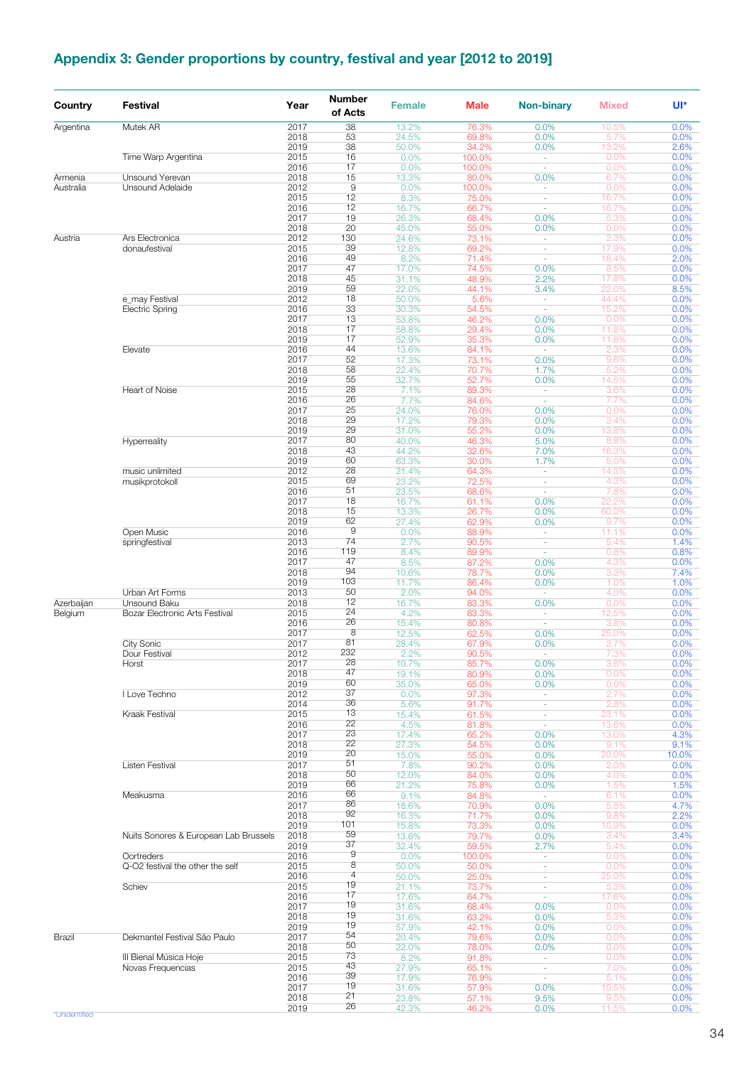## Appendix 3: Gender proportions by country, festival and year [2012 to 2019]

| Country | Festival | Year | Number of Acts | Female | Male | Non-binary | Mixed | UI* |
|---|---|---|---|---|---|---|---|---|
| Argentina | Mutek AR | 2017 | 38 | 13.2% | 76.3% | 0.0% | 10.5% | 0.0% |
| | | 2018 | 53 | 24.5% | 69.8% | 0.0% | 5.7% | 0.0% |
| | | 2019 | 38 | 50.0% | 34.2% | 0.0% | 13.2% | 2.6% |
| | Time Warp Argentina | 2015 | 16 | 0.0% | 100.0% | - | 0.0% | 0.0% |
| | | 2016 | 17 | 0.0% | 100.0% | - | 0.0% | 0.0% |
| Armenia | Unsound Yerevan | 2018 | 15 | 13.3% | 80.0% | 0.0% | 6.7% | 0.0% |
| Australia | Unsound Adelaide | 2012 | 9 | 0.0% | 100.0% | - | 0.0% | 0.0% |
| | | 2015 | 12 | 8.3% | 75.0% | - | 16.7% | 0.0% |
| | | 2016 | 12 | 16.7% | 66.7% | - | 16.7% | 0.0% |
| | | 2017 | 19 | 26.3% | 68.4% | 0.0% | 5.3% | 0.0% |
| | | 2018 | 20 | 45.0% | 55.0% | 0.0% | 0.0% | 0.0% |
| Austria | Ars Electronica | 2012 | 130 | 24.6% | 73.1% | - | 2.3% | 0.0% |
| | donaufestival | 2015 | 39 | 12.8% | 69.2% | - | 17.9% | 0.0% |
| | | 2016 | 49 | 8.2% | 71.4% | - | 18.4% | 2.0% |
| | | 2017 | 47 | 17.0% | 74.5% | 0.0% | 8.5% | 0.0% |
| | | 2018 | 45 | 31.1% | 48.9% | 2.2% | 17.8% | 0.0% |
| | | 2019 | 59 | 22.0% | 44.1% | 3.4% | 22.0% | 8.5% |
| | e_may Festival | 2012 | 18 | 50.0% | 5.6% | - | 44.4% | 0.0% |
| | Electric Spring | 2016 | 33 | 30.3% | 54.5% | - | 15.2% | 0.0% |
| | | 2017 | 13 | 53.8% | 46.2% | 0.0% | 0.0% | 0.0% |
| | | 2018 | 17 | 58.8% | 29.4% | 0.0% | 11.8% | 0.0% |
| | | 2019 | 17 | 52.9% | 35.3% | 0.0% | 11.8% | 0.0% |
| | Elevate | 2016 | 44 | 13.6% | 84.1% | - | 2.3% | 0.0% |
| | | 2017 | 52 | 17.3% | 73.1% | 0.0% | 9.6% | 0.0% |
| | | 2018 | 58 | 22.4% | 70.7% | 1.7% | 5.2% | 0.0% |
| | | 2019 | 55 | 32.7% | 52.7% | 0.0% | 14.5% | 0.0% |
| | Heart of Noise | 2015 | 28 | 7.1% | 89.3% | - | 3.6% | 0.0% |
| | | 2016 | 26 | 7.7% | 84.6% | - | 7.7% | 0.0% |
| | | 2017 | 25 | 24.0% | 76.0% | 0.0% | 0.0% | 0.0% |
| | | 2018 | 29 | 17.2% | 79.3% | 0.0% | 3.4% | 0.0% |
| | | 2019 | 29 | 31.0% | 55.2% | 0.0% | 13.8% | 0.0% |
| | Hyperreality | 2017 | 80 | 40.0% | 46.3% | 5.0% | 8.8% | 0.0% |
| | | 2018 | 43 | 44.2% | 32.6% | 7.0% | 16.3% | 0.0% |
| | | 2019 | 60 | 63.3% | 30.0% | 1.7% | 5.0% | 0.0% |
| | music unlimited | 2012 | 28 | 21.4% | 64.3% | - | 14.3% | 0.0% |
| | musikprotokoll | 2015 | 69 | 23.2% | 72.5% | - | 4.3% | 0.0% |
| | | 2016 | 51 | 23.5% | 68.6% | - | 7.8% | 0.0% |
| | | 2017 | 18 | 16.7% | 61.1% | 0.0% | 22.2% | 0.0% |
| | | 2018 | 15 | 13.3% | 26.7% | 0.0% | 60.0% | 0.0% |
| | | 2019 | 62 | 27.4% | 62.9% | 0.0% | 9.7% | 0.0% |
| | Open Music | 2016 | 9 | 0.0% | 88.9% | - | 11.1% | 0.0% |
| | springfestival | 2013 | 74 | 2.7% | 90.5% | - | 5.4% | 1.4% |
| | | 2016 | 119 | 8.4% | 89.9% | - | 0.8% | 0.8% |
| | | 2017 | 47 | 8.5% | 87.2% | 0.0% | 4.3% | 0.0% |
| | | 2018 | 94 | 10.6% | 78.7% | 0.0% | 3.2% | 7.4% |
| | | 2019 | 103 | 11.7% | 86.4% | 0.0% | 1.0% | 1.0% |
| | Urban Art Forms | 2013 | 50 | 2.0% | 94.0% | - | 4.0% | 0.0% |
| Azerbaijan | Unsound Baku | 2018 | 12 | 16.7% | 83.3% | 0.0% | 0.0% | 0.0% |
| Belgium | Bozar Electronic Arts Festival | 2015 | 24 | 4.2% | 83.3% | - | 12.5% | 0.0% |
| | | 2016 | 26 | 15.4% | 80.8% | - | 3.8% | 0.0% |
| | | 2017 | 8 | 12.5% | 62.5% | 0.0% | 25.0% | 0.0% |
| | City Sonic | 2017 | 81 | 28.4% | 67.9% | 0.0% | 3.7% | 0.0% |
| | Dour Festival | 2012 | 232 | 2.2% | 90.5% | - | 7.3% | 0.0% |
| | Horst | 2017 | 28 | 10.7% | 85.7% | 0.0% | 3.6% | 0.0% |
| | | 2018 | 47 | 19.1% | 80.9% | 0.0% | 0.0% | 0.0% |
| | | 2019 | 60 | 35.0% | 65.0% | 0.0% | 0.0% | 0.0% |
| | I Love Techno | 2012 | 37 | 0.0% | 97.3% | - | 2.7% | 0.0% |
| | | 2014 | 36 | 5.6% | 91.7% | - | 2.8% | 0.0% |
| | Kraak Festival | 2015 | 13 | 15.4% | 61.5% | - | 23.1% | 0.0% |
| | | 2016 | 22 | 4.5% | 81.8% | - | 13.6% | 0.0% |
| | | 2017 | 23 | 17.4% | 65.2% | 0.0% | 13.0% | 4.3% |
| | | 2018 | 22 | 27.3% | 54.5% | 0.0% | 9.1% | 9.1% |
| | | 2019 | 20 | 15.0% | 55.0% | 0.0% | 20.0% | 10.0% |
| | Listen Festival | 2017 | 51 | 7.8% | 90.2% | 0.0% | 2.0% | 0.0% |
| | | 2018 | 50 | 12.0% | 84.0% | 0.0% | 4.0% | 0.0% |
| | | 2019 | 66 | 21.2% | 75.8% | 0.0% | 1.5% | 1.5% |
| | Meakusma | 2016 | 66 | 9.1% | 84.8% | - | 6.1% | 0.0% |
| | | 2017 | 86 | 18.6% | 70.9% | 0.0% | 5.8% | 4.7% |
| | | 2018 | 92 | 16.3% | 71.7% | 0.0% | 9.8% | 2.2% |
| | | 2019 | 101 | 15.8% | 73.3% | 0.0% | 10.9% | 0.0% |
| | Nuits Sonores & European Lab Brussels | 2018 | 59 | 13.6% | 79.7% | 0.0% | 3.4% | 3.4% |
| | | 2019 | 37 | 32.4% | 59.5% | 2.7% | 5.4% | 0.0% |
| | Oortreders | 2016 | 9 | 0.0% | 100.0% | - | 0.0% | 0.0% |
| | Q-O2 festival the other the self | 2015 | 8 | 50.0% | 50.0% | - | 0.0% | 0.0% |
| | | 2016 | 4 | 50.0% | 25.0% | - | 25.0% | 0.0% |
| | Schiev | 2015 | 19 | 21.1% | 73.7% | - | 5.3% | 0.0% |
| | | 2016 | 17 | 17.6% | 64.7% | - | 17.6% | 0.0% |
| | | 2017 | 19 | 31.6% | 68.4% | 0.0% | 0.0% | 0.0% |
| | | 2018 | 19 | 31.6% | 63.2% | 0.0% | 5.3% | 0.0% |
| | | 2019 | 19 | 57.9% | 42.1% | 0.0% | 0.0% | 0.0% |
| Brazil | Dekmantel Festival São Paulo | 2017 | 54 | 20.4% | 79.6% | 0.0% | 0.0% | 0.0% |
| | | 2018 | 50 | 22.0% | 78.0% | 0.0% | 0.0% | 0.0% |
| | III Bienal Música Hoje | 2015 | 73 | 8.2% | 91.8% | - | 0.0% | 0.0% |
| | Novas Frequencias | 2015 | 43 | 27.9% | 65.1% | - | 7.0% | 0.0% |
| | | 2016 | 39 | 17.9% | 76.9% | - | 5.1% | 0.0% |
| | | 2017 | 19 | 31.6% | 57.9% | 0.0% | 10.5% | 0.0% |
| | | 2018 | 21 | 23.8% | 57.1% | 9.5% | 9.5% | 0.0% |
| | | 2019 | 26 | 42.3% | 46.2% | 0.0% | 11.5% | 0.0% |

*Unidentified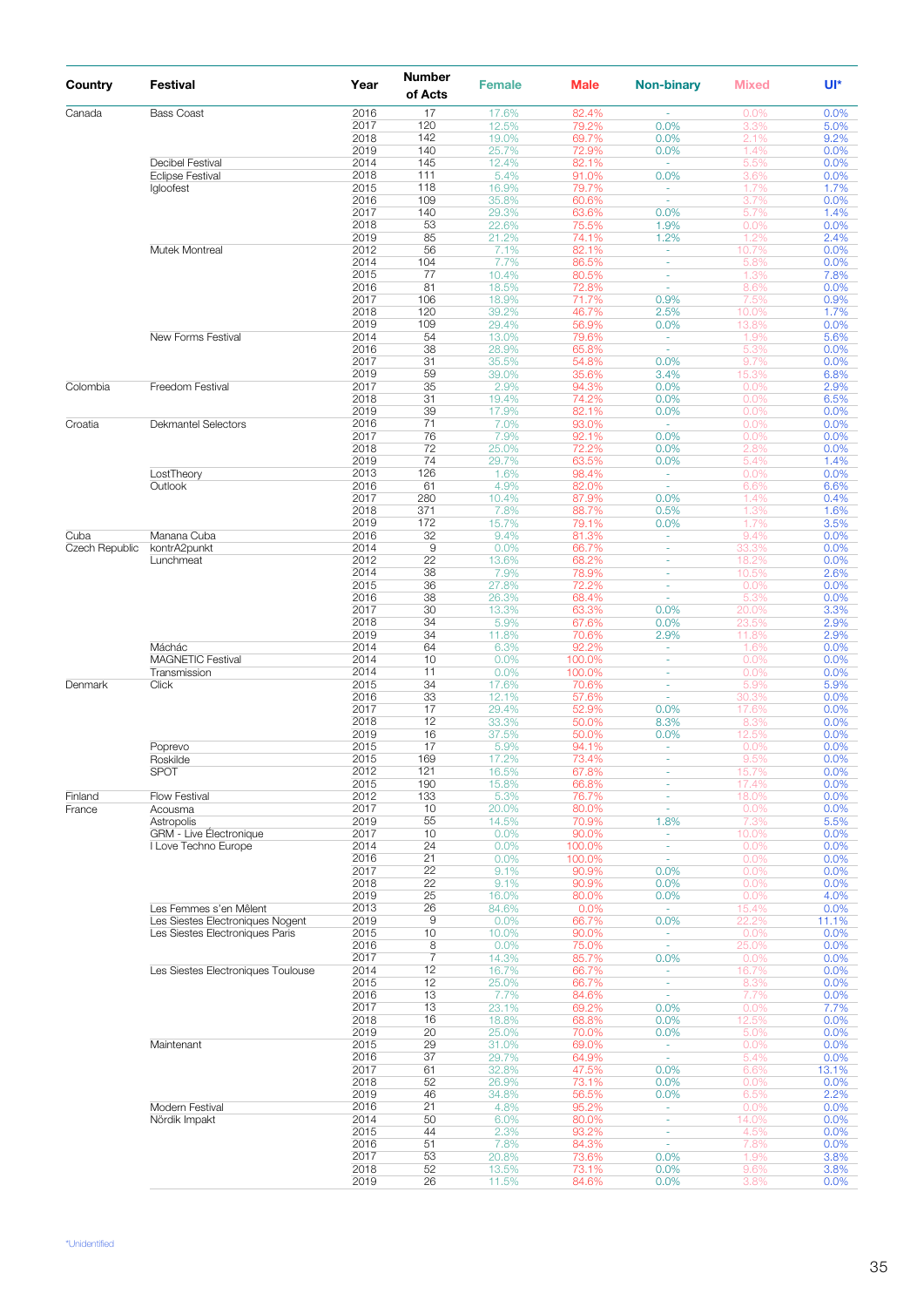| Country | Festival | Year | Number of Acts | Female | Male | Non-binary | Mixed | UI* |
|---|---|---|---|---|---|---|---|---|
| Canada | Bass Coast | 2016 | 17 | 17.6% | 82.4% | - | 0.0% | 0.0% |
| | | 2017 | 120 | 12.5% | 79.2% | 0.0% | 3.3% | 5.0% |
| | | 2018 | 142 | 19.0% | 69.7% | 0.0% | 2.1% | 9.2% |
| | | 2019 | 140 | 25.7% | 72.9% | 0.0% | 1.4% | 0.0% |
| | Decibel Festival | 2014 | 145 | 12.4% | 82.1% | - | 5.5% | 0.0% |
| | Eclipse Festival | 2018 | 111 | 5.4% | 91.0% | 0.0% | 3.6% | 0.0% |
| | Igloofest | 2015 | 118 | 16.9% | 79.7% | - | 1.7% | 1.7% |
| | | 2016 | 109 | 35.8% | 60.6% | - | 3.7% | 0.0% |
| | | 2017 | 140 | 29.3% | 63.6% | 0.0% | 5.7% | 1.4% |
| | | 2018 | 53 | 22.6% | 75.5% | 1.9% | 0.0% | 0.0% |
| | | 2019 | 85 | 21.2% | 74.1% | 1.2% | 1.2% | 2.4% |
| | Mutek Montreal | 2012 | 56 | 7.1% | 82.1% | - | 10.7% | 0.0% |
| | | 2014 | 104 | 7.7% | 86.5% | - | 5.8% | 0.0% |
| | | 2015 | 77 | 10.4% | 80.5% | - | 1.3% | 7.8% |
| | | 2016 | 81 | 18.5% | 72.8% | - | 8.6% | 0.0% |
| | | 2017 | 106 | 18.9% | 71.7% | 0.9% | 7.5% | 0.9% |
| | | 2018 | 120 | 39.2% | 46.7% | 2.5% | 10.0% | 1.7% |
| | | 2019 | 109 | 29.4% | 56.9% | 0.0% | 13.8% | 0.0% |
| | New Forms Festival | 2014 | 54 | 13.0% | 79.6% | - | 1.9% | 5.6% |
| | | 2016 | 38 | 28.9% | 65.8% | - | 5.3% | 0.0% |
| | | 2017 | 31 | 35.5% | 54.8% | 0.0% | 9.7% | 0.0% |
| | | 2019 | 59 | 39.0% | 35.6% | 3.4% | 15.3% | 6.8% |
| Colombia | Freedom Festival | 2017 | 35 | 2.9% | 94.3% | 0.0% | 0.0% | 2.9% |
| | | 2018 | 31 | 19.4% | 74.2% | 0.0% | 0.0% | 6.5% |
| | | 2019 | 39 | 17.9% | 82.1% | 0.0% | 0.0% | 0.0% |
| Croatia | Dekmantel Selectors | 2016 | 71 | 7.0% | 93.0% | - | 0.0% | 0.0% |
| | | 2017 | 76 | 7.9% | 92.1% | 0.0% | 0.0% | 0.0% |
| | | 2018 | 72 | 25.0% | 72.2% | 0.0% | 2.8% | 0.0% |
| | | 2019 | 74 | 29.7% | 63.5% | 0.0% | 5.4% | 1.4% |
| | LostTheory | 2013 | 126 | 1.6% | 98.4% | - | 0.0% | 0.0% |
| | Outlook | 2016 | 61 | 4.9% | 82.0% | - | 6.6% | 6.6% |
| | | 2017 | 280 | 10.4% | 87.9% | 0.0% | 1.4% | 0.4% |
| | | 2018 | 371 | 7.8% | 88.7% | 0.5% | 1.3% | 1.6% |
| | | 2019 | 172 | 15.7% | 79.1% | 0.0% | 1.7% | 3.5% |
| Cuba | Manana Cuba | 2016 | 32 | 9.4% | 81.3% | - | 9.4% | 0.0% |
| Czech Republic | kontrA2punkt | 2014 | 9 | 0.0% | 66.7% | - | 33.3% | 0.0% |
| | Lunchmeat | 2012 | 22 | 13.6% | 68.2% | - | 18.2% | 0.0% |
| | | 2014 | 38 | 7.9% | 78.9% | - | 10.5% | 2.6% |
| | | 2015 | 36 | 27.8% | 72.2% | - | 0.0% | 0.0% |
| | | 2016 | 38 | 26.3% | 68.4% | - | 5.3% | 0.0% |
| | | 2017 | 30 | 13.3% | 63.3% | 0.0% | 20.0% | 3.3% |
| | | 2018 | 34 | 5.9% | 67.6% | 0.0% | 23.5% | 2.9% |
| | | 2019 | 34 | 11.8% | 70.6% | 2.9% | 11.8% | 2.9% |
| | Máchác | 2014 | 64 | 6.3% | 92.2% | - | 1.6% | 0.0% |
| | MAGNETIC Festival | 2014 | 10 | 0.0% | 100.0% | - | 0.0% | 0.0% |
| | Transmission | 2014 | 11 | 0.0% | 100.0% | - | 0.0% | 0.0% |
| Denmark | Click | 2015 | 34 | 17.6% | 70.6% | - | 5.9% | 5.9% |
| | | 2016 | 33 | 12.1% | 57.6% | - | 30.3% | 0.0% |
| | | 2017 | 17 | 29.4% | 52.9% | 0.0% | 17.6% | 0.0% |
| | | 2018 | 12 | 33.3% | 50.0% | 8.3% | 8.3% | 0.0% |
| | | 2019 | 16 | 37.5% | 50.0% | 0.0% | 12.5% | 0.0% |
| | Poprevo | 2015 | 17 | 5.9% | 94.1% | - | 0.0% | 0.0% |
| | Roskilde | 2015 | 169 | 17.2% | 73.4% | - | 9.5% | 0.0% |
| | SPOT | 2012 | 121 | 16.5% | 67.8% | - | 15.7% | 0.0% |
| | | 2015 | 190 | 15.8% | 66.8% | - | 17.4% | 0.0% |
| Finland | Flow Festival | 2012 | 133 | 5.3% | 76.7% | - | 18.0% | 0.0% |
| France | Acousma | 2017 | 10 | 20.0% | 80.0% | - | 0.0% | 0.0% |
| | Astropolis | 2019 | 55 | 14.5% | 70.9% | 1.8% | 7.3% | 5.5% |
| | GRM - Live Électronique | 2017 | 10 | 0.0% | 90.0% | - | 10.0% | 0.0% |
| | I Love Techno Europe | 2014 | 24 | 0.0% | 100.0% | - | 0.0% | 0.0% |
| | | 2016 | 21 | 0.0% | 100.0% | - | 0.0% | 0.0% |
| | | 2017 | 22 | 9.1% | 90.9% | 0.0% | 0.0% | 0.0% |
| | | 2018 | 22 | 9.1% | 90.9% | 0.0% | 0.0% | 0.0% |
| | | 2019 | 25 | 16.0% | 80.0% | 0.0% | 0.0% | 4.0% |
| | Les Femmes s'en Mêlent | 2013 | 26 | 84.6% | 0.0% | - | 15.4% | 0.0% |
| | Les Siestes Electroniques Nogent | 2019 | 9 | 0.0% | 66.7% | 0.0% | 22.2% | 11.1% |
| | Les Siestes Electroniques Paris | 2015 | 10 | 10.0% | 90.0% | - | 0.0% | 0.0% |
| | | 2016 | 8 | 0.0% | 75.0% | - | 25.0% | 0.0% |
| | | 2017 | 7 | 14.3% | 85.7% | 0.0% | 0.0% | 0.0% |
| | Les Siestes Electroniques Toulouse | 2014 | 12 | 16.7% | 66.7% | - | 16.7% | 0.0% |
| | | 2015 | 12 | 25.0% | 66.7% | - | 8.3% | 0.0% |
| | | 2016 | 13 | 7.7% | 84.6% | - | 7.7% | 0.0% |
| | | 2017 | 13 | 23.1% | 69.2% | 0.0% | 0.0% | 7.7% |
| | | 2018 | 16 | 18.8% | 68.8% | 0.0% | 12.5% | 0.0% |
| | | 2019 | 20 | 25.0% | 70.0% | 0.0% | 5.0% | 0.0% |
| | Maintenant | 2015 | 29 | 31.0% | 69.0% | - | 0.0% | 0.0% |
| | | 2016 | 37 | 29.7% | 64.9% | - | 5.4% | 0.0% |
| | | 2017 | 61 | 32.8% | 47.5% | 0.0% | 6.6% | 13.1% |
| | | 2018 | 52 | 26.9% | 73.1% | 0.0% | 0.0% | 0.0% |
| | | 2019 | 46 | 34.8% | 56.5% | 0.0% | 6.5% | 2.2% |
| | Modern Festival | 2016 | 21 | 4.8% | 95.2% | - | 0.0% | 0.0% |
| | Nördik Impakt | 2014 | 50 | 6.0% | 80.0% | - | 14.0% | 0.0% |
| | | 2015 | 44 | 2.3% | 93.2% | - | 4.5% | 0.0% |
| | | 2016 | 51 | 7.8% | 84.3% | - | 7.8% | 0.0% |
| | | 2017 | 53 | 20.8% | 73.6% | 0.0% | 1.9% | 3.8% |
| | | 2018 | 52 | 13.5% | 73.1% | 0.0% | 9.6% | 3.8% |
| | | 2019 | 26 | 11.5% | 84.6% | 0.0% | 3.8% | 0.0% |

*Unidentified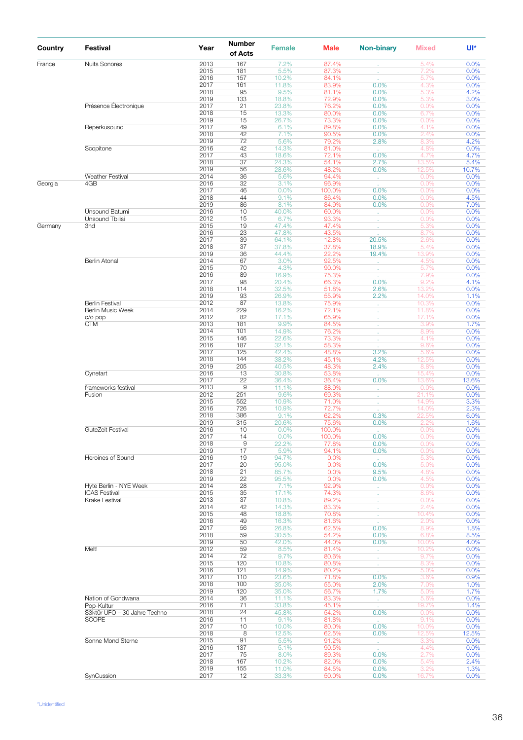| Country | Festival | Year | Number of Acts | Female | Male | Non-binary | Mixed | UI* |
|---|---|---|---|---|---|---|---|---|
| France | Nuits Sonores | 2013 | 167 | 7.2% | 87.4% | . | 5.4% | 0.0% |
| | | 2015 | 181 | 5.5% | 87.3% | . | 7.2% | 0.0% |
| | | 2016 | 157 | 10.2% | 84.1% | . | 5.7% | 0.0% |
| | | 2017 | 161 | 11.8% | 83.9% | 0.0% | 4.3% | 0.0% |
| | | 2018 | 95 | 9.5% | 81.1% | 0.0% | 5.3% | 4.2% |
| | | 2019 | 133 | 18.8% | 72.9% | 0.0% | 5.3% | 3.0% |
| | Présence Électronique | 2017 | 21 | 23.8% | 76.2% | 0.0% | 0.0% | 0.0% |
| | | 2018 | 15 | 13.3% | 80.0% | 0.0% | 6.7% | 0.0% |
| | | 2019 | 15 | 26.7% | 73.3% | 0.0% | 0.0% | 0.0% |
| | Reperkusound | 2017 | 49 | 6.1% | 89.8% | 0.0% | 4.1% | 0.0% |
| | | 2018 | 42 | 7.1% | 90.5% | 0.0% | 2.4% | 0.0% |
| | | 2019 | 72 | 5.6% | 79.2% | 2.8% | 8.3% | 4.2% |
| | Scopitone | 2016 | 42 | 14.3% | 81.0% | . | 4.8% | 0.0% |
| | | 2017 | 43 | 18.6% | 72.1% | 0.0% | 4.7% | 4.7% |
| | | 2018 | 37 | 24.3% | 54.1% | 2.7% | 13.5% | 5.4% |
| | | 2019 | 56 | 28.6% | 48.2% | 0.0% | 12.5% | 10.7% |
| | Weather Festival | 2014 | 36 | 5.6% | 94.4% | . | 0.0% | 0.0% |
| Georgia | 4GB | 2016 | 32 | 3.1% | 96.9% | . | 0.0% | 0.0% |
| | | 2017 | 46 | 0.0% | 100.0% | 0.0% | 0.0% | 0.0% |
| | | 2018 | 44 | 9.1% | 86.4% | 0.0% | 0.0% | 4.5% |
| | | 2019 | 86 | 8.1% | 84.9% | 0.0% | 0.0% | 7.0% |
| | Unsound Batumi | 2016 | 10 | 40.0% | 60.0% | . | 0.0% | 0.0% |
| | Unsound Tbilisi | 2012 | 15 | 6.7% | 93.3% | . | 0.0% | 0.0% |
| Germany | 3hd | 2015 | 19 | 47.4% | 47.4% | . | 5.3% | 0.0% |
| | | 2016 | 23 | 47.8% | 43.5% | . | 8.7% | 0.0% |
| | | 2017 | 39 | 64.1% | 12.8% | 20.5% | 2.6% | 0.0% |
| | | 2018 | 37 | 37.8% | 37.8% | 18.9% | 5.4% | 0.0% |
| | | 2019 | 36 | 44.4% | 22.2% | 19.4% | 13.9% | 0.0% |
| | Berlin Atonal | 2014 | 67 | 3.0% | 92.5% | . | 4.5% | 0.0% |
| | | 2015 | 70 | 4.3% | 90.0% | . | 5.7% | 0.0% |
| | | 2016 | 89 | 16.9% | 75.3% | . | 7.9% | 0.0% |
| | | 2017 | 98 | 20.4% | 66.3% | 0.0% | 9.2% | 4.1% |
| | | 2018 | 114 | 32.5% | 51.8% | 2.6% | 13.2% | 0.0% |
| | | 2019 | 93 | 26.9% | 55.9% | 2.2% | 14.0% | 1.1% |
| | Berlin Festival | 2012 | 87 | 13.8% | 75.9% | . | 10.3% | 0.0% |
| | Berlin Music Week | 2014 | 229 | 16.2% | 72.1% | . | 11.8% | 0.0% |
| | c/o pop | 2012 | 82 | 17.1% | 65.9% | . | 17.1% | 0.0% |
| | CTM | 2013 | 181 | 9.9% | 84.5% | . | 3.9% | 1.7% |
| | | 2014 | 101 | 14.9% | 76.2% | . | 8.9% | 0.0% |
| | | 2015 | 146 | 22.6% | 73.3% | . | 4.1% | 0.0% |
| | | 2016 | 187 | 32.1% | 58.3% | . | 9.6% | 0.0% |
| | | 2017 | 125 | 42.4% | 48.8% | 3.2% | 5.6% | 0.0% |
| | | 2018 | 144 | 38.2% | 45.1% | 4.2% | 12.5% | 0.0% |
| | | 2019 | 205 | 40.5% | 48.3% | 2.4% | 8.8% | 0.0% |
| | Cynetart | 2016 | 13 | 30.8% | 53.8% | . | 15.4% | 0.0% |
| | | 2017 | 22 | 36.4% | 36.4% | 0.0% | 13.6% | 13.6% |
| | frameworks festival | 2013 | 9 | 11.1% | 88.9% | . | 0.0% | 0.0% |
| | Fusion | 2012 | 251 | 9.6% | 69.3% | . | 21.1% | 0.0% |
| | | 2015 | 552 | 10.9% | 71.0% | . | 14.9% | 3.3% |
| | | 2016 | 726 | 10.9% | 72.7% | . | 14.0% | 2.3% |
| | | 2018 | 386 | 9.1% | 62.2% | 0.3% | 22.5% | 6.0% |
| | | 2019 | 315 | 20.6% | 75.6% | 0.0% | 2.2% | 1.6% |
| | GuteZeit Festival | 2016 | 10 | 0.0% | 100.0% | . | 0.0% | 0.0% |
| | | 2017 | 14 | 0.0% | 100.0% | 0.0% | 0.0% | 0.0% |
| | | 2018 | 9 | 22.2% | 77.8% | 0.0% | 0.0% | 0.0% |
| | | 2019 | 17 | 5.9% | 94.1% | 0.0% | 0.0% | 0.0% |
| | Heroines of Sound | 2016 | 19 | 94.7% | 0.0% | . | 5.3% | 0.0% |
| | | 2017 | 20 | 95.0% | 0.0% | 0.0% | 5.0% | 0.0% |
| | | 2018 | 21 | 85.7% | 0.0% | 9.5% | 4.8% | 0.0% |
| | | 2019 | 22 | 95.5% | 0.0% | 0.0% | 4.5% | 0.0% |
| | Hyte Berlin - NYE Week | 2014 | 28 | 7.1% | 92.9% | . | 0.0% | 0.0% |
| | ICAS Festival | 2015 | 35 | 17.1% | 74.3% | . | 8.6% | 0.0% |
| | Krake Festival | 2013 | 37 | 10.8% | 89.2% | . | 0.0% | 0.0% |
| | | 2014 | 42 | 14.3% | 83.3% | . | 2.4% | 0.0% |
| | | 2015 | 48 | 18.8% | 70.8% | . | 10.4% | 0.0% |
| | | 2016 | 49 | 16.3% | 81.6% | . | 2.0% | 0.0% |
| | | 2017 | 56 | 26.8% | 62.5% | 0.0% | 8.9% | 1.8% |
| | | 2018 | 59 | 30.5% | 54.2% | 0.0% | 6.8% | 8.5% |
| | | 2019 | 50 | 42.0% | 44.0% | 0.0% | 10.0% | 4.0% |
| | Melt! | 2012 | 59 | 8.5% | 81.4% | . | 10.2% | 0.0% |
| | | 2014 | 72 | 9.7% | 80.6% | . | 9.7% | 0.0% |
| | | 2015 | 120 | 10.8% | 80.8% | . | 8.3% | 0.0% |
| | | 2016 | 121 | 14.9% | 80.2% | . | 5.0% | 0.0% |
| | | 2017 | 110 | 23.6% | 71.8% | 0.0% | 3.6% | 0.9% |
| | | 2018 | 100 | 35.0% | 55.0% | 2.0% | 7.0% | 1.0% |
| | | 2019 | 120 | 35.0% | 56.7% | 1.7% | 5.0% | 1.7% |
| | Nation of Gondwana | 2014 | 36 | 11.1% | 83.3% | . | 5.6% | 0.0% |
| | Pop-Kultur | 2016 | 71 | 33.8% | 45.1% | . | 19.7% | 1.4% |
| | S3kt0r UFO – 30 Jahre Techno | 2018 | 24 | 45.8% | 54.2% | 0.0% | 0.0% | 0.0% |
| | SCOPE | 2016 | 11 | 9.1% | 81.8% | . | 9.1% | 0.0% |
| | | 2017 | 10 | 10.0% | 80.0% | 0.0% | 10.0% | 0.0% |
| | | 2018 | 8 | 12.5% | 62.5% | 0.0% | 12.5% | 12.5% |
| | Sonne Mond Sterne | 2015 | 91 | 5.5% | 91.2% | . | 3.3% | 0.0% |
| | | 2016 | 137 | 5.1% | 90.5% | . | 4.4% | 0.0% |
| | | 2017 | 75 | 8.0% | 89.3% | 0.0% | 2.7% | 0.0% |
| | | 2018 | 167 | 10.2% | 82.0% | 0.0% | 5.4% | 2.4% |
| | | 2019 | 155 | 11.0% | 84.5% | 0.0% | 3.2% | 1.3% |
| | SynCussion | 2017 | 12 | 33.3% | 50.0% | 0.0% | 16.7% | 0.0% |

*Unidentified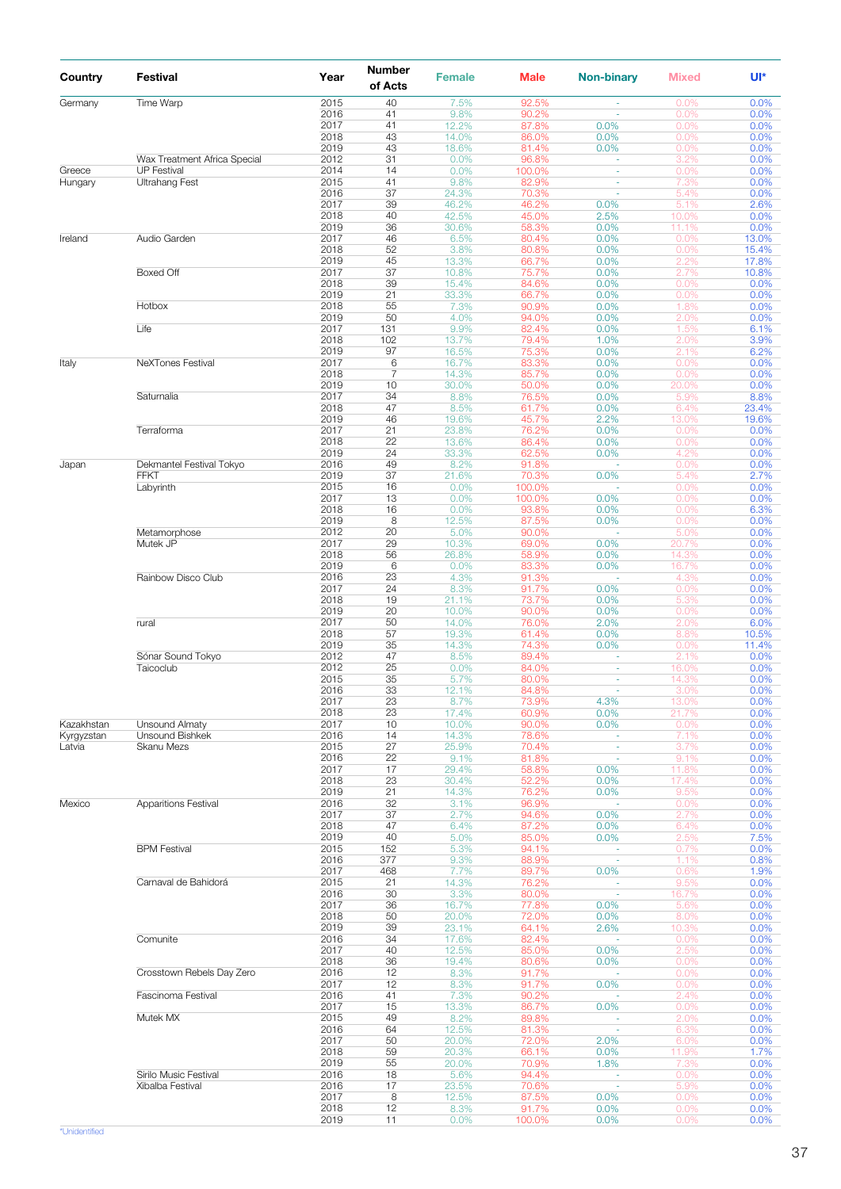| Country | Festival | Year | Number of Acts | Female | Male | Non-binary | Mixed | UI* |
|---|---|---|---|---|---|---|---|---|
| Germany | Time Warp | 2015 | 40 | 7.5% | 92.5% | - | 0.0% | 0.0% |
| | | 2016 | 41 | 9.8% | 90.2% | - | 0.0% | 0.0% |
| | | 2017 | 41 | 12.2% | 87.8% | 0.0% | 0.0% | 0.0% |
| | | 2018 | 43 | 14.0% | 86.0% | 0.0% | 0.0% | 0.0% |
| | | 2019 | 43 | 18.6% | 81.4% | 0.0% | 0.0% | 0.0% |
| | Wax Treatment Africa Special | 2012 | 31 | 0.0% | 96.8% | - | 3.2% | 0.0% |
| Greece | UP Festival | 2014 | 14 | 0.0% | 100.0% | - | 0.0% | 0.0% |
| Hungary | Ultrahang Fest | 2015 | 41 | 9.8% | 82.9% | - | 7.3% | 0.0% |
| | | 2016 | 37 | 24.3% | 70.3% | - | 5.4% | 0.0% |
| | | 2017 | 39 | 46.2% | 46.2% | 0.0% | 5.1% | 2.6% |
| | | 2018 | 40 | 42.5% | 45.0% | 2.5% | 10.0% | 0.0% |
| | | 2019 | 36 | 30.6% | 58.3% | 0.0% | 11.1% | 0.0% |
| Ireland | Audio Garden | 2017 | 46 | 6.5% | 80.4% | 0.0% | 0.0% | 13.0% |
| | | 2018 | 52 | 3.8% | 80.8% | 0.0% | 0.0% | 15.4% |
| | | 2019 | 45 | 13.3% | 66.7% | 0.0% | 2.2% | 17.8% |
| | Boxed Off | 2017 | 37 | 10.8% | 75.7% | 0.0% | 2.7% | 10.8% |
| | | 2018 | 39 | 15.4% | 84.6% | 0.0% | 0.0% | 0.0% |
| | | 2019 | 21 | 33.3% | 66.7% | 0.0% | 0.0% | 0.0% |
| | Hotbox | 2018 | 55 | 7.3% | 90.9% | 0.0% | 1.8% | 0.0% |
| | | 2019 | 50 | 4.0% | 94.0% | 0.0% | 2.0% | 0.0% |
| | Life | 2017 | 131 | 9.9% | 82.4% | 0.0% | 1.5% | 6.1% |
| | | 2018 | 102 | 13.7% | 79.4% | 1.0% | 2.0% | 3.9% |
| | | 2019 | 97 | 16.5% | 75.3% | 0.0% | 2.1% | 6.2% |
| Italy | NeXTones Festival | 2017 | 6 | 16.7% | 83.3% | 0.0% | 0.0% | 0.0% |
| | | 2018 | 7 | 14.3% | 85.7% | 0.0% | 0.0% | 0.0% |
| | | 2019 | 10 | 30.0% | 50.0% | 0.0% | 20.0% | 0.0% |
| | Saturnalia | 2017 | 34 | 8.8% | 76.5% | 0.0% | 5.9% | 8.8% |
| | | 2018 | 47 | 8.5% | 61.7% | 0.0% | 6.4% | 23.4% |
| | | 2019 | 46 | 19.6% | 45.7% | 2.2% | 13.0% | 19.6% |
| | Terraforma | 2017 | 21 | 23.8% | 76.2% | 0.0% | 0.0% | 0.0% |
| | | 2018 | 22 | 13.6% | 86.4% | 0.0% | 0.0% | 0.0% |
| | | 2019 | 24 | 33.3% | 62.5% | 0.0% | 4.2% | 0.0% |
| Japan | Dekmantel Festival Tokyo | 2016 | 49 | 8.2% | 91.8% | - | 0.0% | 0.0% |
| | FFKT | 2019 | 37 | 21.6% | 70.3% | 0.0% | 5.4% | 2.7% |
| | Labyrinth | 2015 | 16 | 0.0% | 100.0% | - | 0.0% | 0.0% |
| | | 2017 | 13 | 0.0% | 100.0% | 0.0% | 0.0% | 0.0% |
| | | 2018 | 16 | 0.0% | 93.8% | 0.0% | 0.0% | 6.3% |
| | | 2019 | 8 | 12.5% | 87.5% | 0.0% | 0.0% | 0.0% |
| | Metamorphose | 2012 | 20 | 5.0% | 90.0% | - | 5.0% | 0.0% |
| | Mutek JP | 2017 | 29 | 10.3% | 69.0% | 0.0% | 20.7% | 0.0% |
| | | 2018 | 56 | 26.8% | 58.9% | 0.0% | 14.3% | 0.0% |
| | | 2019 | 6 | 0.0% | 83.3% | 0.0% | 16.7% | 0.0% |
| | Rainbow Disco Club | 2016 | 23 | 4.3% | 91.3% | - | 4.3% | 0.0% |
| | | 2017 | 24 | 8.3% | 91.7% | 0.0% | 0.0% | 0.0% |
| | | 2018 | 19 | 21.1% | 73.7% | 0.0% | 5.3% | 0.0% |
| | | 2019 | 20 | 10.0% | 90.0% | 0.0% | 0.0% | 0.0% |
| | rural | 2017 | 50 | 14.0% | 76.0% | 2.0% | 2.0% | 6.0% |
| | | 2018 | 57 | 19.3% | 61.4% | 0.0% | 8.8% | 10.5% |
| | | 2019 | 35 | 14.3% | 74.3% | 0.0% | 0.0% | 11.4% |
| | Sónar Sound Tokyo | 2012 | 47 | 8.5% | 89.4% | - | 2.1% | 0.0% |
| | Taicoclub | 2012 | 25 | 0.0% | 84.0% | - | 16.0% | 0.0% |
| | | 2015 | 35 | 5.7% | 80.0% | - | 14.3% | 0.0% |
| | | 2016 | 33 | 12.1% | 84.8% | - | 3.0% | 0.0% |
| | | 2017 | 23 | 8.7% | 73.9% | 4.3% | 13.0% | 0.0% |
| | | 2018 | 23 | 17.4% | 60.9% | 0.0% | 21.7% | 0.0% |
| Kazakhstan | Unsound Almaty | 2017 | 10 | 10.0% | 90.0% | 0.0% | 0.0% | 0.0% |
| Kyrgyzstan | Unsound Bishkek | 2016 | 14 | 14.3% | 78.6% | - | 7.1% | 0.0% |
| Latvia | Skanu Mezs | 2015 | 27 | 25.9% | 70.4% | - | 3.7% | 0.0% |
| | | 2016 | 22 | 9.1% | 81.8% | - | 9.1% | 0.0% |
| | | 2017 | 17 | 29.4% | 58.8% | 0.0% | 11.8% | 0.0% |
| | | 2018 | 23 | 30.4% | 52.2% | 0.0% | 17.4% | 0.0% |
| | | 2019 | 21 | 14.3% | 76.2% | 0.0% | 9.5% | 0.0% |
| Mexico | Apparitions Festival | 2016 | 32 | 3.1% | 96.9% | - | 0.0% | 0.0% |
| | | 2017 | 37 | 2.7% | 94.6% | 0.0% | 2.7% | 0.0% |
| | | 2018 | 47 | 6.4% | 87.2% | 0.0% | 6.4% | 0.0% |
| | | 2019 | 40 | 5.0% | 85.0% | 0.0% | 2.5% | 7.5% |
| | BPM Festival | 2015 | 152 | 5.3% | 94.1% | - | 0.7% | 0.0% |
| | | 2016 | 377 | 9.3% | 88.9% | - | 1.1% | 0.8% |
| | | 2017 | 468 | 7.7% | 89.7% | 0.0% | 0.6% | 1.9% |
| | Carnaval de Bahidorá | 2015 | 21 | 14.3% | 76.2% | - | 9.5% | 0.0% |
| | | 2016 | 30 | 3.3% | 80.0% | - | 16.7% | 0.0% |
| | | 2017 | 36 | 16.7% | 77.8% | 0.0% | 5.6% | 0.0% |
| | | 2018 | 50 | 20.0% | 72.0% | 0.0% | 8.0% | 0.0% |
| | | 2019 | 39 | 23.1% | 64.1% | 2.6% | 10.3% | 0.0% |
| | Comunite | 2016 | 34 | 17.6% | 82.4% | - | 0.0% | 0.0% |
| | | 2017 | 40 | 12.5% | 85.0% | 0.0% | 2.5% | 0.0% |
| | | 2018 | 36 | 19.4% | 80.6% | 0.0% | 0.0% | 0.0% |
| | Crosstown Rebels Day Zero | 2016 | 12 | 8.3% | 91.7% | - | 0.0% | 0.0% |
| | | 2017 | 12 | 8.3% | 91.7% | 0.0% | 0.0% | 0.0% |
| | Fascinoma Festival | 2016 | 41 | 7.3% | 90.2% | - | 2.4% | 0.0% |
| | | 2017 | 15 | 13.3% | 86.7% | 0.0% | 0.0% | 0.0% |
| | Mutek MX | 2015 | 49 | 8.2% | 89.8% | - | 2.0% | 0.0% |
| | | 2016 | 64 | 12.5% | 81.3% | - | 6.3% | 0.0% |
| | | 2017 | 50 | 20.0% | 72.0% | 2.0% | 6.0% | 0.0% |
| | | 2018 | 59 | 20.3% | 66.1% | 0.0% | 11.9% | 1.7% |
| | | 2019 | 55 | 20.0% | 70.9% | 1.8% | 7.3% | 0.0% |
| | Sirilo Music Festival | 2016 | 18 | 5.6% | 94.4% | - | 0.0% | 0.0% |
| | Xibalba Festival | 2016 | 17 | 23.5% | 70.6% | - | 5.9% | 0.0% |
| | | 2017 | 8 | 12.5% | 87.5% | 0.0% | 0.0% | 0.0% |
| | | 2018 | 12 | 8.3% | 91.7% | 0.0% | 0.0% | 0.0% |
| | | 2019 | 11 | 0.0% | 100.0% | 0.0% | 0.0% | 0.0% |

*Unidentified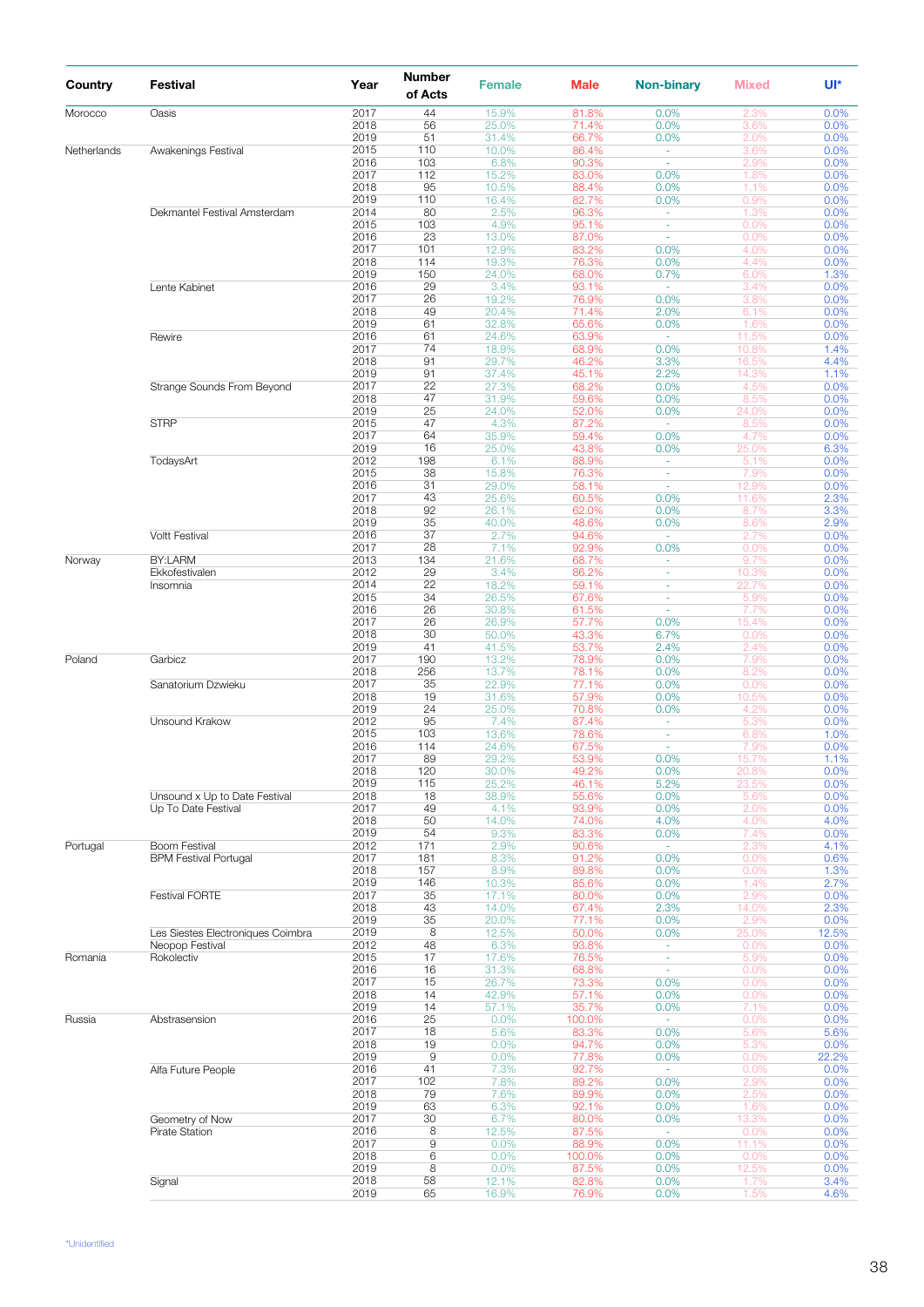| Country | Festival | Year | Number of Acts | Female | Male | Non-binary | Mixed | UI* |
|---|---|---|---|---|---|---|---|---|
| Morocco | Oasis | 2017 | 44 | 15.9% | 81.8% | 0.0% | 2.3% | 0.0% |
| | | 2018 | 56 | 25.0% | 71.4% | 0.0% | 3.6% | 0.0% |
| | | 2019 | 51 | 31.4% | 66.7% | 0.0% | 2.0% | 0.0% |
| Netherlands | Awakenings Festival | 2015 | 110 | 10.0% | 86.4% | - | 3.6% | 0.0% |
| | | 2016 | 103 | 6.8% | 90.3% | - | 2.9% | 0.0% |
| | | 2017 | 112 | 15.2% | 83.0% | 0.0% | 1.8% | 0.0% |
| | | 2018 | 95 | 10.5% | 88.4% | 0.0% | 1.1% | 0.0% |
| | | 2019 | 110 | 16.4% | 82.7% | 0.0% | 0.9% | 0.0% |
| | Dekmantel Festival Amsterdam | 2014 | 80 | 2.5% | 96.3% | - | 1.3% | 0.0% |
| | | 2015 | 103 | 4.9% | 95.1% | - | 0.0% | 0.0% |
| | | 2016 | 23 | 13.0% | 87.0% | - | 0.0% | 0.0% |
| | | 2017 | 101 | 12.9% | 83.2% | 0.0% | 4.0% | 0.0% |
| | | 2018 | 114 | 19.3% | 76.3% | 0.0% | 4.4% | 0.0% |
| | | 2019 | 150 | 24.0% | 68.0% | 0.7% | 6.0% | 1.3% |
| | Lente Kabinet | 2016 | 29 | 3.4% | 93.1% | - | 3.4% | 0.0% |
| | | 2017 | 26 | 19.2% | 76.9% | 0.0% | 3.8% | 0.0% |
| | | 2018 | 49 | 20.4% | 71.4% | 2.0% | 6.1% | 0.0% |
| | | 2019 | 61 | 32.8% | 65.6% | 0.0% | 1.6% | 0.0% |
| | Rewire | 2016 | 61 | 24.6% | 63.9% | - | 11.5% | 0.0% |
| | | 2017 | 74 | 18.9% | 68.9% | 0.0% | 10.8% | 1.4% |
| | | 2018 | 91 | 29.7% | 46.2% | 3.3% | 16.5% | 4.4% |
| | | 2019 | 91 | 37.4% | 45.1% | 2.2% | 14.3% | 1.1% |
| | Strange Sounds From Beyond | 2017 | 22 | 27.3% | 68.2% | 0.0% | 4.5% | 0.0% |
| | | 2018 | 47 | 31.9% | 59.6% | 0.0% | 8.5% | 0.0% |
| | | 2019 | 25 | 24.0% | 52.0% | 0.0% | 24.0% | 0.0% |
| | STRP | 2015 | 47 | 4.3% | 87.2% | - | 8.5% | 0.0% |
| | | 2017 | 64 | 35.9% | 59.4% | 0.0% | 4.7% | 0.0% |
| | | 2019 | 16 | 25.0% | 43.8% | 0.0% | 25.0% | 6.3% |
| | TodaysArt | 2012 | 198 | 6.1% | 88.9% | - | 5.1% | 0.0% |
| | | 2015 | 38 | 15.8% | 76.3% | - | 7.9% | 0.0% |
| | | 2016 | 31 | 29.0% | 58.1% | - | 12.9% | 0.0% |
| | | 2017 | 43 | 25.6% | 60.5% | 0.0% | 11.6% | 2.3% |
| | | 2018 | 92 | 26.1% | 62.0% | 0.0% | 8.7% | 3.3% |
| | | 2019 | 35 | 40.0% | 48.6% | 0.0% | 8.6% | 2.9% |
| | Voltt Festival | 2016 | 37 | 2.7% | 94.6% | - | 2.7% | 0.0% |
| | | 2017 | 28 | 7.1% | 92.9% | 0.0% | 0.0% | 0.0% |
| Norway | BY:LARM | 2013 | 134 | 21.6% | 68.7% | - | 9.7% | 0.0% |
| | Ekkofestivalen | 2012 | 29 | 3.4% | 86.2% | - | 10.3% | 0.0% |
| | Insomnia | 2014 | 22 | 18.2% | 59.1% | - | 22.7% | 0.0% |
| | | 2015 | 34 | 26.5% | 67.6% | - | 5.9% | 0.0% |
| | | 2016 | 26 | 30.8% | 61.5% | - | 7.7% | 0.0% |
| | | 2017 | 26 | 26.9% | 57.7% | 0.0% | 15.4% | 0.0% |
| | | 2018 | 30 | 50.0% | 43.3% | 6.7% | 0.0% | 0.0% |
| | | 2019 | 41 | 41.5% | 53.7% | 2.4% | 2.4% | 0.0% |
| Poland | Garbicz | 2017 | 190 | 13.2% | 78.9% | 0.0% | 7.9% | 0.0% |
| | | 2018 | 256 | 13.7% | 78.1% | 0.0% | 8.2% | 0.0% |
| | Sanatorium Dzwieku | 2017 | 35 | 22.9% | 77.1% | 0.0% | 0.0% | 0.0% |
| | | 2018 | 19 | 31.6% | 57.9% | 0.0% | 10.5% | 0.0% |
| | | 2019 | 24 | 25.0% | 70.8% | 0.0% | 4.2% | 0.0% |
| | Unsound Krakow | 2012 | 95 | 7.4% | 87.4% | - | 5.3% | 0.0% |
| | | 2015 | 103 | 13.6% | 78.6% | - | 6.8% | 1.0% |
| | | 2016 | 114 | 24.6% | 67.5% | - | 7.9% | 0.0% |
| | | 2017 | 89 | 29.2% | 53.9% | 0.0% | 15.7% | 1.1% |
| | | 2018 | 120 | 30.0% | 49.2% | 0.0% | 20.8% | 0.0% |
| | | 2019 | 115 | 25.2% | 46.1% | 5.2% | 23.5% | 0.0% |
| | Unsound x Up to Date Festival | 2018 | 18 | 38.9% | 55.6% | 0.0% | 5.6% | 0.0% |
| | Up To Date Festival | 2017 | 49 | 4.1% | 93.9% | 0.0% | 2.0% | 0.0% |
| | | 2018 | 50 | 14.0% | 74.0% | 4.0% | 4.0% | 4.0% |
| | | 2019 | 54 | 9.3% | 83.3% | 0.0% | 7.4% | 0.0% |
| Portugal | Boom Festival | 2012 | 171 | 2.9% | 90.6% | - | 2.3% | 4.1% |
| | BPM Festival Portugal | 2017 | 181 | 8.3% | 91.2% | 0.0% | 0.0% | 0.6% |
| | | 2018 | 157 | 8.9% | 89.8% | 0.0% | 0.0% | 1.3% |
| | | 2019 | 146 | 10.3% | 85.6% | 0.0% | 1.4% | 2.7% |
| | Festival FORTE | 2017 | 35 | 17.1% | 80.0% | 0.0% | 2.9% | 0.0% |
| | | 2018 | 43 | 14.0% | 67.4% | 2.3% | 14.0% | 2.3% |
| | | 2019 | 35 | 20.0% | 77.1% | 0.0% | 2.9% | 0.0% |
| | Les Siestes Electroniques Coimbra | 2019 | 8 | 12.5% | 50.0% | 0.0% | 25.0% | 12.5% |
| | Neopop Festival | 2012 | 48 | 6.3% | 93.8% | - | 0.0% | 0.0% |
| Romania | Rokolectiv | 2015 | 17 | 17.6% | 76.5% | - | 5.9% | 0.0% |
| | | 2016 | 16 | 31.3% | 68.8% | - | 0.0% | 0.0% |
| | | 2017 | 15 | 26.7% | 73.3% | 0.0% | 0.0% | 0.0% |
| | | 2018 | 14 | 42.9% | 57.1% | 0.0% | 0.0% | 0.0% |
| | | 2019 | 14 | 57.1% | 35.7% | 0.0% | 7.1% | 0.0% |
| Russia | Abstrasension | 2016 | 25 | 0.0% | 100.0% | - | 0.0% | 0.0% |
| | | 2017 | 18 | 5.6% | 83.3% | 0.0% | 5.6% | 5.6% |
| | | 2018 | 19 | 0.0% | 94.7% | 0.0% | 5.3% | 0.0% |
| | | 2019 | 9 | 0.0% | 77.8% | 0.0% | 0.0% | 22.2% |
| | Alfa Future People | 2016 | 41 | 7.3% | 92.7% | - | 0.0% | 0.0% |
| | | 2017 | 102 | 7.8% | 89.2% | 0.0% | 2.9% | 0.0% |
| | | 2018 | 79 | 7.6% | 89.9% | 0.0% | 2.5% | 0.0% |
| | | 2019 | 63 | 6.3% | 92.1% | 0.0% | 1.6% | 0.0% |
| | Geometry of Now | 2017 | 30 | 6.7% | 80.0% | 0.0% | 13.3% | 0.0% |
| | Pirate Station | 2016 | 8 | 12.5% | 87.5% | - | 0.0% | 0.0% |
| | | 2017 | 9 | 0.0% | 88.9% | 0.0% | 11.1% | 0.0% |
| | | 2018 | 6 | 0.0% | 100.0% | 0.0% | 0.0% | 0.0% |
| | | 2019 | 8 | 0.0% | 87.5% | 0.0% | 12.5% | 0.0% |
| | Signal | 2018 | 58 | 12.1% | 82.8% | 0.0% | 1.7% | 3.4% |
| | | 2019 | 65 | 16.9% | 76.9% | 0.0% | 1.5% | 4.6% |

*Unidentified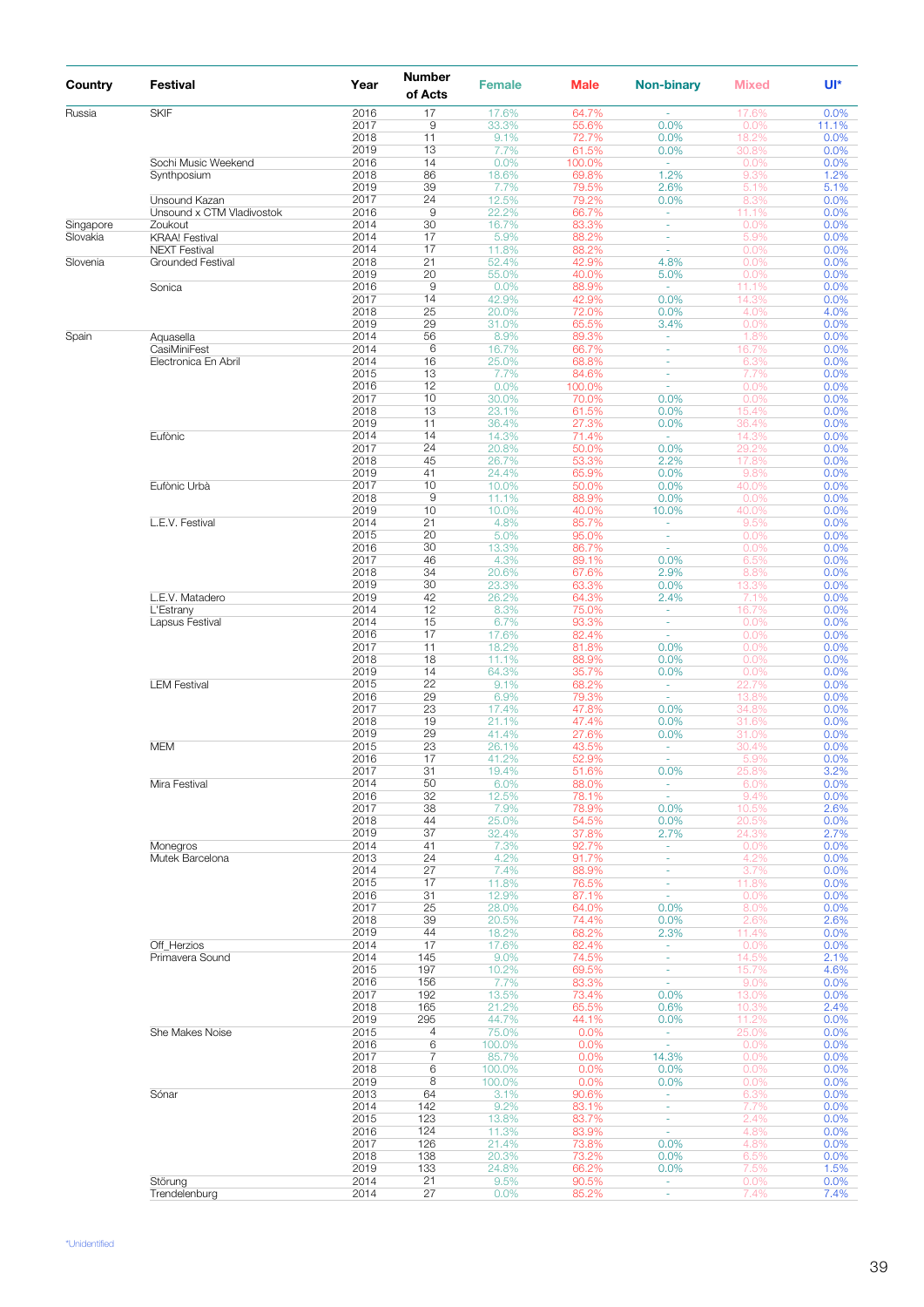| Country | Festival | Year | Number of Acts | Female | Male | Non-binary | Mixed | UI* |
|---|---|---|---|---|---|---|---|---|
| Russia | SKIF | 2016 | 17 | 17.6% | 64.7% | - | 17.6% | 0.0% |
| | | 2017 | 9 | 33.3% | 55.6% | 0.0% | 0.0% | 11.1% |
| | | 2018 | 11 | 9.1% | 72.7% | 0.0% | 18.2% | 0.0% |
| | | 2019 | 13 | 7.7% | 61.5% | 0.0% | 30.8% | 0.0% |
| | Sochi Music Weekend | 2016 | 14 | 0.0% | 100.0% | - | 0.0% | 0.0% |
| | Synthposium | 2018 | 86 | 18.6% | 69.8% | 1.2% | 9.3% | 1.2% |
| | | 2019 | 39 | 7.7% | 79.5% | 2.6% | 5.1% | 5.1% |
| | Unsound Kazan | 2017 | 24 | 12.5% | 79.2% | 0.0% | 8.3% | 0.0% |
| | Unsound x CTM Vladivostok | 2016 | 9 | 22.2% | 66.7% | - | 11.1% | 0.0% |
| Singapore | Zoukout | 2014 | 30 | 16.7% | 83.3% | - | 0.0% | 0.0% |
| Slovakia | KRAA! Festival | 2014 | 17 | 5.9% | 88.2% | - | 5.9% | 0.0% |
| | NEXT Festival | 2014 | 17 | 11.8% | 88.2% | - | 0.0% | 0.0% |
| Slovenia | Grounded Festival | 2018 | 21 | 52.4% | 42.9% | 4.8% | 0.0% | 0.0% |
| | | 2019 | 20 | 55.0% | 40.0% | 5.0% | 0.0% | 0.0% |
| | Sonica | 2016 | 9 | 0.0% | 88.9% | - | 11.1% | 0.0% |
| | | 2017 | 14 | 42.9% | 42.9% | 0.0% | 14.3% | 0.0% |
| | | 2018 | 25 | 20.0% | 72.0% | 0.0% | 4.0% | 4.0% |
| | | 2019 | 29 | 31.0% | 65.5% | 3.4% | 0.0% | 0.0% |
| Spain | Aquasella | 2014 | 56 | 8.9% | 89.3% | - | 1.8% | 0.0% |
| | CasiMiniFest | 2014 | 6 | 16.7% | 66.7% | - | 16.7% | 0.0% |
| | Electronica En Abril | 2014 | 16 | 25.0% | 68.8% | - | 6.3% | 0.0% |
| | | 2015 | 13 | 7.7% | 84.6% | - | 7.7% | 0.0% |
| | | 2016 | 12 | 0.0% | 100.0% | - | 0.0% | 0.0% |
| | | 2017 | 10 | 30.0% | 70.0% | 0.0% | 0.0% | 0.0% |
| | | 2018 | 13 | 23.1% | 61.5% | 0.0% | 15.4% | 0.0% |
| | | 2019 | 11 | 36.4% | 27.3% | 0.0% | 36.4% | 0.0% |
| | Eufònic | 2014 | 14 | 14.3% | 71.4% | - | 14.3% | 0.0% |
| | | 2017 | 24 | 20.8% | 50.0% | 0.0% | 29.2% | 0.0% |
| | | 2018 | 45 | 26.7% | 53.3% | 2.2% | 17.8% | 0.0% |
| | | 2019 | 41 | 24.4% | 65.9% | 0.0% | 9.8% | 0.0% |
| | Eufònic Urbà | 2017 | 10 | 10.0% | 50.0% | 0.0% | 40.0% | 0.0% |
| | | 2018 | 9 | 11.1% | 88.9% | 0.0% | 0.0% | 0.0% |
| | | 2019 | 10 | 10.0% | 40.0% | 10.0% | 40.0% | 0.0% |
| | L.E.V. Festival | 2014 | 21 | 4.8% | 85.7% | - | 9.5% | 0.0% |
| | | 2015 | 20 | 5.0% | 95.0% | - | 0.0% | 0.0% |
| | | 2016 | 30 | 13.3% | 86.7% | - | 0.0% | 0.0% |
| | | 2017 | 46 | 4.3% | 89.1% | 0.0% | 6.5% | 0.0% |
| | | 2018 | 34 | 20.6% | 67.6% | 2.9% | 8.8% | 0.0% |
| | | 2019 | 30 | 23.3% | 63.3% | 0.0% | 13.3% | 0.0% |
| | L.E.V. Matadero | 2019 | 42 | 26.2% | 64.3% | 2.4% | 7.1% | 0.0% |
| | L'Estrany | 2014 | 12 | 8.3% | 75.0% | - | 16.7% | 0.0% |
| | Lapsus Festival | 2014 | 15 | 6.7% | 93.3% | - | 0.0% | 0.0% |
| | | 2016 | 17 | 17.6% | 82.4% | - | 0.0% | 0.0% |
| | | 2017 | 11 | 18.2% | 81.8% | 0.0% | 0.0% | 0.0% |
| | | 2018 | 18 | 11.1% | 88.9% | 0.0% | 0.0% | 0.0% |
| | | 2019 | 14 | 64.3% | 35.7% | 0.0% | 0.0% | 0.0% |
| | LEM Festival | 2015 | 22 | 9.1% | 68.2% | - | 22.7% | 0.0% |
| | | 2016 | 29 | 6.9% | 79.3% | - | 13.8% | 0.0% |
| | | 2017 | 23 | 17.4% | 47.8% | 0.0% | 34.8% | 0.0% |
| | | 2018 | 19 | 21.1% | 47.4% | 0.0% | 31.6% | 0.0% |
| | | 2019 | 29 | 41.4% | 27.6% | 0.0% | 31.0% | 0.0% |
| | MEM | 2015 | 23 | 26.1% | 43.5% | - | 30.4% | 0.0% |
| | | 2016 | 17 | 41.2% | 52.9% | - | 5.9% | 0.0% |
| | | 2017 | 31 | 19.4% | 51.6% | 0.0% | 25.8% | 3.2% |
| | Mira Festival | 2014 | 50 | 6.0% | 88.0% | - | 6.0% | 0.0% |
| | | 2016 | 32 | 12.5% | 78.1% | - | 9.4% | 0.0% |
| | | 2017 | 38 | 7.9% | 78.9% | 0.0% | 10.5% | 2.6% |
| | | 2018 | 44 | 25.0% | 54.5% | 0.0% | 20.5% | 0.0% |
| | | 2019 | 37 | 32.4% | 37.8% | 2.7% | 24.3% | 2.7% |
| | Monegros | 2014 | 41 | 7.3% | 92.7% | - | 0.0% | 0.0% |
| | Mutek Barcelona | 2013 | 24 | 4.2% | 91.7% | - | 4.2% | 0.0% |
| | | 2014 | 27 | 7.4% | 88.9% | - | 3.7% | 0.0% |
| | | 2015 | 17 | 11.8% | 76.5% | - | 11.8% | 0.0% |
| | | 2016 | 31 | 12.9% | 87.1% | - | 0.0% | 0.0% |
| | | 2017 | 25 | 28.0% | 64.0% | 0.0% | 8.0% | 0.0% |
| | | 2018 | 39 | 20.5% | 74.4% | 0.0% | 2.6% | 2.6% |
| | | 2019 | 44 | 18.2% | 68.2% | 2.3% | 11.4% | 0.0% |
| | Off_Herzios | 2014 | 17 | 17.6% | 82.4% | - | 0.0% | 0.0% |
| | Primavera Sound | 2014 | 145 | 9.0% | 74.5% | - | 14.5% | 2.1% |
| | | 2015 | 197 | 10.2% | 69.5% | - | 15.7% | 4.6% |
| | | 2016 | 156 | 7.7% | 83.3% | - | 9.0% | 0.0% |
| | | 2017 | 192 | 13.5% | 73.4% | 0.0% | 13.0% | 0.0% |
| | | 2018 | 165 | 21.2% | 65.5% | 0.6% | 10.3% | 2.4% |
| | | 2019 | 295 | 44.7% | 44.1% | 0.0% | 11.2% | 0.0% |
| | She Makes Noise | 2015 | 4 | 75.0% | 0.0% | - | 25.0% | 0.0% |
| | | 2016 | 6 | 100.0% | 0.0% | - | 0.0% | 0.0% |
| | | 2017 | 7 | 85.7% | 0.0% | 14.3% | 0.0% | 0.0% |
| | | 2018 | 6 | 100.0% | 0.0% | 0.0% | 0.0% | 0.0% |
| | | 2019 | 8 | 100.0% | 0.0% | 0.0% | 0.0% | 0.0% |
| | Sónar | 2013 | 64 | 3.1% | 90.6% | - | 6.3% | 0.0% |
| | | 2014 | 142 | 9.2% | 83.1% | - | 7.7% | 0.0% |
| | | 2015 | 123 | 13.8% | 83.7% | - | 2.4% | 0.0% |
| | | 2016 | 124 | 11.3% | 83.9% | - | 4.8% | 0.0% |
| | | 2017 | 126 | 21.4% | 73.8% | 0.0% | 4.8% | 0.0% |
| | | 2018 | 138 | 20.3% | 73.2% | 0.0% | 6.5% | 0.0% |
| | | 2019 | 133 | 24.8% | 66.2% | 0.0% | 7.5% | 1.5% |
| | Störung | 2014 | 21 | 9.5% | 90.5% | - | 0.0% | 0.0% |
| | Trendelenburg | 2014 | 27 | 0.0% | 85.2% | - | 7.4% | 7.4% |

*Unidentified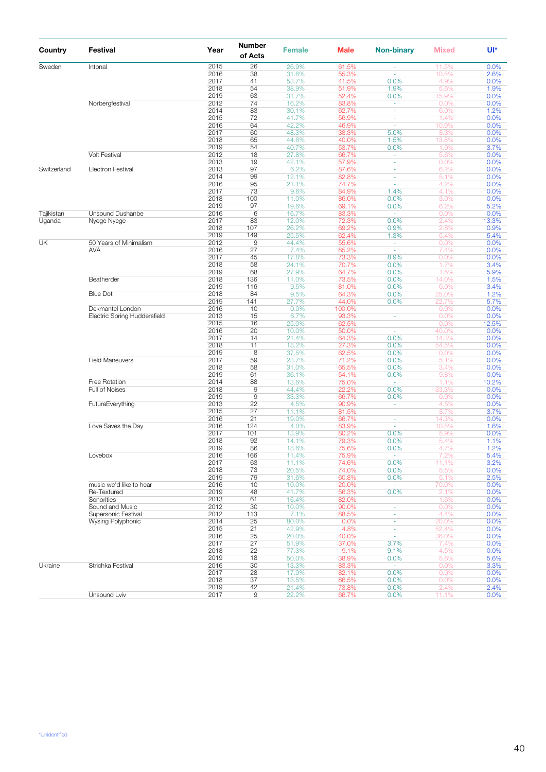| Country | Festival | Year | Number of Acts | Female | Male | Non-binary | Mixed | UI* |
|---|---|---|---|---|---|---|---|---|
| Sweden | Intonal | 2015 | 26 | 26.9% | 61.5% | - | 11.5% | 0.0% |
| | | 2016 | 38 | 31.6% | 55.3% | - | 10.5% | 2.6% |
| | | 2017 | 41 | 53.7% | 41.5% | 0.0% | 4.9% | 0.0% |
| | | 2018 | 54 | 38.9% | 51.9% | 1.9% | 5.6% | 1.9% |
| | | 2019 | 63 | 31.7% | 52.4% | 0.0% | 15.9% | 0.0% |
| | Norbergfestival | 2012 | 74 | 16.2% | 83.8% | - | 0.0% | 0.0% |
| | | 2014 | 83 | 30.1% | 62.7% | - | 6.0% | 1.2% |
| | | 2015 | 72 | 41.7% | 56.9% | - | 1.4% | 0.0% |
| | | 2016 | 64 | 42.2% | 46.9% | - | 10.9% | 0.0% |
| | | 2017 | 60 | 48.3% | 38.3% | 5.0% | 8.3% | 0.0% |
| | | 2018 | 65 | 44.6% | 40.0% | 1.5% | 13.8% | 0.0% |
| | | 2019 | 54 | 40.7% | 53.7% | 0.0% | 1.9% | 3.7% |
| | Volt Festival | 2012 | 18 | 27.8% | 66.7% | - | 5.6% | 0.0% |
| | | 2013 | 19 | 42.1% | 57.9% | - | 0.0% | 0.0% |
| Switzerland | Electron Festival | 2013 | 97 | 6.2% | 87.6% | - | 6.2% | 0.0% |
| | | 2014 | 99 | 12.1% | 82.8% | - | 5.1% | 0.0% |
| | | 2016 | 95 | 21.1% | 74.7% | - | 4.2% | 0.0% |
| | | 2017 | 73 | 9.6% | 84.9% | 1.4% | 4.1% | 0.0% |
| | | 2018 | 100 | 11.0% | 86.0% | 0.0% | 3.0% | 0.0% |
| | | 2019 | 97 | 19.6% | 69.1% | 0.0% | 6.2% | 5.2% |
| Tajikistan | Unsound Dushanbe | 2016 | 6 | 16.7% | 83.3% | - | 0.0% | 0.0% |
| Uganda | Nyege Nyege | 2017 | 83 | 12.0% | 72.3% | 0.0% | 2.4% | 13.3% |
| | | 2018 | 107 | 26.2% | 69.2% | 0.9% | 2.8% | 0.9% |
| | | 2019 | 149 | 25.5% | 62.4% | 1.3% | 5.4% | 5.4% |
| UK | 50 Years of Minimalism | 2012 | 9 | 44.4% | 55.6% | - | 0.0% | 0.0% |
| | AVA | 2016 | 27 | 7.4% | 85.2% | - | 7.4% | 0.0% |
| | | 2017 | 45 | 17.8% | 73.3% | 8.9% | 0.0% | 0.0% |
| | | 2018 | 58 | 24.1% | 70.7% | 0.0% | 1.7% | 3.4% |
| | | 2019 | 68 | 27.9% | 64.7% | 0.0% | 1.5% | 5.9% |
| | Beatherder | 2018 | 136 | 11.0% | 73.5% | 0.0% | 14.0% | 1.5% |
| | | 2019 | 116 | 9.5% | 81.0% | 0.0% | 6.0% | 3.4% |
| | Blue Dot | 2018 | 84 | 9.5% | 64.3% | 0.0% | 25.0% | 1.2% |
| | | 2019 | 141 | 27.7% | 44.0% | 0.0% | 22.7% | 5.7% |
| | Dekmantel London | 2016 | 10 | 0.0% | 100.0% | - | 0.0% | 0.0% |
| | Electric Spring Huddersfield | 2013 | 15 | 6.7% | 93.3% | - | 0.0% | 0.0% |
| | | 2015 | 16 | 25.0% | 62.5% | - | 0.0% | 12.5% |
| | | 2016 | 20 | 10.0% | 50.0% | - | 40.0% | 0.0% |
| | | 2017 | 14 | 21.4% | 64.3% | 0.0% | 14.3% | 0.0% |
| | | 2018 | 11 | 18.2% | 27.3% | 0.0% | 54.5% | 0.0% |
| | | 2019 | 8 | 37.5% | 62.5% | 0.0% | 0.0% | 0.0% |
| | Field Maneuvers | 2017 | 59 | 23.7% | 71.2% | 0.0% | 5.1% | 0.0% |
| | | 2018 | 58 | 31.0% | 65.5% | 0.0% | 3.4% | 0.0% |
| | | 2019 | 61 | 36.1% | 54.1% | 0.0% | 9.8% | 0.0% |
| | Free Rotation | 2014 | 88 | 13.6% | 75.0% | - | 1.1% | 10.2% |
| | Full of Noises | 2018 | 9 | 44.4% | 22.2% | 0.0% | 33.3% | 0.0% |
| | | 2019 | 9 | 33.3% | 66.7% | 0.0% | 0.0% | 0.0% |
| | FutureEverything | 2013 | 22 | 4.5% | 90.9% | - | 4.5% | 0.0% |
| | | 2015 | 27 | 11.1% | 81.5% | - | 3.7% | 3.7% |
| | | 2016 | 21 | 19.0% | 66.7% | - | 14.3% | 0.0% |
| | Love Saves the Day | 2016 | 124 | 4.0% | 83.9% | - | 10.5% | 1.6% |
| | | 2017 | 101 | 13.9% | 80.2% | 0.0% | 5.9% | 0.0% |
| | | 2018 | 92 | 14.1% | 79.3% | 0.0% | 5.4% | 1.1% |
| | | 2019 | 86 | 18.6% | 75.6% | 0.0% | 4.7% | 1.2% |
| | Lovebox | 2016 | 166 | 11.4% | 75.9% | - | 7.2% | 5.4% |
| | | 2017 | 63 | 11.1% | 74.6% | 0.0% | 11.1% | 3.2% |
| | | 2018 | 73 | 20.5% | 74.0% | 0.0% | 5.5% | 0.0% |
| | | 2019 | 79 | 31.6% | 60.8% | 0.0% | 5.1% | 2.5% |
| | music we'd like to hear | 2016 | 10 | 10.0% | 20.0% | - | 70.0% | 0.0% |
| | Re-Textured | 2019 | 48 | 41.7% | 56.3% | 0.0% | 2.1% | 0.0% |
| | Sonorities | 2013 | 61 | 16.4% | 82.0% | - | 1.6% | 0.0% |
| | Sound and Music | 2012 | 30 | 10.0% | 90.0% | - | 0.0% | 0.0% |
| | Supersonic Festival | 2012 | 113 | 7.1% | 88.5% | - | 4.4% | 0.0% |
| | Wysing Polyphonic | 2014 | 25 | 80.0% | 0.0% | - | 20.0% | 0.0% |
| | | 2015 | 21 | 42.9% | 4.8% | - | 52.4% | 0.0% |
| | | 2016 | 25 | 20.0% | 40.0% | - | 36.0% | 0.0% |
| | | 2017 | 27 | 51.9% | 37.0% | 3.7% | 7.4% | 0.0% |
| | | 2018 | 22 | 77.3% | 9.1% | 9.1% | 4.5% | 0.0% |
| | | 2019 | 18 | 50.0% | 38.9% | 0.0% | 5.6% | 5.6% |
| Ukraine | Strichka Festival | 2016 | 30 | 13.3% | 83.3% | - | 0.0% | 3.3% |
| | | 2017 | 28 | 17.9% | 82.1% | 0.0% | 0.0% | 0.0% |
| | | 2018 | 37 | 13.5% | 86.5% | 0.0% | 0.0% | 0.0% |
| | | 2019 | 42 | 21.4% | 73.8% | 0.0% | 2.4% | 2.4% |
| | Unsound Lviv | 2017 | 9 | 22.2% | 66.7% | 0.0% | 11.1% | 0.0% |

*Unidentified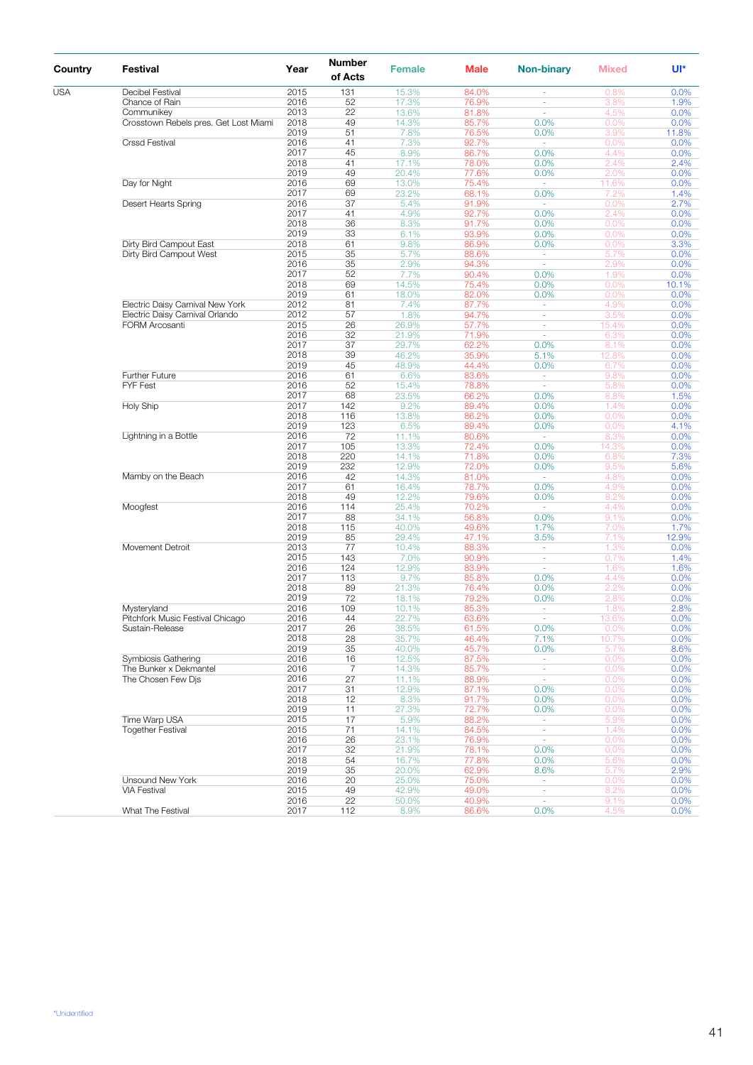| Country | Festival | Year | Number of Acts | Female | Male | Non-binary | Mixed | UI* |
|---|---|---|---|---|---|---|---|---|
| USA | Decibel Festival | 2015 | 131 | 15.3% | 84.0% | - | 0.8% | 0.0% |
| | Chance of Rain | 2016 | 52 | 17.3% | 76.9% | - | 3.8% | 1.9% |
| | Communikey | 2013 | 22 | 13.6% | 81.8% | - | 4.5% | 0.0% |
| | Crosstown Rebels pres. Get Lost Miami | 2018 | 49 | 14.3% | 85.7% | 0.0% | 0.0% | 0.0% |
| | | 2019 | 51 | 7.8% | 76.5% | 0.0% | 3.9% | 11.8% |
| | Crssd Festival | 2016 | 41 | 7.3% | 92.7% | - | 0.0% | 0.0% |
| | | 2017 | 45 | 8.9% | 86.7% | 0.0% | 4.4% | 0.0% |
| | | 2018 | 41 | 17.1% | 78.0% | 0.0% | 2.4% | 2.4% |
| | | 2019 | 49 | 20.4% | 77.6% | 0.0% | 2.0% | 0.0% |
| | Day for Night | 2016 | 69 | 13.0% | 75.4% | - | 11.6% | 0.0% |
| | | 2017 | 69 | 23.2% | 68.1% | 0.0% | 7.2% | 1.4% |
| | Desert Hearts Spring | 2016 | 37 | 5.4% | 91.9% | - | 0.0% | 2.7% |
| | | 2017 | 41 | 4.9% | 92.7% | 0.0% | 2.4% | 0.0% |
| | | 2018 | 36 | 8.3% | 91.7% | 0.0% | 0.0% | 0.0% |
| | | 2019 | 33 | 6.1% | 93.9% | 0.0% | 0.0% | 0.0% |
| | Dirty Bird Campout East | 2018 | 61 | 9.8% | 86.9% | 0.0% | 0.0% | 3.3% |
| | Dirty Bird Campout West | 2015 | 35 | 5.7% | 88.6% | - | 5.7% | 0.0% |
| | | 2016 | 35 | 2.9% | 94.3% | - | 2.9% | 0.0% |
| | | 2017 | 52 | 7.7% | 90.4% | 0.0% | 1.9% | 0.0% |
| | | 2018 | 69 | 14.5% | 75.4% | 0.0% | 0.0% | 10.1% |
| | | 2019 | 61 | 18.0% | 82.0% | 0.0% | 0.0% | 0.0% |
| | Electric Daisy Carnival New York | 2012 | 81 | 7.4% | 87.7% | - | 4.9% | 0.0% |
| | Electric Daisy Carnival Orlando | 2012 | 57 | 1.8% | 94.7% | - | 3.5% | 0.0% |
| | FORM Arcosanti | 2015 | 26 | 26.9% | 57.7% | - | 15.4% | 0.0% |
| | | 2016 | 32 | 21.9% | 71.9% | - | 6.3% | 0.0% |
| | | 2017 | 37 | 29.7% | 62.2% | 0.0% | 8.1% | 0.0% |
| | | 2018 | 39 | 46.2% | 35.9% | 5.1% | 12.8% | 0.0% |
| | | 2019 | 45 | 48.9% | 44.4% | 0.0% | 6.7% | 0.0% |
| | Further Future | 2016 | 61 | 6.6% | 83.6% | - | 9.8% | 0.0% |
| | FYF Fest | 2016 | 52 | 15.4% | 78.8% | - | 5.8% | 0.0% |
| | | 2017 | 68 | 23.5% | 66.2% | 0.0% | 8.8% | 1.5% |
| | Holy Ship | 2017 | 142 | 9.2% | 89.4% | 0.0% | 1.4% | 0.0% |
| | | 2018 | 116 | 13.8% | 86.2% | 0.0% | 0.0% | 0.0% |
| | | 2019 | 123 | 6.5% | 89.4% | 0.0% | 0.0% | 4.1% |
| | Lightning in a Bottle | 2016 | 72 | 11.1% | 80.6% | - | 8.3% | 0.0% |
| | | 2017 | 105 | 13.3% | 72.4% | 0.0% | 14.3% | 0.0% |
| | | 2018 | 220 | 14.1% | 71.8% | 0.0% | 6.8% | 7.3% |
| | | 2019 | 232 | 12.9% | 72.0% | 0.0% | 9.5% | 5.6% |
| | Mamby on the Beach | 2016 | 42 | 14.3% | 81.0% | - | 4.8% | 0.0% |
| | | 2017 | 61 | 16.4% | 78.7% | 0.0% | 4.9% | 0.0% |
| | | 2018 | 49 | 12.2% | 79.6% | 0.0% | 8.2% | 0.0% |
| | Moogfest | 2016 | 114 | 25.4% | 70.2% | - | 4.4% | 0.0% |
| | | 2017 | 88 | 34.1% | 56.8% | 0.0% | 9.1% | 0.0% |
| | | 2018 | 115 | 40.0% | 49.6% | 1.7% | 7.0% | 1.7% |
| | | 2019 | 85 | 29.4% | 47.1% | 3.5% | 7.1% | 12.9% |
| | Movement Detroit | 2013 | 77 | 10.4% | 88.3% | - | 1.3% | 0.0% |
| | | 2015 | 143 | 7.0% | 90.9% | - | 0.7% | 1.4% |
| | | 2016 | 124 | 12.9% | 83.9% | - | 1.6% | 1.6% |
| | | 2017 | 113 | 9.7% | 85.8% | 0.0% | 4.4% | 0.0% |
| | | 2018 | 89 | 21.3% | 76.4% | 0.0% | 2.2% | 0.0% |
| | | 2019 | 72 | 18.1% | 79.2% | 0.0% | 2.8% | 0.0% |
| | Mysteryland | 2016 | 109 | 10.1% | 85.3% | - | 1.8% | 2.8% |
| | Pitchfork Music Festival Chicago | 2016 | 44 | 22.7% | 63.6% | - | 13.6% | 0.0% |
| | Sustain-Release | 2017 | 26 | 38.5% | 61.5% | 0.0% | 0.0% | 0.0% |
| | | 2018 | 28 | 35.7% | 46.4% | 7.1% | 10.7% | 0.0% |
| | | 2019 | 35 | 40.0% | 45.7% | 0.0% | 5.7% | 8.6% |
| | Symbiosis Gathering | 2016 | 16 | 12.5% | 87.5% | - | 0.0% | 0.0% |
| | The Bunker x Dekmantel | 2016 | 7 | 14.3% | 85.7% | - | 0.0% | 0.0% |
| | The Chosen Few Djs | 2016 | 27 | 11.1% | 88.9% | - | 0.0% | 0.0% |
| | | 2017 | 31 | 12.9% | 87.1% | 0.0% | 0.0% | 0.0% |
| | | 2018 | 12 | 8.3% | 91.7% | 0.0% | 0.0% | 0.0% |
| | | 2019 | 11 | 27.3% | 72.7% | 0.0% | 0.0% | 0.0% |
| | Time Warp USA | 2015 | 17 | 5.9% | 88.2% | - | 5.9% | 0.0% |
| | Together Festival | 2015 | 71 | 14.1% | 84.5% | - | 1.4% | 0.0% |
| | | 2016 | 26 | 23.1% | 76.9% | - | 0.0% | 0.0% |
| | | 2017 | 32 | 21.9% | 78.1% | 0.0% | 0.0% | 0.0% |
| | | 2018 | 54 | 16.7% | 77.8% | 0.0% | 5.6% | 0.0% |
| | | 2019 | 35 | 20.0% | 62.9% | 8.6% | 5.7% | 2.9% |
| | Unsound New York | 2016 | 20 | 25.0% | 75.0% | - | 0.0% | 0.0% |
| | VIA Festival | 2015 | 49 | 42.9% | 49.0% | - | 8.2% | 0.0% |
| | | 2016 | 22 | 50.0% | 40.9% | - | 9.1% | 0.0% |
| | What The Festival | 2017 | 112 | 8.9% | 86.6% | 0.0% | 4.5% | 0.0% |

*Unidentified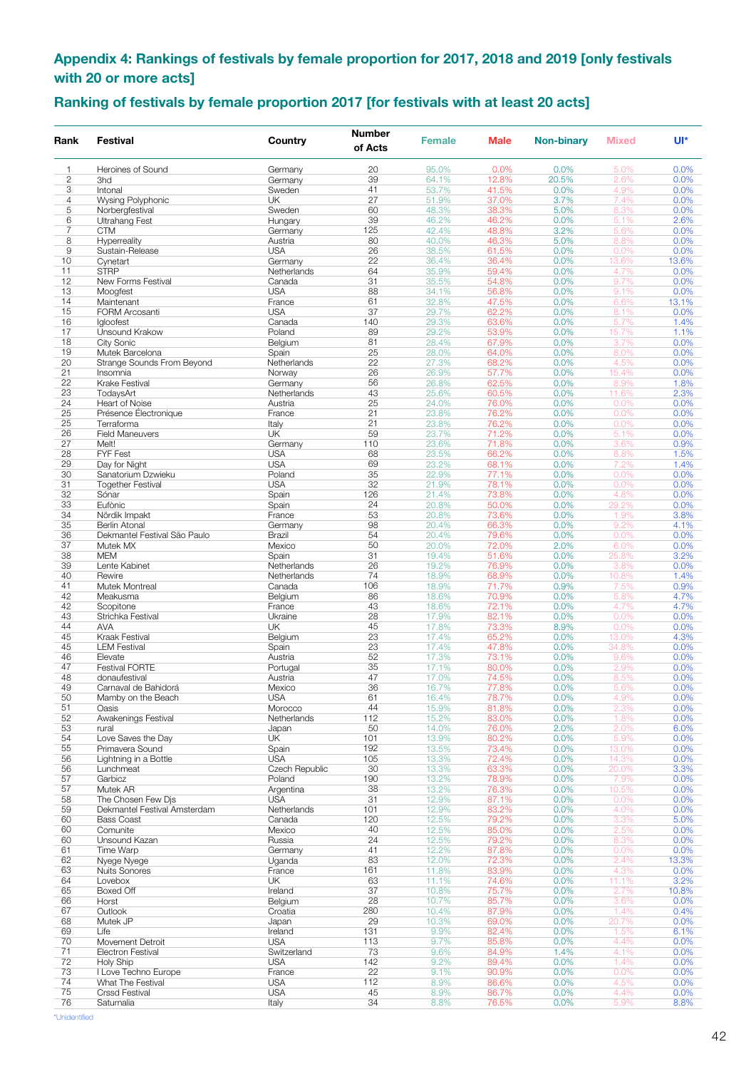## Appendix 4: Rankings of festivals by female proportion for 2017, 2018 and 2019 [only festivals with 20 or more acts]

### Ranking of festivals by female proportion 2017 [for festivals with at least 20 acts]

| Rank | Festival | Country | Number of Acts | Female | Male | Non-binary | Mixed | UI* |
|---|---|---|---|---|---|---|---|---|
| 1 | Heroines of Sound | Germany | 20 | 95.0% | 0.0% | 0.0% | 5.0% | 0.0% |
| 2 | 3hd | Germany | 39 | 64.1% | 12.8% | 20.5% | 2.6% | 0.0% |
| 3 | Intonal | Sweden | 41 | 53.7% | 41.5% | 0.0% | 4.9% | 0.0% |
| 4 | Wysing Polyphonic | UK | 27 | 51.9% | 37.0% | 3.7% | 7.4% | 0.0% |
| 5 | Norbergfestival | Sweden | 60 | 48.3% | 38.3% | 5.0% | 8.3% | 0.0% |
| 6 | Ultrahang Fest | Hungary | 39 | 46.2% | 46.2% | 0.0% | 5.1% | 2.6% |
| 7 | CTM | Germany | 125 | 42.4% | 48.8% | 3.2% | 5.6% | 0.0% |
| 8 | Hyperreality | Austria | 80 | 40.0% | 46.3% | 5.0% | 8.8% | 0.0% |
| 9 | Sustain-Release | USA | 26 | 38.5% | 61.5% | 0.0% | 0.0% | 0.0% |
| 10 | Cynetart | Germany | 22 | 36.4% | 36.4% | 0.0% | 13.6% | 13.6% |
| 11 | STRP | Netherlands | 64 | 35.9% | 59.4% | 0.0% | 4.7% | 0.0% |
| 12 | New Forms Festival | Canada | 31 | 35.5% | 54.8% | 0.0% | 9.7% | 0.0% |
| 13 | Moogfest | USA | 88 | 34.1% | 56.8% | 0.0% | 9.1% | 0.0% |
| 14 | Maintenant | France | 61 | 32.8% | 47.5% | 0.0% | 6.6% | 13.1% |
| 15 | FORM Arcosanti | USA | 37 | 29.7% | 62.2% | 0.0% | 8.1% | 0.0% |
| 16 | Igloofest | Canada | 140 | 29.3% | 63.6% | 0.0% | 5.7% | 1.4% |
| 17 | Unsound Krakow | Poland | 89 | 29.2% | 53.9% | 0.0% | 15.7% | 1.1% |
| 18 | City Sonic | Belgium | 81 | 28.4% | 67.9% | 0.0% | 3.7% | 0.0% |
| 19 | Mutek Barcelona | Spain | 25 | 28.0% | 64.0% | 0.0% | 8.0% | 0.0% |
| 20 | Strange Sounds From Beyond | Netherlands | 22 | 27.3% | 68.2% | 0.0% | 4.5% | 0.0% |
| 21 | Insomnia | Norway | 26 | 26.9% | 57.7% | 0.0% | 15.4% | 0.0% |
| 22 | Krake Festival | Germany | 56 | 26.8% | 62.5% | 0.0% | 8.9% | 1.8% |
| 23 | TodaysArt | Netherlands | 43 | 25.6% | 60.5% | 0.0% | 11.6% | 2.3% |
| 24 | Heart of Noise | Austria | 25 | 24.0% | 76.0% | 0.0% | 0.0% | 0.0% |
| 25 | Présence Électronique | France | 21 | 23.8% | 76.2% | 0.0% | 0.0% | 0.0% |
| 25 | Terraforma | Italy | 21 | 23.8% | 76.2% | 0.0% | 0.0% | 0.0% |
| 26 | Field Maneuvers | UK | 59 | 23.7% | 71.2% | 0.0% | 5.1% | 0.0% |
| 27 | Melt! | Germany | 110 | 23.6% | 71.8% | 0.0% | 3.6% | 0.9% |
| 28 | FYF Fest | USA | 68 | 23.5% | 66.2% | 0.0% | 8.8% | 1.5% |
| 29 | Day for Night | USA | 69 | 23.2% | 68.1% | 0.0% | 7.2% | 1.4% |
| 30 | Sanatorium Dzwieku | Poland | 35 | 22.9% | 77.1% | 0.0% | 0.0% | 0.0% |
| 31 | Together Festival | USA | 32 | 21.9% | 78.1% | 0.0% | 0.0% | 0.0% |
| 32 | Sónar | Spain | 126 | 21.4% | 73.8% | 0.0% | 4.8% | 0.0% |
| 33 | Eufònic | Spain | 24 | 20.8% | 50.0% | 0.0% | 29.2% | 0.0% |
| 34 | Nördik Impakt | France | 53 | 20.8% | 73.6% | 0.0% | 1.9% | 3.8% |
| 35 | Berlin Atonal | Germany | 98 | 20.4% | 66.3% | 0.0% | 9.2% | 4.1% |
| 36 | Dekmantel Festival São Paulo | Brazil | 54 | 20.4% | 79.6% | 0.0% | 0.0% | 0.0% |
| 37 | Mutek MX | Mexico | 50 | 20.0% | 72.0% | 2.0% | 6.0% | 0.0% |
| 38 | MEM | Spain | 31 | 19.4% | 51.6% | 0.0% | 25.8% | 3.2% |
| 39 | Lente Kabinet | Netherlands | 26 | 19.2% | 76.9% | 0.0% | 3.8% | 0.0% |
| 40 | Rewire | Netherlands | 74 | 18.9% | 68.9% | 0.0% | 10.8% | 1.4% |
| 41 | Mutek Montreal | Canada | 106 | 18.9% | 71.7% | 0.9% | 7.5% | 0.9% |
| 42 | Meakusma | Belgium | 86 | 18.6% | 70.9% | 0.0% | 5.8% | 4.7% |
| 42 | Scopitone | France | 43 | 18.6% | 72.1% | 0.0% | 4.7% | 4.7% |
| 43 | Strichka Festival | Ukraine | 28 | 17.9% | 82.1% | 0.0% | 0.0% | 0.0% |
| 44 | AVA | UK | 45 | 17.8% | 73.3% | 8.9% | 0.0% | 0.0% |
| 45 | Kraak Festival | Belgium | 23 | 17.4% | 65.2% | 0.0% | 13.0% | 4.3% |
| 45 | LEM Festival | Spain | 23 | 17.4% | 47.8% | 0.0% | 34.8% | 0.0% |
| 46 | Elevate | Austria | 52 | 17.3% | 73.1% | 0.0% | 9.6% | 0.0% |
| 47 | Festival FORTE | Portugal | 35 | 17.1% | 80.0% | 0.0% | 2.9% | 0.0% |
| 48 | donaufestival | Austria | 47 | 17.0% | 74.5% | 0.0% | 8.5% | 0.0% |
| 49 | Carnaval de Bahidorá | Mexico | 36 | 16.7% | 77.8% | 0.0% | 5.6% | 0.0% |
| 50 | Mamby on the Beach | USA | 61 | 16.4% | 78.7% | 0.0% | 4.9% | 0.0% |
| 51 | Oasis | Morocco | 44 | 15.9% | 81.8% | 0.0% | 2.3% | 0.0% |
| 52 | Awakenings Festival | Netherlands | 112 | 15.2% | 83.0% | 0.0% | 1.8% | 0.0% |
| 53 | rural | Japan | 50 | 14.0% | 76.0% | 2.0% | 2.0% | 6.0% |
| 54 | Love Saves the Day | UK | 101 | 13.9% | 80.2% | 0.0% | 5.9% | 0.0% |
| 55 | Primavera Sound | Spain | 192 | 13.5% | 73.4% | 0.0% | 13.0% | 0.0% |
| 56 | Lightning in a Bottle | USA | 105 | 13.3% | 72.4% | 0.0% | 14.3% | 0.0% |
| 56 | Lunchmeat | Czech Republic | 30 | 13.3% | 63.3% | 0.0% | 20.0% | 3.3% |
| 57 | Garbicz | Poland | 190 | 13.2% | 78.9% | 0.0% | 7.9% | 0.0% |
| 57 | Mutek AR | Argentina | 38 | 13.2% | 76.3% | 0.0% | 10.5% | 0.0% |
| 58 | The Chosen Few Djs | USA | 31 | 12.9% | 87.1% | 0.0% | 0.0% | 0.0% |
| 59 | Dekmantel Festival Amsterdam | Netherlands | 101 | 12.9% | 83.2% | 0.0% | 4.0% | 0.0% |
| 60 | Bass Coast | Canada | 120 | 12.5% | 79.2% | 0.0% | 3.3% | 5.0% |
| 60 | Comunite | Mexico | 40 | 12.5% | 85.0% | 0.0% | 2.5% | 0.0% |
| 60 | Unsound Kazan | Russia | 24 | 12.5% | 79.2% | 0.0% | 8.3% | 0.0% |
| 61 | Time Warp | Germany | 41 | 12.2% | 87.8% | 0.0% | 0.0% | 0.0% |
| 62 | Nyege Nyege | Uganda | 83 | 12.0% | 72.3% | 0.0% | 2.4% | 13.3% |
| 63 | Nuits Sonores | France | 161 | 11.8% | 83.9% | 0.0% | 4.3% | 0.0% |
| 64 | Lovebox | UK | 63 | 11.1% | 74.6% | 0.0% | 11.1% | 3.2% |
| 65 | Boxed Off | Ireland | 37 | 10.8% | 75.7% | 0.0% | 2.7% | 10.8% |
| 66 | Horst | Belgium | 28 | 10.7% | 85.7% | 0.0% | 3.6% | 0.0% |
| 67 | Outlook | Croatia | 280 | 10.4% | 87.9% | 0.0% | 1.4% | 0.4% |
| 68 | Mutek JP | Japan | 29 | 10.3% | 69.0% | 0.0% | 20.7% | 0.0% |
| 69 | Life | Ireland | 131 | 9.9% | 82.4% | 0.0% | 1.5% | 6.1% |
| 70 | Movement Detroit | USA | 113 | 9.7% | 85.8% | 0.0% | 4.4% | 0.0% |
| 71 | Electron Festival | Switzerland | 73 | 9.6% | 84.9% | 1.4% | 4.1% | 0.0% |
| 72 | Holy Ship | USA | 142 | 9.2% | 89.4% | 0.0% | 1.4% | 0.0% |
| 73 | I Love Techno Europe | France | 22 | 9.1% | 90.9% | 0.0% | 0.0% | 0.0% |
| 74 | What The Festival | USA | 112 | 8.9% | 86.6% | 0.0% | 4.5% | 0.0% |
| 75 | Crssd Festival | USA | 45 | 8.9% | 86.7% | 0.0% | 4.4% | 0.0% |
| 76 | Saturnalia | Italy | 34 | 8.8% | 76.5% | 0.0% | 5.9% | 8.8% |

*Unidentified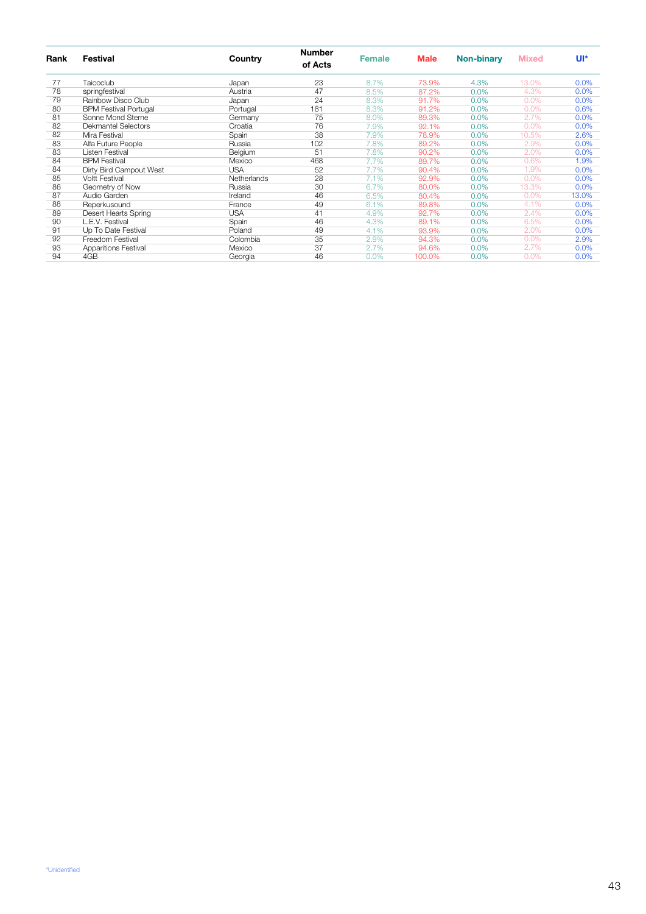| Rank | Festival | Country | Number of Acts | Female | Male | Non-binary | Mixed | UI* |
|---|---|---|---|---|---|---|---|---|
| 77 | Taicoclub | Japan | 23 | 8.7% | 73.9% | 4.3% | 13.0% | 0.0% |
| 78 | springfestival | Austria | 47 | 8.5% | 87.2% | 0.0% | 4.3% | 0.0% |
| 79 | Rainbow Disco Club | Japan | 24 | 8.3% | 91.7% | 0.0% | 0.0% | 0.0% |
| 80 | BPM Festival Portugal | Portugal | 181 | 8.3% | 91.2% | 0.0% | 0.0% | 0.6% |
| 81 | Sonne Mond Sterne | Germany | 75 | 8.0% | 89.3% | 0.0% | 2.7% | 0.0% |
| 82 | Dekmantel Selectors | Croatia | 76 | 7.9% | 92.1% | 0.0% | 0.0% | 0.0% |
| 82 | Mira Festival | Spain | 38 | 7.9% | 78.9% | 0.0% | 10.5% | 2.6% |
| 83 | Alfa Future People | Russia | 102 | 7.8% | 89.2% | 0.0% | 2.9% | 0.0% |
| 83 | Listen Festival | Belgium | 51 | 7.8% | 90.2% | 0.0% | 2.0% | 0.0% |
| 84 | BPM Festival | Mexico | 468 | 7.7% | 89.7% | 0.0% | 0.6% | 1.9% |
| 84 | Dirty Bird Campout West | USA | 52 | 7.7% | 90.4% | 0.0% | 1.9% | 0.0% |
| 85 | Voltt Festival | Netherlands | 28 | 7.1% | 92.9% | 0.0% | 0.0% | 0.0% |
| 86 | Geometry of Now | Russia | 30 | 6.7% | 80.0% | 0.0% | 13.3% | 0.0% |
| 87 | Audio Garden | Ireland | 46 | 6.5% | 80.4% | 0.0% | 0.0% | 13.0% |
| 88 | Reperkusound | France | 49 | 6.1% | 89.8% | 0.0% | 4.1% | 0.0% |
| 89 | Desert Hearts Spring | USA | 41 | 4.9% | 92.7% | 0.0% | 2.4% | 0.0% |
| 90 | L.E.V. Festival | Spain | 46 | 4.3% | 89.1% | 0.0% | 6.5% | 0.0% |
| 91 | Up To Date Festival | Poland | 49 | 4.1% | 93.9% | 0.0% | 2.0% | 0.0% |
| 92 | Freedom Festival | Colombia | 35 | 2.9% | 94.3% | 0.0% | 0.0% | 2.9% |
| 93 | Apparitions Festival | Mexico | 37 | 2.7% | 94.6% | 0.0% | 2.7% | 0.0% |
| 94 | 4GB | Georgia | 46 | 0.0% | 100.0% | 0.0% | 0.0% | 0.0% |

*Unidentified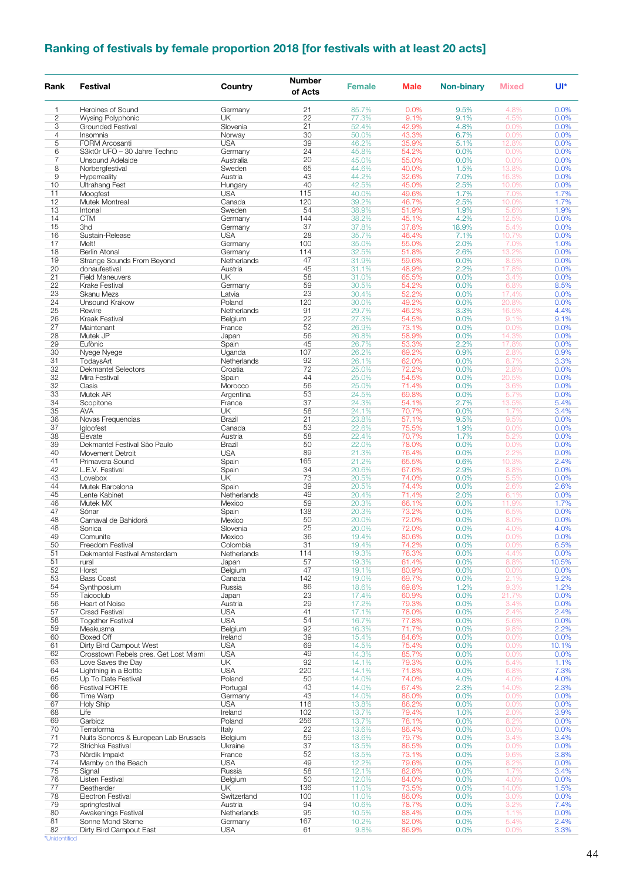## Ranking of festivals by female proportion 2018 [for festivals with at least 20 acts]

| Rank | Festival | Country | Number of Acts | Female | Male | Non-binary | Mixed | UI* |
|---|---|---|---|---|---|---|---|---|
| 1 | Heroines of Sound | Germany | 21 | 85.7% | 0.0% | 9.5% | 4.8% | 0.0% |
| 2 | Wysing Polyphonic | UK | 22 | 77.3% | 9.1% | 9.1% | 4.5% | 0.0% |
| 3 | Grounded Festival | Slovenia | 21 | 52.4% | 42.9% | 4.8% | 0.0% | 0.0% |
| 4 | Insomnia | Norway | 30 | 50.0% | 43.3% | 6.7% | 0.0% | 0.0% |
| 5 | FORM Arcosanti | USA | 39 | 46.2% | 35.9% | 5.1% | 12.8% | 0.0% |
| 6 | S3kt0r UFO – 30 Jahre Techno | Germany | 24 | 45.8% | 54.2% | 0.0% | 0.0% | 0.0% |
| 7 | Unsound Adelaide | Australia | 20 | 45.0% | 55.0% | 0.0% | 0.0% | 0.0% |
| 8 | Norbergfestival | Sweden | 65 | 44.6% | 40.0% | 1.5% | 13.8% | 0.0% |
| 9 | Hyperreality | Austria | 43 | 44.2% | 32.6% | 7.0% | 16.3% | 0.0% |
| 10 | Ultrahang Fest | Hungary | 40 | 42.5% | 45.0% | 2.5% | 10.0% | 0.0% |
| 11 | Moogfest | USA | 115 | 40.0% | 49.6% | 1.7% | 7.0% | 1.7% |
| 12 | Mutek Montreal | Canada | 120 | 39.2% | 46.7% | 2.5% | 10.0% | 1.7% |
| 13 | Intonal | Sweden | 54 | 38.9% | 51.9% | 1.9% | 5.6% | 1.9% |
| 14 | CTM | Germany | 144 | 38.2% | 45.1% | 4.2% | 12.5% | 0.0% |
| 15 | 3hd | Germany | 37 | 37.8% | 37.8% | 18.9% | 5.4% | 0.0% |
| 16 | Sustain-Release | USA | 28 | 35.7% | 46.4% | 7.1% | 10.7% | 0.0% |
| 17 | Melt! | Germany | 100 | 35.0% | 55.0% | 2.0% | 7.0% | 1.0% |
| 18 | Berlin Atonal | Germany | 114 | 32.5% | 51.8% | 2.6% | 13.2% | 0.0% |
| 19 | Strange Sounds From Beyond | Netherlands | 47 | 31.9% | 59.6% | 0.0% | 8.5% | 0.0% |
| 20 | donaufestival | Austria | 45 | 31.1% | 48.9% | 2.2% | 17.8% | 0.0% |
| 21 | Field Maneuvers | UK | 58 | 31.0% | 65.5% | 0.0% | 3.4% | 0.0% |
| 22 | Krake Festival | Germany | 59 | 30.5% | 54.2% | 0.0% | 6.8% | 8.5% |
| 23 | Skanu Mezs | Latvia | 23 | 30.4% | 52.2% | 0.0% | 17.4% | 0.0% |
| 24 | Unsound Krakow | Poland | 120 | 30.0% | 49.2% | 0.0% | 20.8% | 0.0% |
| 25 | Rewire | Netherlands | 91 | 29.7% | 46.2% | 3.3% | 16.5% | 4.4% |
| 26 | Kraak Festival | Belgium | 22 | 27.3% | 54.5% | 0.0% | 9.1% | 9.1% |
| 27 | Maintenant | France | 52 | 26.9% | 73.1% | 0.0% | 0.0% | 0.0% |
| 28 | Mutek JP | Japan | 56 | 26.8% | 58.9% | 0.0% | 14.3% | 0.0% |
| 29 | Eufònic | Spain | 45 | 26.7% | 53.3% | 2.2% | 17.8% | 0.0% |
| 30 | Nyege Nyege | Uganda | 107 | 26.2% | 69.2% | 0.9% | 2.8% | 0.9% |
| 31 | TodaysArt | Netherlands | 92 | 26.1% | 62.0% | 0.0% | 8.7% | 3.3% |
| 32 | Dekmantel Selectors | Croatia | 72 | 25.0% | 72.2% | 0.0% | 2.8% | 0.0% |
| 32 | Mira Festival | Spain | 44 | 25.0% | 54.5% | 0.0% | 20.5% | 0.0% |
| 32 | Oasis | Morocco | 56 | 25.0% | 71.4% | 0.0% | 3.6% | 0.0% |
| 33 | Mutek AR | Argentina | 53 | 24.5% | 69.8% | 0.0% | 5.7% | 0.0% |
| 34 | Scopitone | France | 37 | 24.3% | 54.1% | 2.7% | 13.5% | 5.4% |
| 35 | AVA | UK | 58 | 24.1% | 70.7% | 0.0% | 1.7% | 3.4% |
| 36 | Novas Frequencias | Brazil | 21 | 23.8% | 57.1% | 9.5% | 9.5% | 0.0% |
| 37 | Igloofest | Canada | 53 | 22.6% | 75.5% | 1.9% | 0.0% | 0.0% |
| 38 | Elevate | Austria | 58 | 22.4% | 70.7% | 1.7% | 5.2% | 0.0% |
| 39 | Dekmantel Festival São Paulo | Brazil | 50 | 22.0% | 78.0% | 0.0% | 0.0% | 0.0% |
| 40 | Movement Detroit | USA | 89 | 21.3% | 76.4% | 0.0% | 2.2% | 0.0% |
| 41 | Primavera Sound | Spain | 165 | 21.2% | 65.5% | 0.6% | 10.3% | 2.4% |
| 42 | L.E.V. Festival | Spain | 34 | 20.6% | 67.6% | 2.9% | 8.8% | 0.0% |
| 43 | Lovebox | UK | 73 | 20.5% | 74.0% | 0.0% | 5.5% | 0.0% |
| 44 | Mutek Barcelona | Spain | 39 | 20.5% | 74.4% | 0.0% | 2.6% | 2.6% |
| 45 | Lente Kabinet | Netherlands | 49 | 20.4% | 71.4% | 2.0% | 6.1% | 0.0% |
| 46 | Mutek MX | Mexico | 59 | 20.3% | 66.1% | 0.0% | 11.9% | 1.7% |
| 47 | Sónar | Spain | 138 | 20.3% | 73.2% | 0.0% | 6.5% | 0.0% |
| 48 | Carnaval de Bahidorá | Mexico | 50 | 20.0% | 72.0% | 0.0% | 8.0% | 0.0% |
| 48 | Sonica | Slovenia | 25 | 20.0% | 72.0% | 0.0% | 4.0% | 4.0% |
| 49 | Comunite | Mexico | 36 | 19.4% | 80.6% | 0.0% | 0.0% | 0.0% |
| 50 | Freedom Festival | Colombia | 31 | 19.4% | 74.2% | 0.0% | 0.0% | 6.5% |
| 51 | Dekmantel Festival Amsterdam | Netherlands | 114 | 19.3% | 76.3% | 0.0% | 4.4% | 0.0% |
| 51 | rural | Japan | 57 | 19.3% | 61.4% | 0.0% | 8.8% | 10.5% |
| 52 | Horst | Belgium | 47 | 19.1% | 80.9% | 0.0% | 0.0% | 0.0% |
| 53 | Bass Coast | Canada | 142 | 19.0% | 69.7% | 0.0% | 2.1% | 9.2% |
| 54 | Synthposium | Russia | 86 | 18.6% | 69.8% | 1.2% | 9.3% | 1.2% |
| 55 | Taicoclub | Japan | 23 | 17.4% | 60.9% | 0.0% | 21.7% | 0.0% |
| 56 | Heart of Noise | Austria | 29 | 17.2% | 79.3% | 0.0% | 3.4% | 0.0% |
| 57 | Crssd Festival | USA | 41 | 17.1% | 78.0% | 0.0% | 2.4% | 2.4% |
| 58 | Together Festival | USA | 54 | 16.7% | 77.8% | 0.0% | 5.6% | 0.0% |
| 59 | Meakusma | Belgium | 92 | 16.3% | 71.7% | 0.0% | 9.8% | 2.2% |
| 60 | Boxed Off | Ireland | 39 | 15.4% | 84.6% | 0.0% | 0.0% | 0.0% |
| 61 | Dirty Bird Campout West | USA | 69 | 14.5% | 75.4% | 0.0% | 0.0% | 10.1% |
| 62 | Crosstown Rebels pres. Get Lost Miami | USA | 49 | 14.3% | 85.7% | 0.0% | 0.0% | 0.0% |
| 63 | Love Saves the Day | UK | 92 | 14.1% | 79.3% | 0.0% | 5.4% | 1.1% |
| 64 | Lightning in a Bottle | USA | 220 | 14.1% | 71.8% | 0.0% | 6.8% | 7.3% |
| 65 | Up To Date Festival | Poland | 50 | 14.0% | 74.0% | 4.0% | 4.0% | 4.0% |
| 66 | Festival FORTE | Portugal | 43 | 14.0% | 67.4% | 2.3% | 14.0% | 2.3% |
| 66 | Time Warp | Germany | 43 | 14.0% | 86.0% | 0.0% | 0.0% | 0.0% |
| 67 | Holy Ship | USA | 116 | 13.8% | 86.2% | 0.0% | 0.0% | 0.0% |
| 68 | Life | Ireland | 102 | 13.7% | 79.4% | 1.0% | 2.0% | 3.9% |
| 69 | Garbicz | Poland | 256 | 13.7% | 78.1% | 0.0% | 8.2% | 0.0% |
| 70 | Terraforma | Italy | 22 | 13.6% | 86.4% | 0.0% | 0.0% | 0.0% |
| 71 | Nuits Sonores & European Lab Brussels | Belgium | 59 | 13.6% | 79.7% | 0.0% | 3.4% | 3.4% |
| 72 | Strichka Festival | Ukraine | 37 | 13.5% | 86.5% | 0.0% | 0.0% | 0.0% |
| 73 | Nördik Impakt | France | 52 | 13.5% | 73.1% | 0.0% | 9.6% | 3.8% |
| 74 | Mamby on the Beach | USA | 49 | 12.2% | 79.6% | 0.0% | 8.2% | 0.0% |
| 75 | Signal | Russia | 58 | 12.1% | 82.8% | 0.0% | 1.7% | 3.4% |
| 76 | Listen Festival | Belgium | 50 | 12.0% | 84.0% | 0.0% | 4.0% | 0.0% |
| 77 | Beatherder | UK | 136 | 11.0% | 73.5% | 0.0% | 14.0% | 1.5% |
| 78 | Electron Festival | Switzerland | 100 | 11.0% | 86.0% | 0.0% | 3.0% | 0.0% |
| 79 | springfestival | Austria | 94 | 10.6% | 78.7% | 0.0% | 3.2% | 7.4% |
| 80 | Awakenings Festival | Netherlands | 95 | 10.5% | 88.4% | 0.0% | 1.1% | 0.0% |
| 81 | Sonne Mond Sterne | Germany | 167 | 10.2% | 82.0% | 0.0% | 5.4% | 2.4% |
| 82 | Dirty Bird Campout East | USA | 61 | 9.8% | 86.9% | 0.0% | 0.0% | 3.3% |

*Unidentified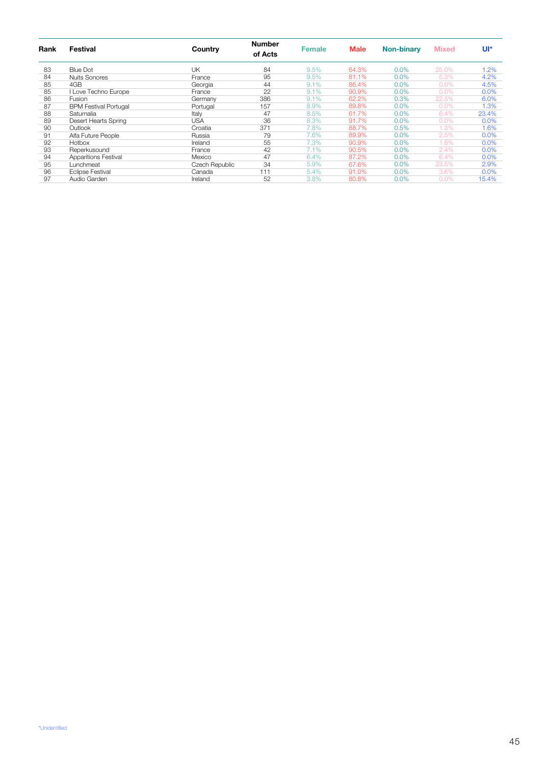| Rank | Festival | Country | Number of Acts | Female | Male | Non-binary | Mixed | UI* |
|---|---|---|---|---|---|---|---|---|
| 83 | Blue Dot | UK | 84 | 9.5% | 64.3% | 0.0% | 25.0% | 1.2% |
| 84 | Nuits Sonores | France | 95 | 9.5% | 81.1% | 0.0% | 5.3% | 4.2% |
| 85 | 4GB | Georgia | 44 | 9.1% | 86.4% | 0.0% | 0.0% | 4.5% |
| 85 | I Love Techno Europe | France | 22 | 9.1% | 90.9% | 0.0% | 0.0% | 0.0% |
| 86 | Fusion | Germany | 386 | 9.1% | 62.2% | 0.3% | 22.5% | 6.0% |
| 87 | BPM Festival Portugal | Portugal | 157 | 8.9% | 89.8% | 0.0% | 0.0% | 1.3% |
| 88 | Saturnalia | Italy | 47 | 8.5% | 61.7% | 0.0% | 6.4% | 23.4% |
| 89 | Desert Hearts Spring | USA | 36 | 8.3% | 91.7% | 0.0% | 0.0% | 0.0% |
| 90 | Outlook | Croatia | 371 | 7.8% | 88.7% | 0.5% | 1.3% | 1.6% |
| 91 | Alfa Future People | Russia | 79 | 7.6% | 89.9% | 0.0% | 2.5% | 0.0% |
| 92 | Hotbox | Ireland | 55 | 7.3% | 90.9% | 0.0% | 1.8% | 0.0% |
| 93 | Reperkusound | France | 42 | 7.1% | 90.5% | 0.0% | 2.4% | 0.0% |
| 94 | Apparitions Festival | Mexico | 47 | 6.4% | 87.2% | 0.0% | 6.4% | 0.0% |
| 95 | Lunchmeat | Czech Republic | 34 | 5.9% | 67.6% | 0.0% | 23.5% | 2.9% |
| 96 | Eclipse Festival | Canada | 111 | 5.4% | 91.0% | 0.0% | 3.6% | 0.0% |
| 97 | Audio Garden | Ireland | 52 | 3.8% | 80.8% | 0.0% | 0.0% | 15.4% |

*Unidentified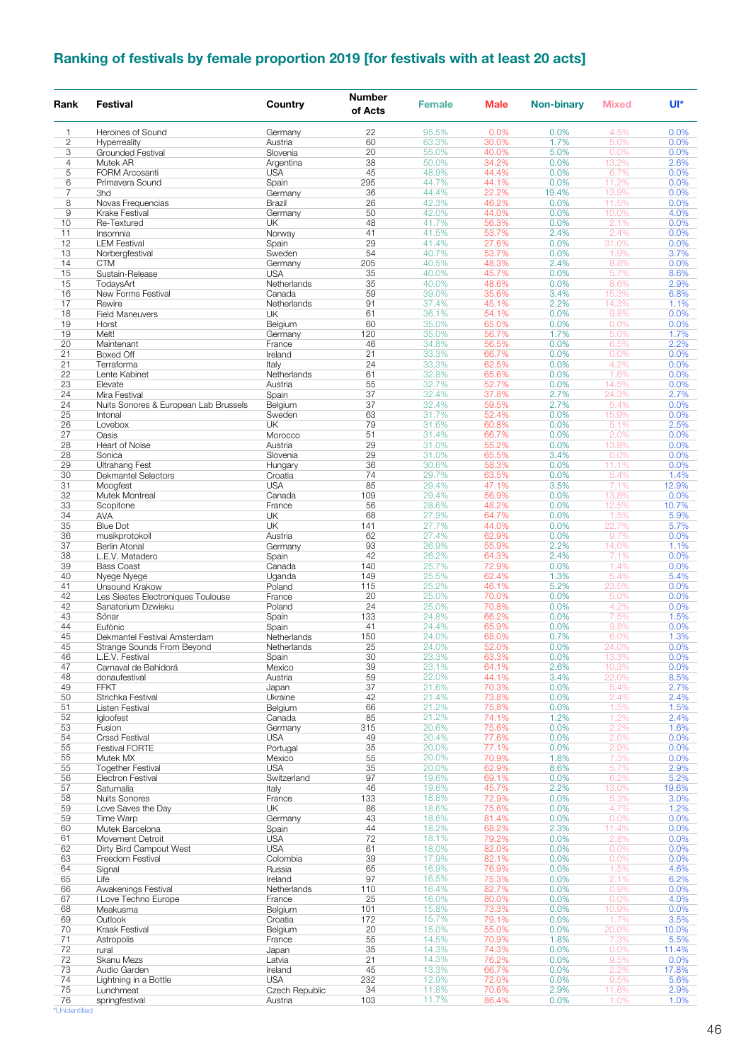## Ranking of festivals by female proportion 2019 [for festivals with at least 20 acts]

| Rank | Festival | Country | Number of Acts | Female | Male | Non-binary | Mixed | UI* |
|---|---|---|---|---|---|---|---|---|
| 1 | Heroines of Sound | Germany | 22 | 95.5% | 0.0% | 0.0% | 4.5% | 0.0% |
| 2 | Hyperreality | Austria | 60 | 63.3% | 30.0% | 1.7% | 5.0% | 0.0% |
| 3 | Grounded Festival | Slovenia | 20 | 55.0% | 40.0% | 5.0% | 0.0% | 0.0% |
| 4 | Mutek AR | Argentina | 38 | 50.0% | 34.2% | 0.0% | 13.2% | 2.6% |
| 5 | FORM Arcosanti | USA | 45 | 48.9% | 44.4% | 0.0% | 6.7% | 0.0% |
| 6 | Primavera Sound | Spain | 295 | 44.7% | 44.1% | 0.0% | 11.2% | 0.0% |
| 7 | 3hd | Germany | 36 | 44.4% | 22.2% | 19.4% | 13.9% | 0.0% |
| 8 | Novas Frequencias | Brazil | 26 | 42.3% | 46.2% | 0.0% | 11.5% | 0.0% |
| 9 | Krake Festival | Germany | 50 | 42.0% | 44.0% | 0.0% | 10.0% | 4.0% |
| 10 | Re-Textured | UK | 48 | 41.7% | 56.3% | 0.0% | 2.1% | 0.0% |
| 11 | Insomnia | Norway | 41 | 41.5% | 53.7% | 2.4% | 2.4% | 0.0% |
| 12 | LEM Festival | Spain | 29 | 41.4% | 27.6% | 0.0% | 31.0% | 0.0% |
| 13 | Norbergfestival | Sweden | 54 | 40.7% | 53.7% | 0.0% | 1.9% | 3.7% |
| 14 | CTM | Germany | 205 | 40.5% | 48.3% | 2.4% | 8.8% | 0.0% |
| 15 | Sustain-Release | USA | 35 | 40.0% | 45.7% | 0.0% | 5.7% | 8.6% |
| 15 | TodaysArt | Netherlands | 35 | 40.0% | 48.6% | 0.0% | 8.6% | 2.9% |
| 16 | New Forms Festival | Canada | 59 | 39.0% | 35.6% | 3.4% | 15.3% | 6.8% |
| 17 | Rewire | Netherlands | 91 | 37.4% | 45.1% | 2.2% | 14.3% | 1.1% |
| 18 | Field Maneuvers | UK | 61 | 36.1% | 54.1% | 0.0% | 9.8% | 0.0% |
| 19 | Horst | Belgium | 60 | 35.0% | 65.0% | 0.0% | 0.0% | 0.0% |
| 19 | Melt! | Germany | 120 | 35.0% | 56.7% | 1.7% | 5.0% | 1.7% |
| 20 | Maintenant | France | 46 | 34.8% | 56.5% | 0.0% | 6.5% | 2.2% |
| 21 | Boxed Off | Ireland | 21 | 33.3% | 66.7% | 0.0% | 0.0% | 0.0% |
| 21 | Terraforma | Italy | 24 | 33.3% | 62.5% | 0.0% | 4.2% | 0.0% |
| 22 | Lente Kabinet | Netherlands | 61 | 32.8% | 65.6% | 0.0% | 1.6% | 0.0% |
| 23 | Elevate | Austria | 55 | 32.7% | 52.7% | 0.0% | 14.5% | 0.0% |
| 24 | Mira Festival | Spain | 37 | 32.4% | 37.8% | 2.7% | 24.3% | 2.7% |
| 24 | Nuits Sonores & European Lab Brussels | Belgium | 37 | 32.4% | 59.5% | 2.7% | 5.4% | 0.0% |
| 25 | Intonal | Sweden | 63 | 31.7% | 52.4% | 0.0% | 15.9% | 0.0% |
| 26 | Lovebox | UK | 79 | 31.6% | 60.8% | 0.0% | 5.1% | 2.5% |
| 27 | Oasis | Morocco | 51 | 31.4% | 66.7% | 0.0% | 2.0% | 0.0% |
| 28 | Heart of Noise | Austria | 29 | 31.0% | 55.2% | 0.0% | 13.8% | 0.0% |
| 28 | Sonica | Slovenia | 29 | 31.0% | 65.5% | 3.4% | 0.0% | 0.0% |
| 29 | Ultrahang Fest | Hungary | 36 | 30.6% | 58.3% | 0.0% | 11.1% | 0.0% |
| 30 | Dekmantel Selectors | Croatia | 74 | 29.7% | 63.5% | 0.0% | 5.4% | 1.4% |
| 31 | Moogfest | USA | 85 | 29.4% | 47.1% | 3.5% | 7.1% | 12.9% |
| 32 | Mutek Montreal | Canada | 109 | 29.4% | 56.9% | 0.0% | 13.8% | 0.0% |
| 33 | Scopitone | France | 56 | 28.6% | 48.2% | 0.0% | 12.5% | 10.7% |
| 34 | AVA | UK | 68 | 27.9% | 64.7% | 0.0% | 1.5% | 5.9% |
| 35 | Blue Dot | UK | 141 | 27.7% | 44.0% | 0.0% | 22.7% | 5.7% |
| 36 | musikprotokoll | Austria | 62 | 27.4% | 62.9% | 0.0% | 9.7% | 0.0% |
| 37 | Berlin Atonal | Germany | 93 | 26.9% | 55.9% | 2.2% | 14.0% | 1.1% |
| 38 | L.E.V. Matadero | Spain | 42 | 26.2% | 64.3% | 2.4% | 7.1% | 0.0% |
| 39 | Bass Coast | Canada | 140 | 25.7% | 72.9% | 0.0% | 1.4% | 0.0% |
| 40 | Nyege Nyege | Uganda | 149 | 25.5% | 62.4% | 1.3% | 5.4% | 5.4% |
| 41 | Unsound Krakow | Poland | 115 | 25.2% | 46.1% | 5.2% | 23.5% | 0.0% |
| 42 | Les Siestes Electroniques Toulouse | France | 20 | 25.0% | 70.0% | 0.0% | 5.0% | 0.0% |
| 42 | Sanatorium Dzwieku | Poland | 24 | 25.0% | 70.8% | 0.0% | 4.2% | 0.0% |
| 43 | Sónar | Spain | 133 | 24.8% | 66.2% | 0.0% | 7.5% | 1.5% |
| 44 | Eufònic | Spain | 41 | 24.4% | 65.9% | 0.0% | 9.8% | 0.0% |
| 45 | Dekmantel Festival Amsterdam | Netherlands | 150 | 24.0% | 68.0% | 0.7% | 6.0% | 1.3% |
| 45 | Strange Sounds From Beyond | Netherlands | 25 | 24.0% | 52.0% | 0.0% | 24.0% | 0.0% |
| 46 | L.E.V. Festival | Spain | 30 | 23.3% | 63.3% | 0.0% | 13.3% | 0.0% |
| 47 | Carnaval de Bahidorá | Mexico | 39 | 23.1% | 64.1% | 2.6% | 10.3% | 0.0% |
| 48 | donaufestival | Austria | 59 | 22.0% | 44.1% | 3.4% | 22.0% | 8.5% |
| 49 | FFKT | Japan | 37 | 21.6% | 70.3% | 0.0% | 5.4% | 2.7% |
| 50 | Strichka Festival | Ukraine | 42 | 21.4% | 73.8% | 0.0% | 2.4% | 2.4% |
| 51 | Listen Festival | Belgium | 66 | 21.2% | 75.8% | 0.0% | 1.5% | 1.5% |
| 52 | Igloofest | Canada | 85 | 21.2% | 74.1% | 1.2% | 1.2% | 2.4% |
| 53 | Fusion | Germany | 315 | 20.6% | 75.6% | 0.0% | 2.2% | 1.6% |
| 54 | Crssd Festival | USA | 49 | 20.4% | 77.6% | 0.0% | 2.0% | 0.0% |
| 55 | Festival FORTE | Portugal | 35 | 20.0% | 77.1% | 0.0% | 2.9% | 0.0% |
| 55 | Mutek MX | Mexico | 55 | 20.0% | 70.9% | 1.8% | 7.3% | 0.0% |
| 55 | Together Festival | USA | 35 | 20.0% | 62.9% | 8.6% | 5.7% | 2.9% |
| 56 | Electron Festival | Switzerland | 97 | 19.6% | 69.1% | 0.0% | 6.2% | 5.2% |
| 57 | Saturnalia | Italy | 46 | 19.6% | 45.7% | 2.2% | 13.0% | 19.6% |
| 58 | Nuits Sonores | France | 133 | 18.8% | 72.9% | 0.0% | 5.3% | 3.0% |
| 59 | Love Saves the Day | UK | 86 | 18.6% | 75.6% | 0.0% | 4.7% | 1.2% |
| 59 | Time Warp | Germany | 43 | 18.6% | 81.4% | 0.0% | 0.0% | 0.0% |
| 60 | Mutek Barcelona | Spain | 44 | 18.2% | 68.2% | 2.3% | 11.4% | 0.0% |
| 61 | Movement Detroit | USA | 72 | 18.1% | 79.2% | 0.0% | 2.8% | 0.0% |
| 62 | Dirty Bird Campout West | USA | 61 | 18.0% | 82.0% | 0.0% | 0.0% | 0.0% |
| 63 | Freedom Festival | Colombia | 39 | 17.9% | 82.1% | 0.0% | 0.0% | 0.0% |
| 64 | Signal | Russia | 65 | 16.9% | 76.9% | 0.0% | 1.5% | 4.6% |
| 65 | Life | Ireland | 97 | 16.5% | 75.3% | 0.0% | 2.1% | 6.2% |
| 66 | Awakenings Festival | Netherlands | 110 | 16.4% | 82.7% | 0.0% | 0.9% | 0.0% |
| 67 | I Love Techno Europe | France | 25 | 16.0% | 80.0% | 0.0% | 0.0% | 4.0% |
| 68 | Meakusma | Belgium | 101 | 15.8% | 73.3% | 0.0% | 10.9% | 0.0% |
| 69 | Outlook | Croatia | 172 | 15.7% | 79.1% | 0.0% | 1.7% | 3.5% |
| 70 | Kraak Festival | Belgium | 20 | 15.0% | 55.0% | 0.0% | 20.0% | 10.0% |
| 71 | Astropolis | France | 55 | 14.5% | 70.9% | 1.8% | 7.3% | 5.5% |
| 72 | rural | Japan | 35 | 14.3% | 74.3% | 0.0% | 0.0% | 11.4% |
| 72 | Skanu Mezs | Latvia | 21 | 14.3% | 76.2% | 0.0% | 9.5% | 0.0% |
| 73 | Audio Garden | Ireland | 45 | 13.3% | 66.7% | 0.0% | 2.2% | 17.8% |
| 74 | Lightning in a Bottle | USA | 232 | 12.9% | 72.0% | 0.0% | 9.5% | 5.6% |
| 75 | Lunchmeat | Czech Republic | 34 | 11.8% | 70.6% | 2.9% | 11.8% | 2.9% |
| 76 | springfestival | Austria | 103 | 11.7% | 86.4% | 0.0% | 1.0% | 1.0% |

*Unidentified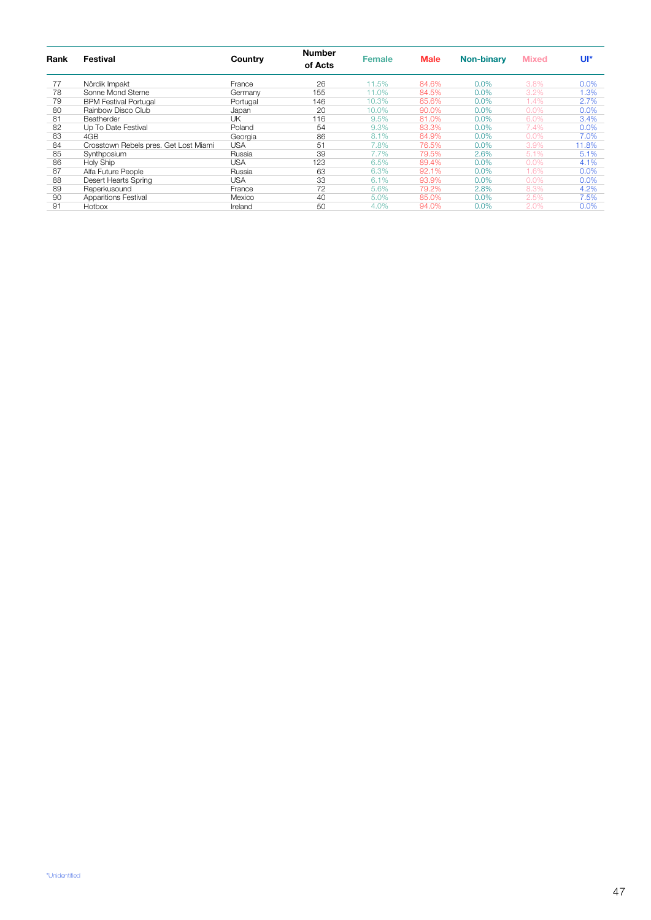| Rank | Festival | Country | Number of Acts | Female | Male | Non-binary | Mixed | UI* |
|---|---|---|---|---|---|---|---|---|
| 77 | Nördik Impakt | France | 26 | 11.5% | 84.6% | 0.0% | 3.8% | 0.0% |
| 78 | Sonne Mond Sterne | Germany | 155 | 11.0% | 84.5% | 0.0% | 3.2% | 1.3% |
| 79 | BPM Festival Portugal | Portugal | 146 | 10.3% | 85.6% | 0.0% | 1.4% | 2.7% |
| 80 | Rainbow Disco Club | Japan | 20 | 10.0% | 90.0% | 0.0% | 0.0% | 0.0% |
| 81 | Beatherder | UK | 116 | 9.5% | 81.0% | 0.0% | 6.0% | 3.4% |
| 82 | Up To Date Festival | Poland | 54 | 9.3% | 83.3% | 0.0% | 7.4% | 0.0% |
| 83 | 4GB | Georgia | 86 | 8.1% | 84.9% | 0.0% | 0.0% | 7.0% |
| 84 | Crosstown Rebels pres. Get Lost Miami | USA | 51 | 7.8% | 76.5% | 0.0% | 3.9% | 11.8% |
| 85 | Synthposium | Russia | 39 | 7.7% | 79.5% | 2.6% | 5.1% | 5.1% |
| 86 | Holy Ship | USA | 123 | 6.5% | 89.4% | 0.0% | 0.0% | 4.1% |
| 87 | Alfa Future People | Russia | 63 | 6.3% | 92.1% | 0.0% | 1.6% | 0.0% |
| 88 | Desert Hearts Spring | USA | 33 | 6.1% | 93.9% | 0.0% | 0.0% | 0.0% |
| 89 | Reperkusound | France | 72 | 5.6% | 79.2% | 2.8% | 8.3% | 4.2% |
| 90 | Apparitions Festival | Mexico | 40 | 5.0% | 85.0% | 0.0% | 2.5% | 7.5% |
| 91 | Hotbox | Ireland | 50 | 4.0% | 94.0% | 0.0% | 2.0% | 0.0% |

*Unidentified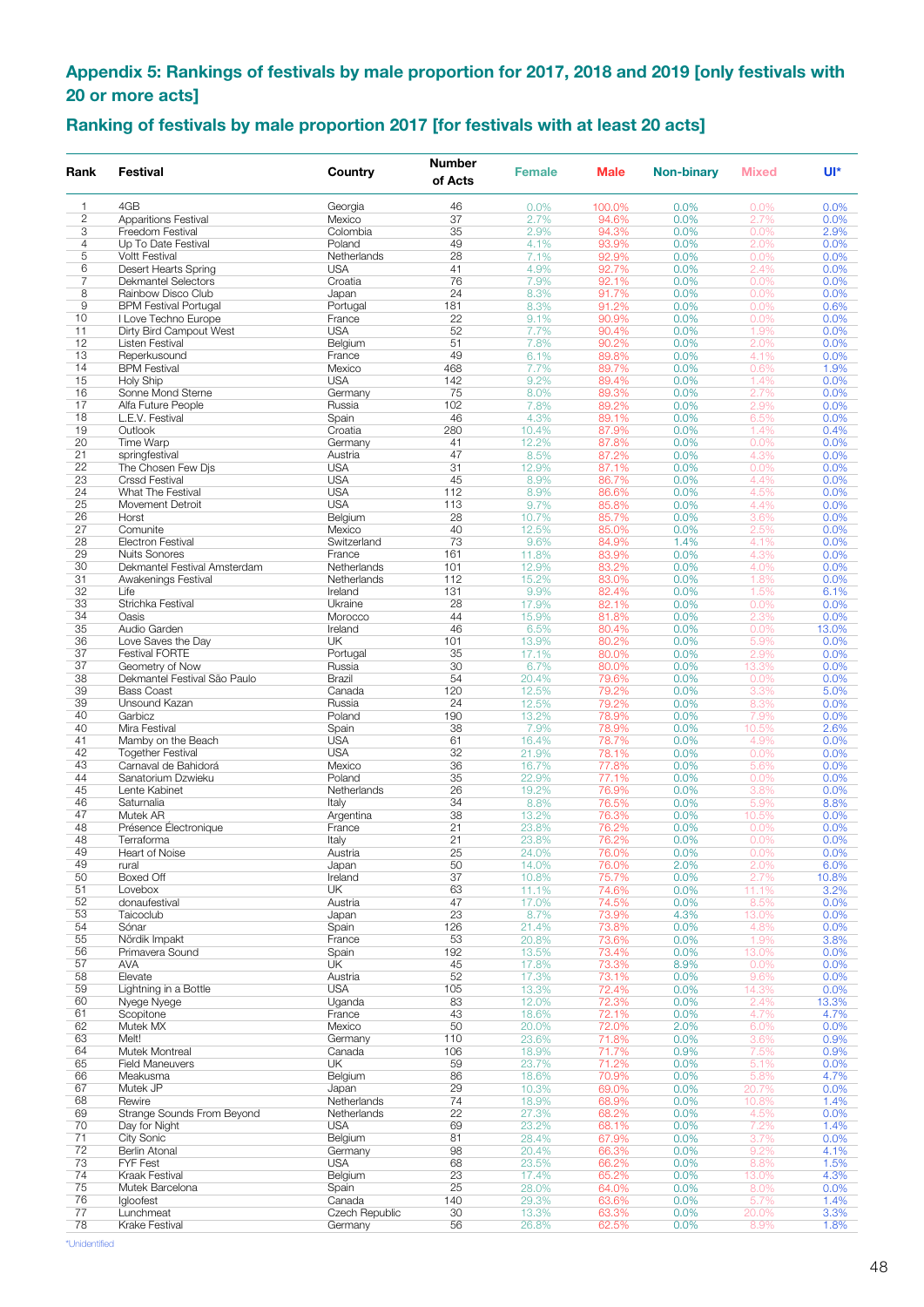## Appendix 5: Rankings of festivals by male proportion for 2017, 2018 and 2019 [only festivals with 20 or more acts]

### Ranking of festivals by male proportion 2017 [for festivals with at least 20 acts]

| Rank | Festival | Country | Number of Acts | Female | Male | Non-binary | Mixed | UI* |
|---|---|---|---|---|---|---|---|---|
| 1 | 4GB | Georgia | 46 | 0.0% | 100.0% | 0.0% | 0.0% | 0.0% |
| 2 | Apparitions Festival | Mexico | 37 | 2.7% | 94.6% | 0.0% | 2.7% | 0.0% |
| 3 | Freedom Festival | Colombia | 35 | 2.9% | 94.3% | 0.0% | 0.0% | 2.9% |
| 4 | Up To Date Festival | Poland | 49 | 4.1% | 93.9% | 0.0% | 2.0% | 0.0% |
| 5 | Voltt Festival | Netherlands | 28 | 7.1% | 92.9% | 0.0% | 0.0% | 0.0% |
| 6 | Desert Hearts Spring | USA | 41 | 4.9% | 92.7% | 0.0% | 2.4% | 0.0% |
| 7 | Dekmantel Selectors | Croatia | 76 | 7.9% | 92.1% | 0.0% | 0.0% | 0.0% |
| 8 | Rainbow Disco Club | Japan | 24 | 8.3% | 91.7% | 0.0% | 0.0% | 0.0% |
| 9 | BPM Festival Portugal | Portugal | 181 | 8.3% | 91.2% | 0.0% | 0.0% | 0.6% |
| 10 | I Love Techno Europe | France | 22 | 9.1% | 90.9% | 0.0% | 0.0% | 0.0% |
| 11 | Dirty Bird Campout West | USA | 52 | 7.7% | 90.4% | 0.0% | 1.9% | 0.0% |
| 12 | Listen Festival | Belgium | 51 | 7.8% | 90.2% | 0.0% | 2.0% | 0.0% |
| 13 | Reperkusound | France | 49 | 6.1% | 89.8% | 0.0% | 4.1% | 0.0% |
| 14 | BPM Festival | Mexico | 468 | 7.7% | 89.7% | 0.0% | 0.6% | 1.9% |
| 15 | Holy Ship | USA | 142 | 9.2% | 89.4% | 0.0% | 1.4% | 0.0% |
| 16 | Sonne Mond Sterne | Germany | 75 | 8.0% | 89.3% | 0.0% | 2.7% | 0.0% |
| 17 | Alfa Future People | Russia | 102 | 7.8% | 89.2% | 0.0% | 2.9% | 0.0% |
| 18 | L.E.V. Festival | Spain | 46 | 4.3% | 89.1% | 0.0% | 6.5% | 0.0% |
| 19 | Outlook | Croatia | 280 | 10.4% | 87.9% | 0.0% | 1.4% | 0.4% |
| 20 | Time Warp | Germany | 41 | 12.2% | 87.8% | 0.0% | 0.0% | 0.0% |
| 21 | springfestival | Austria | 47 | 8.5% | 87.2% | 0.0% | 4.3% | 0.0% |
| 22 | The Chosen Few Djs | USA | 31 | 12.9% | 87.1% | 0.0% | 0.0% | 0.0% |
| 23 | Crssd Festival | USA | 45 | 8.9% | 86.7% | 0.0% | 4.4% | 0.0% |
| 24 | What The Festival | USA | 112 | 8.9% | 86.6% | 0.0% | 4.5% | 0.0% |
| 25 | Movement Detroit | USA | 113 | 9.7% | 85.8% | 0.0% | 4.4% | 0.0% |
| 26 | Horst | Belgium | 28 | 10.7% | 85.7% | 0.0% | 3.6% | 0.0% |
| 27 | Comunite | Mexico | 40 | 12.5% | 85.0% | 0.0% | 2.5% | 0.0% |
| 28 | Electron Festival | Switzerland | 73 | 9.6% | 84.9% | 1.4% | 4.1% | 0.0% |
| 29 | Nuits Sonores | France | 161 | 11.8% | 83.9% | 0.0% | 4.3% | 0.0% |
| 30 | Dekmantel Festival Amsterdam | Netherlands | 101 | 12.9% | 83.2% | 0.0% | 4.0% | 0.0% |
| 31 | Awakenings Festival | Netherlands | 112 | 15.2% | 83.0% | 0.0% | 1.8% | 0.0% |
| 32 | Life | Ireland | 131 | 9.9% | 82.4% | 0.0% | 1.5% | 6.1% |
| 33 | Strichka Festival | Ukraine | 28 | 17.9% | 82.1% | 0.0% | 0.0% | 0.0% |
| 34 | Oasis | Morocco | 44 | 15.9% | 81.8% | 0.0% | 2.3% | 0.0% |
| 35 | Audio Garden | Ireland | 46 | 6.5% | 80.4% | 0.0% | 0.0% | 13.0% |
| 36 | Love Saves the Day | UK | 101 | 13.9% | 80.2% | 0.0% | 5.9% | 0.0% |
| 37 | Festival FORTE | Portugal | 35 | 17.1% | 80.0% | 0.0% | 2.9% | 0.0% |
| 37 | Geometry of Now | Russia | 30 | 6.7% | 80.0% | 0.0% | 13.3% | 0.0% |
| 38 | Dekmantel Festival São Paulo | Brazil | 54 | 20.4% | 79.6% | 0.0% | 0.0% | 0.0% |
| 39 | Bass Coast | Canada | 120 | 12.5% | 79.2% | 0.0% | 3.3% | 5.0% |
| 39 | Unsound Kazan | Russia | 24 | 12.5% | 79.2% | 0.0% | 8.3% | 0.0% |
| 40 | Garbicz | Poland | 190 | 13.2% | 78.9% | 0.0% | 7.9% | 0.0% |
| 40 | Mira Festival | Spain | 38 | 7.9% | 78.9% | 0.0% | 10.5% | 2.6% |
| 41 | Mamby on the Beach | USA | 61 | 16.4% | 78.7% | 0.0% | 4.9% | 0.0% |
| 42 | Together Festival | USA | 32 | 21.9% | 78.1% | 0.0% | 0.0% | 0.0% |
| 43 | Carnaval de Bahidorá | Mexico | 36 | 16.7% | 77.8% | 0.0% | 5.6% | 0.0% |
| 44 | Sanatorium Dzwieku | Poland | 35 | 22.9% | 77.1% | 0.0% | 0.0% | 0.0% |
| 45 | Lente Kabinet | Netherlands | 26 | 19.2% | 76.9% | 0.0% | 3.8% | 0.0% |
| 46 | Saturnalia | Italy | 34 | 8.8% | 76.5% | 0.0% | 5.9% | 8.8% |
| 47 | Mutek AR | Argentina | 38 | 13.2% | 76.3% | 0.0% | 10.5% | 0.0% |
| 48 | Présence Électronique | France | 21 | 23.8% | 76.2% | 0.0% | 0.0% | 0.0% |
| 48 | Terraforma | Italy | 21 | 23.8% | 76.2% | 0.0% | 0.0% | 0.0% |
| 49 | Heart of Noise | Austria | 25 | 24.0% | 76.0% | 0.0% | 0.0% | 0.0% |
| 49 | rural | Japan | 50 | 14.0% | 76.0% | 2.0% | 2.0% | 6.0% |
| 50 | Boxed Off | Ireland | 37 | 10.8% | 75.7% | 0.0% | 2.7% | 10.8% |
| 51 | Lovebox | UK | 63 | 11.1% | 74.6% | 0.0% | 11.1% | 3.2% |
| 52 | donaufestival | Austria | 47 | 17.0% | 74.5% | 0.0% | 8.5% | 0.0% |
| 53 | Taicoclub | Japan | 23 | 8.7% | 73.9% | 4.3% | 13.0% | 0.0% |
| 54 | Sónar | Spain | 126 | 21.4% | 73.8% | 0.0% | 4.8% | 0.0% |
| 55 | Nördik Impakt | France | 53 | 20.8% | 73.6% | 0.0% | 1.9% | 3.8% |
| 56 | Primavera Sound | Spain | 192 | 13.5% | 73.4% | 0.0% | 13.0% | 0.0% |
| 57 | AVA | UK | 45 | 17.8% | 73.3% | 8.9% | 0.0% | 0.0% |
| 58 | Elevate | Austria | 52 | 17.3% | 73.1% | 0.0% | 9.6% | 0.0% |
| 59 | Lightning in a Bottle | USA | 105 | 13.3% | 72.4% | 0.0% | 14.3% | 0.0% |
| 60 | Nyege Nyege | Uganda | 83 | 12.0% | 72.3% | 0.0% | 2.4% | 13.3% |
| 61 | Scopitone | France | 43 | 18.6% | 72.1% | 0.0% | 4.7% | 4.7% |
| 62 | Mutek MX | Mexico | 50 | 20.0% | 72.0% | 2.0% | 6.0% | 0.0% |
| 63 | Melt! | Germany | 110 | 23.6% | 71.8% | 0.0% | 3.6% | 0.9% |
| 64 | Mutek Montreal | Canada | 106 | 18.9% | 71.7% | 0.9% | 7.5% | 0.9% |
| 65 | Field Maneuvers | UK | 59 | 23.7% | 71.2% | 0.0% | 5.1% | 0.0% |
| 66 | Meakusma | Belgium | 86 | 18.6% | 70.9% | 0.0% | 5.8% | 4.7% |
| 67 | Mutek JP | Japan | 29 | 10.3% | 69.0% | 0.0% | 20.7% | 0.0% |
| 68 | Rewire | Netherlands | 74 | 18.9% | 68.9% | 0.0% | 10.8% | 1.4% |
| 69 | Strange Sounds From Beyond | Netherlands | 22 | 27.3% | 68.2% | 0.0% | 4.5% | 0.0% |
| 70 | Day for Night | USA | 69 | 23.2% | 68.1% | 0.0% | 7.2% | 1.4% |
| 71 | City Sonic | Belgium | 81 | 28.4% | 67.9% | 0.0% | 3.7% | 0.0% |
| 72 | Berlin Atonal | Germany | 98 | 20.4% | 66.3% | 0.0% | 9.2% | 4.1% |
| 73 | FYF Fest | USA | 68 | 23.5% | 66.2% | 0.0% | 8.8% | 1.5% |
| 74 | Kraak Festival | Belgium | 23 | 17.4% | 65.2% | 0.0% | 13.0% | 4.3% |
| 75 | Mutek Barcelona | Spain | 25 | 28.0% | 64.0% | 0.0% | 8.0% | 0.0% |
| 76 | Igloofest | Canada | 140 | 29.3% | 63.6% | 0.0% | 5.7% | 1.4% |
| 77 | Lunchmeat | Czech Republic | 30 | 13.3% | 63.3% | 0.0% | 20.0% | 3.3% |
| 78 | Krake Festival | Germany | 56 | 26.8% | 62.5% | 0.0% | 8.9% | 1.8% |

*Unidentified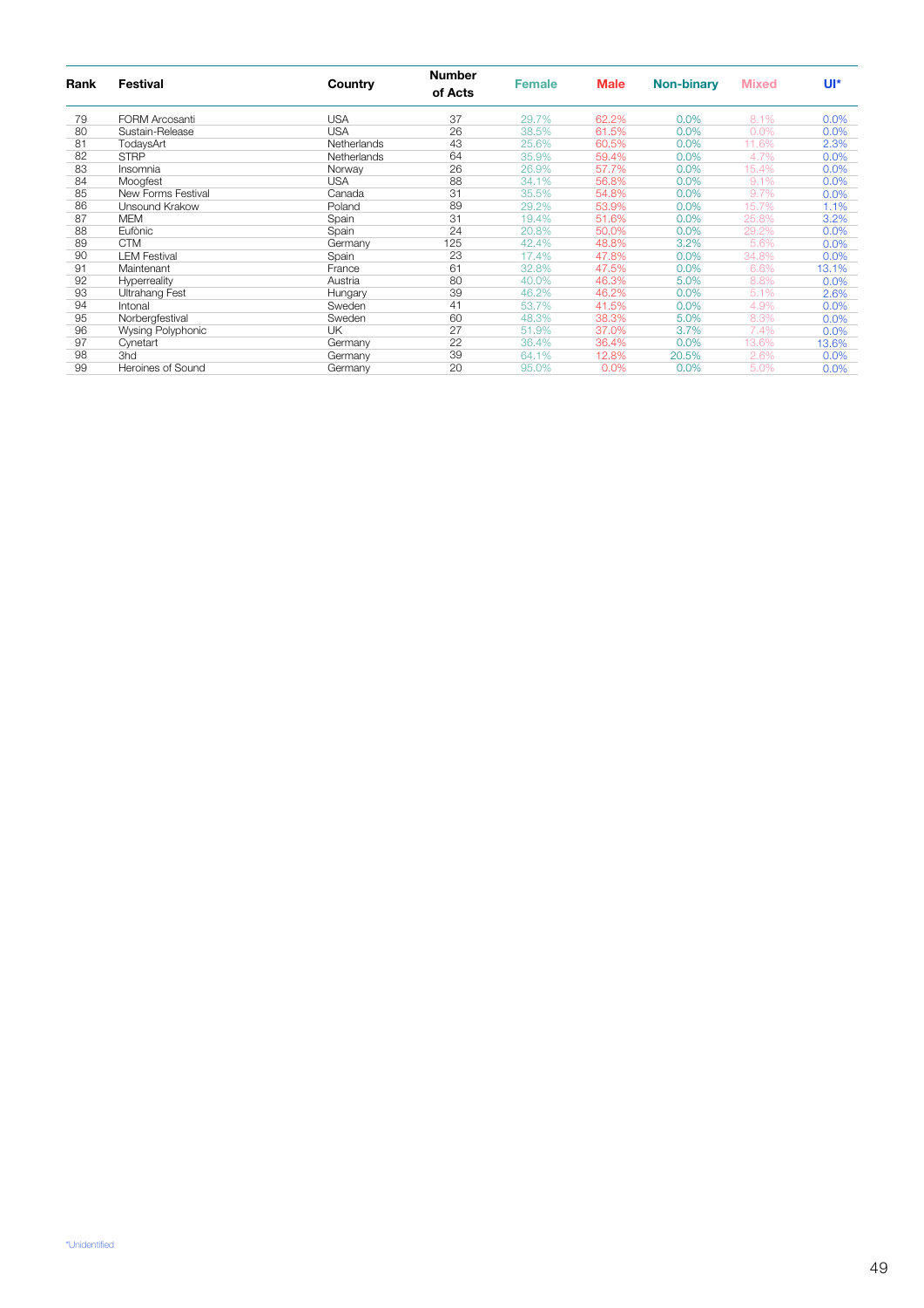| Rank | Festival | Country | Number of Acts | Female | Male | Non-binary | Mixed | UI* |
|---|---|---|---|---|---|---|---|---|
| 79 | FORM Arcosanti | USA | 37 | 29.7% | 62.2% | 0.0% | 8.1% | 0.0% |
| 80 | Sustain-Release | USA | 26 | 38.5% | 61.5% | 0.0% | 0.0% | 0.0% |
| 81 | TodaysArt | Netherlands | 43 | 25.6% | 60.5% | 0.0% | 11.6% | 2.3% |
| 82 | STRP | Netherlands | 64 | 35.9% | 59.4% | 0.0% | 4.7% | 0.0% |
| 83 | Insomnia | Norway | 26 | 26.9% | 57.7% | 0.0% | 15.4% | 0.0% |
| 84 | Moogfest | USA | 88 | 34.1% | 56.8% | 0.0% | 9.1% | 0.0% |
| 85 | New Forms Festival | Canada | 31 | 35.5% | 54.8% | 0.0% | 9.7% | 0.0% |
| 86 | Unsound Krakow | Poland | 89 | 29.2% | 53.9% | 0.0% | 15.7% | 1.1% |
| 87 | MEM | Spain | 31 | 19.4% | 51.6% | 0.0% | 25.8% | 3.2% |
| 88 | Eufònic | Spain | 24 | 20.8% | 50.0% | 0.0% | 29.2% | 0.0% |
| 89 | CTM | Germany | 125 | 42.4% | 48.8% | 3.2% | 5.6% | 0.0% |
| 90 | LEM Festival | Spain | 23 | 17.4% | 47.8% | 0.0% | 34.8% | 0.0% |
| 91 | Maintenant | France | 61 | 32.8% | 47.5% | 0.0% | 6.6% | 13.1% |
| 92 | Hyperreality | Austria | 80 | 40.0% | 46.3% | 5.0% | 8.8% | 0.0% |
| 93 | Ultrahang Fest | Hungary | 39 | 46.2% | 46.2% | 0.0% | 5.1% | 2.6% |
| 94 | Intonal | Sweden | 41 | 53.7% | 41.5% | 0.0% | 4.9% | 0.0% |
| 95 | Norbergfestival | Sweden | 60 | 48.3% | 38.3% | 5.0% | 8.3% | 0.0% |
| 96 | Wysing Polyphonic | UK | 27 | 51.9% | 37.0% | 3.7% | 7.4% | 0.0% |
| 97 | Cynetart | Germany | 22 | 36.4% | 36.4% | 0.0% | 13.6% | 13.6% |
| 98 | 3hd | Germany | 39 | 64.1% | 12.8% | 20.5% | 2.6% | 0.0% |
| 99 | Heroines of Sound | Germany | 20 | 95.0% | 0.0% | 0.0% | 5.0% | 0.0% |

*Unidentified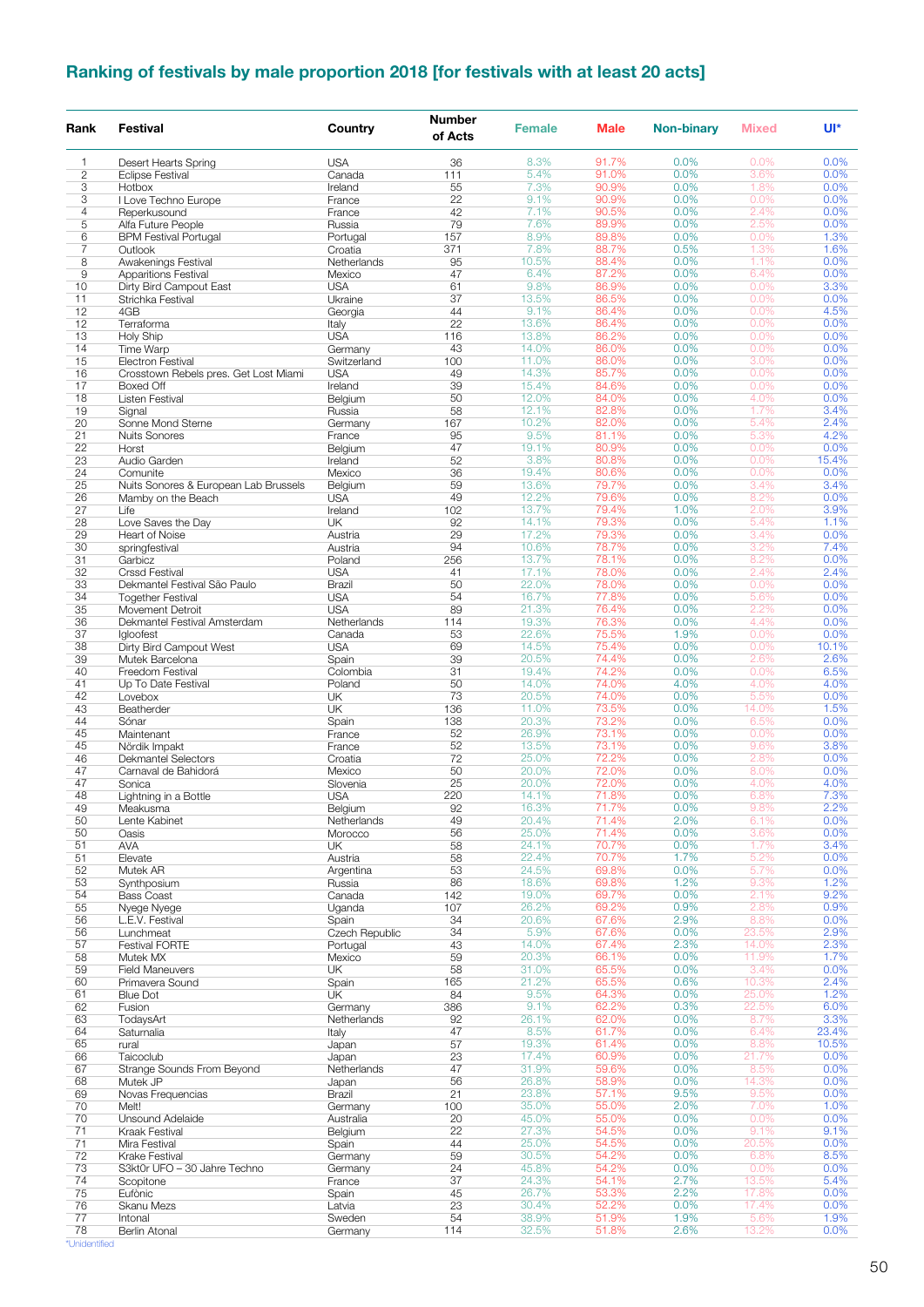## Ranking of festivals by male proportion 2018 [for festivals with at least 20 acts]

| Rank | Festival | Country | Number of Acts | Female | Male | Non-binary | Mixed | UI* |
|---|---|---|---|---|---|---|---|---|
| 1 | Desert Hearts Spring | USA | 36 | 8.3% | 91.7% | 0.0% | 0.0% | 0.0% |
| 2 | Eclipse Festival | Canada | 111 | 5.4% | 91.0% | 0.0% | 3.6% | 0.0% |
| 3 | Hotbox | Ireland | 55 | 7.3% | 90.9% | 0.0% | 1.8% | 0.0% |
| 3 | I Love Techno Europe | France | 22 | 9.1% | 90.9% | 0.0% | 0.0% | 0.0% |
| 4 | Reperkusound | France | 42 | 7.1% | 90.5% | 0.0% | 2.4% | 0.0% |
| 5 | Alfa Future People | Russia | 79 | 7.6% | 89.9% | 0.0% | 2.5% | 0.0% |
| 6 | BPM Festival Portugal | Portugal | 157 | 8.9% | 89.8% | 0.0% | 0.0% | 1.3% |
| 7 | Outlook | Croatia | 371 | 7.8% | 88.7% | 0.5% | 1.3% | 1.6% |
| 8 | Awakenings Festival | Netherlands | 95 | 10.5% | 88.4% | 0.0% | 1.1% | 0.0% |
| 9 | Apparitions Festival | Mexico | 47 | 6.4% | 87.2% | 0.0% | 6.4% | 0.0% |
| 10 | Dirty Bird Campout East | USA | 61 | 9.8% | 86.9% | 0.0% | 0.0% | 3.3% |
| 11 | Strichka Festival | Ukraine | 37 | 13.5% | 86.5% | 0.0% | 0.0% | 0.0% |
| 12 | 4GB | Georgia | 44 | 9.1% | 86.4% | 0.0% | 0.0% | 4.5% |
| 12 | Terraforma | Italy | 22 | 13.6% | 86.4% | 0.0% | 0.0% | 0.0% |
| 13 | Holy Ship | USA | 116 | 13.8% | 86.2% | 0.0% | 0.0% | 0.0% |
| 14 | Time Warp | Germany | 43 | 14.0% | 86.0% | 0.0% | 0.0% | 0.0% |
| 15 | Electron Festival | Switzerland | 100 | 11.0% | 86.0% | 0.0% | 3.0% | 0.0% |
| 16 | Crosstown Rebels pres. Get Lost Miami | USA | 49 | 14.3% | 85.7% | 0.0% | 0.0% | 0.0% |
| 17 | Boxed Off | Ireland | 39 | 15.4% | 84.6% | 0.0% | 0.0% | 0.0% |
| 18 | Listen Festival | Belgium | 50 | 12.0% | 84.0% | 0.0% | 4.0% | 0.0% |
| 19 | Signal | Russia | 58 | 12.1% | 82.8% | 0.0% | 1.7% | 3.4% |
| 20 | Sonne Mond Sterne | Germany | 167 | 10.2% | 82.0% | 0.0% | 5.4% | 2.4% |
| 21 | Nuits Sonores | France | 95 | 9.5% | 81.1% | 0.0% | 5.3% | 4.2% |
| 22 | Horst | Belgium | 47 | 19.1% | 80.9% | 0.0% | 0.0% | 0.0% |
| 23 | Audio Garden | Ireland | 52 | 3.8% | 80.8% | 0.0% | 0.0% | 15.4% |
| 24 | Comunite | Mexico | 36 | 19.4% | 80.6% | 0.0% | 0.0% | 0.0% |
| 25 | Nuits Sonores & European Lab Brussels | Belgium | 59 | 13.6% | 79.7% | 0.0% | 3.4% | 3.4% |
| 26 | Mamby on the Beach | USA | 49 | 12.2% | 79.6% | 0.0% | 8.2% | 0.0% |
| 27 | Life | Ireland | 102 | 13.7% | 79.4% | 1.0% | 2.0% | 3.9% |
| 28 | Love Saves the Day | UK | 92 | 14.1% | 79.3% | 0.0% | 5.4% | 1.1% |
| 29 | Heart of Noise | Austria | 29 | 17.2% | 79.3% | 0.0% | 3.4% | 0.0% |
| 30 | springfestival | Austria | 94 | 10.6% | 78.7% | 0.0% | 3.2% | 7.4% |
| 31 | Garbicz | Poland | 256 | 13.7% | 78.1% | 0.0% | 8.2% | 0.0% |
| 32 | Crssd Festival | USA | 41 | 17.1% | 78.0% | 0.0% | 2.4% | 2.4% |
| 33 | Dekmantel Festival São Paulo | Brazil | 50 | 22.0% | 78.0% | 0.0% | 0.0% | 0.0% |
| 34 | Together Festival | USA | 54 | 16.7% | 77.8% | 0.0% | 5.6% | 0.0% |
| 35 | Movement Detroit | USA | 89 | 21.3% | 76.4% | 0.0% | 2.2% | 0.0% |
| 36 | Dekmantel Festival Amsterdam | Netherlands | 114 | 19.3% | 76.3% | 0.0% | 4.4% | 0.0% |
| 37 | Igloofest | Canada | 53 | 22.6% | 75.5% | 1.9% | 0.0% | 0.0% |
| 38 | Dirty Bird Campout West | USA | 69 | 14.5% | 75.4% | 0.0% | 0.0% | 10.1% |
| 39 | Mutek Barcelona | Spain | 39 | 20.5% | 74.4% | 0.0% | 2.6% | 2.6% |
| 40 | Freedom Festival | Colombia | 31 | 19.4% | 74.2% | 0.0% | 0.0% | 6.5% |
| 41 | Up To Date Festival | Poland | 50 | 14.0% | 74.0% | 4.0% | 4.0% | 4.0% |
| 42 | Lovebox | UK | 73 | 20.5% | 74.0% | 0.0% | 5.5% | 0.0% |
| 43 | Beatherder | UK | 136 | 11.0% | 73.5% | 0.0% | 14.0% | 1.5% |
| 44 | Sónar | Spain | 138 | 20.3% | 73.2% | 0.0% | 6.5% | 0.0% |
| 45 | Maintenant | France | 52 | 26.9% | 73.1% | 0.0% | 0.0% | 0.0% |
| 45 | Nördik Impakt | France | 52 | 13.5% | 73.1% | 0.0% | 9.6% | 3.8% |
| 46 | Dekmantel Selectors | Croatia | 72 | 25.0% | 72.2% | 0.0% | 2.8% | 0.0% |
| 47 | Carnaval de Bahidorá | Mexico | 50 | 20.0% | 72.0% | 0.0% | 8.0% | 0.0% |
| 47 | Sonica | Slovenia | 25 | 20.0% | 72.0% | 0.0% | 4.0% | 4.0% |
| 48 | Lightning in a Bottle | USA | 220 | 14.1% | 71.8% | 0.0% | 6.8% | 7.3% |
| 49 | Meakusma | Belgium | 92 | 16.3% | 71.7% | 0.0% | 9.8% | 2.2% |
| 50 | Lente Kabinet | Netherlands | 49 | 20.4% | 71.4% | 2.0% | 6.1% | 0.0% |
| 50 | Oasis | Morocco | 56 | 25.0% | 71.4% | 0.0% | 3.6% | 0.0% |
| 51 | AVA | UK | 58 | 24.1% | 70.7% | 0.0% | 1.7% | 3.4% |
| 51 | Elevate | Austria | 58 | 22.4% | 70.7% | 1.7% | 5.2% | 0.0% |
| 52 | Mutek AR | Argentina | 53 | 24.5% | 69.8% | 0.0% | 5.7% | 0.0% |
| 53 | Synthposium | Russia | 86 | 18.6% | 69.8% | 1.2% | 9.3% | 1.2% |
| 54 | Bass Coast | Canada | 142 | 19.0% | 69.7% | 0.0% | 2.1% | 9.2% |
| 55 | Nyege Nyege | Uganda | 107 | 26.2% | 69.2% | 0.9% | 2.8% | 0.9% |
| 56 | L.E.V. Festival | Spain | 34 | 20.6% | 67.6% | 2.9% | 8.8% | 0.0% |
| 56 | Lunchmeat | Czech Republic | 34 | 5.9% | 67.6% | 0.0% | 23.5% | 2.9% |
| 57 | Festival FORTE | Portugal | 43 | 14.0% | 67.4% | 2.3% | 14.0% | 2.3% |
| 58 | Mutek MX | Mexico | 59 | 20.3% | 66.1% | 0.0% | 11.9% | 1.7% |
| 59 | Field Maneuvers | UK | 58 | 31.0% | 65.5% | 0.0% | 3.4% | 0.0% |
| 60 | Primavera Sound | Spain | 165 | 21.2% | 65.5% | 0.6% | 10.3% | 2.4% |
| 61 | Blue Dot | UK | 84 | 9.5% | 64.3% | 0.0% | 25.0% | 1.2% |
| 62 | Fusion | Germany | 386 | 9.1% | 62.2% | 0.3% | 22.5% | 6.0% |
| 63 | TodaysArt | Netherlands | 92 | 26.1% | 62.0% | 0.0% | 8.7% | 3.3% |
| 64 | Saturnalia | Italy | 47 | 8.5% | 61.7% | 0.0% | 6.4% | 23.4% |
| 65 | rural | Japan | 57 | 19.3% | 61.4% | 0.0% | 8.8% | 10.5% |
| 66 | Taicoclub | Japan | 23 | 17.4% | 60.9% | 0.0% | 21.7% | 0.0% |
| 67 | Strange Sounds From Beyond | Netherlands | 47 | 31.9% | 59.6% | 0.0% | 8.5% | 0.0% |
| 68 | Mutek JP | Japan | 56 | 26.8% | 58.9% | 0.0% | 14.3% | 0.0% |
| 69 | Novas Frequencias | Brazil | 21 | 23.8% | 57.1% | 9.5% | 9.5% | 0.0% |
| 70 | Melt! | Germany | 100 | 35.0% | 55.0% | 2.0% | 7.0% | 1.0% |
| 70 | Unsound Adelaide | Australia | 20 | 45.0% | 55.0% | 0.0% | 0.0% | 0.0% |
| 71 | Kraak Festival | Belgium | 22 | 27.3% | 54.5% | 0.0% | 9.1% | 9.1% |
| 71 | Mira Festival | Spain | 44 | 25.0% | 54.5% | 0.0% | 20.5% | 0.0% |
| 72 | Krake Festival | Germany | 59 | 30.5% | 54.2% | 0.0% | 6.8% | 8.5% |
| 73 | S3kt0r UFO – 30 Jahre Techno | Germany | 24 | 45.8% | 54.2% | 0.0% | 0.0% | 0.0% |
| 74 | Scopitone | France | 37 | 24.3% | 54.1% | 2.7% | 13.5% | 5.4% |
| 75 | Eufònic | Spain | 45 | 26.7% | 53.3% | 2.2% | 17.8% | 0.0% |
| 76 | Skanu Mezs | Latvia | 23 | 30.4% | 52.2% | 0.0% | 17.4% | 0.0% |
| 77 | Intonal | Sweden | 54 | 38.9% | 51.9% | 1.9% | 5.6% | 1.9% |
| 78 | Berlin Atonal | Germany | 114 | 32.5% | 51.8% | 2.6% | 13.2% | 0.0% |

*Unidentified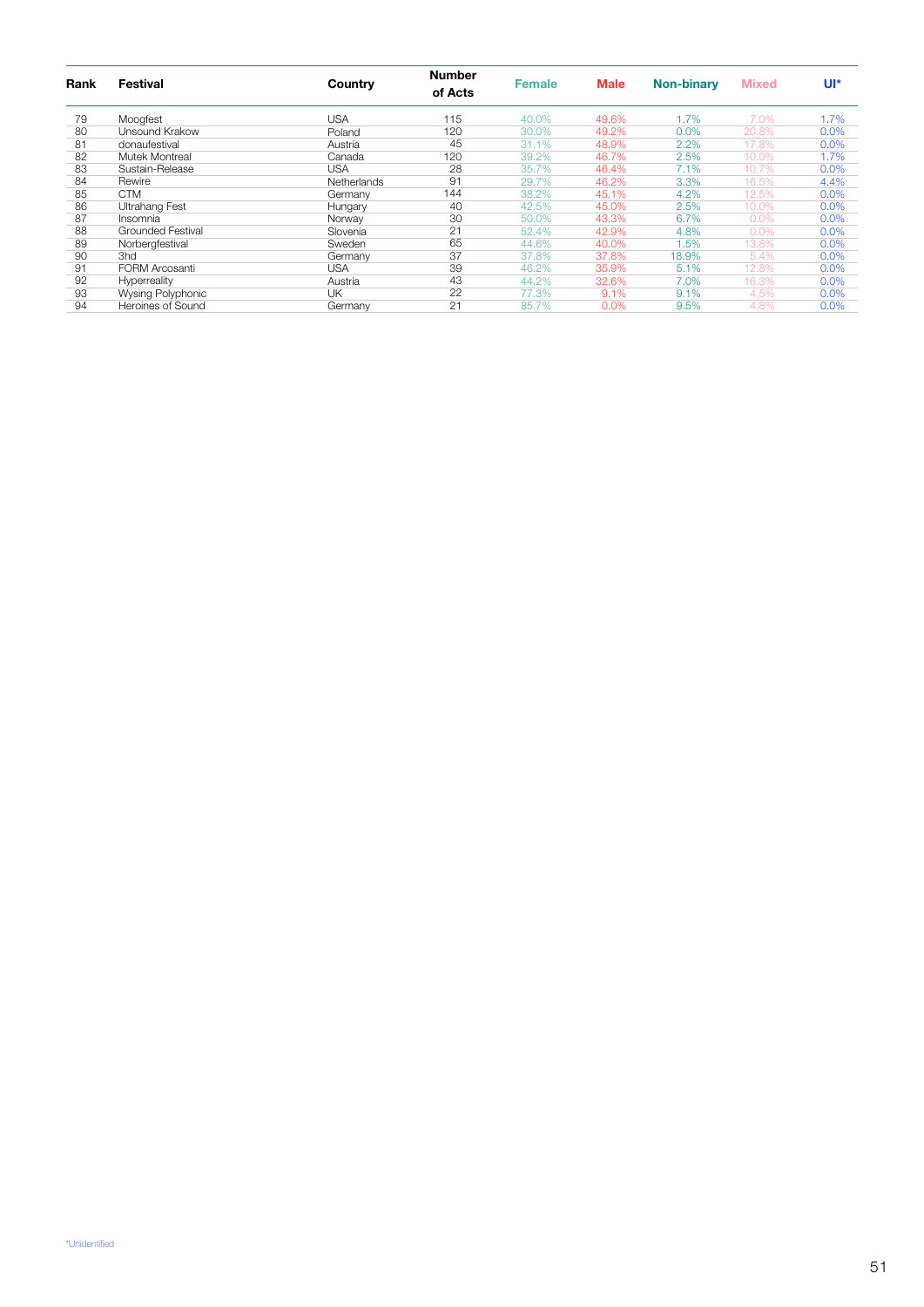| Rank | Festival | Country | Number of Acts | Female | Male | Non-binary | Mixed | UI* |
|---|---|---|---|---|---|---|---|---|
| 79 | Moogfest | USA | 115 | 40.0% | 49.6% | 1.7% | 7.0% | 1.7% |
| 80 | Unsound Krakow | Poland | 120 | 30.0% | 49.2% | 0.0% | 20.8% | 0.0% |
| 81 | donaufestival | Austria | 45 | 31.1% | 48.9% | 2.2% | 17.8% | 0.0% |
| 82 | Mutek Montreal | Canada | 120 | 39.2% | 46.7% | 2.5% | 10.0% | 1.7% |
| 83 | Sustain-Release | USA | 28 | 35.7% | 46.4% | 7.1% | 10.7% | 0.0% |
| 84 | Rewire | Netherlands | 91 | 29.7% | 46.2% | 3.3% | 16.5% | 4.4% |
| 85 | CTM | Germany | 144 | 38.2% | 45.1% | 4.2% | 12.5% | 0.0% |
| 86 | Ultrahang Fest | Hungary | 40 | 42.5% | 45.0% | 2.5% | 10.0% | 0.0% |
| 87 | Insomnia | Norway | 30 | 50.0% | 43.3% | 6.7% | 0.0% | 0.0% |
| 88 | Grounded Festival | Slovenia | 21 | 52.4% | 42.9% | 4.8% | 0.0% | 0.0% |
| 89 | Norbergfestival | Sweden | 65 | 44.6% | 40.0% | 1.5% | 13.8% | 0.0% |
| 90 | 3hd | Germany | 37 | 37.8% | 37.8% | 18.9% | 5.4% | 0.0% |
| 91 | FORM Arcosanti | USA | 39 | 46.2% | 35.9% | 5.1% | 12.8% | 0.0% |
| 92 | Hyperreality | Austria | 43 | 44.2% | 32.6% | 7.0% | 16.3% | 0.0% |
| 93 | Wysing Polyphonic | UK | 22 | 77.3% | 9.1% | 9.1% | 4.5% | 0.0% |
| 94 | Heroines of Sound | Germany | 21 | 85.7% | 0.0% | 9.5% | 4.8% | 0.0% |

*Unidentified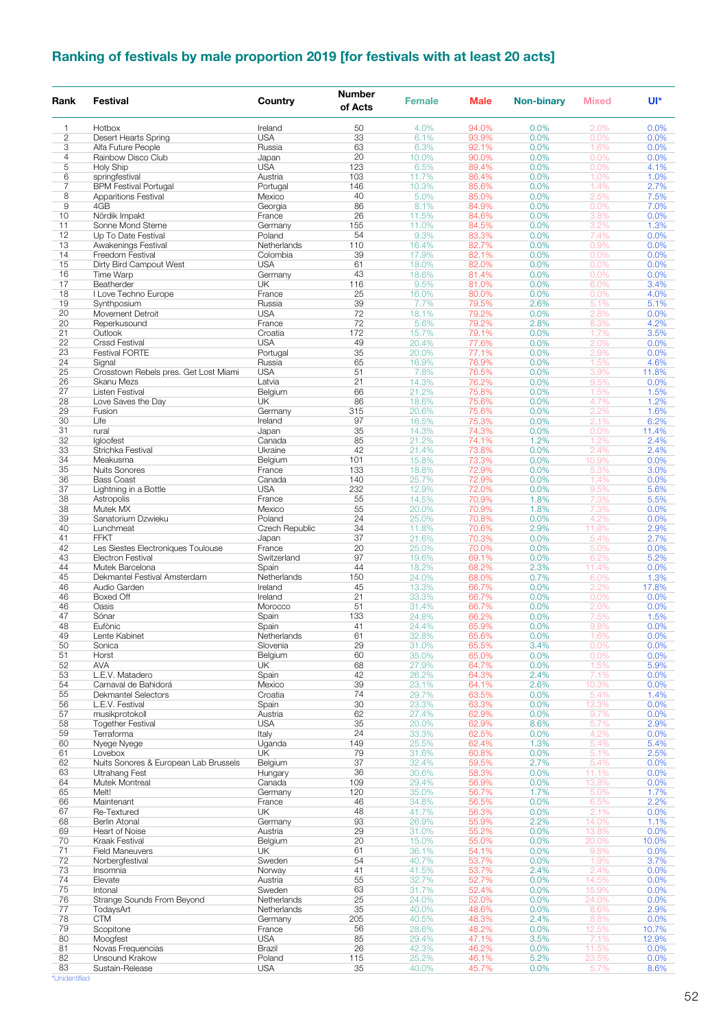## Ranking of festivals by male proportion 2019 [for festivals with at least 20 acts]

| Rank | Festival | Country | Number of Acts | Female | Male | Non-binary | Mixed | UI* |
|---|---|---|---|---|---|---|---|---|
| 1 | Hotbox | Ireland | 50 | 4.0% | 94.0% | 0.0% | 2.0% | 0.0% |
| 2 | Desert Hearts Spring | USA | 33 | 6.1% | 93.9% | 0.0% | 0.0% | 0.0% |
| 3 | Alfa Future People | Russia | 63 | 6.3% | 92.1% | 0.0% | 1.6% | 0.0% |
| 4 | Rainbow Disco Club | Japan | 20 | 10.0% | 90.0% | 0.0% | 0.0% | 0.0% |
| 5 | Holy Ship | USA | 123 | 6.5% | 89.4% | 0.0% | 0.0% | 4.1% |
| 6 | springfestival | Austria | 103 | 11.7% | 86.4% | 0.0% | 1.0% | 1.0% |
| 7 | BPM Festival Portugal | Portugal | 146 | 10.3% | 85.6% | 0.0% | 1.4% | 2.7% |
| 8 | Apparitions Festival | Mexico | 40 | 5.0% | 85.0% | 0.0% | 2.5% | 7.5% |
| 9 | 4GB | Georgia | 86 | 8.1% | 84.9% | 0.0% | 0.0% | 7.0% |
| 10 | Nördik Impakt | France | 26 | 11.5% | 84.6% | 0.0% | 3.8% | 0.0% |
| 11 | Sonne Mond Sterne | Germany | 155 | 11.0% | 84.5% | 0.0% | 3.2% | 1.3% |
| 12 | Up To Date Festival | Poland | 54 | 9.3% | 83.3% | 0.0% | 7.4% | 0.0% |
| 13 | Awakenings Festival | Netherlands | 110 | 16.4% | 82.7% | 0.0% | 0.9% | 0.0% |
| 14 | Freedom Festival | Colombia | 39 | 17.9% | 82.1% | 0.0% | 0.0% | 0.0% |
| 15 | Dirty Bird Campout West | USA | 61 | 18.0% | 82.0% | 0.0% | 0.0% | 0.0% |
| 16 | Time Warp | Germany | 43 | 18.6% | 81.4% | 0.0% | 0.0% | 0.0% |
| 17 | Beatherder | UK | 116 | 9.5% | 81.0% | 0.0% | 6.0% | 3.4% |
| 18 | I Love Techno Europe | France | 25 | 16.0% | 80.0% | 0.0% | 0.0% | 4.0% |
| 19 | Synthposium | Russia | 39 | 7.7% | 79.5% | 2.6% | 5.1% | 5.1% |
| 20 | Movement Detroit | USA | 72 | 18.1% | 79.2% | 0.0% | 2.8% | 0.0% |
| 20 | Reperkusound | France | 72 | 5.6% | 79.2% | 2.8% | 8.3% | 4.2% |
| 21 | Outlook | Croatia | 172 | 15.7% | 79.1% | 0.0% | 1.7% | 3.5% |
| 22 | Crssd Festival | USA | 49 | 20.4% | 77.6% | 0.0% | 2.0% | 0.0% |
| 23 | Festival FORTE | Portugal | 35 | 20.0% | 77.1% | 0.0% | 2.9% | 0.0% |
| 24 | Signal | Russia | 65 | 16.9% | 76.9% | 0.0% | 1.5% | 4.6% |
| 25 | Crosstown Rebels pres. Get Lost Miami | USA | 51 | 7.8% | 76.5% | 0.0% | 3.9% | 11.8% |
| 26 | Skanu Mezs | Latvia | 21 | 14.3% | 76.2% | 0.0% | 9.5% | 0.0% |
| 27 | Listen Festival | Belgium | 66 | 21.2% | 75.8% | 0.0% | 1.5% | 1.5% |
| 28 | Love Saves the Day | UK | 86 | 18.6% | 75.6% | 0.0% | 4.7% | 1.2% |
| 29 | Fusion | Germany | 315 | 20.6% | 75.6% | 0.0% | 2.2% | 1.6% |
| 30 | Life | Ireland | 97 | 16.5% | 75.3% | 0.0% | 2.1% | 6.2% |
| 31 | rural | Japan | 35 | 14.3% | 74.3% | 0.0% | 0.0% | 11.4% |
| 32 | Igloofest | Canada | 85 | 21.2% | 74.1% | 1.2% | 1.2% | 2.4% |
| 33 | Strichka Festival | Ukraine | 42 | 21.4% | 73.8% | 0.0% | 2.4% | 2.4% |
| 34 | Meakusma | Belgium | 101 | 15.8% | 73.3% | 0.0% | 10.9% | 0.0% |
| 35 | Nuits Sonores | France | 133 | 18.8% | 72.9% | 0.0% | 5.3% | 3.0% |
| 36 | Bass Coast | Canada | 140 | 25.7% | 72.9% | 0.0% | 1.4% | 0.0% |
| 37 | Lightning in a Bottle | USA | 232 | 12.9% | 72.0% | 0.0% | 9.5% | 5.6% |
| 38 | Astropolis | France | 55 | 14.5% | 70.9% | 1.8% | 7.3% | 5.5% |
| 38 | Mutek MX | Mexico | 55 | 20.0% | 70.9% | 1.8% | 7.3% | 0.0% |
| 39 | Sanatorium Dzwieku | Poland | 24 | 25.0% | 70.8% | 0.0% | 4.2% | 0.0% |
| 40 | Lunchmeat | Czech Republic | 34 | 11.8% | 70.6% | 2.9% | 11.8% | 2.9% |
| 41 | FFKT | Japan | 37 | 21.6% | 70.3% | 0.0% | 5.4% | 2.7% |
| 42 | Les Siestes Electroniques Toulouse | France | 20 | 25.0% | 70.0% | 0.0% | 5.0% | 0.0% |
| 43 | Electron Festival | Switzerland | 97 | 19.6% | 69.1% | 0.0% | 6.2% | 5.2% |
| 44 | Mutek Barcelona | Spain | 44 | 18.2% | 68.2% | 2.3% | 11.4% | 0.0% |
| 45 | Dekmantel Festival Amsterdam | Netherlands | 150 | 24.0% | 68.0% | 0.7% | 6.0% | 1.3% |
| 46 | Audio Garden | Ireland | 45 | 13.3% | 66.7% | 0.0% | 2.2% | 17.8% |
| 46 | Boxed Off | Ireland | 21 | 33.3% | 66.7% | 0.0% | 0.0% | 0.0% |
| 46 | Oasis | Morocco | 51 | 31.4% | 66.7% | 0.0% | 2.0% | 0.0% |
| 47 | Sónar | Spain | 133 | 24.8% | 66.2% | 0.0% | 7.5% | 1.5% |
| 48 | Eufònic | Spain | 41 | 24.4% | 65.9% | 0.0% | 9.8% | 0.0% |
| 49 | Lente Kabinet | Netherlands | 61 | 32.8% | 65.6% | 0.0% | 1.6% | 0.0% |
| 50 | Sonica | Slovenia | 29 | 31.0% | 65.5% | 3.4% | 0.0% | 0.0% |
| 51 | Horst | Belgium | 60 | 35.0% | 65.0% | 0.0% | 0.0% | 0.0% |
| 52 | AVA | UK | 68 | 27.9% | 64.7% | 0.0% | 1.5% | 5.9% |
| 53 | L.E.V. Matadero | Spain | 42 | 26.2% | 64.3% | 2.4% | 7.1% | 0.0% |
| 54 | Carnaval de Bahidorá | Mexico | 39 | 23.1% | 64.1% | 2.6% | 10.3% | 0.0% |
| 55 | Dekmantel Selectors | Croatia | 74 | 29.7% | 63.5% | 0.0% | 5.4% | 1.4% |
| 56 | L.E.V. Festival | Spain | 30 | 23.3% | 63.3% | 0.0% | 13.3% | 0.0% |
| 57 | musikprotokoll | Austria | 62 | 27.4% | 62.9% | 0.0% | 9.7% | 0.0% |
| 58 | Together Festival | USA | 35 | 20.0% | 62.9% | 8.6% | 5.7% | 2.9% |
| 59 | Terraforma | Italy | 24 | 33.3% | 62.5% | 0.0% | 4.2% | 0.0% |
| 60 | Nyege Nyege | Uganda | 149 | 25.5% | 62.4% | 1.3% | 5.4% | 5.4% |
| 61 | Lovebox | UK | 79 | 31.6% | 60.8% | 0.0% | 5.1% | 2.5% |
| 62 | Nuits Sonores & European Lab Brussels | Belgium | 37 | 32.4% | 59.5% | 2.7% | 5.4% | 0.0% |
| 63 | Ultrahang Fest | Hungary | 36 | 30.6% | 58.3% | 0.0% | 11.1% | 0.0% |
| 64 | Mutek Montreal | Canada | 109 | 29.4% | 56.9% | 0.0% | 13.8% | 0.0% |
| 65 | Melt! | Germany | 120 | 35.0% | 56.7% | 1.7% | 5.0% | 1.7% |
| 66 | Maintenant | France | 46 | 34.8% | 56.5% | 0.0% | 6.5% | 2.2% |
| 67 | Re-Textured | UK | 48 | 41.7% | 56.3% | 0.0% | 2.1% | 0.0% |
| 68 | Berlin Atonal | Germany | 93 | 26.9% | 55.9% | 2.2% | 14.0% | 1.1% |
| 69 | Heart of Noise | Austria | 29 | 31.0% | 55.2% | 0.0% | 13.8% | 0.0% |
| 70 | Kraak Festival | Belgium | 20 | 15.0% | 55.0% | 0.0% | 20.0% | 10.0% |
| 71 | Field Maneuvers | UK | 61 | 36.1% | 54.1% | 0.0% | 9.8% | 0.0% |
| 72 | Norbergfestival | Sweden | 54 | 40.7% | 53.7% | 0.0% | 1.9% | 3.7% |
| 73 | Insomnia | Norway | 41 | 41.5% | 53.7% | 2.4% | 2.4% | 0.0% |
| 74 | Elevate | Austria | 55 | 32.7% | 52.7% | 0.0% | 14.5% | 0.0% |
| 75 | Intonal | Sweden | 63 | 31.7% | 52.4% | 0.0% | 15.9% | 0.0% |
| 76 | Strange Sounds From Beyond | Netherlands | 25 | 24.0% | 52.0% | 0.0% | 24.0% | 0.0% |
| 77 | TodaysArt | Netherlands | 35 | 40.0% | 48.6% | 0.0% | 8.6% | 2.9% |
| 78 | CTM | Germany | 205 | 40.5% | 48.3% | 2.4% | 8.8% | 0.0% |
| 79 | Scopitone | France | 56 | 28.6% | 48.2% | 0.0% | 12.5% | 10.7% |
| 80 | Moogfest | USA | 85 | 29.4% | 47.1% | 3.5% | 7.1% | 12.9% |
| 81 | Novas Frequencias | Brazil | 26 | 42.3% | 46.2% | 0.0% | 11.5% | 0.0% |
| 82 | Unsound Krakow | Poland | 115 | 25.2% | 46.1% | 5.2% | 23.5% | 0.0% |
| 83 | Sustain-Release | USA | 35 | 40.0% | 45.7% | 0.0% | 5.7% | 8.6% |

*Unidentified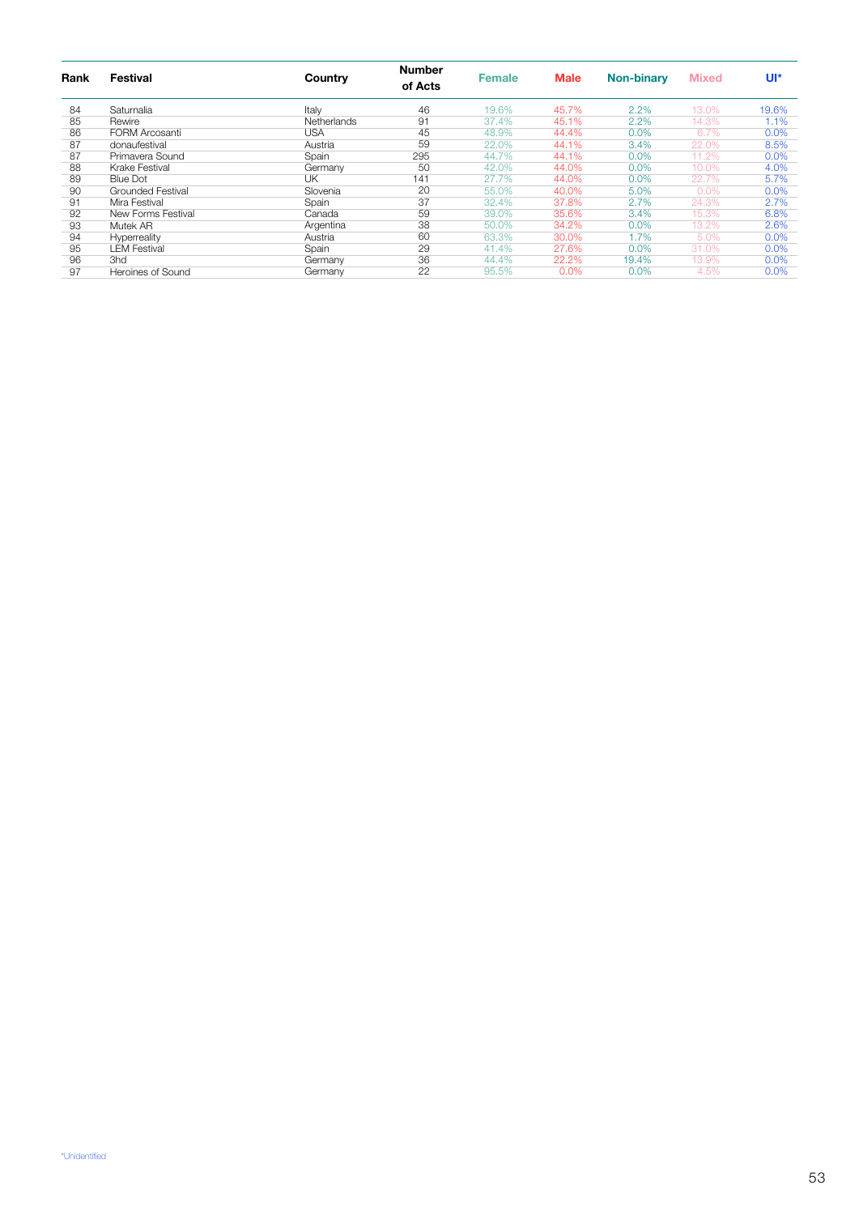| Rank | Festival | Country | Number of Acts | Female | Male | Non-binary | Mixed | UI* |
|---|---|---|---|---|---|---|---|---|
| 84 | Saturnalia | Italy | 46 | 19.6% | 45.7% | 2.2% | 13.0% | 19.6% |
| 85 | Rewire | Netherlands | 91 | 37.4% | 45.1% | 2.2% | 14.3% | 1.1% |
| 86 | FORM Arcosanti | USA | 45 | 48.9% | 44.4% | 0.0% | 6.7% | 0.0% |
| 87 | donaufestival | Austria | 59 | 22.0% | 44.1% | 3.4% | 22.0% | 8.5% |
| 87 | Primavera Sound | Spain | 295 | 44.7% | 44.1% | 0.0% | 11.2% | 0.0% |
| 88 | Krake Festival | Germany | 50 | 42.0% | 44.0% | 0.0% | 10.0% | 4.0% |
| 89 | Blue Dot | UK | 141 | 27.7% | 44.0% | 0.0% | 22.7% | 5.7% |
| 90 | Grounded Festival | Slovenia | 20 | 55.0% | 40.0% | 5.0% | 0.0% | 0.0% |
| 91 | Mira Festival | Spain | 37 | 32.4% | 37.8% | 2.7% | 24.3% | 2.7% |
| 92 | New Forms Festival | Canada | 59 | 39.0% | 35.6% | 3.4% | 15.3% | 6.8% |
| 93 | Mutek AR | Argentina | 38 | 50.0% | 34.2% | 0.0% | 13.2% | 2.6% |
| 94 | Hyperreality | Austria | 60 | 63.3% | 30.0% | 1.7% | 5.0% | 0.0% |
| 95 | LEM Festival | Spain | 29 | 41.4% | 27.6% | 0.0% | 31.0% | 0.0% |
| 96 | 3hd | Germany | 36 | 44.4% | 22.2% | 19.4% | 13.9% | 0.0% |
| 97 | Heroines of Sound | Germany | 22 | 95.5% | 0.0% | 0.0% | 4.5% | 0.0% |

*Unidentified